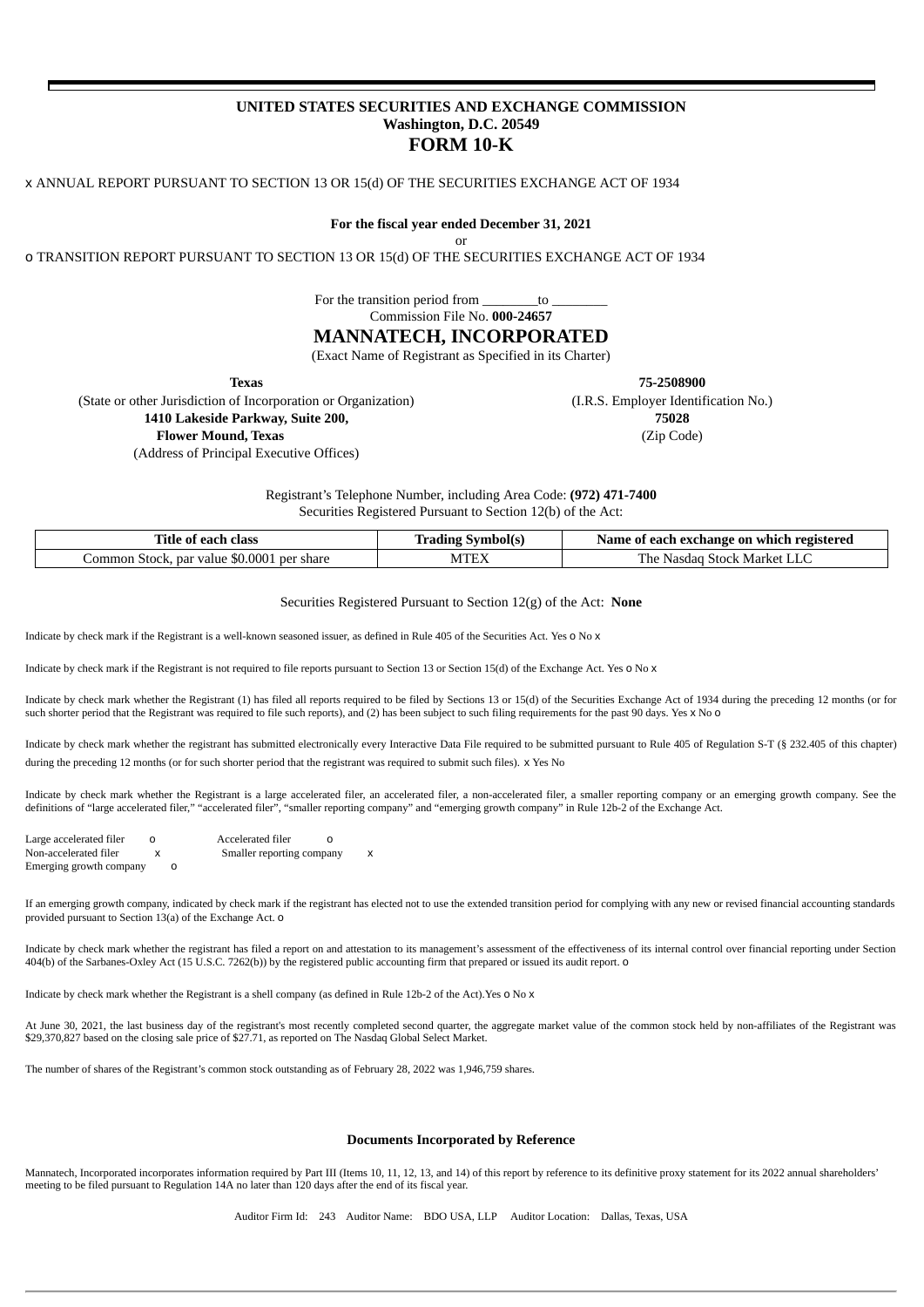**UNITED STATES SECURITIES AND EXCHANGE COMMISSION**
**Washington, D.C. 20549**

# FORM 10-K

x ANNUAL REPORT PURSUANT TO SECTION 13 OR 15(d) OF THE SECURITIES EXCHANGE ACT OF 1934

**For the fiscal year ended December 31, 2021**

or

o TRANSITION REPORT PURSUANT TO SECTION 13 OR 15(d) OF THE SECURITIES EXCHANGE ACT OF 1934

For the transition period from ________to ________

Commission File No. **000-24657**

# MANNATECH, INCORPORATED

(Exact Name of Registrant as Specified in its Charter)

| **Texas** | **75-2508900** |
|---|---|
| (State or other Jurisdiction of Incorporation or Organization) | (I.R.S. Employer Identification No.) |
| **1410 Lakeside Parkway, Suite 200,** **Flower Mound, Texas** | **75028** |
| (Address of Principal Executive Offices) | (Zip Code) |

Registrant's Telephone Number, including Area Code: **(972) 471-7400**

Securities Registered Pursuant to Section 12(b) of the Act:

| Title of each class | Trading Symbol(s) | Name of each exchange on which registered |
|---|---|---|
| Common Stock, par value $0.0001 per share | MTEX | The Nasdaq Stock Market LLC |

Securities Registered Pursuant to Section 12(g) of the Act: **None**

Indicate by check mark if the Registrant is a well-known seasoned issuer, as defined in Rule 405 of the Securities Act. Yes o No x

Indicate by check mark if the Registrant is not required to file reports pursuant to Section 13 or Section 15(d) of the Exchange Act. Yes o No x

Indicate by check mark whether the Registrant (1) has filed all reports required to be filed by Sections 13 or 15(d) of the Securities Exchange Act of 1934 during the preceding 12 months (or for such shorter period that the Registrant was required to file such reports), and (2) has been subject to such filing requirements for the past 90 days. Yes x No o

Indicate by check mark whether the registrant has submitted electronically every Interactive Data File required to be submitted pursuant to Rule 405 of Regulation S-T (§ 232.405 of this chapter) during the preceding 12 months (or for such shorter period that the registrant was required to submit such files). x Yes No

Indicate by check mark whether the Registrant is a large accelerated filer, an accelerated filer, a non-accelerated filer, a smaller reporting company or an emerging growth company. See the definitions of "large accelerated filer," "accelerated filer", "smaller reporting company" and "emerging growth company" in Rule 12b-2 of the Exchange Act.

Large accelerated filer o Accelerated filer o
Non-accelerated filer x Smaller reporting company x
Emerging growth company o

If an emerging growth company, indicated by check mark if the registrant has elected not to use the extended transition period for complying with any new or revised financial accounting standards provided pursuant to Section 13(a) of the Exchange Act. o

Indicate by check mark whether the registrant has filed a report on and attestation to its management's assessment of the effectiveness of its internal control over financial reporting under Section 404(b) of the Sarbanes-Oxley Act (15 U.S.C. 7262(b)) by the registered public accounting firm that prepared or issued its audit report. o

Indicate by check mark whether the Registrant is a shell company (as defined in Rule 12b-2 of the Act).Yes o No x

At June 30, 2021, the last business day of the registrant's most recently completed second quarter, the aggregate market value of the common stock held by non-affiliates of the Registrant was $29,370,827 based on the closing sale price of $27.71, as reported on The Nasdaq Global Select Market.

The number of shares of the Registrant's common stock outstanding as of February 28, 2022 was 1,946,759 shares.

**Documents Incorporated by Reference**

Mannatech, Incorporated incorporates information required by Part III (Items 10, 11, 12, 13, and 14) of this report by reference to its definitive proxy statement for its 2022 annual shareholders' meeting to be filed pursuant to Regulation 14A no later than 120 days after the end of its fiscal year.

Auditor Firm Id: 243 Auditor Name: BDO USA, LLP Auditor Location: Dallas, Texas, USA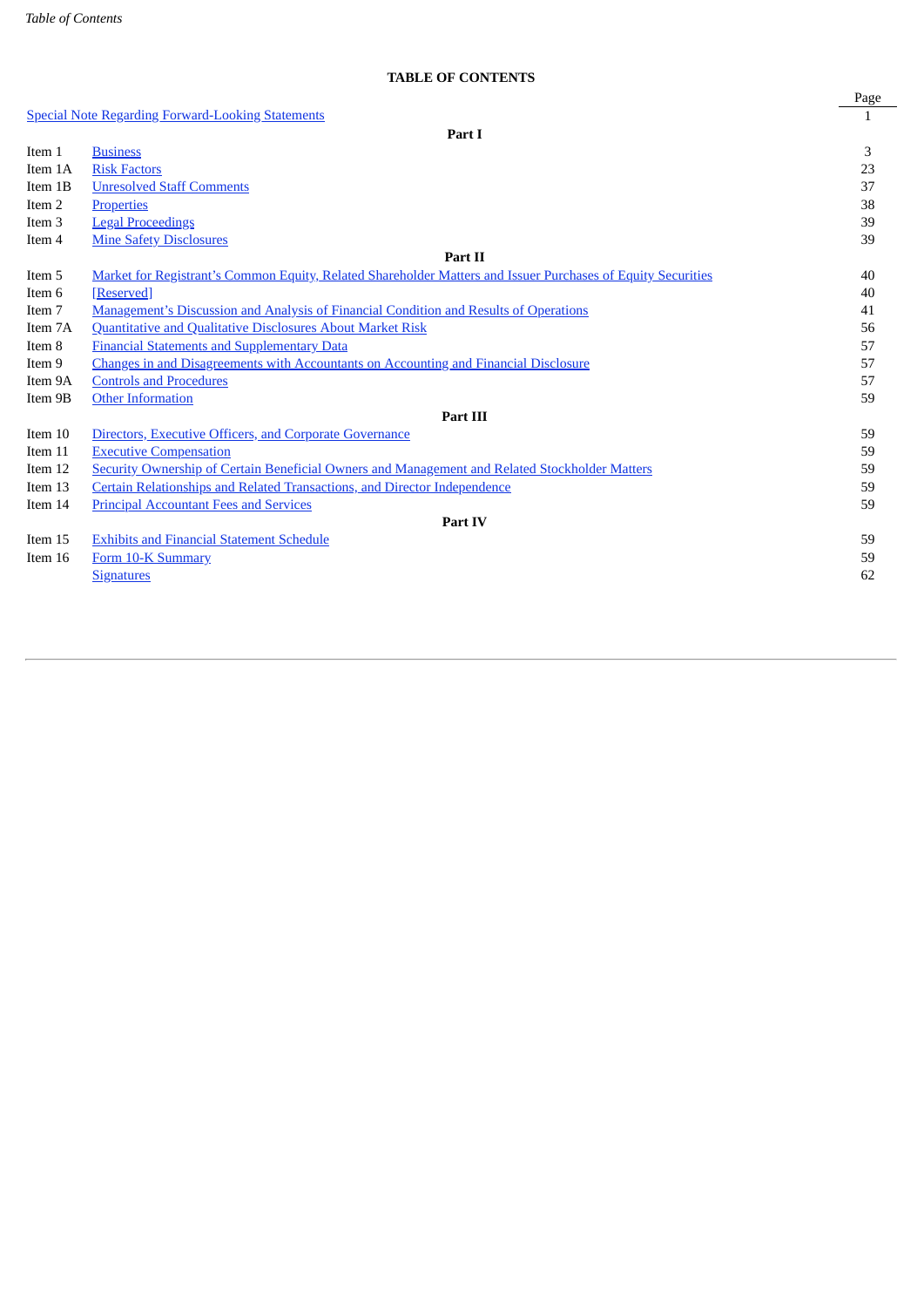## TABLE OF CONTENTS

| | | Page |
|---|---|---|
| Special Note Regarding Forward-Looking Statements | | 1 |
| **Part I** | | |
| Item 1 | Business | 3 |
| Item 1A | Risk Factors | 23 |
| Item 1B | Unresolved Staff Comments | 37 |
| Item 2 | Properties | 38 |
| Item 3 | Legal Proceedings | 39 |
| Item 4 | Mine Safety Disclosures | 39 |
| **Part II** | | |
| Item 5 | Market for Registrant's Common Equity, Related Shareholder Matters and Issuer Purchases of Equity Securities | 40 |
| Item 6 | [Reserved] | 40 |
| Item 7 | Management's Discussion and Analysis of Financial Condition and Results of Operations | 41 |
| Item 7A | Quantitative and Qualitative Disclosures About Market Risk | 56 |
| Item 8 | Financial Statements and Supplementary Data | 57 |
| Item 9 | Changes in and Disagreements with Accountants on Accounting and Financial Disclosure | 57 |
| Item 9A | Controls and Procedures | 57 |
| Item 9B | Other Information | 59 |
| **Part III** | | |
| Item 10 | Directors, Executive Officers, and Corporate Governance | 59 |
| Item 11 | Executive Compensation | 59 |
| Item 12 | Security Ownership of Certain Beneficial Owners and Management and Related Stockholder Matters | 59 |
| Item 13 | Certain Relationships and Related Transactions, and Director Independence | 59 |
| Item 14 | Principal Accountant Fees and Services | 59 |
| **Part IV** | | |
| Item 15 | Exhibits and Financial Statement Schedule | 59 |
| Item 16 | Form 10-K Summary | 59 |
| | Signatures | 62 |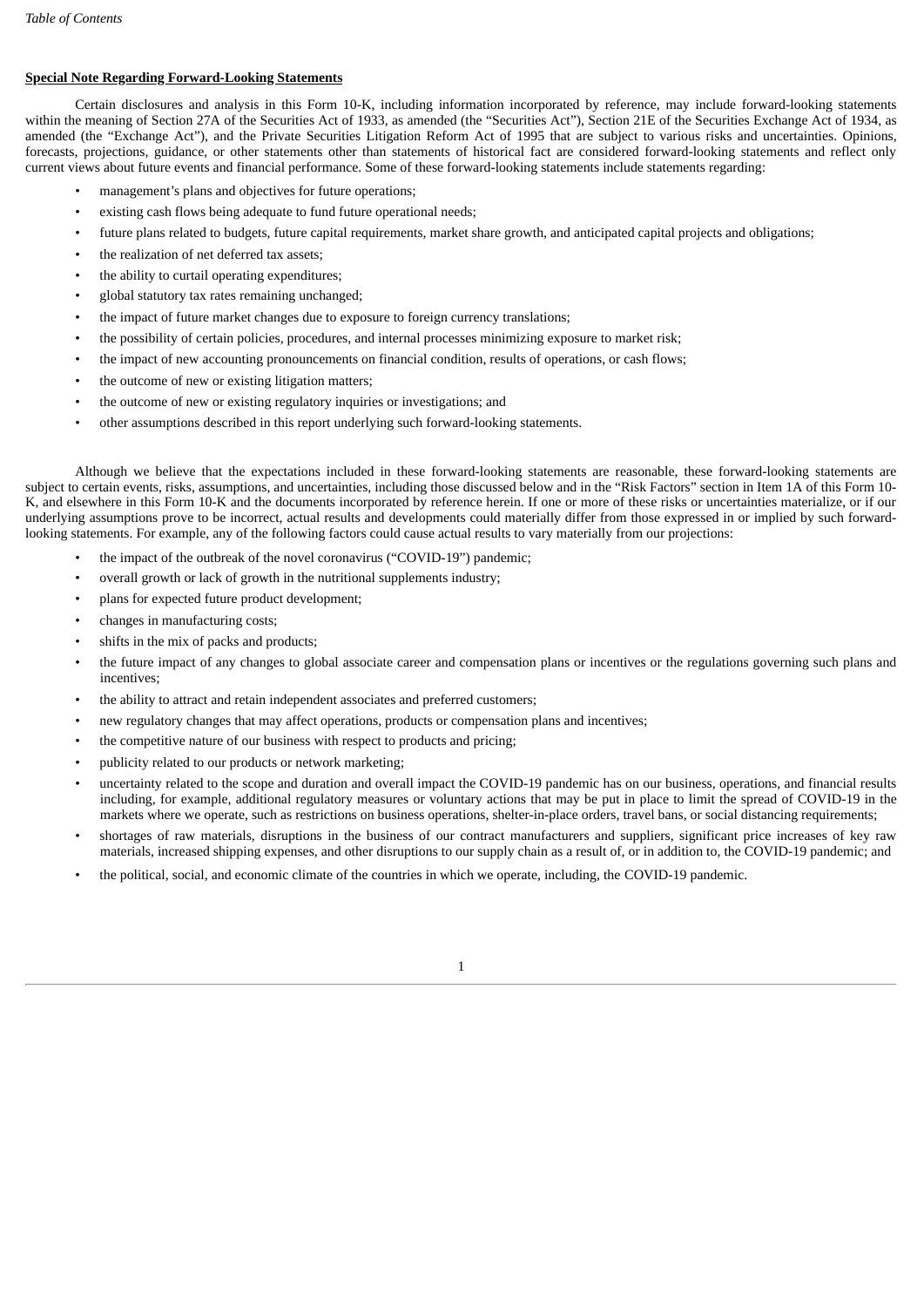**Special Note Regarding Forward-Looking Statements**

Certain disclosures and analysis in this Form 10-K, including information incorporated by reference, may include forward-looking statements within the meaning of Section 27A of the Securities Act of 1933, as amended (the "Securities Act"), Section 21E of the Securities Exchange Act of 1934, as amended (the "Exchange Act"), and the Private Securities Litigation Reform Act of 1995 that are subject to various risks and uncertainties. Opinions, forecasts, projections, guidance, or other statements other than statements of historical fact are considered forward-looking statements and reflect only current views about future events and financial performance. Some of these forward-looking statements include statements regarding:

- management's plans and objectives for future operations;
- existing cash flows being adequate to fund future operational needs;
- future plans related to budgets, future capital requirements, market share growth, and anticipated capital projects and obligations;
- the realization of net deferred tax assets;
- the ability to curtail operating expenditures;
- global statutory tax rates remaining unchanged;
- the impact of future market changes due to exposure to foreign currency translations;
- the possibility of certain policies, procedures, and internal processes minimizing exposure to market risk;
- the impact of new accounting pronouncements on financial condition, results of operations, or cash flows;
- the outcome of new or existing litigation matters;
- the outcome of new or existing regulatory inquiries or investigations; and
- other assumptions described in this report underlying such forward-looking statements.

Although we believe that the expectations included in these forward-looking statements are reasonable, these forward-looking statements are subject to certain events, risks, assumptions, and uncertainties, including those discussed below and in the "Risk Factors" section in Item 1A of this Form 10-K, and elsewhere in this Form 10-K and the documents incorporated by reference herein. If one or more of these risks or uncertainties materialize, or if our underlying assumptions prove to be incorrect, actual results and developments could materially differ from those expressed in or implied by such forward-looking statements. For example, any of the following factors could cause actual results to vary materially from our projections:

- the impact of the outbreak of the novel coronavirus ("COVID-19") pandemic;
- overall growth or lack of growth in the nutritional supplements industry;
- plans for expected future product development;
- changes in manufacturing costs;
- shifts in the mix of packs and products;
- the future impact of any changes to global associate career and compensation plans or incentives or the regulations governing such plans and incentives;
- the ability to attract and retain independent associates and preferred customers;
- new regulatory changes that may affect operations, products or compensation plans and incentives;
- the competitive nature of our business with respect to products and pricing;
- publicity related to our products or network marketing;
- uncertainty related to the scope and duration and overall impact the COVID-19 pandemic has on our business, operations, and financial results including, for example, additional regulatory measures or voluntary actions that may be put in place to limit the spread of COVID-19 in the markets where we operate, such as restrictions on business operations, shelter-in-place orders, travel bans, or social distancing requirements;
- shortages of raw materials, disruptions in the business of our contract manufacturers and suppliers, significant price increases of key raw materials, increased shipping expenses, and other disruptions to our supply chain as a result of, or in addition to, the COVID-19 pandemic; and
- the political, social, and economic climate of the countries in which we operate, including, the COVID-19 pandemic.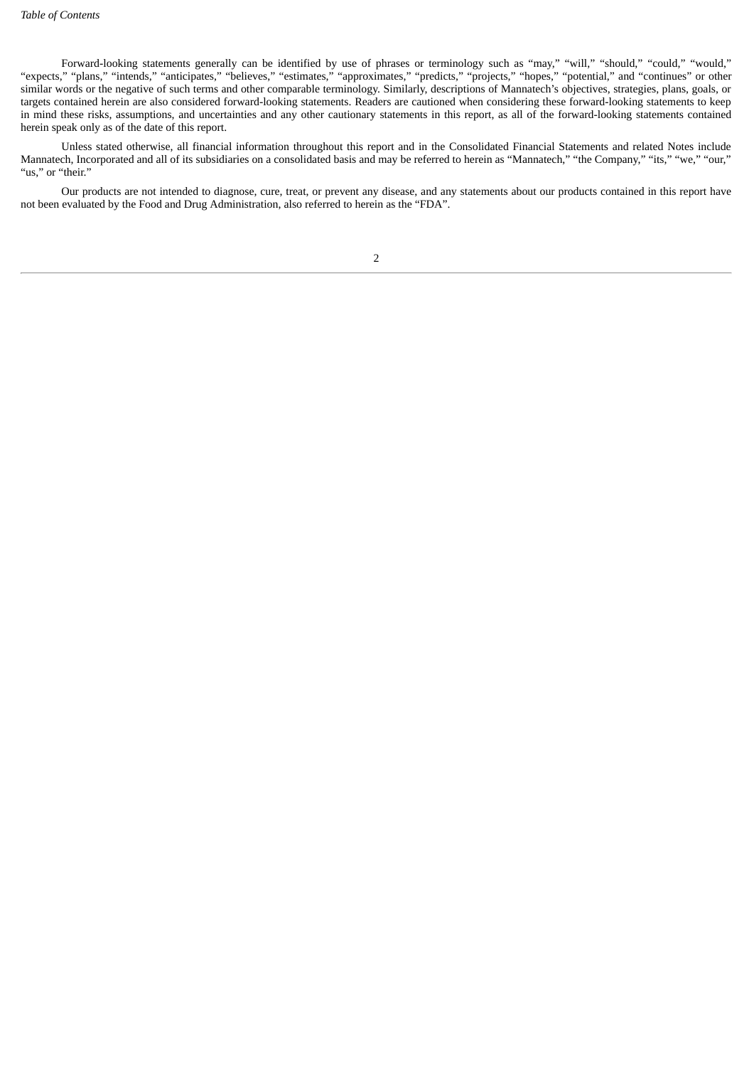Forward-looking statements generally can be identified by use of phrases or terminology such as “may,” “will,” “should,” “could,” “would,” “expects,” “plans,” “intends,” “anticipates,” “believes,” “estimates,” “approximates,” “predicts,” “projects,” “hopes,” “potential,” and “continues” or other similar words or the negative of such terms and other comparable terminology. Similarly, descriptions of Mannatech’s objectives, strategies, plans, goals, or targets contained herein are also considered forward-looking statements. Readers are cautioned when considering these forward-looking statements to keep in mind these risks, assumptions, and uncertainties and any other cautionary statements in this report, as all of the forward-looking statements contained herein speak only as of the date of this report.

Unless stated otherwise, all financial information throughout this report and in the Consolidated Financial Statements and related Notes include Mannatech, Incorporated and all of its subsidiaries on a consolidated basis and may be referred to herein as “Mannatech,” “the Company,” “its,” “we,” “our,” “us,” or “their.”

Our products are not intended to diagnose, cure, treat, or prevent any disease, and any statements about our products contained in this report have not been evaluated by the Food and Drug Administration, also referred to herein as the “FDA”.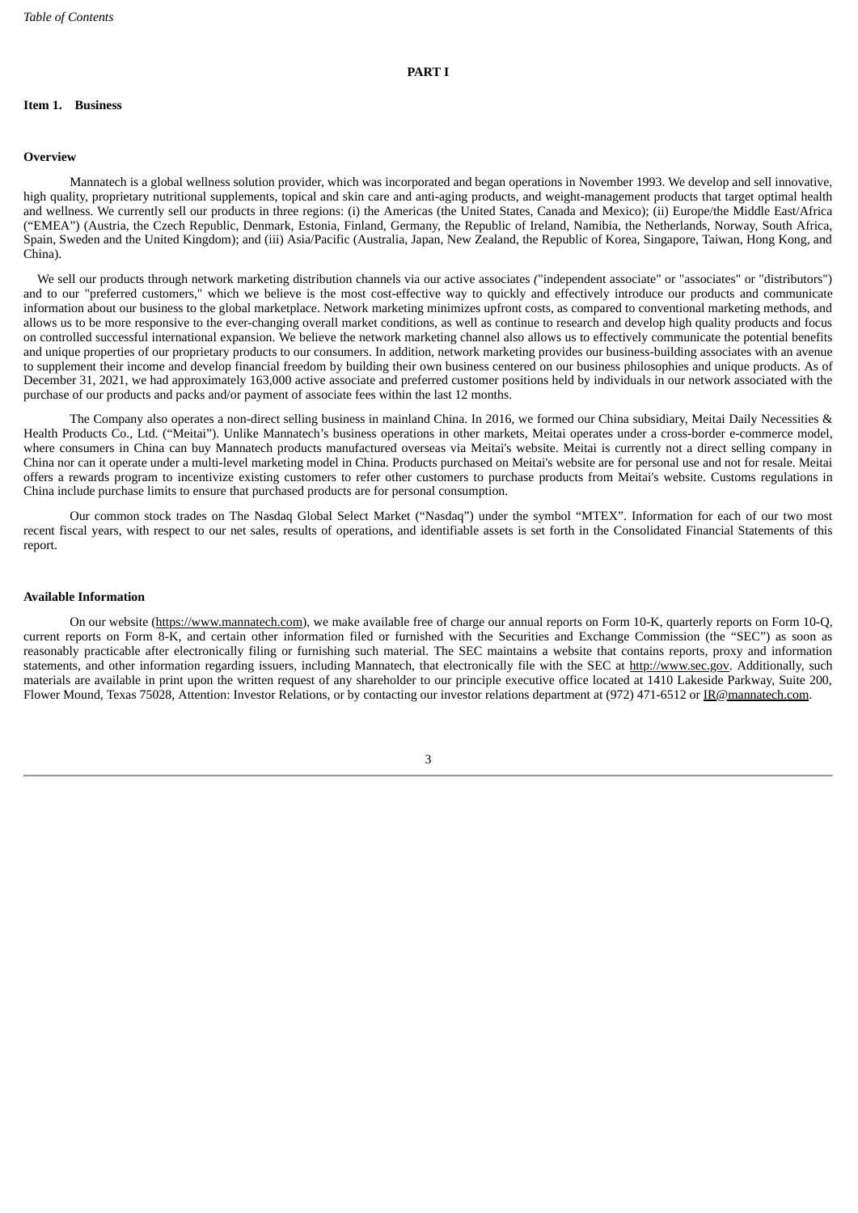# PART I

## Item 1. Business

### Overview

Mannatech is a global wellness solution provider, which was incorporated and began operations in November 1993. We develop and sell innovative, high quality, proprietary nutritional supplements, topical and skin care and anti-aging products, and weight-management products that target optimal health and wellness. We currently sell our products in three regions: (i) the Americas (the United States, Canada and Mexico); (ii) Europe/the Middle East/Africa ("EMEA") (Austria, the Czech Republic, Denmark, Estonia, Finland, Germany, the Republic of Ireland, Namibia, the Netherlands, Norway, South Africa, Spain, Sweden and the United Kingdom); and (iii) Asia/Pacific (Australia, Japan, New Zealand, the Republic of Korea, Singapore, Taiwan, Hong Kong, and China).

We sell our products through network marketing distribution channels via our active associates ("independent associate" or "associates" or "distributors") and to our "preferred customers," which we believe is the most cost-effective way to quickly and effectively introduce our products and communicate information about our business to the global marketplace. Network marketing minimizes upfront costs, as compared to conventional marketing methods, and allows us to be more responsive to the ever-changing overall market conditions, as well as continue to research and develop high quality products and focus on controlled successful international expansion. We believe the network marketing channel also allows us to effectively communicate the potential benefits and unique properties of our proprietary products to our consumers. In addition, network marketing provides our business-building associates with an avenue to supplement their income and develop financial freedom by building their own business centered on our business philosophies and unique products. As of December 31, 2021, we had approximately 163,000 active associate and preferred customer positions held by individuals in our network associated with the purchase of our products and packs and/or payment of associate fees within the last 12 months.

The Company also operates a non-direct selling business in mainland China. In 2016, we formed our China subsidiary, Meitai Daily Necessities & Health Products Co., Ltd. ("Meitai"). Unlike Mannatech's business operations in other markets, Meitai operates under a cross-border e-commerce model, where consumers in China can buy Mannatech products manufactured overseas via Meitai's website. Meitai is currently not a direct selling company in China nor can it operate under a multi-level marketing model in China. Products purchased on Meitai's website are for personal use and not for resale. Meitai offers a rewards program to incentivize existing customers to refer other customers to purchase products from Meitai's website. Customs regulations in China include purchase limits to ensure that purchased products are for personal consumption.

Our common stock trades on The Nasdaq Global Select Market ("Nasdaq") under the symbol "MTEX". Information for each of our two most recent fiscal years, with respect to our net sales, results of operations, and identifiable assets is set forth in the Consolidated Financial Statements of this report.

### Available Information

On our website (https://www.mannatech.com), we make available free of charge our annual reports on Form 10-K, quarterly reports on Form 10-Q, current reports on Form 8-K, and certain other information filed or furnished with the Securities and Exchange Commission (the "SEC") as soon as reasonably practicable after electronically filing or furnishing such material. The SEC maintains a website that contains reports, proxy and information statements, and other information regarding issuers, including Mannatech, that electronically file with the SEC at http://www.sec.gov. Additionally, such materials are available in print upon the written request of any shareholder to our principle executive office located at 1410 Lakeside Parkway, Suite 200, Flower Mound, Texas 75028, Attention: Investor Relations, or by contacting our investor relations department at (972) 471-6512 or IR@mannatech.com.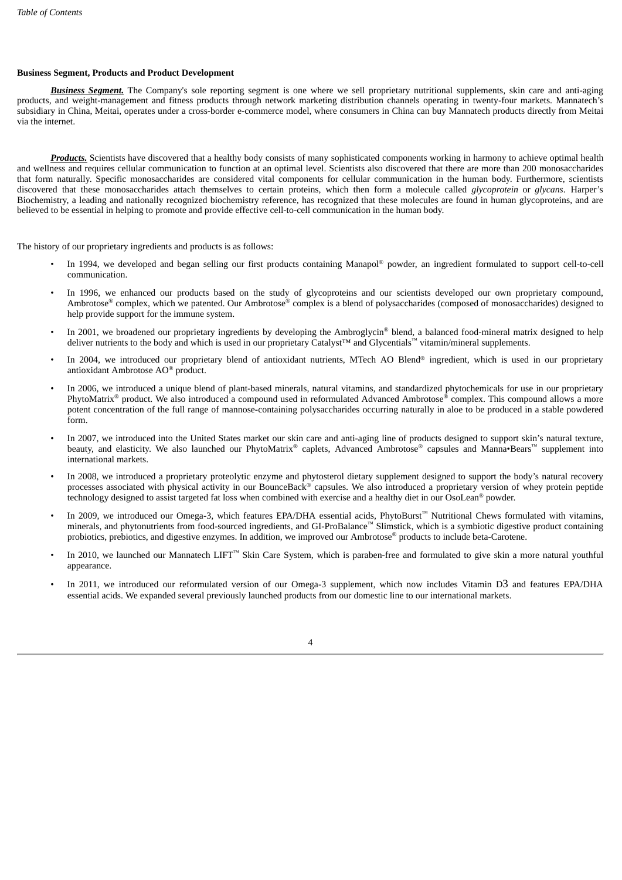**Business Segment, Products and Product Development**

***Business Segment.*** The Company's sole reporting segment is one where we sell proprietary nutritional supplements, skin care and anti-aging products, and weight-management and fitness products through network marketing distribution channels operating in twenty-four markets. Mannatech's subsidiary in China, Meitai, operates under a cross-border e-commerce model, where consumers in China can buy Mannatech products directly from Meitai via the internet.

***Products.*** Scientists have discovered that a healthy body consists of many sophisticated components working in harmony to achieve optimal health and wellness and requires cellular communication to function at an optimal level. Scientists also discovered that there are more than 200 monosaccharides that form naturally. Specific monosaccharides are considered vital components for cellular communication in the human body. Furthermore, scientists discovered that these monosaccharides attach themselves to certain proteins, which then form a molecule called *glycoprotein* or *glycans*. Harper's Biochemistry, a leading and nationally recognized biochemistry reference, has recognized that these molecules are found in human glycoproteins, and are believed to be essential in helping to promote and provide effective cell-to-cell communication in the human body.

The history of our proprietary ingredients and products is as follows:

- In 1994, we developed and began selling our first products containing Manapol® powder, an ingredient formulated to support cell-to-cell communication.
- In 1996, we enhanced our products based on the study of glycoproteins and our scientists developed our own proprietary compound, Ambrotose® complex, which we patented. Our Ambrotose® complex is a blend of polysaccharides (composed of monosaccharides) designed to help provide support for the immune system.
- In 2001, we broadened our proprietary ingredients by developing the Ambroglycin® blend, a balanced food-mineral matrix designed to help deliver nutrients to the body and which is used in our proprietary Catalyst™ and Glycentials™ vitamin/mineral supplements.
- In 2004, we introduced our proprietary blend of antioxidant nutrients, MTech AO Blend® ingredient, which is used in our proprietary antioxidant Ambrotose AO® product.
- In 2006, we introduced a unique blend of plant-based minerals, natural vitamins, and standardized phytochemicals for use in our proprietary PhytoMatrix® product. We also introduced a compound used in reformulated Advanced Ambrotose® complex. This compound allows a more potent concentration of the full range of mannose-containing polysaccharides occurring naturally in aloe to be produced in a stable powdered form.
- In 2007, we introduced into the United States market our skin care and anti-aging line of products designed to support skin's natural texture, beauty, and elasticity. We also launched our PhytoMatrix® caplets, Advanced Ambrotose® capsules and Manna•Bears™ supplement into international markets.
- In 2008, we introduced a proprietary proteolytic enzyme and phytosterol dietary supplement designed to support the body's natural recovery processes associated with physical activity in our BounceBack® capsules. We also introduced a proprietary version of whey protein peptide technology designed to assist targeted fat loss when combined with exercise and a healthy diet in our OsoLean® powder.
- In 2009, we introduced our Omega-3, which features EPA/DHA essential acids, PhytoBurst™ Nutritional Chews formulated with vitamins, minerals, and phytonutrients from food-sourced ingredients, and GI-ProBalance™ Slimstick, which is a symbiotic digestive product containing probiotics, prebiotics, and digestive enzymes. In addition, we improved our Ambrotose® products to include beta-Carotene.
- In 2010, we launched our Mannatech LIFT™ Skin Care System, which is paraben-free and formulated to give skin a more natural youthful appearance.
- In 2011, we introduced our reformulated version of our Omega-3 supplement, which now includes Vitamin D3 and features EPA/DHA essential acids. We expanded several previously launched products from our domestic line to our international markets.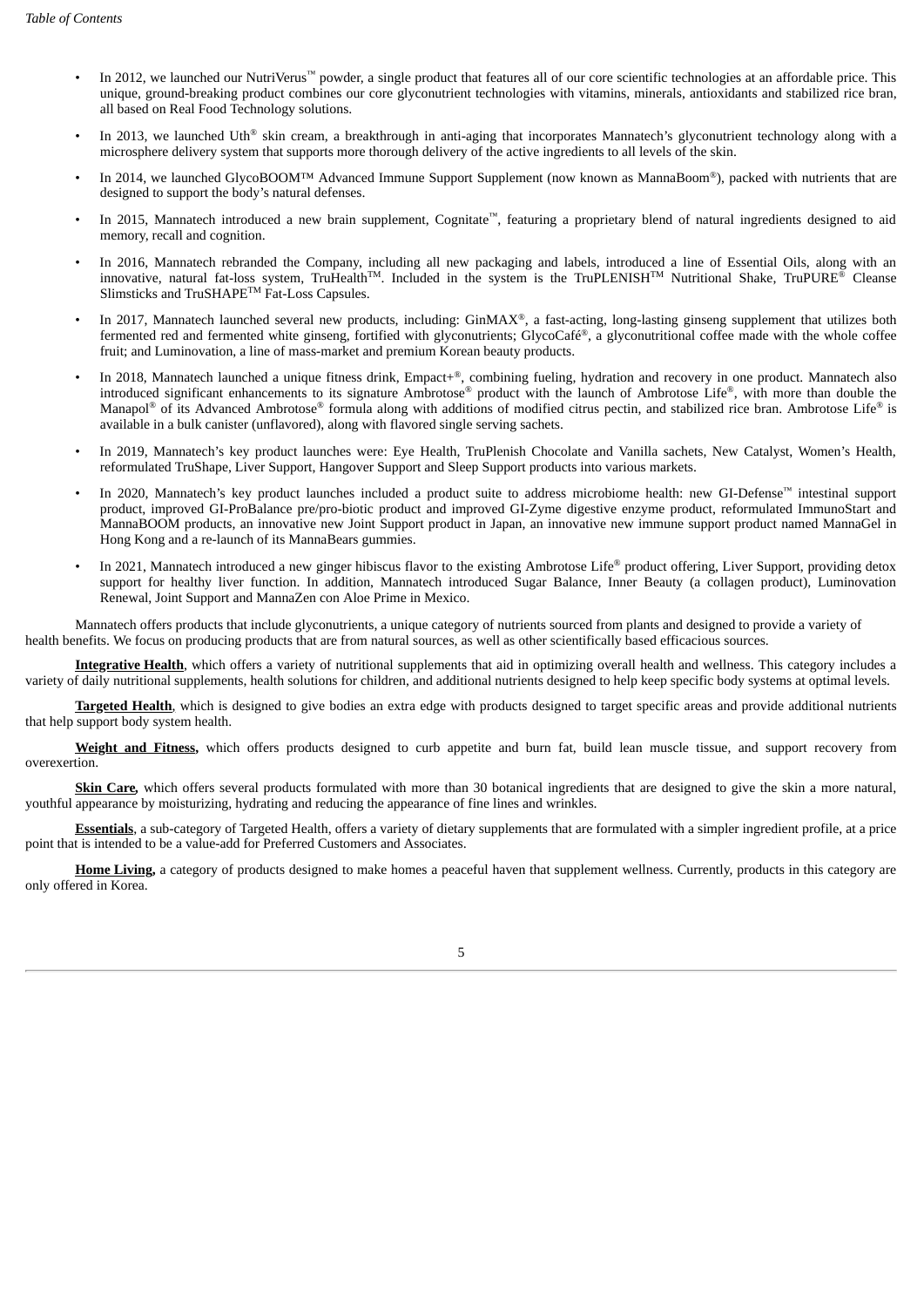- In 2012, we launched our NutriVerus™ powder, a single product that features all of our core scientific technologies at an affordable price. This unique, ground-breaking product combines our core glyconutrient technologies with vitamins, minerals, antioxidants and stabilized rice bran, all based on Real Food Technology solutions.
- In 2013, we launched Uth® skin cream, a breakthrough in anti-aging that incorporates Mannatech's glyconutrient technology along with a microsphere delivery system that supports more thorough delivery of the active ingredients to all levels of the skin.
- In 2014, we launched GlycoBOOM™ Advanced Immune Support Supplement (now known as MannaBoom®), packed with nutrients that are designed to support the body's natural defenses.
- In 2015, Mannatech introduced a new brain supplement, Cognitate™, featuring a proprietary blend of natural ingredients designed to aid memory, recall and cognition.
- In 2016, Mannatech rebranded the Company, including all new packaging and labels, introduced a line of Essential Oils, along with an innovative, natural fat-loss system, TruHealth™. Included in the system is the TruPLENISH™ Nutritional Shake, TruPURE® Cleanse Slimsticks and TruSHAPE™ Fat-Loss Capsules.
- In 2017, Mannatech launched several new products, including: GinMAX®, a fast-acting, long-lasting ginseng supplement that utilizes both fermented red and fermented white ginseng, fortified with glyconutrients; GlycoCafé®, a glyconutritional coffee made with the whole coffee fruit; and Luminovation, a line of mass-market and premium Korean beauty products.
- In 2018, Mannatech launched a unique fitness drink, Empact+®, combining fueling, hydration and recovery in one product. Mannatech also introduced significant enhancements to its signature Ambrotose® product with the launch of Ambrotose Life®, with more than double the Manapol® of its Advanced Ambrotose® formula along with additions of modified citrus pectin, and stabilized rice bran. Ambrotose Life® is available in a bulk canister (unflavored), along with flavored single serving sachets.
- In 2019, Mannatech's key product launches were: Eye Health, TruPlenish Chocolate and Vanilla sachets, New Catalyst, Women's Health, reformulated TruShape, Liver Support, Hangover Support and Sleep Support products into various markets.
- In 2020, Mannatech's key product launches included a product suite to address microbiome health: new GI-Defense™ intestinal support product, improved GI-ProBalance pre/pro-biotic product and improved GI-Zyme digestive enzyme product, reformulated ImmunoStart and MannaBOOM products, an innovative new Joint Support product in Japan, an innovative new immune support product named MannaGel in Hong Kong and a re-launch of its MannaBears gummies.
- In 2021, Mannatech introduced a new ginger hibiscus flavor to the existing Ambrotose Life® product offering, Liver Support, providing detox support for healthy liver function. In addition, Mannatech introduced Sugar Balance, Inner Beauty (a collagen product), Luminovation Renewal, Joint Support and MannaZen con Aloe Prime in Mexico.

Mannatech offers products that include glyconutrients, a unique category of nutrients sourced from plants and designed to provide a variety of health benefits. We focus on producing products that are from natural sources, as well as other scientifically based efficacious sources.

**Integrative Health**, which offers a variety of nutritional supplements that aid in optimizing overall health and wellness. This category includes a variety of daily nutritional supplements, health solutions for children, and additional nutrients designed to help keep specific body systems at optimal levels.

**Targeted Health**, which is designed to give bodies an extra edge with products designed to target specific areas and provide additional nutrients that help support body system health.

**Weight and Fitness,** which offers products designed to curb appetite and burn fat, build lean muscle tissue, and support recovery from overexertion.

**Skin Care,** which offers several products formulated with more than 30 botanical ingredients that are designed to give the skin a more natural, youthful appearance by moisturizing, hydrating and reducing the appearance of fine lines and wrinkles.

**Essentials**, a sub-category of Targeted Health, offers a variety of dietary supplements that are formulated with a simpler ingredient profile, at a price point that is intended to be a value-add for Preferred Customers and Associates.

**Home Living,** a category of products designed to make homes a peaceful haven that supplement wellness. Currently, products in this category are only offered in Korea.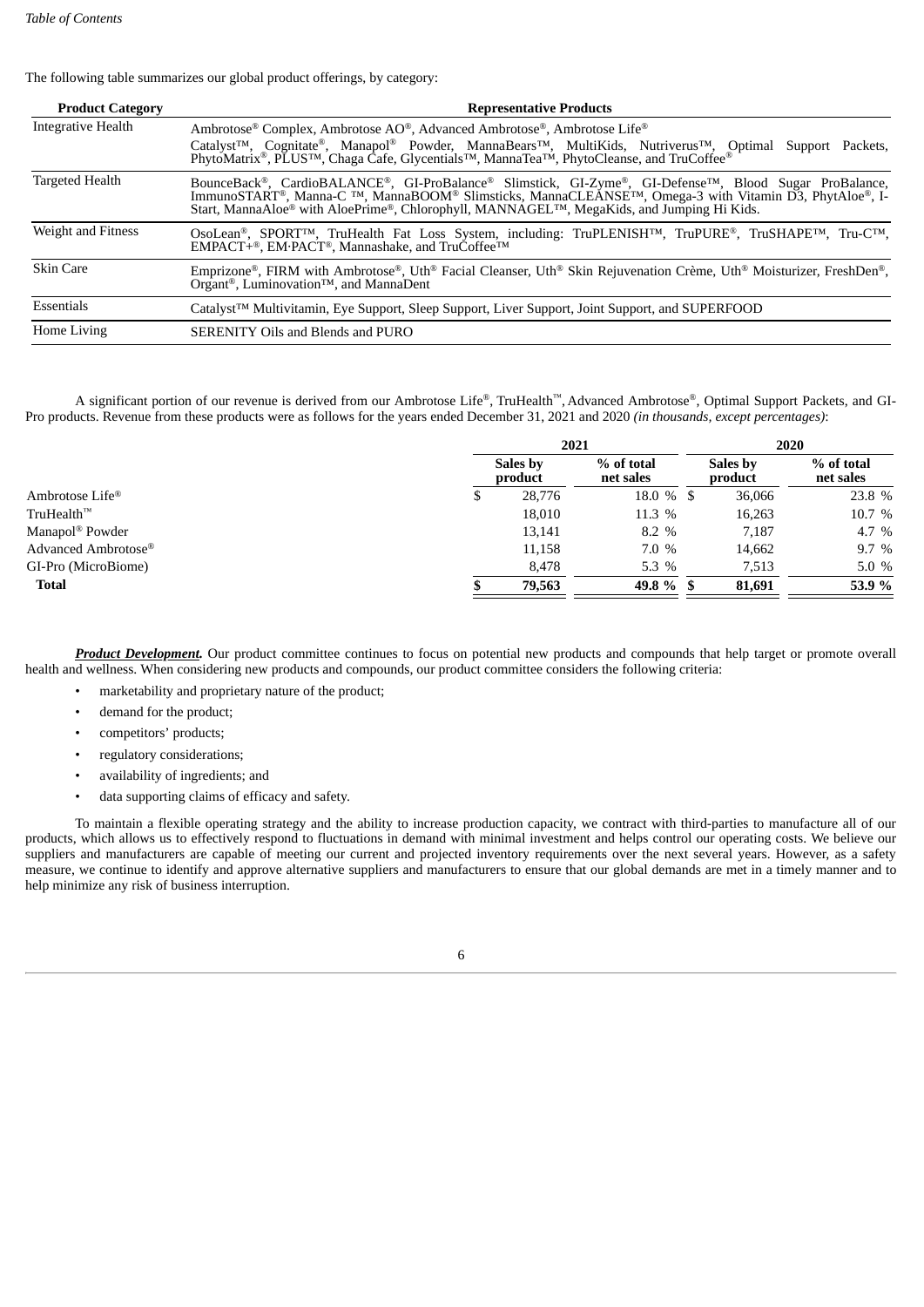The following table summarizes our global product offerings, by category:

| Product Category | Representative Products |
|---|---|
| Integrative Health | Ambrotose® Complex, Ambrotose AO®, Advanced Ambrotose®, Ambrotose Life® Catalyst™, Cognitate®, Manapol® Powder, MannaBears™, MultiKids, Nutriverus™, Optimal Support Packets, PhytoMatrix®, PLUS™, Chaga Cafe, Glycentials™, MannaTea™, PhytoCleanse, and TruCoffee® |
| Targeted Health | BounceBack®, CardioBALANCE®, GI-ProBalance® Slimstick, GI-Zyme®, GI-Defense™, Blood Sugar ProBalance, ImmunoSTART®, Manna-C ™, MannaBOOM® Slimsticks, MannaCLEANSE™, Omega-3 with Vitamin D3, PhytAloe®, I-Start, MannaAloe® with AloePrime®, Chlorophyll, MANNAGEL™, MegaKids, and Jumping Hi Kids. |
| Weight and Fitness | OsoLean®, SPORT™, TruHealth Fat Loss System, including: TruPLENISH™, TruPURE®, TruSHAPE™, Tru-C™, EMPACT+®, EM·PACT®, Mannashake, and TruCoffee™ |
| Skin Care | Emprizone®, FIRM with Ambrotose®, Uth® Facial Cleanser, Uth® Skin Rejuvenation Crème, Uth® Moisturizer, FreshDen®, Organt®, Luminovation™, and MannaDent |
| Essentials | Catalyst™ Multivitamin, Eye Support, Sleep Support, Liver Support, Joint Support, and SUPERFOOD |
| Home Living | SERENITY Oils and Blends and PURO |

A significant portion of our revenue is derived from our Ambrotose Life®, TruHealth™, Advanced Ambrotose®, Optimal Support Packets, and GI-Pro products. Revenue from these products were as follows for the years ended December 31, 2021 and 2020 *(in thousands, except percentages)*:

| | 2021 | | 2020 | |
|---|---|---|---|---|
| | Sales by product | % of total net sales | Sales by product | % of total net sales |
| Ambrotose Life® | $ 28,776 | 18.0 % | $ 36,066 | 23.8 % |
| TruHealth™ | 18,010 | 11.3 % | 16,263 | 10.7 % |
| Manapol® Powder | 13,141 | 8.2 % | 7,187 | 4.7 % |
| Advanced Ambrotose® | 11,158 | 7.0 % | 14,662 | 9.7 % |
| GI-Pro (MicroBiome) | 8,478 | 5.3 % | 7,513 | 5.0 % |
| **Total** | **$ 79,563** | **49.8 %** | **$ 81,691** | **53.9 %** |

***Product Development.*** Our product committee continues to focus on potential new products and compounds that help target or promote overall health and wellness. When considering new products and compounds, our product committee considers the following criteria:

- marketability and proprietary nature of the product;
- demand for the product;
- competitors' products;
- regulatory considerations;
- availability of ingredients; and
- data supporting claims of efficacy and safety.

To maintain a flexible operating strategy and the ability to increase production capacity, we contract with third-parties to manufacture all of our products, which allows us to effectively respond to fluctuations in demand with minimal investment and helps control our operating costs. We believe our suppliers and manufacturers are capable of meeting our current and projected inventory requirements over the next several years. However, as a safety measure, we continue to identify and approve alternative suppliers and manufacturers to ensure that our global demands are met in a timely manner and to help minimize any risk of business interruption.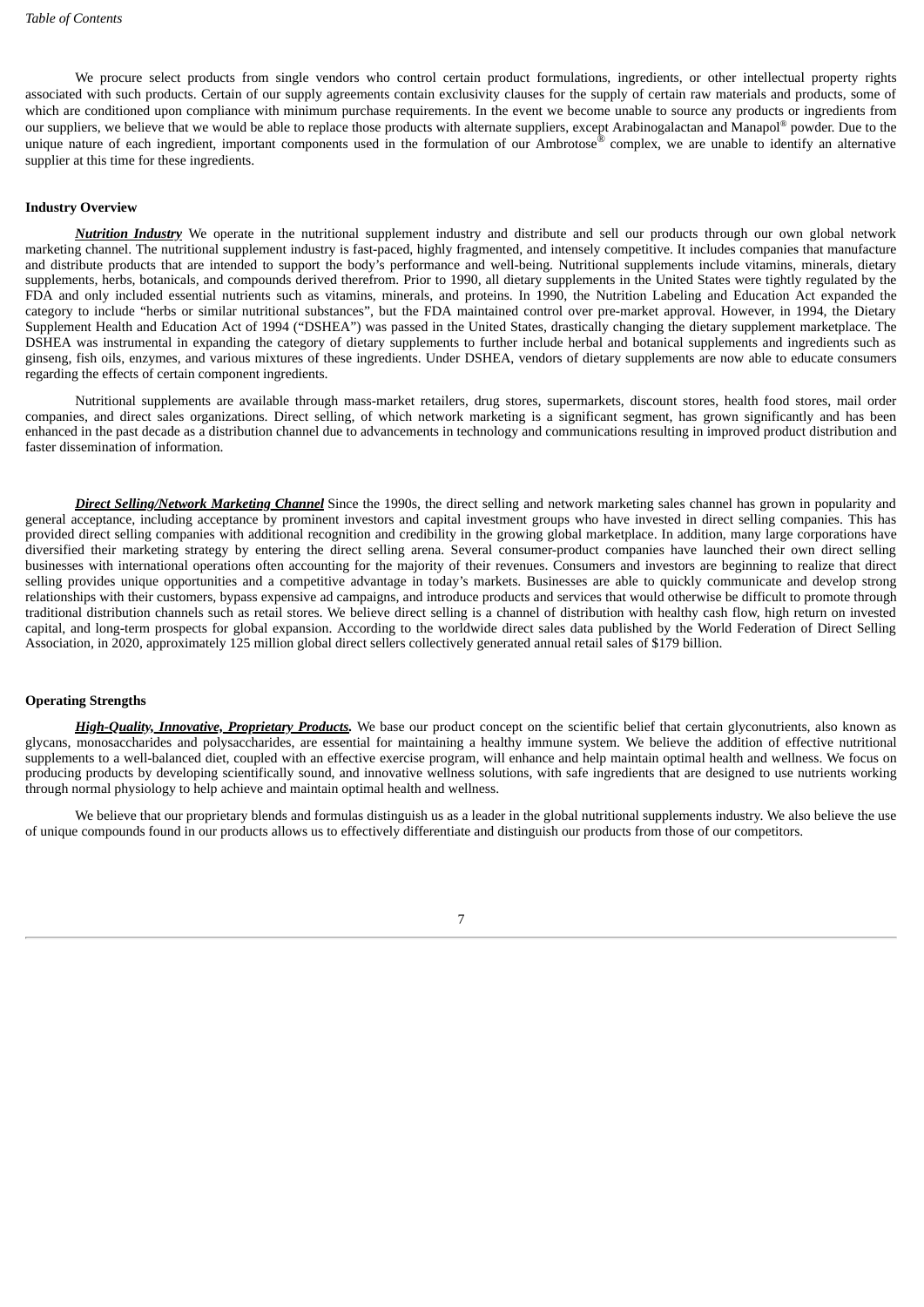We procure select products from single vendors who control certain product formulations, ingredients, or other intellectual property rights associated with such products. Certain of our supply agreements contain exclusivity clauses for the supply of certain raw materials and products, some of which are conditioned upon compliance with minimum purchase requirements. In the event we become unable to source any products or ingredients from our suppliers, we believe that we would be able to replace those products with alternate suppliers, except Arabinogalactan and Manapol® powder. Due to the unique nature of each ingredient, important components used in the formulation of our Ambrotose® complex, we are unable to identify an alternative supplier at this time for these ingredients.

**Industry Overview**

***Nutrition Industry*** We operate in the nutritional supplement industry and distribute and sell our products through our own global network marketing channel. The nutritional supplement industry is fast-paced, highly fragmented, and intensely competitive. It includes companies that manufacture and distribute products that are intended to support the body's performance and well-being. Nutritional supplements include vitamins, minerals, dietary supplements, herbs, botanicals, and compounds derived therefrom. Prior to 1990, all dietary supplements in the United States were tightly regulated by the FDA and only included essential nutrients such as vitamins, minerals, and proteins. In 1990, the Nutrition Labeling and Education Act expanded the category to include "herbs or similar nutritional substances", but the FDA maintained control over pre-market approval. However, in 1994, the Dietary Supplement Health and Education Act of 1994 ("DSHEA") was passed in the United States, drastically changing the dietary supplement marketplace. The DSHEA was instrumental in expanding the category of dietary supplements to further include herbal and botanical supplements and ingredients such as ginseng, fish oils, enzymes, and various mixtures of these ingredients. Under DSHEA, vendors of dietary supplements are now able to educate consumers regarding the effects of certain component ingredients.

Nutritional supplements are available through mass-market retailers, drug stores, supermarkets, discount stores, health food stores, mail order companies, and direct sales organizations. Direct selling, of which network marketing is a significant segment, has grown significantly and has been enhanced in the past decade as a distribution channel due to advancements in technology and communications resulting in improved product distribution and faster dissemination of information.

***Direct Selling/Network Marketing Channel*** Since the 1990s, the direct selling and network marketing sales channel has grown in popularity and general acceptance, including acceptance by prominent investors and capital investment groups who have invested in direct selling companies. This has provided direct selling companies with additional recognition and credibility in the growing global marketplace. In addition, many large corporations have diversified their marketing strategy by entering the direct selling arena. Several consumer-product companies have launched their own direct selling businesses with international operations often accounting for the majority of their revenues. Consumers and investors are beginning to realize that direct selling provides unique opportunities and a competitive advantage in today's markets. Businesses are able to quickly communicate and develop strong relationships with their customers, bypass expensive ad campaigns, and introduce products and services that would otherwise be difficult to promote through traditional distribution channels such as retail stores. We believe direct selling is a channel of distribution with healthy cash flow, high return on invested capital, and long-term prospects for global expansion. According to the worldwide direct sales data published by the World Federation of Direct Selling Association, in 2020, approximately 125 million global direct sellers collectively generated annual retail sales of $179 billion.

**Operating Strengths**

***High-Quality, Innovative, Proprietary Products.*** We base our product concept on the scientific belief that certain glyconutrients, also known as glycans, monosaccharides and polysaccharides, are essential for maintaining a healthy immune system. We believe the addition of effective nutritional supplements to a well-balanced diet, coupled with an effective exercise program, will enhance and help maintain optimal health and wellness. We focus on producing products by developing scientifically sound, and innovative wellness solutions, with safe ingredients that are designed to use nutrients working through normal physiology to help achieve and maintain optimal health and wellness.

We believe that our proprietary blends and formulas distinguish us as a leader in the global nutritional supplements industry. We also believe the use of unique compounds found in our products allows us to effectively differentiate and distinguish our products from those of our competitors.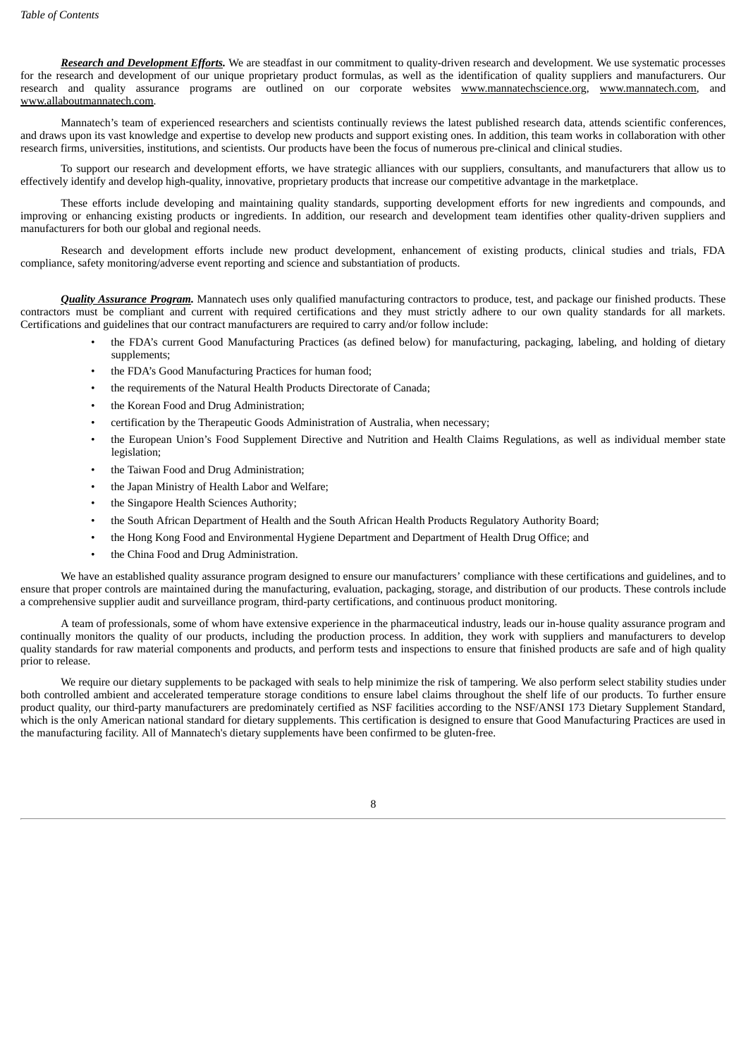***Research and Development Efforts.*** We are steadfast in our commitment to quality-driven research and development. We use systematic processes for the research and development of our unique proprietary product formulas, as well as the identification of quality suppliers and manufacturers. Our research and quality assurance programs are outlined on our corporate websites www.mannatechscience.org, www.mannatech.com, and www.allaboutmannatech.com.

Mannatech's team of experienced researchers and scientists continually reviews the latest published research data, attends scientific conferences, and draws upon its vast knowledge and expertise to develop new products and support existing ones. In addition, this team works in collaboration with other research firms, universities, institutions, and scientists. Our products have been the focus of numerous pre-clinical and clinical studies.

To support our research and development efforts, we have strategic alliances with our suppliers, consultants, and manufacturers that allow us to effectively identify and develop high-quality, innovative, proprietary products that increase our competitive advantage in the marketplace.

These efforts include developing and maintaining quality standards, supporting development efforts for new ingredients and compounds, and improving or enhancing existing products or ingredients. In addition, our research and development team identifies other quality-driven suppliers and manufacturers for both our global and regional needs.

Research and development efforts include new product development, enhancement of existing products, clinical studies and trials, FDA compliance, safety monitoring/adverse event reporting and science and substantiation of products.

***Quality Assurance Program.*** Mannatech uses only qualified manufacturing contractors to produce, test, and package our finished products. These contractors must be compliant and current with required certifications and they must strictly adhere to our own quality standards for all markets. Certifications and guidelines that our contract manufacturers are required to carry and/or follow include:

- the FDA's current Good Manufacturing Practices (as defined below) for manufacturing, packaging, labeling, and holding of dietary supplements;
- the FDA's Good Manufacturing Practices for human food;
- the requirements of the Natural Health Products Directorate of Canada;
- the Korean Food and Drug Administration;
- certification by the Therapeutic Goods Administration of Australia, when necessary;
- the European Union's Food Supplement Directive and Nutrition and Health Claims Regulations, as well as individual member state legislation;
- the Taiwan Food and Drug Administration;
- the Japan Ministry of Health Labor and Welfare;
- the Singapore Health Sciences Authority;
- the South African Department of Health and the South African Health Products Regulatory Authority Board;
- the Hong Kong Food and Environmental Hygiene Department and Department of Health Drug Office; and
- the China Food and Drug Administration.

We have an established quality assurance program designed to ensure our manufacturers' compliance with these certifications and guidelines, and to ensure that proper controls are maintained during the manufacturing, evaluation, packaging, storage, and distribution of our products. These controls include a comprehensive supplier audit and surveillance program, third-party certifications, and continuous product monitoring.

A team of professionals, some of whom have extensive experience in the pharmaceutical industry, leads our in-house quality assurance program and continually monitors the quality of our products, including the production process. In addition, they work with suppliers and manufacturers to develop quality standards for raw material components and products, and perform tests and inspections to ensure that finished products are safe and of high quality prior to release.

We require our dietary supplements to be packaged with seals to help minimize the risk of tampering. We also perform select stability studies under both controlled ambient and accelerated temperature storage conditions to ensure label claims throughout the shelf life of our products. To further ensure product quality, our third-party manufacturers are predominately certified as NSF facilities according to the NSF/ANSI 173 Dietary Supplement Standard, which is the only American national standard for dietary supplements. This certification is designed to ensure that Good Manufacturing Practices are used in the manufacturing facility. All of Mannatech's dietary supplements have been confirmed to be gluten-free.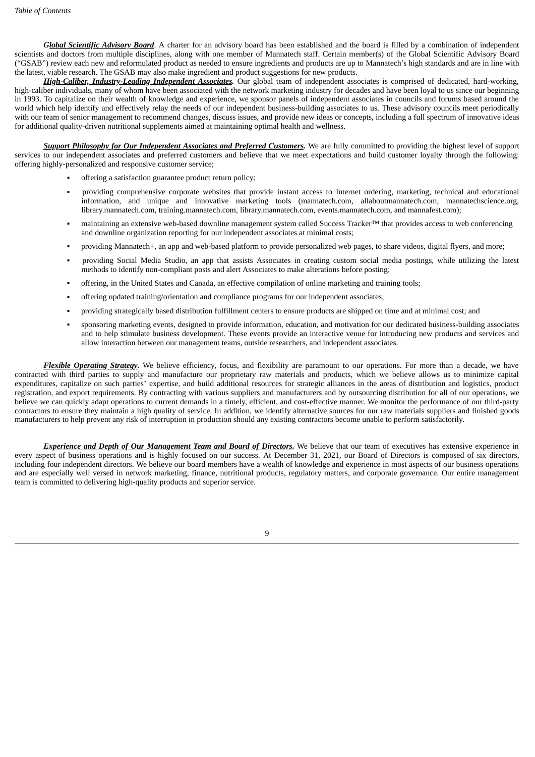***Global Scientific Advisory Board***. A charter for an advisory board has been established and the board is filled by a combination of independent scientists and doctors from multiple disciplines, along with one member of Mannatech staff. Certain member(s) of the Global Scientific Advisory Board ("GSAB") review each new and reformulated product as needed to ensure ingredients and products are up to Mannatech's high standards and are in line with the latest, viable research. The GSAB may also make ingredient and product suggestions for new products.

***High-Caliber, Industry-Leading Independent Associates.*** Our global team of independent associates is comprised of dedicated, hard-working, high-caliber individuals, many of whom have been associated with the network marketing industry for decades and have been loyal to us since our beginning in 1993. To capitalize on their wealth of knowledge and experience, we sponsor panels of independent associates in councils and forums based around the world which help identify and effectively relay the needs of our independent business-building associates to us. These advisory councils meet periodically with our team of senior management to recommend changes, discuss issues, and provide new ideas or concepts, including a full spectrum of innovative ideas for additional quality-driven nutritional supplements aimed at maintaining optimal health and wellness.

***Support Philosophy for Our Independent Associates and Preferred Customers.*** We are fully committed to providing the highest level of support services to our independent associates and preferred customers and believe that we meet expectations and build customer loyalty through the following: offering highly-personalized and responsive customer service;

- offering a satisfaction guarantee product return policy;
- providing comprehensive corporate websites that provide instant access to Internet ordering, marketing, technical and educational information, and unique and innovative marketing tools (mannatech.com, allaboutmannatech.com, mannatechscience.org, library.mannatech.com, training.mannatech.com, library.mannatech.com, events.mannatech.com, and mannafest.com);
- maintaining an extensive web-based downline management system called Success Tracker™ that provides access to web conferencing and downline organization reporting for our independent associates at minimal costs;
- providing Mannatech+, an app and web-based platform to provide personalized web pages, to share videos, digital flyers, and more;
- providing Social Media Studio, an app that assists Associates in creating custom social media postings, while utilizing the latest methods to identify non-compliant posts and alert Associates to make alterations before posting;
- offering, in the United States and Canada, an effective compilation of online marketing and training tools;
- offering updated training/orientation and compliance programs for our independent associates;
- providing strategically based distribution fulfillment centers to ensure products are shipped on time and at minimal cost; and
- sponsoring marketing events, designed to provide information, education, and motivation for our dedicated business-building associates and to help stimulate business development. These events provide an interactive venue for introducing new products and services and allow interaction between our management teams, outside researchers, and independent associates.

***Flexible Operating Strategy.*** We believe efficiency, focus, and flexibility are paramount to our operations. For more than a decade, we have contracted with third parties to supply and manufacture our proprietary raw materials and products, which we believe allows us to minimize capital expenditures, capitalize on such parties' expertise, and build additional resources for strategic alliances in the areas of distribution and logistics, product registration, and export requirements. By contracting with various suppliers and manufacturers and by outsourcing distribution for all of our operations, we believe we can quickly adapt operations to current demands in a timely, efficient, and cost-effective manner. We monitor the performance of our third-party contractors to ensure they maintain a high quality of service. In addition, we identify alternative sources for our raw materials suppliers and finished goods manufacturers to help prevent any risk of interruption in production should any existing contractors become unable to perform satisfactorily.

***Experience and Depth of Our Management Team and Board of Directors.*** We believe that our team of executives has extensive experience in every aspect of business operations and is highly focused on our success. At December 31, 2021, our Board of Directors is composed of six directors, including four independent directors. We believe our board members have a wealth of knowledge and experience in most aspects of our business operations and are especially well versed in network marketing, finance, nutritional products, regulatory matters, and corporate governance. Our entire management team is committed to delivering high-quality products and superior service.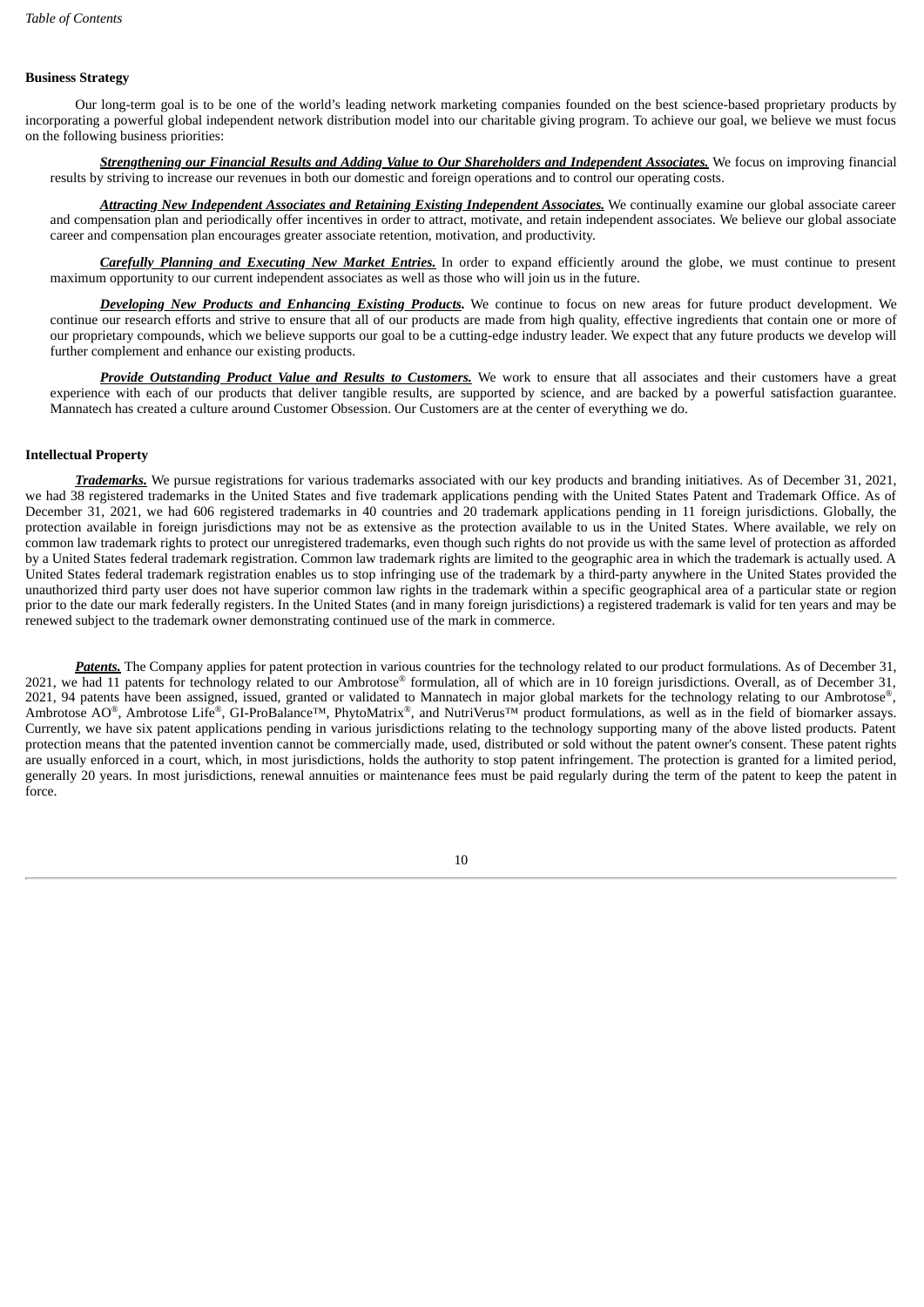**Business Strategy**

Our long-term goal is to be one of the world's leading network marketing companies founded on the best science-based proprietary products by incorporating a powerful global independent network distribution model into our charitable giving program. To achieve our goal, we believe we must focus on the following business priorities:

***Strengthening our Financial Results and Adding Value to Our Shareholders and Independent Associates.*** We focus on improving financial results by striving to increase our revenues in both our domestic and foreign operations and to control our operating costs.

***Attracting New Independent Associates and Retaining Existing Independent Associates.*** We continually examine our global associate career and compensation plan and periodically offer incentives in order to attract, motivate, and retain independent associates. We believe our global associate career and compensation plan encourages greater associate retention, motivation, and productivity.

***Carefully Planning and Executing New Market Entries.*** In order to expand efficiently around the globe, we must continue to present maximum opportunity to our current independent associates as well as those who will join us in the future.

***Developing New Products and Enhancing Existing Products.*** We continue to focus on new areas for future product development. We continue our research efforts and strive to ensure that all of our products are made from high quality, effective ingredients that contain one or more of our proprietary compounds, which we believe supports our goal to be a cutting-edge industry leader. We expect that any future products we develop will further complement and enhance our existing products.

***Provide Outstanding Product Value and Results to Customers.*** We work to ensure that all associates and their customers have a great experience with each of our products that deliver tangible results, are supported by science, and are backed by a powerful satisfaction guarantee. Mannatech has created a culture around Customer Obsession. Our Customers are at the center of everything we do.

**Intellectual Property**

***Trademarks.*** We pursue registrations for various trademarks associated with our key products and branding initiatives. As of December 31, 2021, we had 38 registered trademarks in the United States and five trademark applications pending with the United States Patent and Trademark Office. As of December 31, 2021, we had 606 registered trademarks in 40 countries and 20 trademark applications pending in 11 foreign jurisdictions. Globally, the protection available in foreign jurisdictions may not be as extensive as the protection available to us in the United States. Where available, we rely on common law trademark rights to protect our unregistered trademarks, even though such rights do not provide us with the same level of protection as afforded by a United States federal trademark registration. Common law trademark rights are limited to the geographic area in which the trademark is actually used. A United States federal trademark registration enables us to stop infringing use of the trademark by a third-party anywhere in the United States provided the unauthorized third party user does not have superior common law rights in the trademark within a specific geographical area of a particular state or region prior to the date our mark federally registers. In the United States (and in many foreign jurisdictions) a registered trademark is valid for ten years and may be renewed subject to the trademark owner demonstrating continued use of the mark in commerce.

***Patents.*** The Company applies for patent protection in various countries for the technology related to our product formulations. As of December 31, 2021, we had 11 patents for technology related to our Ambrotose® formulation, all of which are in 10 foreign jurisdictions. Overall, as of December 31, 2021, 94 patents have been assigned, issued, granted or validated to Mannatech in major global markets for the technology relating to our Ambrotose®, Ambrotose AO®, Ambrotose Life®, GI-ProBalance™, PhytoMatrix®, and NutriVerus™ product formulations, as well as in the field of biomarker assays. Currently, we have six patent applications pending in various jurisdictions relating to the technology supporting many of the above listed products. Patent protection means that the patented invention cannot be commercially made, used, distributed or sold without the patent owner's consent. These patent rights are usually enforced in a court, which, in most jurisdictions, holds the authority to stop patent infringement. The protection is granted for a limited period, generally 20 years. In most jurisdictions, renewal annuities or maintenance fees must be paid regularly during the term of the patent to keep the patent in force.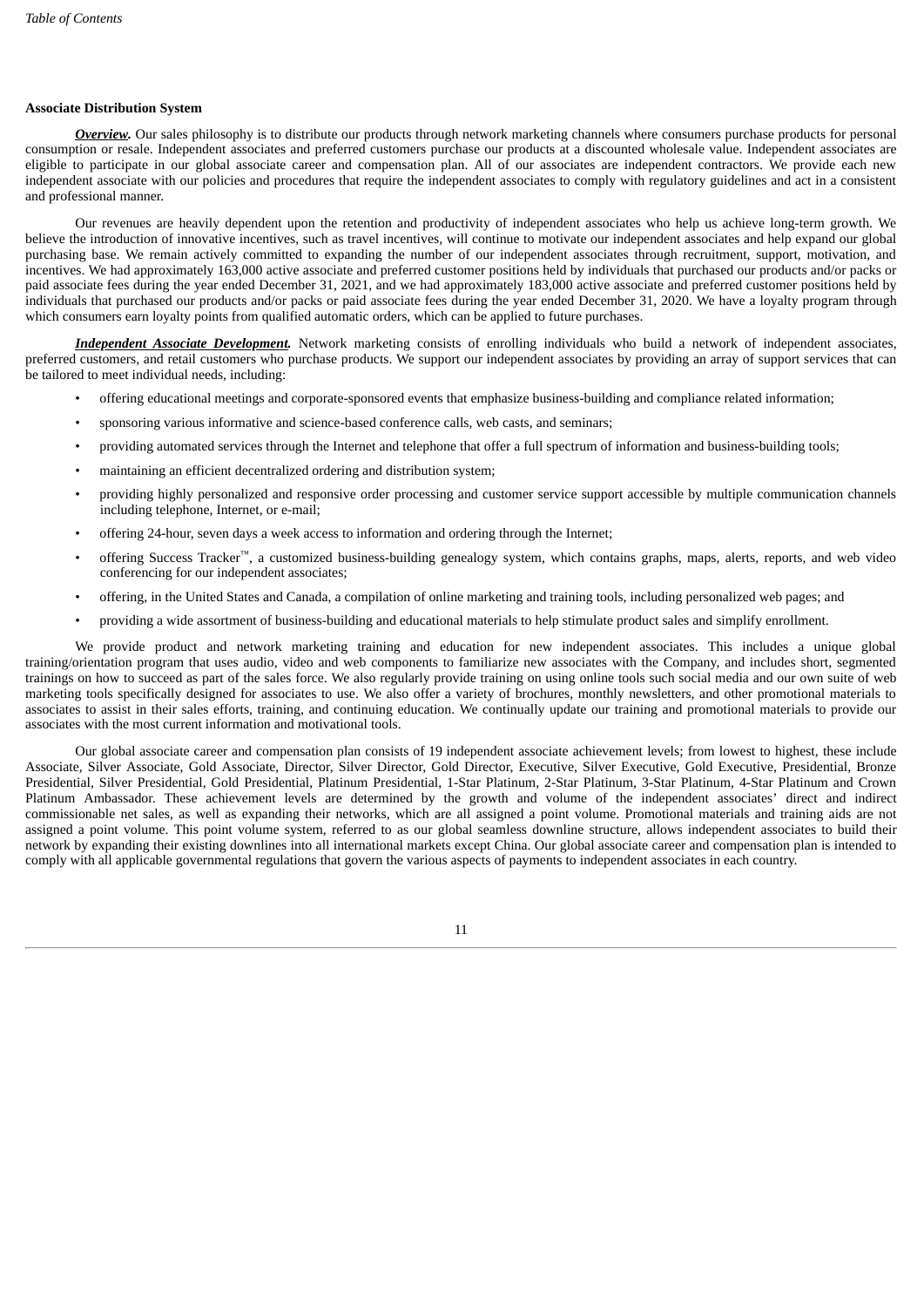**Associate Distribution System**

***Overview.*** Our sales philosophy is to distribute our products through network marketing channels where consumers purchase products for personal consumption or resale. Independent associates and preferred customers purchase our products at a discounted wholesale value. Independent associates are eligible to participate in our global associate career and compensation plan. All of our associates are independent contractors. We provide each new independent associate with our policies and procedures that require the independent associates to comply with regulatory guidelines and act in a consistent and professional manner.

Our revenues are heavily dependent upon the retention and productivity of independent associates who help us achieve long-term growth. We believe the introduction of innovative incentives, such as travel incentives, will continue to motivate our independent associates and help expand our global purchasing base. We remain actively committed to expanding the number of our independent associates through recruitment, support, motivation, and incentives. We had approximately 163,000 active associate and preferred customer positions held by individuals that purchased our products and/or packs or paid associate fees during the year ended December 31, 2021, and we had approximately 183,000 active associate and preferred customer positions held by individuals that purchased our products and/or packs or paid associate fees during the year ended December 31, 2020. We have a loyalty program through which consumers earn loyalty points from qualified automatic orders, which can be applied to future purchases.

***Independent Associate Development.*** Network marketing consists of enrolling individuals who build a network of independent associates, preferred customers, and retail customers who purchase products. We support our independent associates by providing an array of support services that can be tailored to meet individual needs, including:

- offering educational meetings and corporate-sponsored events that emphasize business-building and compliance related information;
- sponsoring various informative and science-based conference calls, web casts, and seminars;
- providing automated services through the Internet and telephone that offer a full spectrum of information and business-building tools;
- maintaining an efficient decentralized ordering and distribution system;
- providing highly personalized and responsive order processing and customer service support accessible by multiple communication channels including telephone, Internet, or e-mail;
- offering 24-hour, seven days a week access to information and ordering through the Internet;
- offering Success Tracker™, a customized business-building genealogy system, which contains graphs, maps, alerts, reports, and web video conferencing for our independent associates;
- offering, in the United States and Canada, a compilation of online marketing and training tools, including personalized web pages; and
- providing a wide assortment of business-building and educational materials to help stimulate product sales and simplify enrollment.

We provide product and network marketing training and education for new independent associates. This includes a unique global training/orientation program that uses audio, video and web components to familiarize new associates with the Company, and includes short, segmented trainings on how to succeed as part of the sales force. We also regularly provide training on using online tools such social media and our own suite of web marketing tools specifically designed for associates to use. We also offer a variety of brochures, monthly newsletters, and other promotional materials to associates to assist in their sales efforts, training, and continuing education. We continually update our training and promotional materials to provide our associates with the most current information and motivational tools.

Our global associate career and compensation plan consists of 19 independent associate achievement levels; from lowest to highest, these include Associate, Silver Associate, Gold Associate, Director, Silver Director, Gold Director, Executive, Silver Executive, Gold Executive, Presidential, Bronze Presidential, Silver Presidential, Gold Presidential, Platinum Presidential, 1-Star Platinum, 2-Star Platinum, 3-Star Platinum, 4-Star Platinum and Crown Platinum Ambassador. These achievement levels are determined by the growth and volume of the independent associates' direct and indirect commissionable net sales, as well as expanding their networks, which are all assigned a point volume. Promotional materials and training aids are not assigned a point volume. This point volume system, referred to as our global seamless downline structure, allows independent associates to build their network by expanding their existing downlines into all international markets except China. Our global associate career and compensation plan is intended to comply with all applicable governmental regulations that govern the various aspects of payments to independent associates in each country.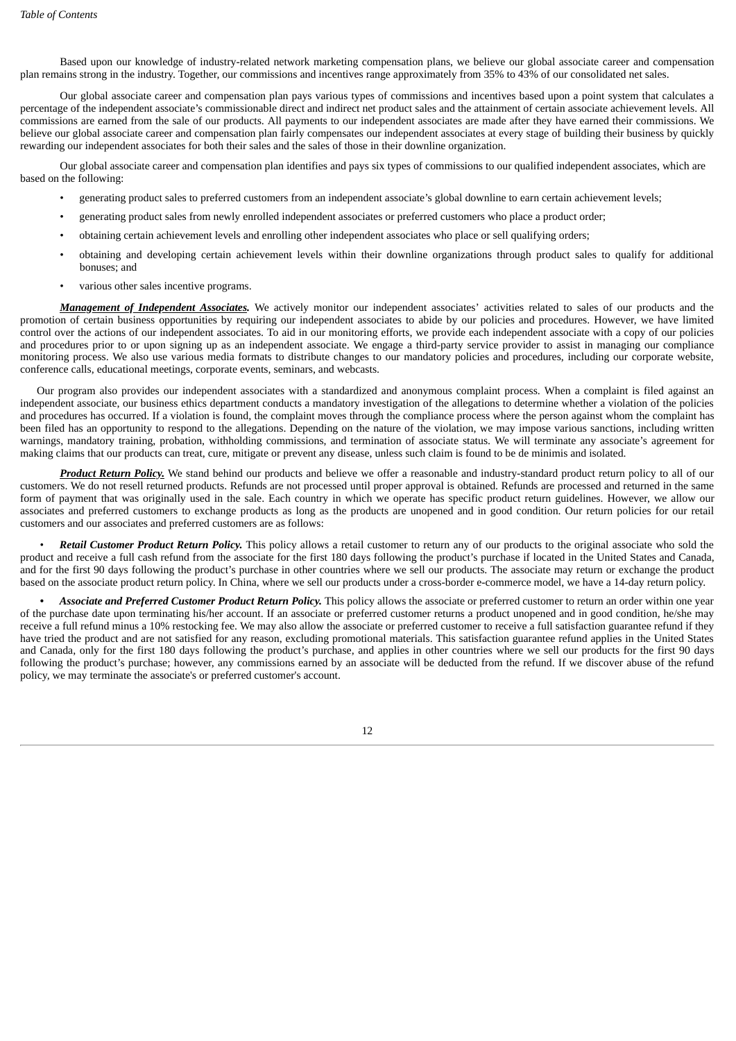Based upon our knowledge of industry-related network marketing compensation plans, we believe our global associate career and compensation plan remains strong in the industry. Together, our commissions and incentives range approximately from 35% to 43% of our consolidated net sales.

Our global associate career and compensation plan pays various types of commissions and incentives based upon a point system that calculates a percentage of the independent associate's commissionable direct and indirect net product sales and the attainment of certain associate achievement levels. All commissions are earned from the sale of our products. All payments to our independent associates are made after they have earned their commissions. We believe our global associate career and compensation plan fairly compensates our independent associates at every stage of building their business by quickly rewarding our independent associates for both their sales and the sales of those in their downline organization.

Our global associate career and compensation plan identifies and pays six types of commissions to our qualified independent associates, which are based on the following:

- generating product sales to preferred customers from an independent associate's global downline to earn certain achievement levels;
- generating product sales from newly enrolled independent associates or preferred customers who place a product order;
- obtaining certain achievement levels and enrolling other independent associates who place or sell qualifying orders;
- obtaining and developing certain achievement levels within their downline organizations through product sales to qualify for additional bonuses; and
- various other sales incentive programs.

***Management of Independent Associates.*** We actively monitor our independent associates' activities related to sales of our products and the promotion of certain business opportunities by requiring our independent associates to abide by our policies and procedures. However, we have limited control over the actions of our independent associates. To aid in our monitoring efforts, we provide each independent associate with a copy of our policies and procedures prior to or upon signing up as an independent associate. We engage a third-party service provider to assist in managing our compliance monitoring process. We also use various media formats to distribute changes to our mandatory policies and procedures, including our corporate website, conference calls, educational meetings, corporate events, seminars, and webcasts.

Our program also provides our independent associates with a standardized and anonymous complaint process. When a complaint is filed against an independent associate, our business ethics department conducts a mandatory investigation of the allegations to determine whether a violation of the policies and procedures has occurred. If a violation is found, the complaint moves through the compliance process where the person against whom the complaint has been filed has an opportunity to respond to the allegations. Depending on the nature of the violation, we may impose various sanctions, including written warnings, mandatory training, probation, withholding commissions, and termination of associate status. We will terminate any associate's agreement for making claims that our products can treat, cure, mitigate or prevent any disease, unless such claim is found to be de minimis and isolated.

***Product Return Policy.*** We stand behind our products and believe we offer a reasonable and industry-standard product return policy to all of our customers. We do not resell returned products. Refunds are not processed until proper approval is obtained. Refunds are processed and returned in the same form of payment that was originally used in the sale. Each country in which we operate has specific product return guidelines. However, we allow our associates and preferred customers to exchange products as long as the products are unopened and in good condition. Our return policies for our retail customers and our associates and preferred customers are as follows:

- ***Retail Customer Product Return Policy.*** This policy allows a retail customer to return any of our products to the original associate who sold the product and receive a full cash refund from the associate for the first 180 days following the product's purchase if located in the United States and Canada, and for the first 90 days following the product's purchase in other countries where we sell our products. The associate may return or exchange the product based on the associate product return policy. In China, where we sell our products under a cross-border e-commerce model, we have a 14-day return policy.

- ***Associate and Preferred Customer Product Return Policy.*** This policy allows the associate or preferred customer to return an order within one year of the purchase date upon terminating his/her account. If an associate or preferred customer returns a product unopened and in good condition, he/she may receive a full refund minus a 10% restocking fee. We may also allow the associate or preferred customer to receive a full satisfaction guarantee refund if they have tried the product and are not satisfied for any reason, excluding promotional materials. This satisfaction guarantee refund applies in the United States and Canada, only for the first 180 days following the product's purchase, and applies in other countries where we sell our products for the first 90 days following the product's purchase; however, any commissions earned by an associate will be deducted from the refund. If we discover abuse of the refund policy, we may terminate the associate's or preferred customer's account.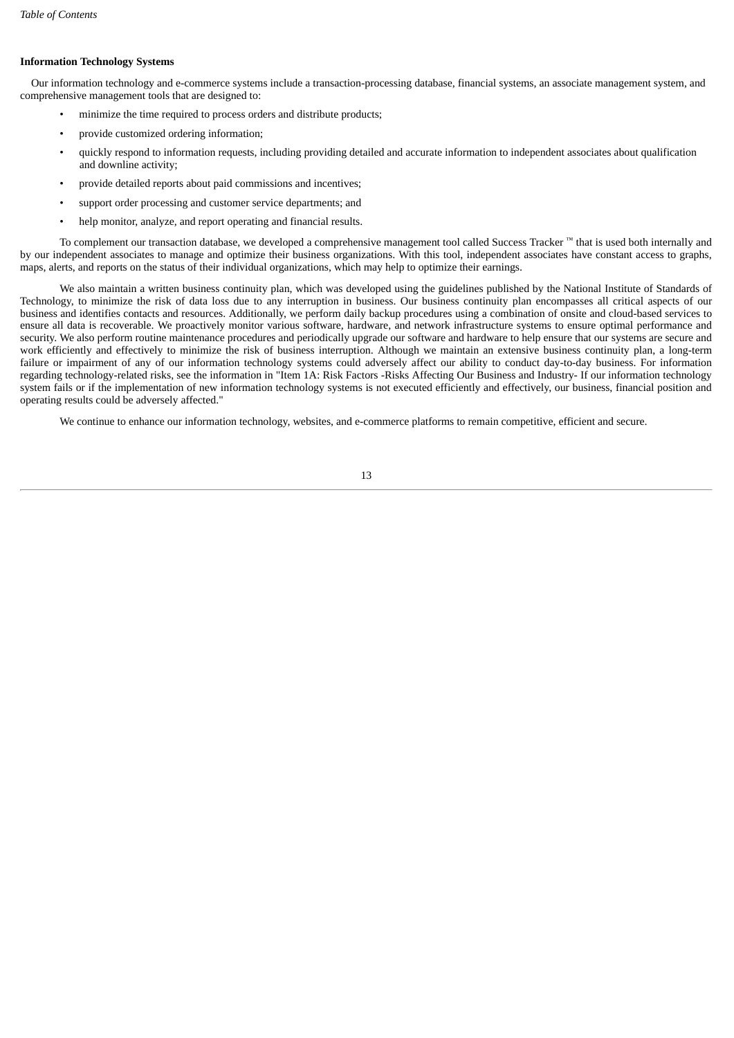**Information Technology Systems**

Our information technology and e-commerce systems include a transaction-processing database, financial systems, an associate management system, and comprehensive management tools that are designed to:

- minimize the time required to process orders and distribute products;
- provide customized ordering information;
- quickly respond to information requests, including providing detailed and accurate information to independent associates about qualification and downline activity;
- provide detailed reports about paid commissions and incentives;
- support order processing and customer service departments; and
- help monitor, analyze, and report operating and financial results.

To complement our transaction database, we developed a comprehensive management tool called Success Tracker ™ that is used both internally and by our independent associates to manage and optimize their business organizations. With this tool, independent associates have constant access to graphs, maps, alerts, and reports on the status of their individual organizations, which may help to optimize their earnings.

We also maintain a written business continuity plan, which was developed using the guidelines published by the National Institute of Standards of Technology, to minimize the risk of data loss due to any interruption in business. Our business continuity plan encompasses all critical aspects of our business and identifies contacts and resources. Additionally, we perform daily backup procedures using a combination of onsite and cloud-based services to ensure all data is recoverable. We proactively monitor various software, hardware, and network infrastructure systems to ensure optimal performance and security. We also perform routine maintenance procedures and periodically upgrade our software and hardware to help ensure that our systems are secure and work efficiently and effectively to minimize the risk of business interruption. Although we maintain an extensive business continuity plan, a long-term failure or impairment of any of our information technology systems could adversely affect our ability to conduct day-to-day business. For information regarding technology-related risks, see the information in "Item 1A: Risk Factors -Risks Affecting Our Business and Industry- If our information technology system fails or if the implementation of new information technology systems is not executed efficiently and effectively, our business, financial position and operating results could be adversely affected."

We continue to enhance our information technology, websites, and e-commerce platforms to remain competitive, efficient and secure.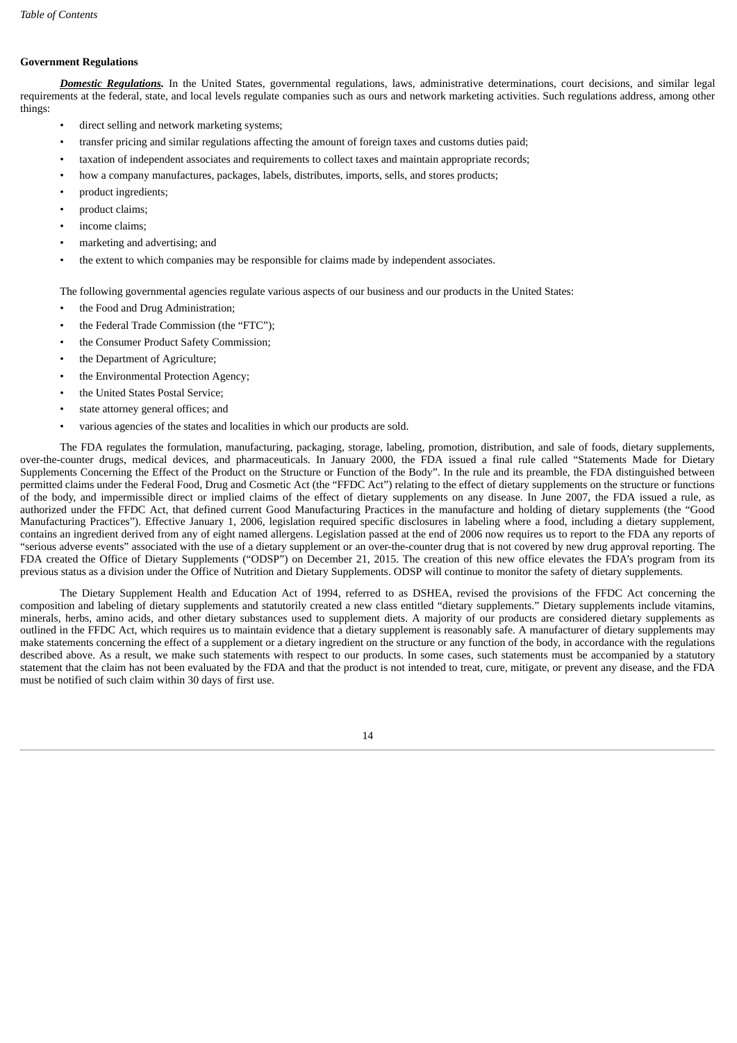**Government Regulations**

***Domestic Regulations.*** In the United States, governmental regulations, laws, administrative determinations, court decisions, and similar legal requirements at the federal, state, and local levels regulate companies such as ours and network marketing activities. Such regulations address, among other things:

- direct selling and network marketing systems;
- transfer pricing and similar regulations affecting the amount of foreign taxes and customs duties paid;
- taxation of independent associates and requirements to collect taxes and maintain appropriate records;
- how a company manufactures, packages, labels, distributes, imports, sells, and stores products;
- product ingredients;
- product claims;
- income claims;
- marketing and advertising; and
- the extent to which companies may be responsible for claims made by independent associates.

The following governmental agencies regulate various aspects of our business and our products in the United States:

- the Food and Drug Administration;
- the Federal Trade Commission (the "FTC");
- the Consumer Product Safety Commission;
- the Department of Agriculture;
- the Environmental Protection Agency;
- the United States Postal Service;
- state attorney general offices; and
- various agencies of the states and localities in which our products are sold.

The FDA regulates the formulation, manufacturing, packaging, storage, labeling, promotion, distribution, and sale of foods, dietary supplements, over-the-counter drugs, medical devices, and pharmaceuticals. In January 2000, the FDA issued a final rule called "Statements Made for Dietary Supplements Concerning the Effect of the Product on the Structure or Function of the Body". In the rule and its preamble, the FDA distinguished between permitted claims under the Federal Food, Drug and Cosmetic Act (the "FFDC Act") relating to the effect of dietary supplements on the structure or functions of the body, and impermissible direct or implied claims of the effect of dietary supplements on any disease. In June 2007, the FDA issued a rule, as authorized under the FFDC Act, that defined current Good Manufacturing Practices in the manufacture and holding of dietary supplements (the "Good Manufacturing Practices"). Effective January 1, 2006, legislation required specific disclosures in labeling where a food, including a dietary supplement, contains an ingredient derived from any of eight named allergens. Legislation passed at the end of 2006 now requires us to report to the FDA any reports of "serious adverse events" associated with the use of a dietary supplement or an over-the-counter drug that is not covered by new drug approval reporting. The FDA created the Office of Dietary Supplements ("ODSP") on December 21, 2015. The creation of this new office elevates the FDA's program from its previous status as a division under the Office of Nutrition and Dietary Supplements. ODSP will continue to monitor the safety of dietary supplements.

The Dietary Supplement Health and Education Act of 1994, referred to as DSHEA, revised the provisions of the FFDC Act concerning the composition and labeling of dietary supplements and statutorily created a new class entitled "dietary supplements." Dietary supplements include vitamins, minerals, herbs, amino acids, and other dietary substances used to supplement diets. A majority of our products are considered dietary supplements as outlined in the FFDC Act, which requires us to maintain evidence that a dietary supplement is reasonably safe. A manufacturer of dietary supplements may make statements concerning the effect of a supplement or a dietary ingredient on the structure or any function of the body, in accordance with the regulations described above. As a result, we make such statements with respect to our products. In some cases, such statements must be accompanied by a statutory statement that the claim has not been evaluated by the FDA and that the product is not intended to treat, cure, mitigate, or prevent any disease, and the FDA must be notified of such claim within 30 days of first use.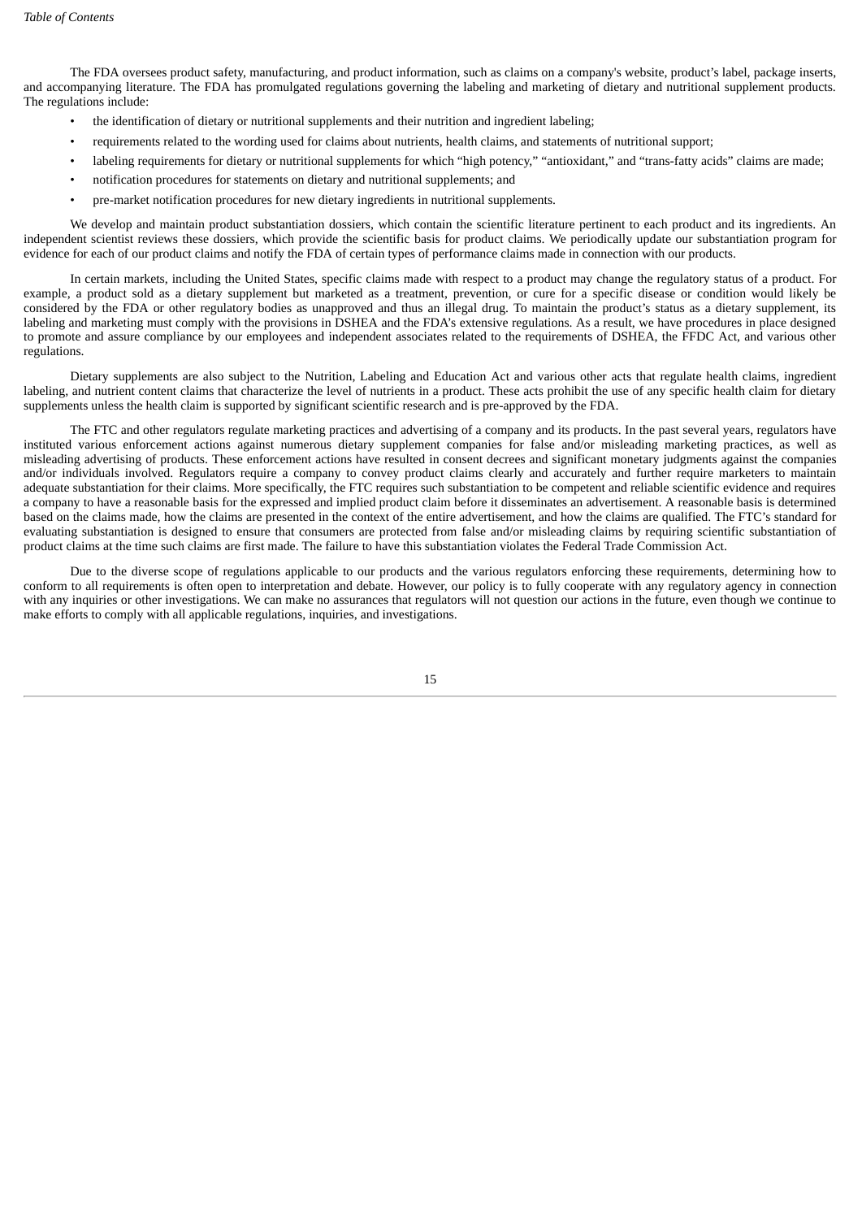The FDA oversees product safety, manufacturing, and product information, such as claims on a company's website, product's label, package inserts, and accompanying literature. The FDA has promulgated regulations governing the labeling and marketing of dietary and nutritional supplement products. The regulations include:

- the identification of dietary or nutritional supplements and their nutrition and ingredient labeling;
- requirements related to the wording used for claims about nutrients, health claims, and statements of nutritional support;
- labeling requirements for dietary or nutritional supplements for which "high potency," "antioxidant," and "trans-fatty acids" claims are made;
- notification procedures for statements on dietary and nutritional supplements; and
- pre-market notification procedures for new dietary ingredients in nutritional supplements.

We develop and maintain product substantiation dossiers, which contain the scientific literature pertinent to each product and its ingredients. An independent scientist reviews these dossiers, which provide the scientific basis for product claims. We periodically update our substantiation program for evidence for each of our product claims and notify the FDA of certain types of performance claims made in connection with our products.

In certain markets, including the United States, specific claims made with respect to a product may change the regulatory status of a product. For example, a product sold as a dietary supplement but marketed as a treatment, prevention, or cure for a specific disease or condition would likely be considered by the FDA or other regulatory bodies as unapproved and thus an illegal drug. To maintain the product's status as a dietary supplement, its labeling and marketing must comply with the provisions in DSHEA and the FDA's extensive regulations. As a result, we have procedures in place designed to promote and assure compliance by our employees and independent associates related to the requirements of DSHEA, the FFDC Act, and various other regulations.

Dietary supplements are also subject to the Nutrition, Labeling and Education Act and various other acts that regulate health claims, ingredient labeling, and nutrient content claims that characterize the level of nutrients in a product. These acts prohibit the use of any specific health claim for dietary supplements unless the health claim is supported by significant scientific research and is pre-approved by the FDA.

The FTC and other regulators regulate marketing practices and advertising of a company and its products. In the past several years, regulators have instituted various enforcement actions against numerous dietary supplement companies for false and/or misleading marketing practices, as well as misleading advertising of products. These enforcement actions have resulted in consent decrees and significant monetary judgments against the companies and/or individuals involved. Regulators require a company to convey product claims clearly and accurately and further require marketers to maintain adequate substantiation for their claims. More specifically, the FTC requires such substantiation to be competent and reliable scientific evidence and requires a company to have a reasonable basis for the expressed and implied product claim before it disseminates an advertisement. A reasonable basis is determined based on the claims made, how the claims are presented in the context of the entire advertisement, and how the claims are qualified. The FTC's standard for evaluating substantiation is designed to ensure that consumers are protected from false and/or misleading claims by requiring scientific substantiation of product claims at the time such claims are first made. The failure to have this substantiation violates the Federal Trade Commission Act.

Due to the diverse scope of regulations applicable to our products and the various regulators enforcing these requirements, determining how to conform to all requirements is often open to interpretation and debate. However, our policy is to fully cooperate with any regulatory agency in connection with any inquiries or other investigations. We can make no assurances that regulators will not question our actions in the future, even though we continue to make efforts to comply with all applicable regulations, inquiries, and investigations.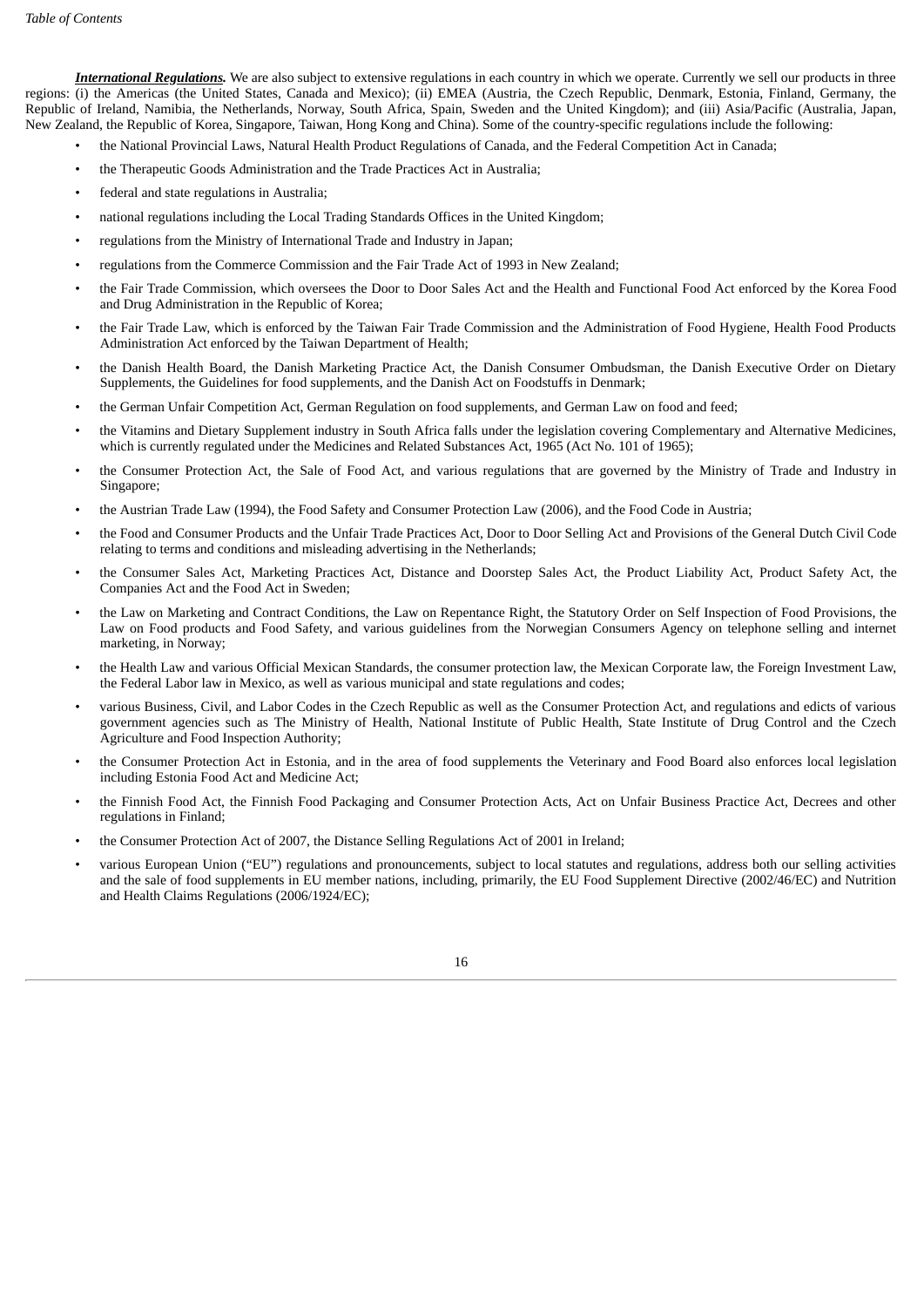***International Regulations.*** We are also subject to extensive regulations in each country in which we operate. Currently we sell our products in three regions: (i) the Americas (the United States, Canada and Mexico); (ii) EMEA (Austria, the Czech Republic, Denmark, Estonia, Finland, Germany, the Republic of Ireland, Namibia, the Netherlands, Norway, South Africa, Spain, Sweden and the United Kingdom); and (iii) Asia/Pacific (Australia, Japan, New Zealand, the Republic of Korea, Singapore, Taiwan, Hong Kong and China). Some of the country-specific regulations include the following:

- the National Provincial Laws, Natural Health Product Regulations of Canada, and the Federal Competition Act in Canada;
- the Therapeutic Goods Administration and the Trade Practices Act in Australia;
- federal and state regulations in Australia;
- national regulations including the Local Trading Standards Offices in the United Kingdom;
- regulations from the Ministry of International Trade and Industry in Japan;
- regulations from the Commerce Commission and the Fair Trade Act of 1993 in New Zealand;
- the Fair Trade Commission, which oversees the Door to Door Sales Act and the Health and Functional Food Act enforced by the Korea Food and Drug Administration in the Republic of Korea;
- the Fair Trade Law, which is enforced by the Taiwan Fair Trade Commission and the Administration of Food Hygiene, Health Food Products Administration Act enforced by the Taiwan Department of Health;
- the Danish Health Board, the Danish Marketing Practice Act, the Danish Consumer Ombudsman, the Danish Executive Order on Dietary Supplements, the Guidelines for food supplements, and the Danish Act on Foodstuffs in Denmark;
- the German Unfair Competition Act, German Regulation on food supplements, and German Law on food and feed;
- the Vitamins and Dietary Supplement industry in South Africa falls under the legislation covering Complementary and Alternative Medicines, which is currently regulated under the Medicines and Related Substances Act, 1965 (Act No. 101 of 1965);
- the Consumer Protection Act, the Sale of Food Act, and various regulations that are governed by the Ministry of Trade and Industry in Singapore;
- the Austrian Trade Law (1994), the Food Safety and Consumer Protection Law (2006), and the Food Code in Austria;
- the Food and Consumer Products and the Unfair Trade Practices Act, Door to Door Selling Act and Provisions of the General Dutch Civil Code relating to terms and conditions and misleading advertising in the Netherlands;
- the Consumer Sales Act, Marketing Practices Act, Distance and Doorstep Sales Act, the Product Liability Act, Product Safety Act, the Companies Act and the Food Act in Sweden;
- the Law on Marketing and Contract Conditions, the Law on Repentance Right, the Statutory Order on Self Inspection of Food Provisions, the Law on Food products and Food Safety, and various guidelines from the Norwegian Consumers Agency on telephone selling and internet marketing, in Norway;
- the Health Law and various Official Mexican Standards, the consumer protection law, the Mexican Corporate law, the Foreign Investment Law, the Federal Labor law in Mexico, as well as various municipal and state regulations and codes;
- various Business, Civil, and Labor Codes in the Czech Republic as well as the Consumer Protection Act, and regulations and edicts of various government agencies such as The Ministry of Health, National Institute of Public Health, State Institute of Drug Control and the Czech Agriculture and Food Inspection Authority;
- the Consumer Protection Act in Estonia, and in the area of food supplements the Veterinary and Food Board also enforces local legislation including Estonia Food Act and Medicine Act;
- the Finnish Food Act, the Finnish Food Packaging and Consumer Protection Acts, Act on Unfair Business Practice Act, Decrees and other regulations in Finland;
- the Consumer Protection Act of 2007, the Distance Selling Regulations Act of 2001 in Ireland;
- various European Union ("EU") regulations and pronouncements, subject to local statutes and regulations, address both our selling activities and the sale of food supplements in EU member nations, including, primarily, the EU Food Supplement Directive (2002/46/EC) and Nutrition and Health Claims Regulations (2006/1924/EC);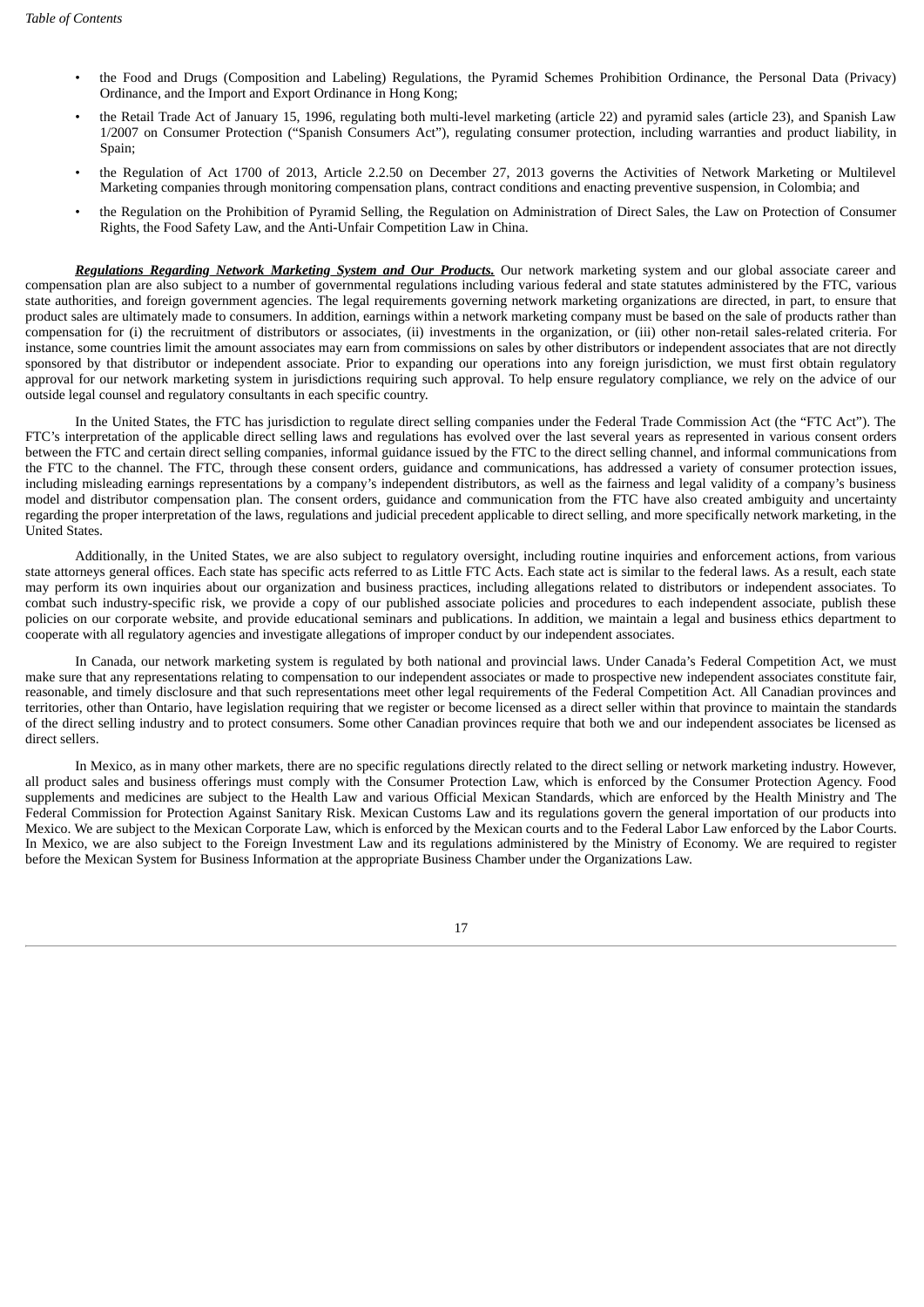- the Food and Drugs (Composition and Labeling) Regulations, the Pyramid Schemes Prohibition Ordinance, the Personal Data (Privacy) Ordinance, and the Import and Export Ordinance in Hong Kong;
- the Retail Trade Act of January 15, 1996, regulating both multi-level marketing (article 22) and pyramid sales (article 23), and Spanish Law 1/2007 on Consumer Protection ("Spanish Consumers Act"), regulating consumer protection, including warranties and product liability, in Spain;
- the Regulation of Act 1700 of 2013, Article 2.2.50 on December 27, 2013 governs the Activities of Network Marketing or Multilevel Marketing companies through monitoring compensation plans, contract conditions and enacting preventive suspension, in Colombia; and
- the Regulation on the Prohibition of Pyramid Selling, the Regulation on Administration of Direct Sales, the Law on Protection of Consumer Rights, the Food Safety Law, and the Anti-Unfair Competition Law in China.

***Regulations Regarding Network Marketing System and Our Products.*** Our network marketing system and our global associate career and compensation plan are also subject to a number of governmental regulations including various federal and state statutes administered by the FTC, various state authorities, and foreign government agencies. The legal requirements governing network marketing organizations are directed, in part, to ensure that product sales are ultimately made to consumers. In addition, earnings within a network marketing company must be based on the sale of products rather than compensation for (i) the recruitment of distributors or associates, (ii) investments in the organization, or (iii) other non-retail sales-related criteria. For instance, some countries limit the amount associates may earn from commissions on sales by other distributors or independent associates that are not directly sponsored by that distributor or independent associate. Prior to expanding our operations into any foreign jurisdiction, we must first obtain regulatory approval for our network marketing system in jurisdictions requiring such approval. To help ensure regulatory compliance, we rely on the advice of our outside legal counsel and regulatory consultants in each specific country.

In the United States, the FTC has jurisdiction to regulate direct selling companies under the Federal Trade Commission Act (the "FTC Act"). The FTC's interpretation of the applicable direct selling laws and regulations has evolved over the last several years as represented in various consent orders between the FTC and certain direct selling companies, informal guidance issued by the FTC to the direct selling channel, and informal communications from the FTC to the channel. The FTC, through these consent orders, guidance and communications, has addressed a variety of consumer protection issues, including misleading earnings representations by a company's independent distributors, as well as the fairness and legal validity of a company's business model and distributor compensation plan. The consent orders, guidance and communication from the FTC have also created ambiguity and uncertainty regarding the proper interpretation of the laws, regulations and judicial precedent applicable to direct selling, and more specifically network marketing, in the United States.

Additionally, in the United States, we are also subject to regulatory oversight, including routine inquiries and enforcement actions, from various state attorneys general offices. Each state has specific acts referred to as Little FTC Acts. Each state act is similar to the federal laws. As a result, each state may perform its own inquiries about our organization and business practices, including allegations related to distributors or independent associates. To combat such industry-specific risk, we provide a copy of our published associate policies and procedures to each independent associate, publish these policies on our corporate website, and provide educational seminars and publications. In addition, we maintain a legal and business ethics department to cooperate with all regulatory agencies and investigate allegations of improper conduct by our independent associates.

In Canada, our network marketing system is regulated by both national and provincial laws. Under Canada's Federal Competition Act, we must make sure that any representations relating to compensation to our independent associates or made to prospective new independent associates constitute fair, reasonable, and timely disclosure and that such representations meet other legal requirements of the Federal Competition Act. All Canadian provinces and territories, other than Ontario, have legislation requiring that we register or become licensed as a direct seller within that province to maintain the standards of the direct selling industry and to protect consumers. Some other Canadian provinces require that both we and our independent associates be licensed as direct sellers.

In Mexico, as in many other markets, there are no specific regulations directly related to the direct selling or network marketing industry. However, all product sales and business offerings must comply with the Consumer Protection Law, which is enforced by the Consumer Protection Agency. Food supplements and medicines are subject to the Health Law and various Official Mexican Standards, which are enforced by the Health Ministry and The Federal Commission for Protection Against Sanitary Risk. Mexican Customs Law and its regulations govern the general importation of our products into Mexico. We are subject to the Mexican Corporate Law, which is enforced by the Mexican courts and to the Federal Labor Law enforced by the Labor Courts. In Mexico, we are also subject to the Foreign Investment Law and its regulations administered by the Ministry of Economy. We are required to register before the Mexican System for Business Information at the appropriate Business Chamber under the Organizations Law.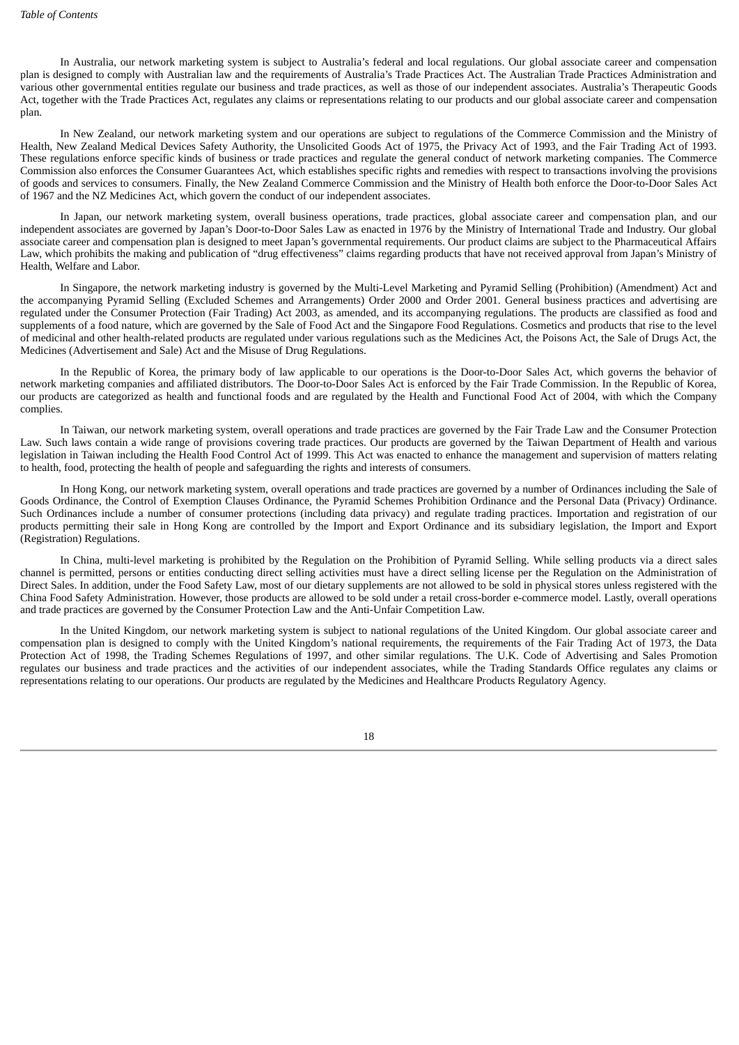In Australia, our network marketing system is subject to Australia's federal and local regulations. Our global associate career and compensation plan is designed to comply with Australian law and the requirements of Australia's Trade Practices Act. The Australian Trade Practices Administration and various other governmental entities regulate our business and trade practices, as well as those of our independent associates. Australia's Therapeutic Goods Act, together with the Trade Practices Act, regulates any claims or representations relating to our products and our global associate career and compensation plan.

In New Zealand, our network marketing system and our operations are subject to regulations of the Commerce Commission and the Ministry of Health, New Zealand Medical Devices Safety Authority, the Unsolicited Goods Act of 1975, the Privacy Act of 1993, and the Fair Trading Act of 1993. These regulations enforce specific kinds of business or trade practices and regulate the general conduct of network marketing companies. The Commerce Commission also enforces the Consumer Guarantees Act, which establishes specific rights and remedies with respect to transactions involving the provisions of goods and services to consumers. Finally, the New Zealand Commerce Commission and the Ministry of Health both enforce the Door-to-Door Sales Act of 1967 and the NZ Medicines Act, which govern the conduct of our independent associates.

In Japan, our network marketing system, overall business operations, trade practices, global associate career and compensation plan, and our independent associates are governed by Japan's Door-to-Door Sales Law as enacted in 1976 by the Ministry of International Trade and Industry. Our global associate career and compensation plan is designed to meet Japan's governmental requirements. Our product claims are subject to the Pharmaceutical Affairs Law, which prohibits the making and publication of "drug effectiveness" claims regarding products that have not received approval from Japan's Ministry of Health, Welfare and Labor.

In Singapore, the network marketing industry is governed by the Multi-Level Marketing and Pyramid Selling (Prohibition) (Amendment) Act and the accompanying Pyramid Selling (Excluded Schemes and Arrangements) Order 2000 and Order 2001. General business practices and advertising are regulated under the Consumer Protection (Fair Trading) Act 2003, as amended, and its accompanying regulations. The products are classified as food and supplements of a food nature, which are governed by the Sale of Food Act and the Singapore Food Regulations. Cosmetics and products that rise to the level of medicinal and other health-related products are regulated under various regulations such as the Medicines Act, the Poisons Act, the Sale of Drugs Act, the Medicines (Advertisement and Sale) Act and the Misuse of Drug Regulations.

In the Republic of Korea, the primary body of law applicable to our operations is the Door-to-Door Sales Act, which governs the behavior of network marketing companies and affiliated distributors. The Door-to-Door Sales Act is enforced by the Fair Trade Commission. In the Republic of Korea, our products are categorized as health and functional foods and are regulated by the Health and Functional Food Act of 2004, with which the Company complies.

In Taiwan, our network marketing system, overall operations and trade practices are governed by the Fair Trade Law and the Consumer Protection Law. Such laws contain a wide range of provisions covering trade practices. Our products are governed by the Taiwan Department of Health and various legislation in Taiwan including the Health Food Control Act of 1999. This Act was enacted to enhance the management and supervision of matters relating to health, food, protecting the health of people and safeguarding the rights and interests of consumers.

In Hong Kong, our network marketing system, overall operations and trade practices are governed by a number of Ordinances including the Sale of Goods Ordinance, the Control of Exemption Clauses Ordinance, the Pyramid Schemes Prohibition Ordinance and the Personal Data (Privacy) Ordinance. Such Ordinances include a number of consumer protections (including data privacy) and regulate trading practices. Importation and registration of our products permitting their sale in Hong Kong are controlled by the Import and Export Ordinance and its subsidiary legislation, the Import and Export (Registration) Regulations.

In China, multi-level marketing is prohibited by the Regulation on the Prohibition of Pyramid Selling. While selling products via a direct sales channel is permitted, persons or entities conducting direct selling activities must have a direct selling license per the Regulation on the Administration of Direct Sales. In addition, under the Food Safety Law, most of our dietary supplements are not allowed to be sold in physical stores unless registered with the China Food Safety Administration. However, those products are allowed to be sold under a retail cross-border e-commerce model. Lastly, overall operations and trade practices are governed by the Consumer Protection Law and the Anti-Unfair Competition Law.

In the United Kingdom, our network marketing system is subject to national regulations of the United Kingdom. Our global associate career and compensation plan is designed to comply with the United Kingdom's national requirements, the requirements of the Fair Trading Act of 1973, the Data Protection Act of 1998, the Trading Schemes Regulations of 1997, and other similar regulations. The U.K. Code of Advertising and Sales Promotion regulates our business and trade practices and the activities of our independent associates, while the Trading Standards Office regulates any claims or representations relating to our operations. Our products are regulated by the Medicines and Healthcare Products Regulatory Agency.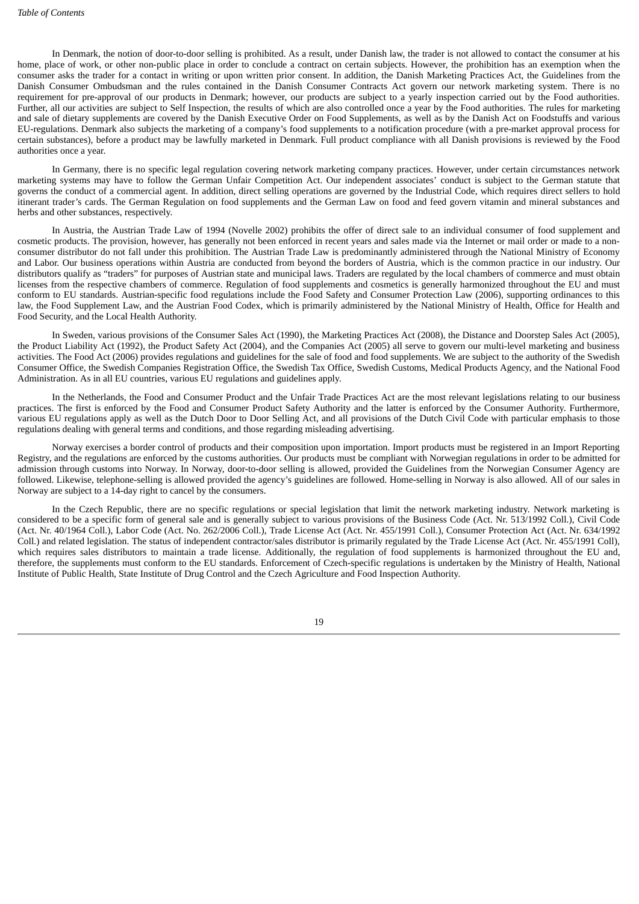In Denmark, the notion of door-to-door selling is prohibited. As a result, under Danish law, the trader is not allowed to contact the consumer at his home, place of work, or other non-public place in order to conclude a contract on certain subjects. However, the prohibition has an exemption when the consumer asks the trader for a contact in writing or upon written prior consent. In addition, the Danish Marketing Practices Act, the Guidelines from the Danish Consumer Ombudsman and the rules contained in the Danish Consumer Contracts Act govern our network marketing system. There is no requirement for pre-approval of our products in Denmark; however, our products are subject to a yearly inspection carried out by the Food authorities. Further, all our activities are subject to Self Inspection, the results of which are also controlled once a year by the Food authorities. The rules for marketing and sale of dietary supplements are covered by the Danish Executive Order on Food Supplements, as well as by the Danish Act on Foodstuffs and various EU-regulations. Denmark also subjects the marketing of a company's food supplements to a notification procedure (with a pre-market approval process for certain substances), before a product may be lawfully marketed in Denmark. Full product compliance with all Danish provisions is reviewed by the Food authorities once a year.

In Germany, there is no specific legal regulation covering network marketing company practices. However, under certain circumstances network marketing systems may have to follow the German Unfair Competition Act. Our independent associates' conduct is subject to the German statute that governs the conduct of a commercial agent. In addition, direct selling operations are governed by the Industrial Code, which requires direct sellers to hold itinerant trader's cards. The German Regulation on food supplements and the German Law on food and feed govern vitamin and mineral substances and herbs and other substances, respectively.

In Austria, the Austrian Trade Law of 1994 (Novelle 2002) prohibits the offer of direct sale to an individual consumer of food supplement and cosmetic products. The provision, however, has generally not been enforced in recent years and sales made via the Internet or mail order or made to a non-consumer distributor do not fall under this prohibition. The Austrian Trade Law is predominantly administered through the National Ministry of Economy and Labor. Our business operations within Austria are conducted from beyond the borders of Austria, which is the common practice in our industry. Our distributors qualify as "traders" for purposes of Austrian state and municipal laws. Traders are regulated by the local chambers of commerce and must obtain licenses from the respective chambers of commerce. Regulation of food supplements and cosmetics is generally harmonized throughout the EU and must conform to EU standards. Austrian-specific food regulations include the Food Safety and Consumer Protection Law (2006), supporting ordinances to this law, the Food Supplement Law, and the Austrian Food Codex, which is primarily administered by the National Ministry of Health, Office for Health and Food Security, and the Local Health Authority.

In Sweden, various provisions of the Consumer Sales Act (1990), the Marketing Practices Act (2008), the Distance and Doorstep Sales Act (2005), the Product Liability Act (1992), the Product Safety Act (2004), and the Companies Act (2005) all serve to govern our multi-level marketing and business activities. The Food Act (2006) provides regulations and guidelines for the sale of food and food supplements. We are subject to the authority of the Swedish Consumer Office, the Swedish Companies Registration Office, the Swedish Tax Office, Swedish Customs, Medical Products Agency, and the National Food Administration. As in all EU countries, various EU regulations and guidelines apply.

In the Netherlands, the Food and Consumer Product and the Unfair Trade Practices Act are the most relevant legislations relating to our business practices. The first is enforced by the Food and Consumer Product Safety Authority and the latter is enforced by the Consumer Authority. Furthermore, various EU regulations apply as well as the Dutch Door to Door Selling Act, and all provisions of the Dutch Civil Code with particular emphasis to those regulations dealing with general terms and conditions, and those regarding misleading advertising.

Norway exercises a border control of products and their composition upon importation. Import products must be registered in an Import Reporting Registry, and the regulations are enforced by the customs authorities. Our products must be compliant with Norwegian regulations in order to be admitted for admission through customs into Norway. In Norway, door-to-door selling is allowed, provided the Guidelines from the Norwegian Consumer Agency are followed. Likewise, telephone-selling is allowed provided the agency's guidelines are followed. Home-selling in Norway is also allowed. All of our sales in Norway are subject to a 14-day right to cancel by the consumers.

In the Czech Republic, there are no specific regulations or special legislation that limit the network marketing industry. Network marketing is considered to be a specific form of general sale and is generally subject to various provisions of the Business Code (Act. Nr. 513/1992 Coll.), Civil Code (Act. Nr. 40/1964 Coll.), Labor Code (Act. No. 262/2006 Coll.), Trade License Act (Act. Nr. 455/1991 Coll.), Consumer Protection Act (Act. Nr. 634/1992 Coll.) and related legislation. The status of independent contractor/sales distributor is primarily regulated by the Trade License Act (Act. Nr. 455/1991 Coll), which requires sales distributors to maintain a trade license. Additionally, the regulation of food supplements is harmonized throughout the EU and, therefore, the supplements must conform to the EU standards. Enforcement of Czech-specific regulations is undertaken by the Ministry of Health, National Institute of Public Health, State Institute of Drug Control and the Czech Agriculture and Food Inspection Authority.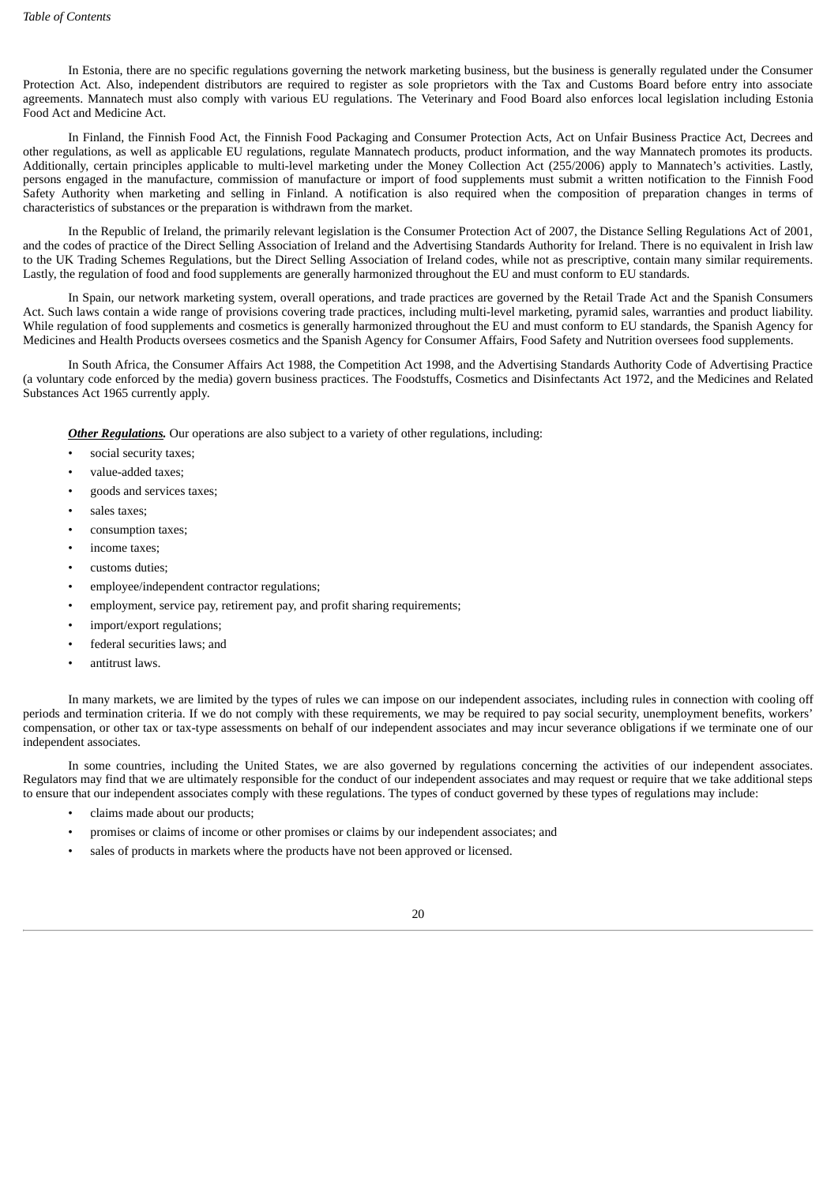In Estonia, there are no specific regulations governing the network marketing business, but the business is generally regulated under the Consumer Protection Act. Also, independent distributors are required to register as sole proprietors with the Tax and Customs Board before entry into associate agreements. Mannatech must also comply with various EU regulations. The Veterinary and Food Board also enforces local legislation including Estonia Food Act and Medicine Act.

In Finland, the Finnish Food Act, the Finnish Food Packaging and Consumer Protection Acts, Act on Unfair Business Practice Act, Decrees and other regulations, as well as applicable EU regulations, regulate Mannatech products, product information, and the way Mannatech promotes its products. Additionally, certain principles applicable to multi-level marketing under the Money Collection Act (255/2006) apply to Mannatech's activities. Lastly, persons engaged in the manufacture, commission of manufacture or import of food supplements must submit a written notification to the Finnish Food Safety Authority when marketing and selling in Finland. A notification is also required when the composition of preparation changes in terms of characteristics of substances or the preparation is withdrawn from the market.

In the Republic of Ireland, the primarily relevant legislation is the Consumer Protection Act of 2007, the Distance Selling Regulations Act of 2001, and the codes of practice of the Direct Selling Association of Ireland and the Advertising Standards Authority for Ireland. There is no equivalent in Irish law to the UK Trading Schemes Regulations, but the Direct Selling Association of Ireland codes, while not as prescriptive, contain many similar requirements. Lastly, the regulation of food and food supplements are generally harmonized throughout the EU and must conform to EU standards.

In Spain, our network marketing system, overall operations, and trade practices are governed by the Retail Trade Act and the Spanish Consumers Act. Such laws contain a wide range of provisions covering trade practices, including multi-level marketing, pyramid sales, warranties and product liability. While regulation of food supplements and cosmetics is generally harmonized throughout the EU and must conform to EU standards, the Spanish Agency for Medicines and Health Products oversees cosmetics and the Spanish Agency for Consumer Affairs, Food Safety and Nutrition oversees food supplements.

In South Africa, the Consumer Affairs Act 1988, the Competition Act 1998, and the Advertising Standards Authority Code of Advertising Practice (a voluntary code enforced by the media) govern business practices. The Foodstuffs, Cosmetics and Disinfectants Act 1972, and the Medicines and Related Substances Act 1965 currently apply.

***Other Regulations.*** Our operations are also subject to a variety of other regulations, including:

- social security taxes;
- value-added taxes;
- goods and services taxes;
- sales taxes;
- consumption taxes;
- income taxes;
- customs duties;
- employee/independent contractor regulations;
- employment, service pay, retirement pay, and profit sharing requirements;
- import/export regulations;
- federal securities laws; and
- antitrust laws.

In many markets, we are limited by the types of rules we can impose on our independent associates, including rules in connection with cooling off periods and termination criteria. If we do not comply with these requirements, we may be required to pay social security, unemployment benefits, workers' compensation, or other tax or tax-type assessments on behalf of our independent associates and may incur severance obligations if we terminate one of our independent associates.

In some countries, including the United States, we are also governed by regulations concerning the activities of our independent associates. Regulators may find that we are ultimately responsible for the conduct of our independent associates and may request or require that we take additional steps to ensure that our independent associates comply with these regulations. The types of conduct governed by these types of regulations may include:

- claims made about our products;
- promises or claims of income or other promises or claims by our independent associates; and
- sales of products in markets where the products have not been approved or licensed.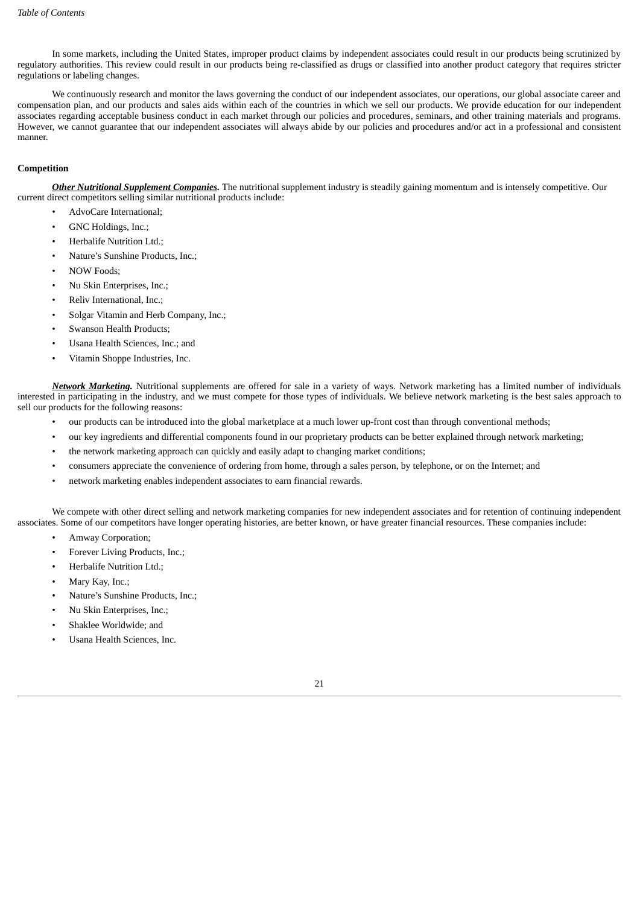In some markets, including the United States, improper product claims by independent associates could result in our products being scrutinized by regulatory authorities. This review could result in our products being re-classified as drugs or classified into another product category that requires stricter regulations or labeling changes.

We continuously research and monitor the laws governing the conduct of our independent associates, our operations, our global associate career and compensation plan, and our products and sales aids within each of the countries in which we sell our products. We provide education for our independent associates regarding acceptable business conduct in each market through our policies and procedures, seminars, and other training materials and programs. However, we cannot guarantee that our independent associates will always abide by our policies and procedures and/or act in a professional and consistent manner.

**Competition**

***Other Nutritional Supplement Companies.*** The nutritional supplement industry is steadily gaining momentum and is intensely competitive. Our current direct competitors selling similar nutritional products include:

- AdvoCare International;
- GNC Holdings, Inc.;
- Herbalife Nutrition Ltd.;
- Nature's Sunshine Products, Inc.;
- NOW Foods;
- Nu Skin Enterprises, Inc.;
- Reliv International, Inc.;
- Solgar Vitamin and Herb Company, Inc.;
- Swanson Health Products;
- Usana Health Sciences, Inc.; and
- Vitamin Shoppe Industries, Inc.

***Network Marketing.*** Nutritional supplements are offered for sale in a variety of ways. Network marketing has a limited number of individuals interested in participating in the industry, and we must compete for those types of individuals. We believe network marketing is the best sales approach to sell our products for the following reasons:

- our products can be introduced into the global marketplace at a much lower up-front cost than through conventional methods;
- our key ingredients and differential components found in our proprietary products can be better explained through network marketing;
- the network marketing approach can quickly and easily adapt to changing market conditions;
- consumers appreciate the convenience of ordering from home, through a sales person, by telephone, or on the Internet; and
- network marketing enables independent associates to earn financial rewards.

We compete with other direct selling and network marketing companies for new independent associates and for retention of continuing independent associates. Some of our competitors have longer operating histories, are better known, or have greater financial resources. These companies include:

- Amway Corporation;
- Forever Living Products, Inc.;
- Herbalife Nutrition Ltd.;
- Mary Kay, Inc.;
- Nature's Sunshine Products, Inc.;
- Nu Skin Enterprises, Inc.;
- Shaklee Worldwide; and
- Usana Health Sciences, Inc.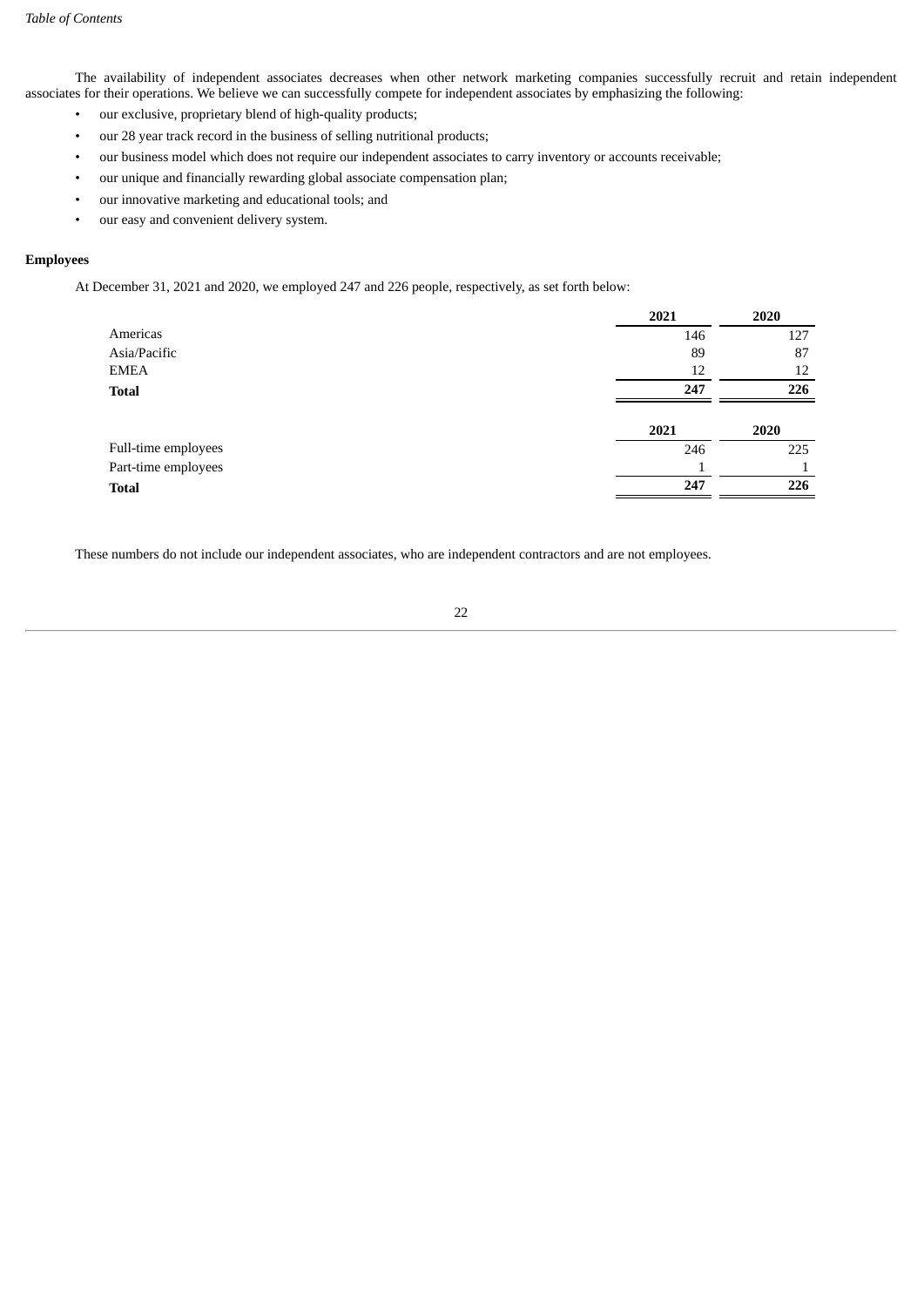The availability of independent associates decreases when other network marketing companies successfully recruit and retain independent associates for their operations. We believe we can successfully compete for independent associates by emphasizing the following:

- our exclusive, proprietary blend of high-quality products;
- our 28 year track record in the business of selling nutritional products;
- our business model which does not require our independent associates to carry inventory or accounts receivable;
- our unique and financially rewarding global associate compensation plan;
- our innovative marketing and educational tools; and
- our easy and convenient delivery system.

**Employees**

At December 31, 2021 and 2020, we employed 247 and 226 people, respectively, as set forth below:

| | 2021 | 2020 |
|---|---|---|
| Americas | 146 | 127 |
| Asia/Pacific | 89 | 87 |
| EMEA | 12 | 12 |
| **Total** | **247** | **226** |

| | 2021 | 2020 |
|---|---|---|
| Full-time employees | 246 | 225 |
| Part-time employees | 1 | 1 |
| **Total** | **247** | **226** |

These numbers do not include our independent associates, who are independent contractors and are not employees.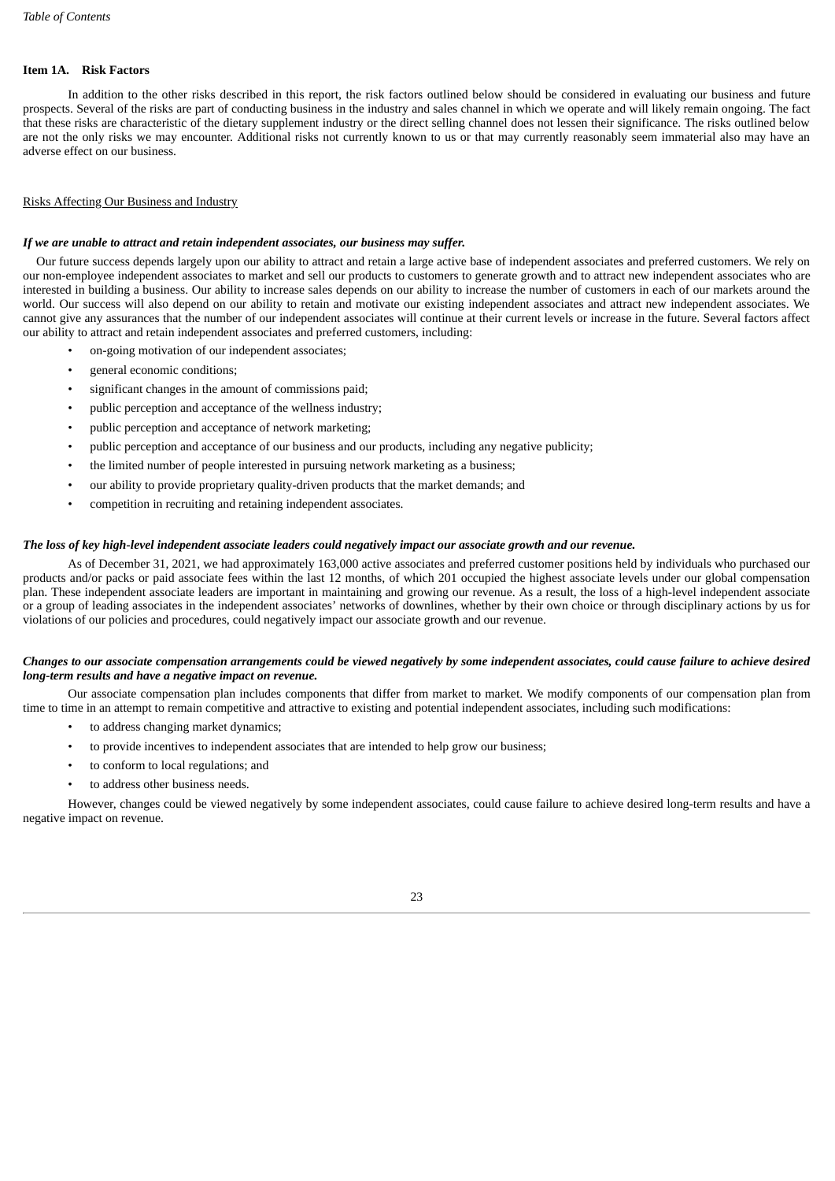## Item 1A. Risk Factors

In addition to the other risks described in this report, the risk factors outlined below should be considered in evaluating our business and future prospects. Several of the risks are part of conducting business in the industry and sales channel in which we operate and will likely remain ongoing. The fact that these risks are characteristic of the dietary supplement industry or the direct selling channel does not lessen their significance. The risks outlined below are not the only risks we may encounter. Additional risks not currently known to us or that may currently reasonably seem immaterial also may have an adverse effect on our business.

### Risks Affecting Our Business and Industry

***If we are unable to attract and retain independent associates, our business may suffer.***

Our future success depends largely upon our ability to attract and retain a large active base of independent associates and preferred customers. We rely on our non-employee independent associates to market and sell our products to customers to generate growth and to attract new independent associates who are interested in building a business. Our ability to increase sales depends on our ability to increase the number of customers in each of our markets around the world. Our success will also depend on our ability to retain and motivate our existing independent associates and attract new independent associates. We cannot give any assurances that the number of our independent associates will continue at their current levels or increase in the future. Several factors affect our ability to attract and retain independent associates and preferred customers, including:

- on-going motivation of our independent associates;
- general economic conditions;
- significant changes in the amount of commissions paid;
- public perception and acceptance of the wellness industry;
- public perception and acceptance of network marketing;
- public perception and acceptance of our business and our products, including any negative publicity;
- the limited number of people interested in pursuing network marketing as a business;
- our ability to provide proprietary quality-driven products that the market demands; and
- competition in recruiting and retaining independent associates.

***The loss of key high-level independent associate leaders could negatively impact our associate growth and our revenue.***

As of December 31, 2021, we had approximately 163,000 active associates and preferred customer positions held by individuals who purchased our products and/or packs or paid associate fees within the last 12 months, of which 201 occupied the highest associate levels under our global compensation plan. These independent associate leaders are important in maintaining and growing our revenue. As a result, the loss of a high-level independent associate or a group of leading associates in the independent associates' networks of downlines, whether by their own choice or through disciplinary actions by us for violations of our policies and procedures, could negatively impact our associate growth and our revenue.

***Changes to our associate compensation arrangements could be viewed negatively by some independent associates, could cause failure to achieve desired long-term results and have a negative impact on revenue.***

Our associate compensation plan includes components that differ from market to market. We modify components of our compensation plan from time to time in an attempt to remain competitive and attractive to existing and potential independent associates, including such modifications:

- to address changing market dynamics;
- to provide incentives to independent associates that are intended to help grow our business;
- to conform to local regulations; and
- to address other business needs.

However, changes could be viewed negatively by some independent associates, could cause failure to achieve desired long-term results and have a negative impact on revenue.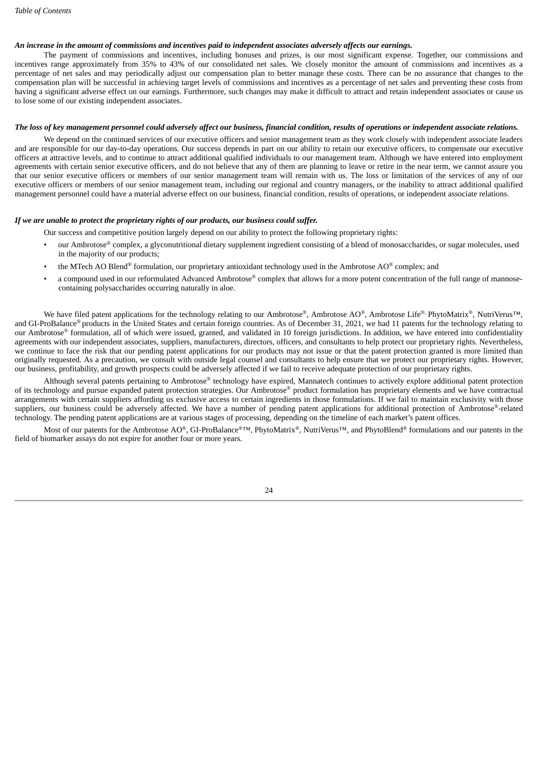***An increase in the amount of commissions and incentives paid to independent associates adversely affects our earnings.***

The payment of commissions and incentives, including bonuses and prizes, is our most significant expense. Together, our commissions and incentives range approximately from 35% to 43% of our consolidated net sales. We closely monitor the amount of commissions and incentives as a percentage of net sales and may periodically adjust our compensation plan to better manage these costs. There can be no assurance that changes to the compensation plan will be successful in achieving target levels of commissions and incentives as a percentage of net sales and preventing these costs from having a significant adverse effect on our earnings. Furthermore, such changes may make it difficult to attract and retain independent associates or cause us to lose some of our existing independent associates.

***The loss of key management personnel could adversely affect our business, financial condition, results of operations or independent associate relations.***

We depend on the continued services of our executive officers and senior management team as they work closely with independent associate leaders and are responsible for our day-to-day operations. Our success depends in part on our ability to retain our executive officers, to compensate our executive officers at attractive levels, and to continue to attract additional qualified individuals to our management team. Although we have entered into employment agreements with certain senior executive officers, and do not believe that any of them are planning to leave or retire in the near term, we cannot assure you that our senior executive officers or members of our senior management team will remain with us. The loss or limitation of the services of any of our executive officers or members of our senior management team, including our regional and country managers, or the inability to attract additional qualified management personnel could have a material adverse effect on our business, financial condition, results of operations, or independent associate relations.

***If we are unable to protect the proprietary rights of our products, our business could suffer.***

Our success and competitive position largely depend on our ability to protect the following proprietary rights:

- our Ambrotose® complex, a glyconutritional dietary supplement ingredient consisting of a blend of monosaccharides, or sugar molecules, used in the majority of our products;
- the MTech AO Blend® formulation, our proprietary antioxidant technology used in the Ambrotose AO® complex; and
- a compound used in our reformulated Advanced Ambrotose® complex that allows for a more potent concentration of the full range of mannose-containing polysaccharides occurring naturally in aloe.

We have filed patent applications for the technology relating to our Ambrotose®, Ambrotose AO®, Ambrotose Life®, PhytoMatrix®, NutriVerus™, and GI-ProBalance® products in the United States and certain foreign countries. As of December 31, 2021, we had 11 patents for the technology relating to our Ambrotose® formulation, all of which were issued, granted, and validated in 10 foreign jurisdictions. In addition, we have entered into confidentiality agreements with our independent associates, suppliers, manufacturers, directors, officers, and consultants to help protect our proprietary rights. Nevertheless, we continue to face the risk that our pending patent applications for our products may not issue or that the patent protection granted is more limited than originally requested. As a precaution, we consult with outside legal counsel and consultants to help ensure that we protect our proprietary rights. However, our business, profitability, and growth prospects could be adversely affected if we fail to receive adequate protection of our proprietary rights.

Although several patents pertaining to Ambrotose® technology have expired, Mannatech continues to actively explore additional patent protection of its technology and pursue expanded patent protection strategies. Our Ambrotose® product formulation has proprietary elements and we have contractual arrangements with certain suppliers affording us exclusive access to certain ingredients in those formulations. If we fail to maintain exclusivity with those suppliers, our business could be adversely affected. We have a number of pending patent applications for additional protection of Ambrotose®-related technology. The pending patent applications are at various stages of processing, depending on the timeline of each market's patent offices.

Most of our patents for the Ambrotose AO®, GI-ProBalance®™, PhytoMatrix®, NutriVerus™, and PhytoBlend® formulations and our patents in the field of biomarker assays do not expire for another four or more years.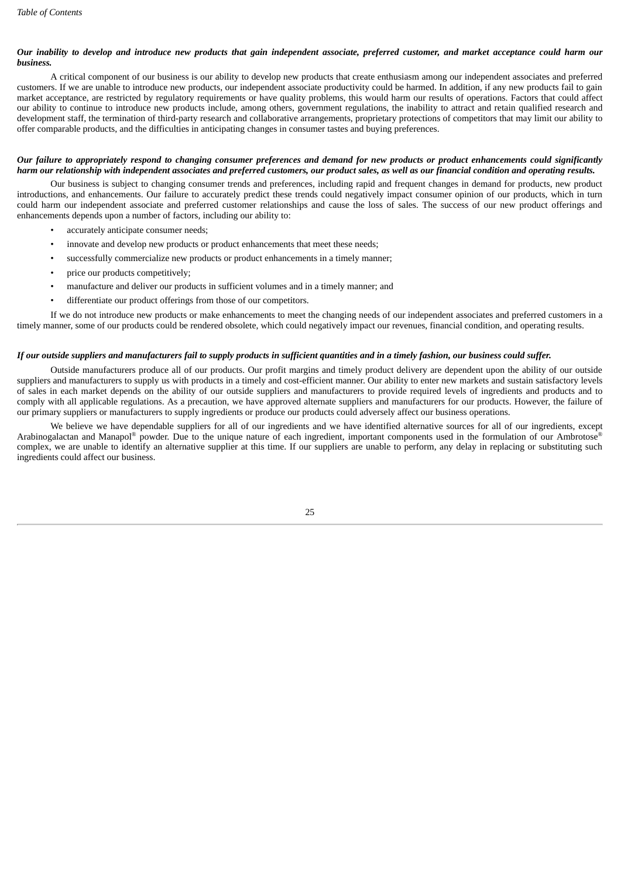***Our inability to develop and introduce new products that gain independent associate, preferred customer, and market acceptance could harm our business.***

A critical component of our business is our ability to develop new products that create enthusiasm among our independent associates and preferred customers. If we are unable to introduce new products, our independent associate productivity could be harmed. In addition, if any new products fail to gain market acceptance, are restricted by regulatory requirements or have quality problems, this would harm our results of operations. Factors that could affect our ability to continue to introduce new products include, among others, government regulations, the inability to attract and retain qualified research and development staff, the termination of third-party research and collaborative arrangements, proprietary protections of competitors that may limit our ability to offer comparable products, and the difficulties in anticipating changes in consumer tastes and buying preferences.

***Our failure to appropriately respond to changing consumer preferences and demand for new products or product enhancements could significantly harm our relationship with independent associates and preferred customers, our product sales, as well as our financial condition and operating results.***

Our business is subject to changing consumer trends and preferences, including rapid and frequent changes in demand for products, new product introductions, and enhancements. Our failure to accurately predict these trends could negatively impact consumer opinion of our products, which in turn could harm our independent associate and preferred customer relationships and cause the loss of sales. The success of our new product offerings and enhancements depends upon a number of factors, including our ability to:

- accurately anticipate consumer needs;
- innovate and develop new products or product enhancements that meet these needs;
- successfully commercialize new products or product enhancements in a timely manner;
- price our products competitively;
- manufacture and deliver our products in sufficient volumes and in a timely manner; and
- differentiate our product offerings from those of our competitors.

If we do not introduce new products or make enhancements to meet the changing needs of our independent associates and preferred customers in a timely manner, some of our products could be rendered obsolete, which could negatively impact our revenues, financial condition, and operating results.

***If our outside suppliers and manufacturers fail to supply products in sufficient quantities and in a timely fashion, our business could suffer.***

Outside manufacturers produce all of our products. Our profit margins and timely product delivery are dependent upon the ability of our outside suppliers and manufacturers to supply us with products in a timely and cost-efficient manner. Our ability to enter new markets and sustain satisfactory levels of sales in each market depends on the ability of our outside suppliers and manufacturers to provide required levels of ingredients and products and to comply with all applicable regulations. As a precaution, we have approved alternate suppliers and manufacturers for our products. However, the failure of our primary suppliers or manufacturers to supply ingredients or produce our products could adversely affect our business operations.

We believe we have dependable suppliers for all of our ingredients and we have identified alternative sources for all of our ingredients, except Arabinogalactan and Manapol® powder. Due to the unique nature of each ingredient, important components used in the formulation of our Ambrotose® complex, we are unable to identify an alternative supplier at this time. If our suppliers are unable to perform, any delay in replacing or substituting such ingredients could affect our business.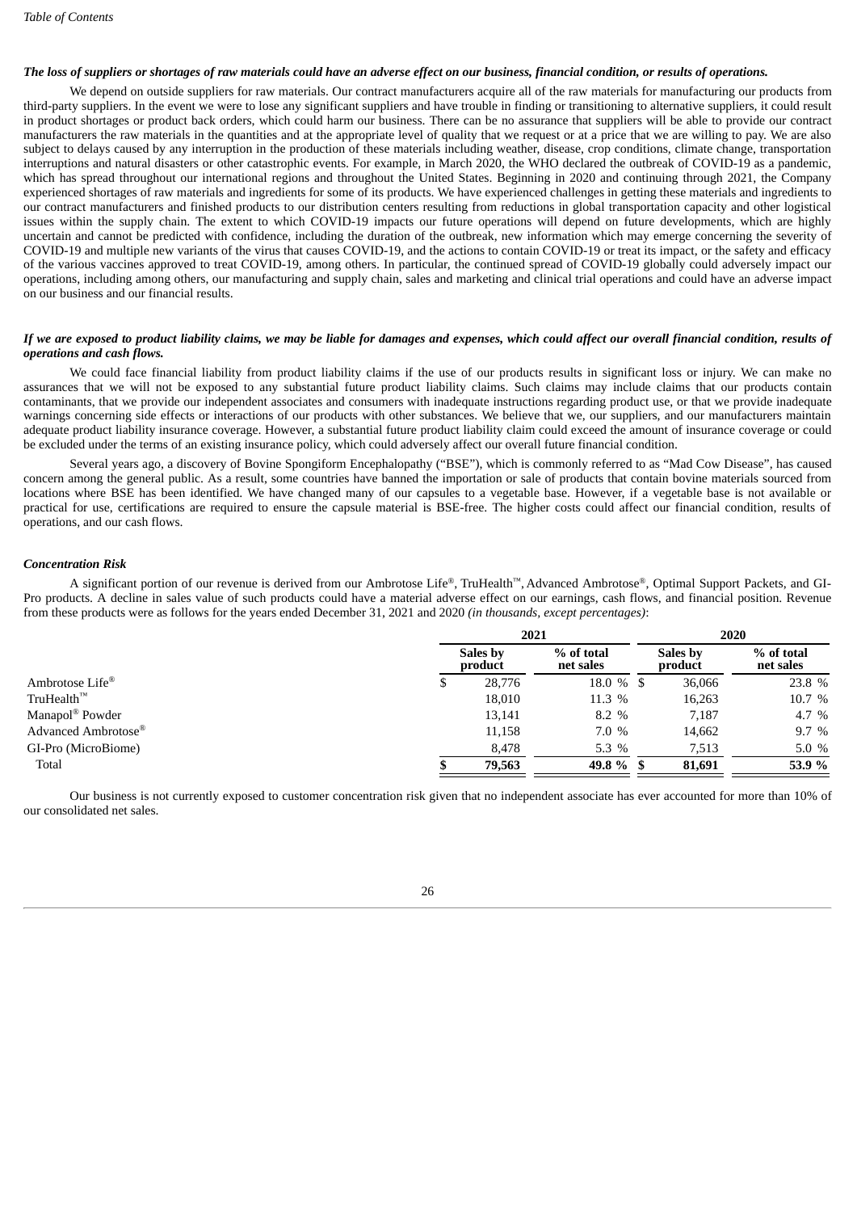***The loss of suppliers or shortages of raw materials could have an adverse effect on our business, financial condition, or results of operations.***

We depend on outside suppliers for raw materials. Our contract manufacturers acquire all of the raw materials for manufacturing our products from third-party suppliers. In the event we were to lose any significant suppliers and have trouble in finding or transitioning to alternative suppliers, it could result in product shortages or product back orders, which could harm our business. There can be no assurance that suppliers will be able to provide our contract manufacturers the raw materials in the quantities and at the appropriate level of quality that we request or at a price that we are willing to pay. We are also subject to delays caused by any interruption in the production of these materials including weather, disease, crop conditions, climate change, transportation interruptions and natural disasters or other catastrophic events. For example, in March 2020, the WHO declared the outbreak of COVID-19 as a pandemic, which has spread throughout our international regions and throughout the United States. Beginning in 2020 and continuing through 2021, the Company experienced shortages of raw materials and ingredients for some of its products. We have experienced challenges in getting these materials and ingredients to our contract manufacturers and finished products to our distribution centers resulting from reductions in global transportation capacity and other logistical issues within the supply chain. The extent to which COVID-19 impacts our future operations will depend on future developments, which are highly uncertain and cannot be predicted with confidence, including the duration of the outbreak, new information which may emerge concerning the severity of COVID-19 and multiple new variants of the virus that causes COVID-19, and the actions to contain COVID-19 or treat its impact, or the safety and efficacy of the various vaccines approved to treat COVID-19, among others. In particular, the continued spread of COVID-19 globally could adversely impact our operations, including among others, our manufacturing and supply chain, sales and marketing and clinical trial operations and could have an adverse impact on our business and our financial results.

***If we are exposed to product liability claims, we may be liable for damages and expenses, which could affect our overall financial condition, results of operations and cash flows.***

We could face financial liability from product liability claims if the use of our products results in significant loss or injury. We can make no assurances that we will not be exposed to any substantial future product liability claims. Such claims may include claims that our products contain contaminants, that we provide our independent associates and consumers with inadequate instructions regarding product use, or that we provide inadequate warnings concerning side effects or interactions of our products with other substances. We believe that we, our suppliers, and our manufacturers maintain adequate product liability insurance coverage. However, a substantial future product liability claim could exceed the amount of insurance coverage or could be excluded under the terms of an existing insurance policy, which could adversely affect our overall future financial condition.

Several years ago, a discovery of Bovine Spongiform Encephalopathy ("BSE"), which is commonly referred to as "Mad Cow Disease", has caused concern among the general public. As a result, some countries have banned the importation or sale of products that contain bovine materials sourced from locations where BSE has been identified. We have changed many of our capsules to a vegetable base. However, if a vegetable base is not available or practical for use, certifications are required to ensure the capsule material is BSE-free. The higher costs could affect our financial condition, results of operations, and our cash flows.

***Concentration Risk***

A significant portion of our revenue is derived from our Ambrotose Life®, TruHealth™, Advanced Ambrotose®, Optimal Support Packets, and GI-Pro products. A decline in sales value of such products could have a material adverse effect on our earnings, cash flows, and financial position. Revenue from these products were as follows for the years ended December 31, 2021 and 2020 *(in thousands, except percentages)*:

| | 2021 | | 2020 | |
|---|---|---|---|---|
| | Sales by product | % of total net sales | Sales by product | % of total net sales |
| Ambrotose Life® | $ 28,776 | 18.0 % | $ 36,066 | 23.8 % |
| TruHealth™ | 18,010 | 11.3 % | 16,263 | 10.7 % |
| Manapol® Powder | 13,141 | 8.2 % | 7,187 | 4.7 % |
| Advanced Ambrotose® | 11,158 | 7.0 % | 14,662 | 9.7 % |
| GI-Pro (MicroBiome) | 8,478 | 5.3 % | 7,513 | 5.0 % |
| Total | **$ 79,563** | **49.8 %** | **$ 81,691** | **53.9 %** |

Our business is not currently exposed to customer concentration risk given that no independent associate has ever accounted for more than 10% of our consolidated net sales.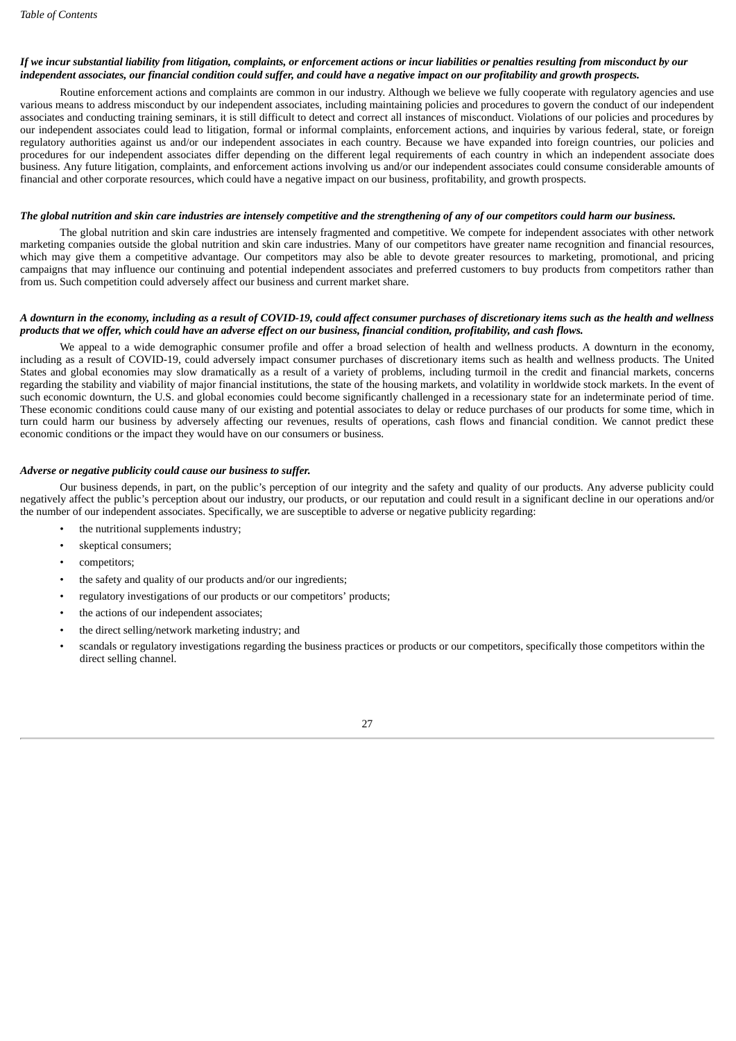***If we incur substantial liability from litigation, complaints, or enforcement actions or incur liabilities or penalties resulting from misconduct by our independent associates, our financial condition could suffer, and could have a negative impact on our profitability and growth prospects.***

Routine enforcement actions and complaints are common in our industry. Although we believe we fully cooperate with regulatory agencies and use various means to address misconduct by our independent associates, including maintaining policies and procedures to govern the conduct of our independent associates and conducting training seminars, it is still difficult to detect and correct all instances of misconduct. Violations of our policies and procedures by our independent associates could lead to litigation, formal or informal complaints, enforcement actions, and inquiries by various federal, state, or foreign regulatory authorities against us and/or our independent associates in each country. Because we have expanded into foreign countries, our policies and procedures for our independent associates differ depending on the different legal requirements of each country in which an independent associate does business. Any future litigation, complaints, and enforcement actions involving us and/or our independent associates could consume considerable amounts of financial and other corporate resources, which could have a negative impact on our business, profitability, and growth prospects.

***The global nutrition and skin care industries are intensely competitive and the strengthening of any of our competitors could harm our business.***

The global nutrition and skin care industries are intensely fragmented and competitive. We compete for independent associates with other network marketing companies outside the global nutrition and skin care industries. Many of our competitors have greater name recognition and financial resources, which may give them a competitive advantage. Our competitors may also be able to devote greater resources to marketing, promotional, and pricing campaigns that may influence our continuing and potential independent associates and preferred customers to buy products from competitors rather than from us. Such competition could adversely affect our business and current market share.

***A downturn in the economy, including as a result of COVID-19, could affect consumer purchases of discretionary items such as the health and wellness products that we offer, which could have an adverse effect on our business, financial condition, profitability, and cash flows.***

We appeal to a wide demographic consumer profile and offer a broad selection of health and wellness products. A downturn in the economy, including as a result of COVID-19, could adversely impact consumer purchases of discretionary items such as health and wellness products. The United States and global economies may slow dramatically as a result of a variety of problems, including turmoil in the credit and financial markets, concerns regarding the stability and viability of major financial institutions, the state of the housing markets, and volatility in worldwide stock markets. In the event of such economic downturn, the U.S. and global economies could become significantly challenged in a recessionary state for an indeterminate period of time. These economic conditions could cause many of our existing and potential associates to delay or reduce purchases of our products for some time, which in turn could harm our business by adversely affecting our revenues, results of operations, cash flows and financial condition. We cannot predict these economic conditions or the impact they would have on our consumers or business.

***Adverse or negative publicity could cause our business to suffer.***

Our business depends, in part, on the public's perception of our integrity and the safety and quality of our products. Any adverse publicity could negatively affect the public's perception about our industry, our products, or our reputation and could result in a significant decline in our operations and/or the number of our independent associates. Specifically, we are susceptible to adverse or negative publicity regarding:

- the nutritional supplements industry;
- skeptical consumers;
- competitors;
- the safety and quality of our products and/or our ingredients;
- regulatory investigations of our products or our competitors' products;
- the actions of our independent associates;
- the direct selling/network marketing industry; and
- scandals or regulatory investigations regarding the business practices or products or our competitors, specifically those competitors within the direct selling channel.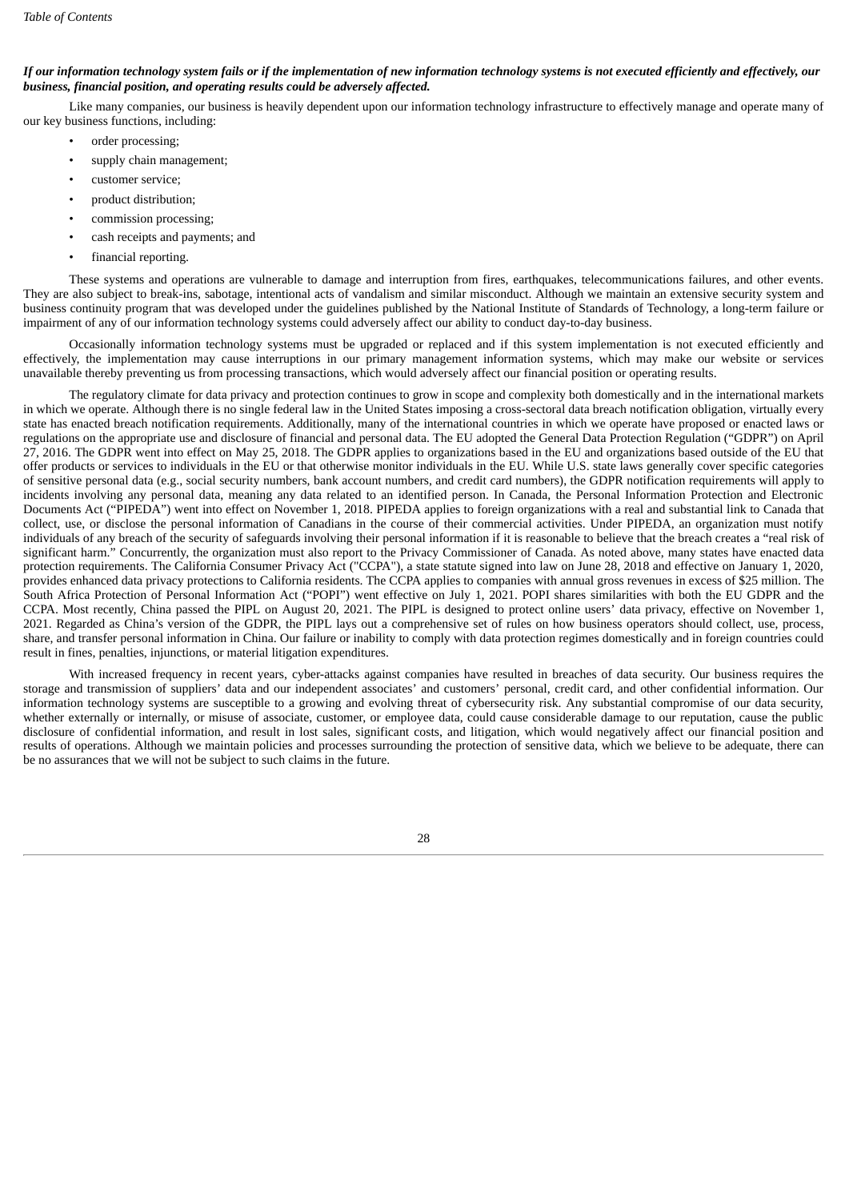***If our information technology system fails or if the implementation of new information technology systems is not executed efficiently and effectively, our business, financial position, and operating results could be adversely affected.***

Like many companies, our business is heavily dependent upon our information technology infrastructure to effectively manage and operate many of our key business functions, including:

- order processing;
- supply chain management;
- customer service;
- product distribution;
- commission processing;
- cash receipts and payments; and
- financial reporting.

These systems and operations are vulnerable to damage and interruption from fires, earthquakes, telecommunications failures, and other events. They are also subject to break-ins, sabotage, intentional acts of vandalism and similar misconduct. Although we maintain an extensive security system and business continuity program that was developed under the guidelines published by the National Institute of Standards of Technology, a long-term failure or impairment of any of our information technology systems could adversely affect our ability to conduct day-to-day business.

Occasionally information technology systems must be upgraded or replaced and if this system implementation is not executed efficiently and effectively, the implementation may cause interruptions in our primary management information systems, which may make our website or services unavailable thereby preventing us from processing transactions, which would adversely affect our financial position or operating results.

The regulatory climate for data privacy and protection continues to grow in scope and complexity both domestically and in the international markets in which we operate. Although there is no single federal law in the United States imposing a cross-sectoral data breach notification obligation, virtually every state has enacted breach notification requirements. Additionally, many of the international countries in which we operate have proposed or enacted laws or regulations on the appropriate use and disclosure of financial and personal data. The EU adopted the General Data Protection Regulation ("GDPR") on April 27, 2016. The GDPR went into effect on May 25, 2018. The GDPR applies to organizations based in the EU and organizations based outside of the EU that offer products or services to individuals in the EU or that otherwise monitor individuals in the EU. While U.S. state laws generally cover specific categories of sensitive personal data (e.g., social security numbers, bank account numbers, and credit card numbers), the GDPR notification requirements will apply to incidents involving any personal data, meaning any data related to an identified person. In Canada, the Personal Information Protection and Electronic Documents Act ("PIPEDA") went into effect on November 1, 2018. PIPEDA applies to foreign organizations with a real and substantial link to Canada that collect, use, or disclose the personal information of Canadians in the course of their commercial activities. Under PIPEDA, an organization must notify individuals of any breach of the security of safeguards involving their personal information if it is reasonable to believe that the breach creates a "real risk of significant harm." Concurrently, the organization must also report to the Privacy Commissioner of Canada. As noted above, many states have enacted data protection requirements. The California Consumer Privacy Act ("CCPA"), a state statute signed into law on June 28, 2018 and effective on January 1, 2020, provides enhanced data privacy protections to California residents. The CCPA applies to companies with annual gross revenues in excess of $25 million. The South Africa Protection of Personal Information Act ("POPI") went effective on July 1, 2021. POPI shares similarities with both the EU GDPR and the CCPA. Most recently, China passed the PIPL on August 20, 2021. The PIPL is designed to protect online users' data privacy, effective on November 1, 2021. Regarded as China's version of the GDPR, the PIPL lays out a comprehensive set of rules on how business operators should collect, use, process, share, and transfer personal information in China. Our failure or inability to comply with data protection regimes domestically and in foreign countries could result in fines, penalties, injunctions, or material litigation expenditures.

With increased frequency in recent years, cyber-attacks against companies have resulted in breaches of data security. Our business requires the storage and transmission of suppliers' data and our independent associates' and customers' personal, credit card, and other confidential information. Our information technology systems are susceptible to a growing and evolving threat of cybersecurity risk. Any substantial compromise of our data security, whether externally or internally, or misuse of associate, customer, or employee data, could cause considerable damage to our reputation, cause the public disclosure of confidential information, and result in lost sales, significant costs, and litigation, which would negatively affect our financial position and results of operations. Although we maintain policies and processes surrounding the protection of sensitive data, which we believe to be adequate, there can be no assurances that we will not be subject to such claims in the future.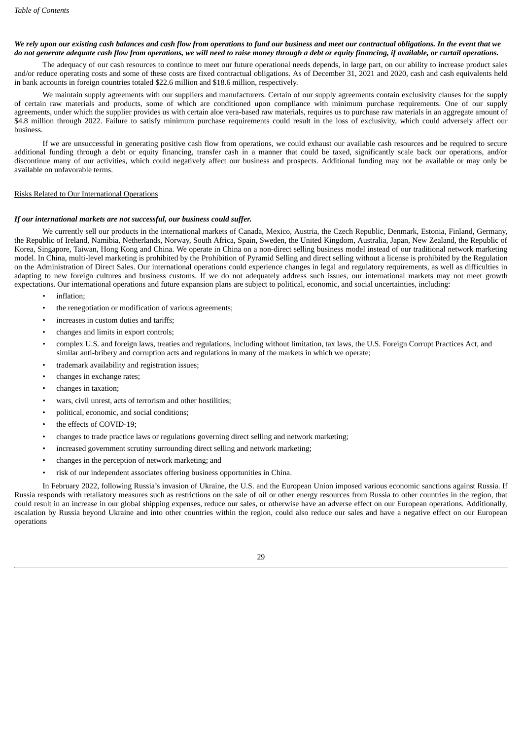***We rely upon our existing cash balances and cash flow from operations to fund our business and meet our contractual obligations. In the event that we do not generate adequate cash flow from operations, we will need to raise money through a debt or equity financing, if available, or curtail operations.***

The adequacy of our cash resources to continue to meet our future operational needs depends, in large part, on our ability to increase product sales and/or reduce operating costs and some of these costs are fixed contractual obligations. As of December 31, 2021 and 2020, cash and cash equivalents held in bank accounts in foreign countries totaled $22.6 million and $18.6 million, respectively.

We maintain supply agreements with our suppliers and manufacturers. Certain of our supply agreements contain exclusivity clauses for the supply of certain raw materials and products, some of which are conditioned upon compliance with minimum purchase requirements. One of our supply agreements, under which the supplier provides us with certain aloe vera-based raw materials, requires us to purchase raw materials in an aggregate amount of $4.8 million through 2022. Failure to satisfy minimum purchase requirements could result in the loss of exclusivity, which could adversely affect our business.

If we are unsuccessful in generating positive cash flow from operations, we could exhaust our available cash resources and be required to secure additional funding through a debt or equity financing, transfer cash in a manner that could be taxed, significantly scale back our operations, and/or discontinue many of our activities, which could negatively affect our business and prospects. Additional funding may not be available or may only be available on unfavorable terms.

## Risks Related to Our International Operations

***If our international markets are not successful, our business could suffer.***

We currently sell our products in the international markets of Canada, Mexico, Austria, the Czech Republic, Denmark, Estonia, Finland, Germany, the Republic of Ireland, Namibia, Netherlands, Norway, South Africa, Spain, Sweden, the United Kingdom, Australia, Japan, New Zealand, the Republic of Korea, Singapore, Taiwan, Hong Kong and China. We operate in China on a non-direct selling business model instead of our traditional network marketing model. In China, multi-level marketing is prohibited by the Prohibition of Pyramid Selling and direct selling without a license is prohibited by the Regulation on the Administration of Direct Sales. Our international operations could experience changes in legal and regulatory requirements, as well as difficulties in adapting to new foreign cultures and business customs. If we do not adequately address such issues, our international markets may not meet growth expectations. Our international operations and future expansion plans are subject to political, economic, and social uncertainties, including:

- inflation;
- the renegotiation or modification of various agreements;
- increases in custom duties and tariffs;
- changes and limits in export controls;
- complex U.S. and foreign laws, treaties and regulations, including without limitation, tax laws, the U.S. Foreign Corrupt Practices Act, and similar anti-bribery and corruption acts and regulations in many of the markets in which we operate;
- trademark availability and registration issues;
- changes in exchange rates;
- changes in taxation;
- wars, civil unrest, acts of terrorism and other hostilities;
- political, economic, and social conditions;
- the effects of COVID-19;
- changes to trade practice laws or regulations governing direct selling and network marketing;
- increased government scrutiny surrounding direct selling and network marketing;
- changes in the perception of network marketing; and
- risk of our independent associates offering business opportunities in China.

In February 2022, following Russia's invasion of Ukraine, the U.S. and the European Union imposed various economic sanctions against Russia. If Russia responds with retaliatory measures such as restrictions on the sale of oil or other energy resources from Russia to other countries in the region, that could result in an increase in our global shipping expenses, reduce our sales, or otherwise have an adverse effect on our European operations. Additionally, escalation by Russia beyond Ukraine and into other countries within the region, could also reduce our sales and have a negative effect on our European operations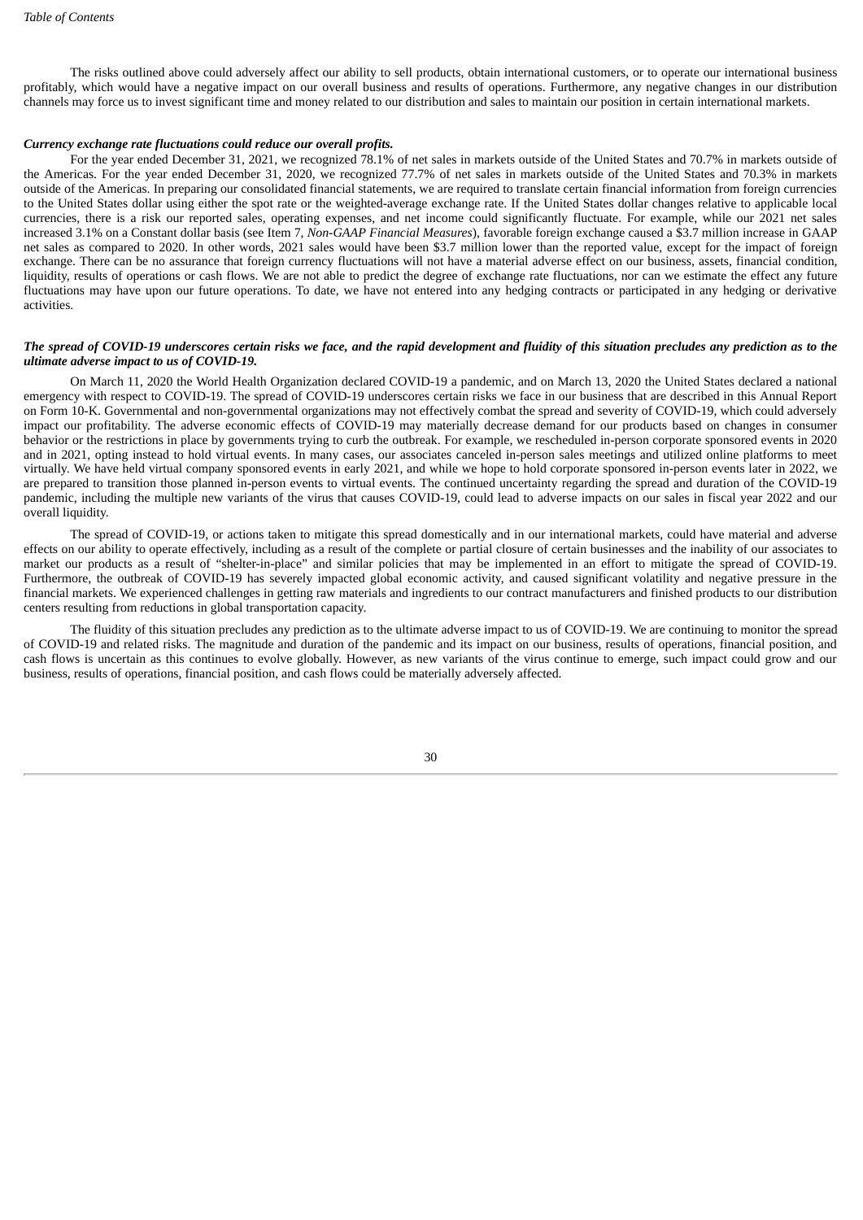The risks outlined above could adversely affect our ability to sell products, obtain international customers, or to operate our international business profitably, which would have a negative impact on our overall business and results of operations. Furthermore, any negative changes in our distribution channels may force us to invest significant time and money related to our distribution and sales to maintain our position in certain international markets.

***Currency exchange rate fluctuations could reduce our overall profits.***

For the year ended December 31, 2021, we recognized 78.1% of net sales in markets outside of the United States and 70.7% in markets outside of the Americas. For the year ended December 31, 2020, we recognized 77.7% of net sales in markets outside of the United States and 70.3% in markets outside of the Americas. In preparing our consolidated financial statements, we are required to translate certain financial information from foreign currencies to the United States dollar using either the spot rate or the weighted-average exchange rate. If the United States dollar changes relative to applicable local currencies, there is a risk our reported sales, operating expenses, and net income could significantly fluctuate. For example, while our 2021 net sales increased 3.1% on a Constant dollar basis (see Item 7, *Non-GAAP Financial Measures*), favorable foreign exchange caused a $3.7 million increase in GAAP net sales as compared to 2020. In other words, 2021 sales would have been $3.7 million lower than the reported value, except for the impact of foreign exchange. There can be no assurance that foreign currency fluctuations will not have a material adverse effect on our business, assets, financial condition, liquidity, results of operations or cash flows. We are not able to predict the degree of exchange rate fluctuations, nor can we estimate the effect any future fluctuations may have upon our future operations. To date, we have not entered into any hedging contracts or participated in any hedging or derivative activities.

***The spread of COVID-19 underscores certain risks we face, and the rapid development and fluidity of this situation precludes any prediction as to the ultimate adverse impact to us of COVID-19.***

On March 11, 2020 the World Health Organization declared COVID-19 a pandemic, and on March 13, 2020 the United States declared a national emergency with respect to COVID-19. The spread of COVID-19 underscores certain risks we face in our business that are described in this Annual Report on Form 10-K. Governmental and non-governmental organizations may not effectively combat the spread and severity of COVID-19, which could adversely impact our profitability. The adverse economic effects of COVID-19 may materially decrease demand for our products based on changes in consumer behavior or the restrictions in place by governments trying to curb the outbreak. For example, we rescheduled in-person corporate sponsored events in 2020 and in 2021, opting instead to hold virtual events. In many cases, our associates canceled in-person sales meetings and utilized online platforms to meet virtually. We have held virtual company sponsored events in early 2021, and while we hope to hold corporate sponsored in-person events later in 2022, we are prepared to transition those planned in-person events to virtual events. The continued uncertainty regarding the spread and duration of the COVID-19 pandemic, including the multiple new variants of the virus that causes COVID-19, could lead to adverse impacts on our sales in fiscal year 2022 and our overall liquidity.

The spread of COVID-19, or actions taken to mitigate this spread domestically and in our international markets, could have material and adverse effects on our ability to operate effectively, including as a result of the complete or partial closure of certain businesses and the inability of our associates to market our products as a result of "shelter-in-place" and similar policies that may be implemented in an effort to mitigate the spread of COVID-19. Furthermore, the outbreak of COVID-19 has severely impacted global economic activity, and caused significant volatility and negative pressure in the financial markets. We experienced challenges in getting raw materials and ingredients to our contract manufacturers and finished products to our distribution centers resulting from reductions in global transportation capacity.

The fluidity of this situation precludes any prediction as to the ultimate adverse impact to us of COVID-19. We are continuing to monitor the spread of COVID-19 and related risks. The magnitude and duration of the pandemic and its impact on our business, results of operations, financial position, and cash flows is uncertain as this continues to evolve globally. However, as new variants of the virus continue to emerge, such impact could grow and our business, results of operations, financial position, and cash flows could be materially adversely affected.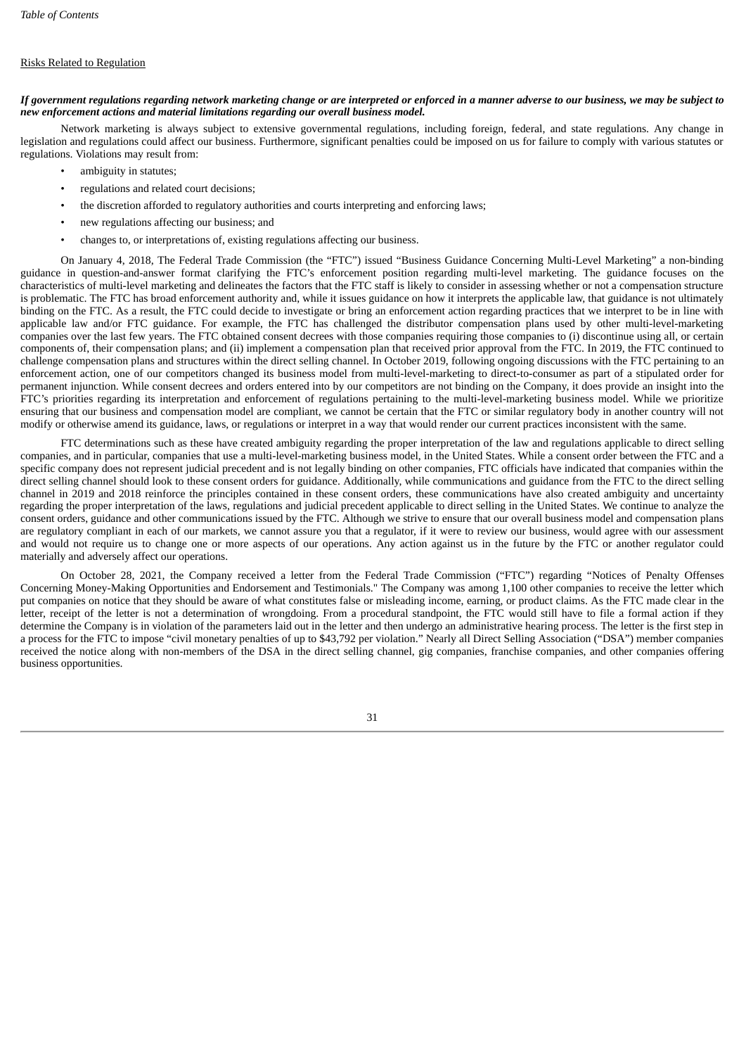Risks Related to Regulation

***If government regulations regarding network marketing change or are interpreted or enforced in a manner adverse to our business, we may be subject to new enforcement actions and material limitations regarding our overall business model.***

Network marketing is always subject to extensive governmental regulations, including foreign, federal, and state regulations. Any change in legislation and regulations could affect our business. Furthermore, significant penalties could be imposed on us for failure to comply with various statutes or regulations. Violations may result from:

- ambiguity in statutes;
- regulations and related court decisions;
- the discretion afforded to regulatory authorities and courts interpreting and enforcing laws;
- new regulations affecting our business; and
- changes to, or interpretations of, existing regulations affecting our business.

On January 4, 2018, The Federal Trade Commission (the "FTC") issued "Business Guidance Concerning Multi-Level Marketing" a non-binding guidance in question-and-answer format clarifying the FTC's enforcement position regarding multi-level marketing. The guidance focuses on the characteristics of multi-level marketing and delineates the factors that the FTC staff is likely to consider in assessing whether or not a compensation structure is problematic. The FTC has broad enforcement authority and, while it issues guidance on how it interprets the applicable law, that guidance is not ultimately binding on the FTC. As a result, the FTC could decide to investigate or bring an enforcement action regarding practices that we interpret to be in line with applicable law and/or FTC guidance. For example, the FTC has challenged the distributor compensation plans used by other multi-level-marketing companies over the last few years. The FTC obtained consent decrees with those companies requiring those companies to (i) discontinue using all, or certain components of, their compensation plans; and (ii) implement a compensation plan that received prior approval from the FTC. In 2019, the FTC continued to challenge compensation plans and structures within the direct selling channel. In October 2019, following ongoing discussions with the FTC pertaining to an enforcement action, one of our competitors changed its business model from multi-level-marketing to direct-to-consumer as part of a stipulated order for permanent injunction. While consent decrees and orders entered into by our competitors are not binding on the Company, it does provide an insight into the FTC's priorities regarding its interpretation and enforcement of regulations pertaining to the multi-level-marketing business model. While we prioritize ensuring that our business and compensation model are compliant, we cannot be certain that the FTC or similar regulatory body in another country will not modify or otherwise amend its guidance, laws, or regulations or interpret in a way that would render our current practices inconsistent with the same.

FTC determinations such as these have created ambiguity regarding the proper interpretation of the law and regulations applicable to direct selling companies, and in particular, companies that use a multi-level-marketing business model, in the United States. While a consent order between the FTC and a specific company does not represent judicial precedent and is not legally binding on other companies, FTC officials have indicated that companies within the direct selling channel should look to these consent orders for guidance. Additionally, while communications and guidance from the FTC to the direct selling channel in 2019 and 2018 reinforce the principles contained in these consent orders, these communications have also created ambiguity and uncertainty regarding the proper interpretation of the laws, regulations and judicial precedent applicable to direct selling in the United States. We continue to analyze the consent orders, guidance and other communications issued by the FTC. Although we strive to ensure that our overall business model and compensation plans are regulatory compliant in each of our markets, we cannot assure you that a regulator, if it were to review our business, would agree with our assessment and would not require us to change one or more aspects of our operations. Any action against us in the future by the FTC or another regulator could materially and adversely affect our operations.

On October 28, 2021, the Company received a letter from the Federal Trade Commission ("FTC") regarding "Notices of Penalty Offenses Concerning Money-Making Opportunities and Endorsement and Testimonials." The Company was among 1,100 other companies to receive the letter which put companies on notice that they should be aware of what constitutes false or misleading income, earning, or product claims. As the FTC made clear in the letter, receipt of the letter is not a determination of wrongdoing. From a procedural standpoint, the FTC would still have to file a formal action if they determine the Company is in violation of the parameters laid out in the letter and then undergo an administrative hearing process. The letter is the first step in a process for the FTC to impose "civil monetary penalties of up to $43,792 per violation." Nearly all Direct Selling Association ("DSA") member companies received the notice along with non-members of the DSA in the direct selling channel, gig companies, franchise companies, and other companies offering business opportunities.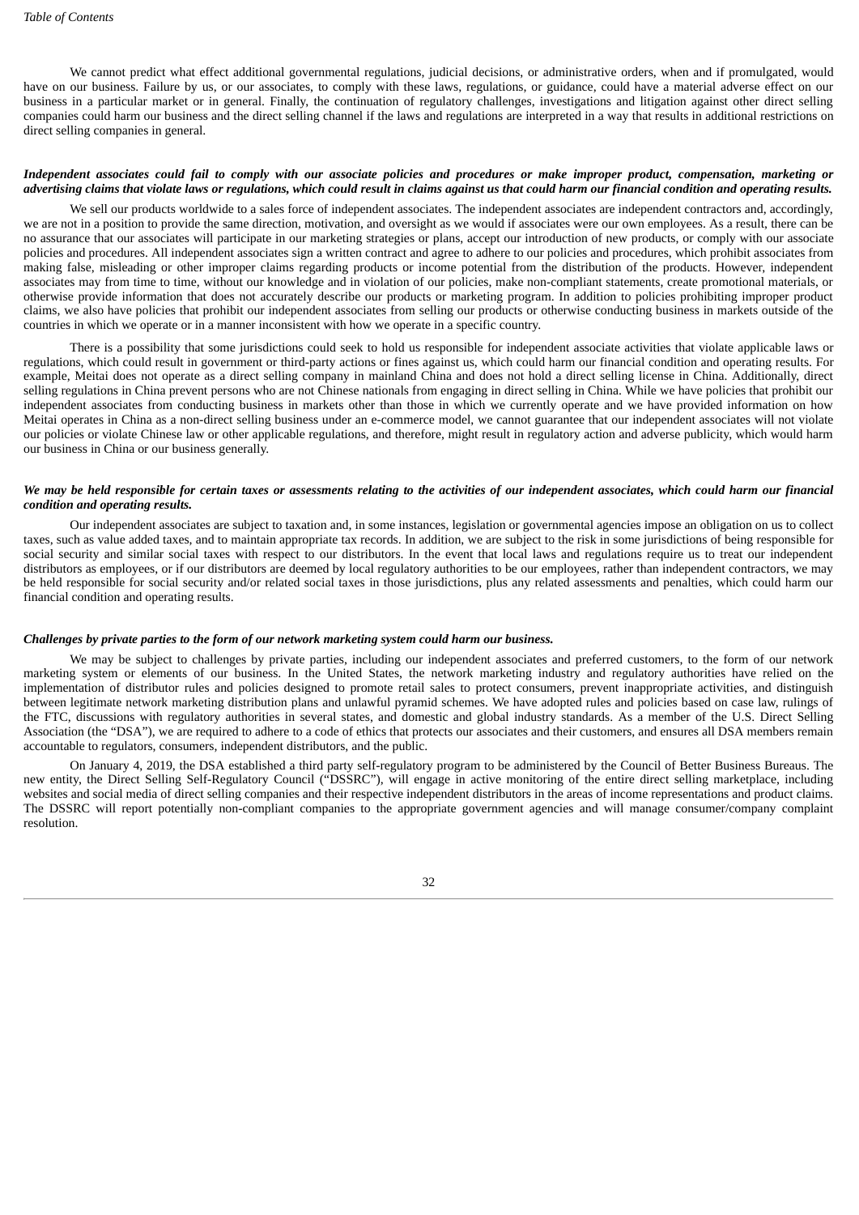We cannot predict what effect additional governmental regulations, judicial decisions, or administrative orders, when and if promulgated, would have on our business. Failure by us, or our associates, to comply with these laws, regulations, or guidance, could have a material adverse effect on our business in a particular market or in general. Finally, the continuation of regulatory challenges, investigations and litigation against other direct selling companies could harm our business and the direct selling channel if the laws and regulations are interpreted in a way that results in additional restrictions on direct selling companies in general.

***Independent associates could fail to comply with our associate policies and procedures or make improper product, compensation, marketing or advertising claims that violate laws or regulations, which could result in claims against us that could harm our financial condition and operating results.***

We sell our products worldwide to a sales force of independent associates. The independent associates are independent contractors and, accordingly, we are not in a position to provide the same direction, motivation, and oversight as we would if associates were our own employees. As a result, there can be no assurance that our associates will participate in our marketing strategies or plans, accept our introduction of new products, or comply with our associate policies and procedures. All independent associates sign a written contract and agree to adhere to our policies and procedures, which prohibit associates from making false, misleading or other improper claims regarding products or income potential from the distribution of the products. However, independent associates may from time to time, without our knowledge and in violation of our policies, make non-compliant statements, create promotional materials, or otherwise provide information that does not accurately describe our products or marketing program. In addition to policies prohibiting improper product claims, we also have policies that prohibit our independent associates from selling our products or otherwise conducting business in markets outside of the countries in which we operate or in a manner inconsistent with how we operate in a specific country.

There is a possibility that some jurisdictions could seek to hold us responsible for independent associate activities that violate applicable laws or regulations, which could result in government or third-party actions or fines against us, which could harm our financial condition and operating results. For example, Meitai does not operate as a direct selling company in mainland China and does not hold a direct selling license in China. Additionally, direct selling regulations in China prevent persons who are not Chinese nationals from engaging in direct selling in China. While we have policies that prohibit our independent associates from conducting business in markets other than those in which we currently operate and we have provided information on how Meitai operates in China as a non-direct selling business under an e-commerce model, we cannot guarantee that our independent associates will not violate our policies or violate Chinese law or other applicable regulations, and therefore, might result in regulatory action and adverse publicity, which would harm our business in China or our business generally.

***We may be held responsible for certain taxes or assessments relating to the activities of our independent associates, which could harm our financial condition and operating results.***

Our independent associates are subject to taxation and, in some instances, legislation or governmental agencies impose an obligation on us to collect taxes, such as value added taxes, and to maintain appropriate tax records. In addition, we are subject to the risk in some jurisdictions of being responsible for social security and similar social taxes with respect to our distributors. In the event that local laws and regulations require us to treat our independent distributors as employees, or if our distributors are deemed by local regulatory authorities to be our employees, rather than independent contractors, we may be held responsible for social security and/or related social taxes in those jurisdictions, plus any related assessments and penalties, which could harm our financial condition and operating results.

***Challenges by private parties to the form of our network marketing system could harm our business.***

We may be subject to challenges by private parties, including our independent associates and preferred customers, to the form of our network marketing system or elements of our business. In the United States, the network marketing industry and regulatory authorities have relied on the implementation of distributor rules and policies designed to promote retail sales to protect consumers, prevent inappropriate activities, and distinguish between legitimate network marketing distribution plans and unlawful pyramid schemes. We have adopted rules and policies based on case law, rulings of the FTC, discussions with regulatory authorities in several states, and domestic and global industry standards. As a member of the U.S. Direct Selling Association (the "DSA"), we are required to adhere to a code of ethics that protects our associates and their customers, and ensures all DSA members remain accountable to regulators, consumers, independent distributors, and the public.

On January 4, 2019, the DSA established a third party self-regulatory program to be administered by the Council of Better Business Bureaus. The new entity, the Direct Selling Self-Regulatory Council ("DSSRC"), will engage in active monitoring of the entire direct selling marketplace, including websites and social media of direct selling companies and their respective independent distributors in the areas of income representations and product claims. The DSSRC will report potentially non-compliant companies to the appropriate government agencies and will manage consumer/company complaint resolution.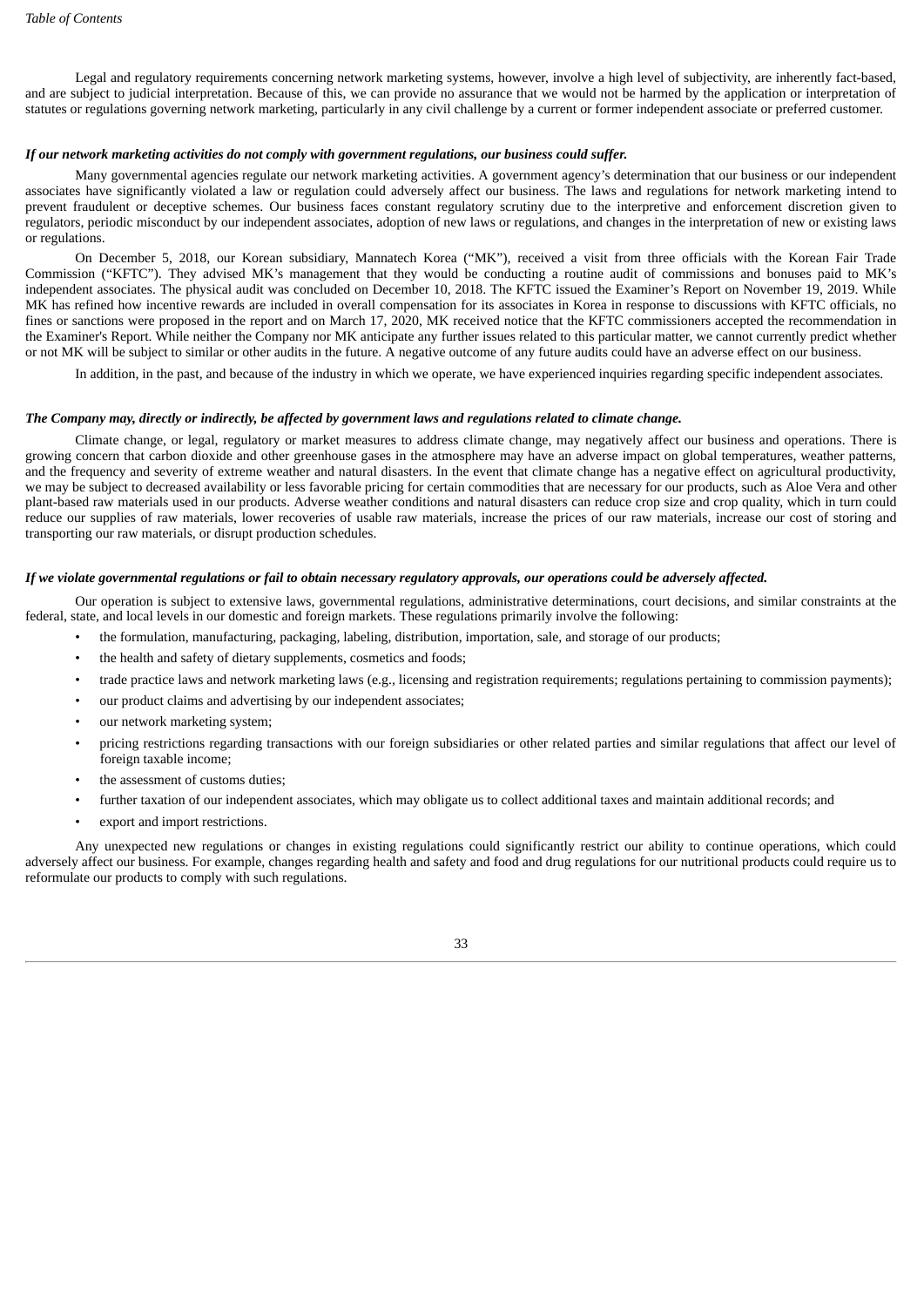Legal and regulatory requirements concerning network marketing systems, however, involve a high level of subjectivity, are inherently fact-based, and are subject to judicial interpretation. Because of this, we can provide no assurance that we would not be harmed by the application or interpretation of statutes or regulations governing network marketing, particularly in any civil challenge by a current or former independent associate or preferred customer.

***If our network marketing activities do not comply with government regulations, our business could suffer.***

Many governmental agencies regulate our network marketing activities. A government agency's determination that our business or our independent associates have significantly violated a law or regulation could adversely affect our business. The laws and regulations for network marketing intend to prevent fraudulent or deceptive schemes. Our business faces constant regulatory scrutiny due to the interpretive and enforcement discretion given to regulators, periodic misconduct by our independent associates, adoption of new laws or regulations, and changes in the interpretation of new or existing laws or regulations.

On December 5, 2018, our Korean subsidiary, Mannatech Korea ("MK"), received a visit from three officials with the Korean Fair Trade Commission ("KFTC"). They advised MK's management that they would be conducting a routine audit of commissions and bonuses paid to MK's independent associates. The physical audit was concluded on December 10, 2018. The KFTC issued the Examiner's Report on November 19, 2019. While MK has refined how incentive rewards are included in overall compensation for its associates in Korea in response to discussions with KFTC officials, no fines or sanctions were proposed in the report and on March 17, 2020, MK received notice that the KFTC commissioners accepted the recommendation in the Examiner's Report. While neither the Company nor MK anticipate any further issues related to this particular matter, we cannot currently predict whether or not MK will be subject to similar or other audits in the future. A negative outcome of any future audits could have an adverse effect on our business.

In addition, in the past, and because of the industry in which we operate, we have experienced inquiries regarding specific independent associates.

***The Company may, directly or indirectly, be affected by government laws and regulations related to climate change.***

Climate change, or legal, regulatory or market measures to address climate change, may negatively affect our business and operations. There is growing concern that carbon dioxide and other greenhouse gases in the atmosphere may have an adverse impact on global temperatures, weather patterns, and the frequency and severity of extreme weather and natural disasters. In the event that climate change has a negative effect on agricultural productivity, we may be subject to decreased availability or less favorable pricing for certain commodities that are necessary for our products, such as Aloe Vera and other plant-based raw materials used in our products. Adverse weather conditions and natural disasters can reduce crop size and crop quality, which in turn could reduce our supplies of raw materials, lower recoveries of usable raw materials, increase the prices of our raw materials, increase our cost of storing and transporting our raw materials, or disrupt production schedules.

***If we violate governmental regulations or fail to obtain necessary regulatory approvals, our operations could be adversely affected.***

Our operation is subject to extensive laws, governmental regulations, administrative determinations, court decisions, and similar constraints at the federal, state, and local levels in our domestic and foreign markets. These regulations primarily involve the following:

- the formulation, manufacturing, packaging, labeling, distribution, importation, sale, and storage of our products;
- the health and safety of dietary supplements, cosmetics and foods;
- trade practice laws and network marketing laws (e.g., licensing and registration requirements; regulations pertaining to commission payments);
- our product claims and advertising by our independent associates;
- our network marketing system;
- pricing restrictions regarding transactions with our foreign subsidiaries or other related parties and similar regulations that affect our level of foreign taxable income;
- the assessment of customs duties;
- further taxation of our independent associates, which may obligate us to collect additional taxes and maintain additional records; and
- export and import restrictions.

Any unexpected new regulations or changes in existing regulations could significantly restrict our ability to continue operations, which could adversely affect our business. For example, changes regarding health and safety and food and drug regulations for our nutritional products could require us to reformulate our products to comply with such regulations.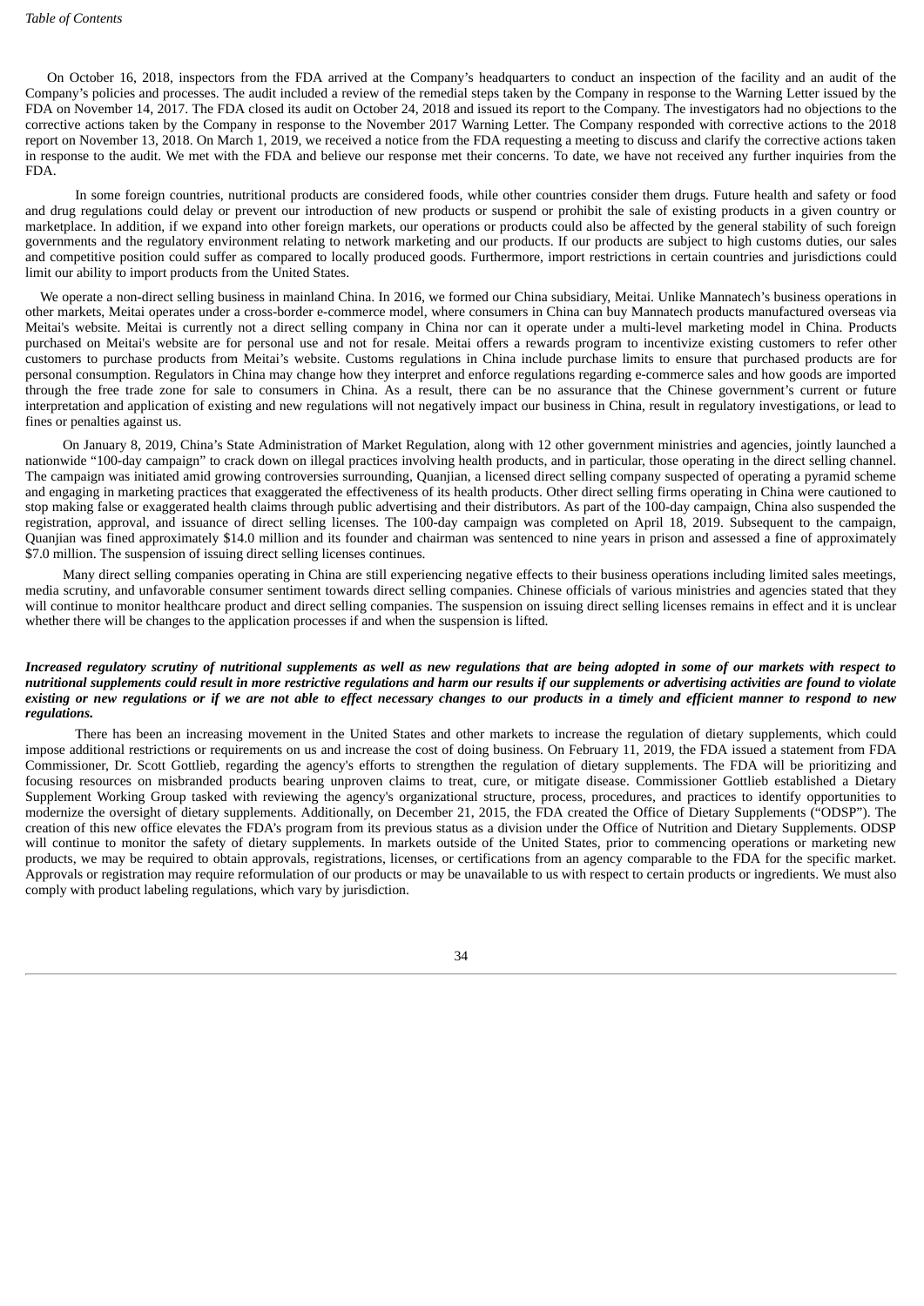On October 16, 2018, inspectors from the FDA arrived at the Company's headquarters to conduct an inspection of the facility and an audit of the Company's policies and processes. The audit included a review of the remedial steps taken by the Company in response to the Warning Letter issued by the FDA on November 14, 2017. The FDA closed its audit on October 24, 2018 and issued its report to the Company. The investigators had no objections to the corrective actions taken by the Company in response to the November 2017 Warning Letter. The Company responded with corrective actions to the 2018 report on November 13, 2018. On March 1, 2019, we received a notice from the FDA requesting a meeting to discuss and clarify the corrective actions taken in response to the audit. We met with the FDA and believe our response met their concerns. To date, we have not received any further inquiries from the FDA.

In some foreign countries, nutritional products are considered foods, while other countries consider them drugs. Future health and safety or food and drug regulations could delay or prevent our introduction of new products or suspend or prohibit the sale of existing products in a given country or marketplace. In addition, if we expand into other foreign markets, our operations or products could also be affected by the general stability of such foreign governments and the regulatory environment relating to network marketing and our products. If our products are subject to high customs duties, our sales and competitive position could suffer as compared to locally produced goods. Furthermore, import restrictions in certain countries and jurisdictions could limit our ability to import products from the United States.

We operate a non-direct selling business in mainland China. In 2016, we formed our China subsidiary, Meitai. Unlike Mannatech's business operations in other markets, Meitai operates under a cross-border e-commerce model, where consumers in China can buy Mannatech products manufactured overseas via Meitai's website. Meitai is currently not a direct selling company in China nor can it operate under a multi-level marketing model in China. Products purchased on Meitai's website are for personal use and not for resale. Meitai offers a rewards program to incentivize existing customers to refer other customers to purchase products from Meitai's website. Customs regulations in China include purchase limits to ensure that purchased products are for personal consumption. Regulators in China may change how they interpret and enforce regulations regarding e-commerce sales and how goods are imported through the free trade zone for sale to consumers in China. As a result, there can be no assurance that the Chinese government's current or future interpretation and application of existing and new regulations will not negatively impact our business in China, result in regulatory investigations, or lead to fines or penalties against us.

On January 8, 2019, China's State Administration of Market Regulation, along with 12 other government ministries and agencies, jointly launched a nationwide "100-day campaign" to crack down on illegal practices involving health products, and in particular, those operating in the direct selling channel. The campaign was initiated amid growing controversies surrounding, Quanjian, a licensed direct selling company suspected of operating a pyramid scheme and engaging in marketing practices that exaggerated the effectiveness of its health products. Other direct selling firms operating in China were cautioned to stop making false or exaggerated health claims through public advertising and their distributors. As part of the 100-day campaign, China also suspended the registration, approval, and issuance of direct selling licenses. The 100-day campaign was completed on April 18, 2019. Subsequent to the campaign, Quanjian was fined approximately $14.0 million and its founder and chairman was sentenced to nine years in prison and assessed a fine of approximately $7.0 million. The suspension of issuing direct selling licenses continues.

Many direct selling companies operating in China are still experiencing negative effects to their business operations including limited sales meetings, media scrutiny, and unfavorable consumer sentiment towards direct selling companies. Chinese officials of various ministries and agencies stated that they will continue to monitor healthcare product and direct selling companies. The suspension on issuing direct selling licenses remains in effect and it is unclear whether there will be changes to the application processes if and when the suspension is lifted.

***Increased regulatory scrutiny of nutritional supplements as well as new regulations that are being adopted in some of our markets with respect to nutritional supplements could result in more restrictive regulations and harm our results if our supplements or advertising activities are found to violate existing or new regulations or if we are not able to effect necessary changes to our products in a timely and efficient manner to respond to new regulations.***

There has been an increasing movement in the United States and other markets to increase the regulation of dietary supplements, which could impose additional restrictions or requirements on us and increase the cost of doing business. On February 11, 2019, the FDA issued a statement from FDA Commissioner, Dr. Scott Gottlieb, regarding the agency's efforts to strengthen the regulation of dietary supplements. The FDA will be prioritizing and focusing resources on misbranded products bearing unproven claims to treat, cure, or mitigate disease. Commissioner Gottlieb established a Dietary Supplement Working Group tasked with reviewing the agency's organizational structure, process, procedures, and practices to identify opportunities to modernize the oversight of dietary supplements. Additionally, on December 21, 2015, the FDA created the Office of Dietary Supplements ("ODSP"). The creation of this new office elevates the FDA's program from its previous status as a division under the Office of Nutrition and Dietary Supplements. ODSP will continue to monitor the safety of dietary supplements. In markets outside of the United States, prior to commencing operations or marketing new products, we may be required to obtain approvals, registrations, licenses, or certifications from an agency comparable to the FDA for the specific market. Approvals or registration may require reformulation of our products or may be unavailable to us with respect to certain products or ingredients. We must also comply with product labeling regulations, which vary by jurisdiction.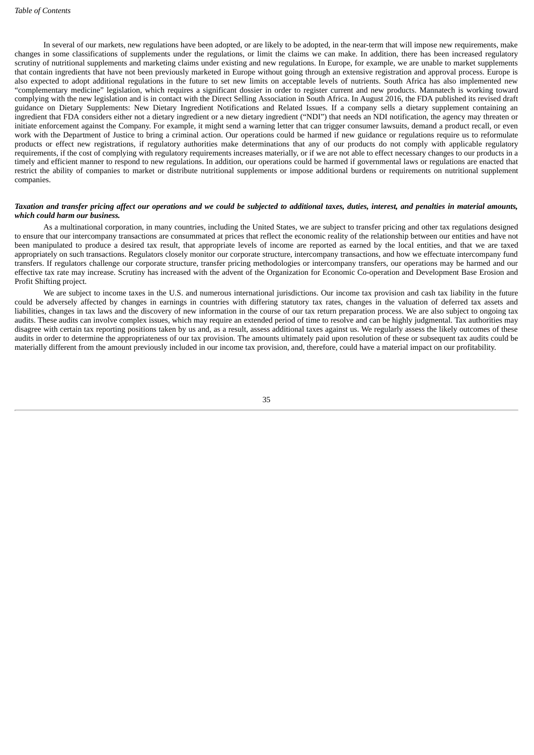In several of our markets, new regulations have been adopted, or are likely to be adopted, in the near-term that will impose new requirements, make changes in some classifications of supplements under the regulations, or limit the claims we can make. In addition, there has been increased regulatory scrutiny of nutritional supplements and marketing claims under existing and new regulations. In Europe, for example, we are unable to market supplements that contain ingredients that have not been previously marketed in Europe without going through an extensive registration and approval process. Europe is also expected to adopt additional regulations in the future to set new limits on acceptable levels of nutrients. South Africa has also implemented new "complementary medicine" legislation, which requires a significant dossier in order to register current and new products. Mannatech is working toward complying with the new legislation and is in contact with the Direct Selling Association in South Africa. In August 2016, the FDA published its revised draft guidance on Dietary Supplements: New Dietary Ingredient Notifications and Related Issues. If a company sells a dietary supplement containing an ingredient that FDA considers either not a dietary ingredient or a new dietary ingredient ("NDI") that needs an NDI notification, the agency may threaten or initiate enforcement against the Company. For example, it might send a warning letter that can trigger consumer lawsuits, demand a product recall, or even work with the Department of Justice to bring a criminal action. Our operations could be harmed if new guidance or regulations require us to reformulate products or effect new registrations, if regulatory authorities make determinations that any of our products do not comply with applicable regulatory requirements, if the cost of complying with regulatory requirements increases materially, or if we are not able to effect necessary changes to our products in a timely and efficient manner to respond to new regulations. In addition, our operations could be harmed if governmental laws or regulations are enacted that restrict the ability of companies to market or distribute nutritional supplements or impose additional burdens or requirements on nutritional supplement companies.

***Taxation and transfer pricing affect our operations and we could be subjected to additional taxes, duties, interest, and penalties in material amounts, which could harm our business.***

As a multinational corporation, in many countries, including the United States, we are subject to transfer pricing and other tax regulations designed to ensure that our intercompany transactions are consummated at prices that reflect the economic reality of the relationship between our entities and have not been manipulated to produce a desired tax result, that appropriate levels of income are reported as earned by the local entities, and that we are taxed appropriately on such transactions. Regulators closely monitor our corporate structure, intercompany transactions, and how we effectuate intercompany fund transfers. If regulators challenge our corporate structure, transfer pricing methodologies or intercompany transfers, our operations may be harmed and our effective tax rate may increase. Scrutiny has increased with the advent of the Organization for Economic Co-operation and Development Base Erosion and Profit Shifting project.

We are subject to income taxes in the U.S. and numerous international jurisdictions. Our income tax provision and cash tax liability in the future could be adversely affected by changes in earnings in countries with differing statutory tax rates, changes in the valuation of deferred tax assets and liabilities, changes in tax laws and the discovery of new information in the course of our tax return preparation process. We are also subject to ongoing tax audits. These audits can involve complex issues, which may require an extended period of time to resolve and can be highly judgmental. Tax authorities may disagree with certain tax reporting positions taken by us and, as a result, assess additional taxes against us. We regularly assess the likely outcomes of these audits in order to determine the appropriateness of our tax provision. The amounts ultimately paid upon resolution of these or subsequent tax audits could be materially different from the amount previously included in our income tax provision, and, therefore, could have a material impact on our profitability.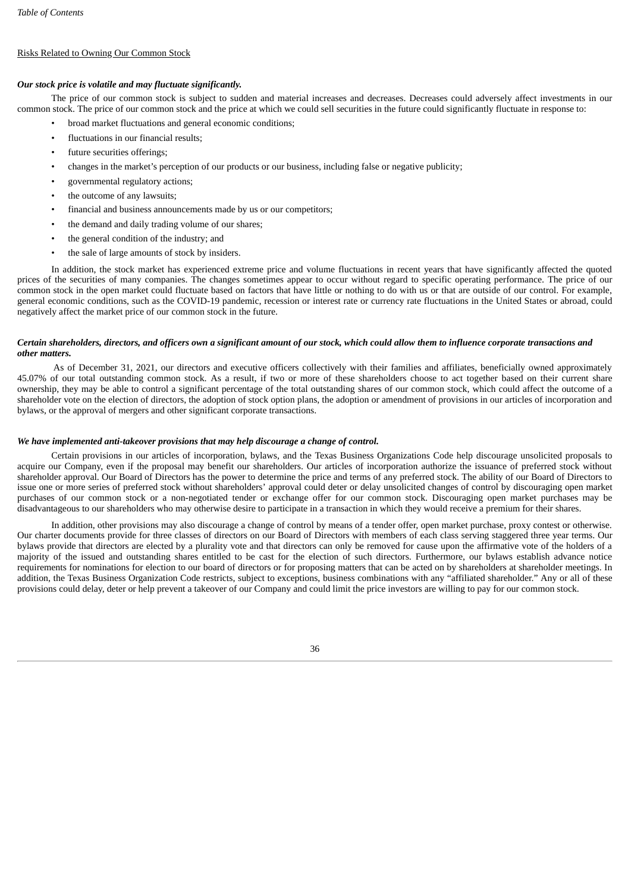Risks Related to Owning Our Common Stock

***Our stock price is volatile and may fluctuate significantly.***

The price of our common stock is subject to sudden and material increases and decreases. Decreases could adversely affect investments in our common stock. The price of our common stock and the price at which we could sell securities in the future could significantly fluctuate in response to:

- broad market fluctuations and general economic conditions;
- fluctuations in our financial results;
- future securities offerings;
- changes in the market's perception of our products or our business, including false or negative publicity;
- governmental regulatory actions;
- the outcome of any lawsuits;
- financial and business announcements made by us or our competitors;
- the demand and daily trading volume of our shares;
- the general condition of the industry; and
- the sale of large amounts of stock by insiders.

In addition, the stock market has experienced extreme price and volume fluctuations in recent years that have significantly affected the quoted prices of the securities of many companies. The changes sometimes appear to occur without regard to specific operating performance. The price of our common stock in the open market could fluctuate based on factors that have little or nothing to do with us or that are outside of our control. For example, general economic conditions, such as the COVID-19 pandemic, recession or interest rate or currency rate fluctuations in the United States or abroad, could negatively affect the market price of our common stock in the future.

***Certain shareholders, directors, and officers own a significant amount of our stock, which could allow them to influence corporate transactions and other matters.***

As of December 31, 2021, our directors and executive officers collectively with their families and affiliates, beneficially owned approximately 45.07% of our total outstanding common stock. As a result, if two or more of these shareholders choose to act together based on their current share ownership, they may be able to control a significant percentage of the total outstanding shares of our common stock, which could affect the outcome of a shareholder vote on the election of directors, the adoption of stock option plans, the adoption or amendment of provisions in our articles of incorporation and bylaws, or the approval of mergers and other significant corporate transactions.

***We have implemented anti-takeover provisions that may help discourage a change of control.***

Certain provisions in our articles of incorporation, bylaws, and the Texas Business Organizations Code help discourage unsolicited proposals to acquire our Company, even if the proposal may benefit our shareholders. Our articles of incorporation authorize the issuance of preferred stock without shareholder approval. Our Board of Directors has the power to determine the price and terms of any preferred stock. The ability of our Board of Directors to issue one or more series of preferred stock without shareholders' approval could deter or delay unsolicited changes of control by discouraging open market purchases of our common stock or a non-negotiated tender or exchange offer for our common stock. Discouraging open market purchases may be disadvantageous to our shareholders who may otherwise desire to participate in a transaction in which they would receive a premium for their shares.

In addition, other provisions may also discourage a change of control by means of a tender offer, open market purchase, proxy contest or otherwise. Our charter documents provide for three classes of directors on our Board of Directors with members of each class serving staggered three year terms. Our bylaws provide that directors are elected by a plurality vote and that directors can only be removed for cause upon the affirmative vote of the holders of a majority of the issued and outstanding shares entitled to be cast for the election of such directors. Furthermore, our bylaws establish advance notice requirements for nominations for election to our board of directors or for proposing matters that can be acted on by shareholders at shareholder meetings. In addition, the Texas Business Organization Code restricts, subject to exceptions, business combinations with any "affiliated shareholder." Any or all of these provisions could delay, deter or help prevent a takeover of our Company and could limit the price investors are willing to pay for our common stock.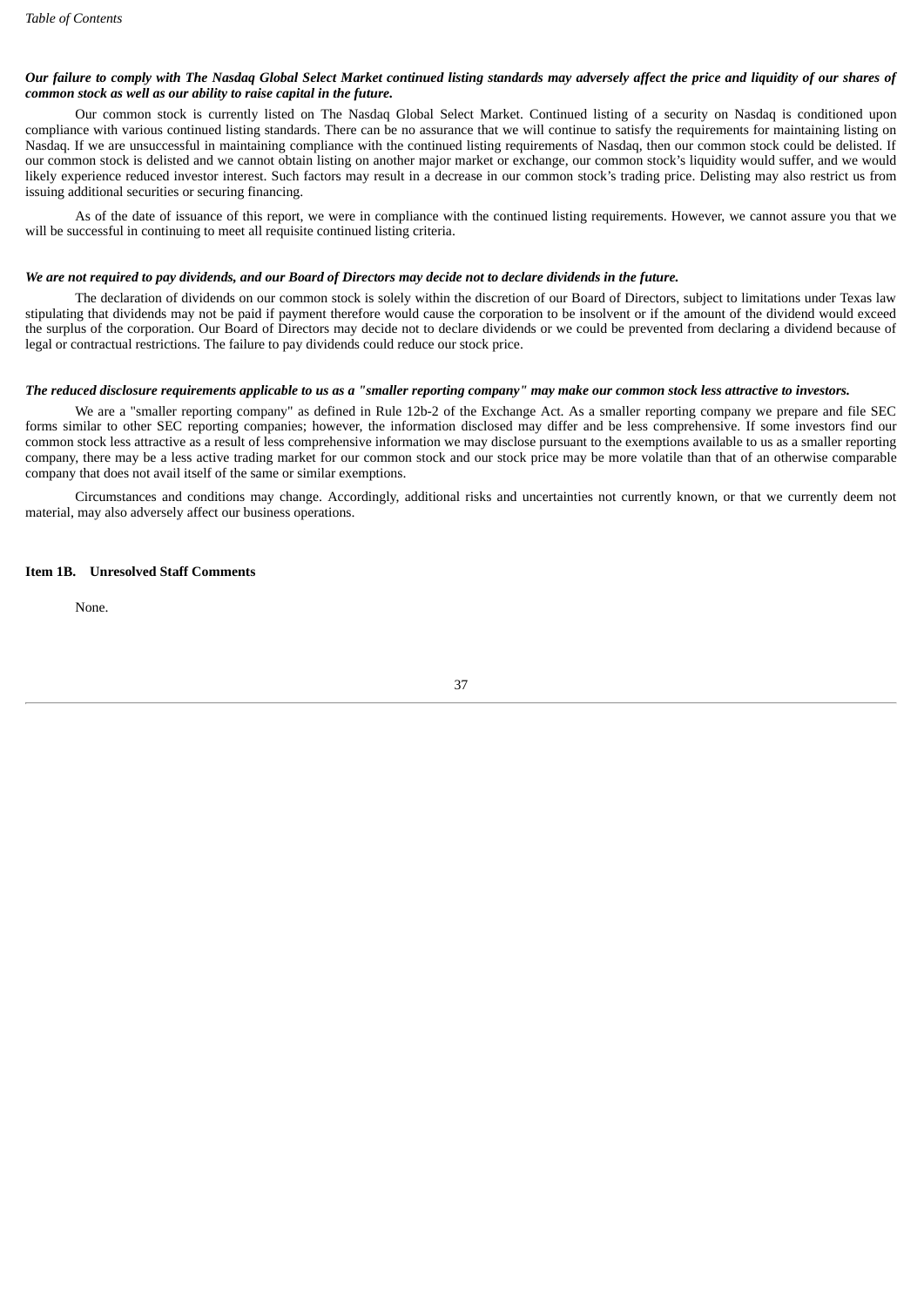***Our failure to comply with The Nasdaq Global Select Market continued listing standards may adversely affect the price and liquidity of our shares of common stock as well as our ability to raise capital in the future.***

Our common stock is currently listed on The Nasdaq Global Select Market. Continued listing of a security on Nasdaq is conditioned upon compliance with various continued listing standards. There can be no assurance that we will continue to satisfy the requirements for maintaining listing on Nasdaq. If we are unsuccessful in maintaining compliance with the continued listing requirements of Nasdaq, then our common stock could be delisted. If our common stock is delisted and we cannot obtain listing on another major market or exchange, our common stock's liquidity would suffer, and we would likely experience reduced investor interest. Such factors may result in a decrease in our common stock's trading price. Delisting may also restrict us from issuing additional securities or securing financing.

As of the date of issuance of this report, we were in compliance with the continued listing requirements. However, we cannot assure you that we will be successful in continuing to meet all requisite continued listing criteria.

***We are not required to pay dividends, and our Board of Directors may decide not to declare dividends in the future.***

The declaration of dividends on our common stock is solely within the discretion of our Board of Directors, subject to limitations under Texas law stipulating that dividends may not be paid if payment therefore would cause the corporation to be insolvent or if the amount of the dividend would exceed the surplus of the corporation. Our Board of Directors may decide not to declare dividends or we could be prevented from declaring a dividend because of legal or contractual restrictions. The failure to pay dividends could reduce our stock price.

***The reduced disclosure requirements applicable to us as a "smaller reporting company" may make our common stock less attractive to investors.***

We are a "smaller reporting company" as defined in Rule 12b-2 of the Exchange Act. As a smaller reporting company we prepare and file SEC forms similar to other SEC reporting companies; however, the information disclosed may differ and be less comprehensive. If some investors find our common stock less attractive as a result of less comprehensive information we may disclose pursuant to the exemptions available to us as a smaller reporting company, there may be a less active trading market for our common stock and our stock price may be more volatile than that of an otherwise comparable company that does not avail itself of the same or similar exemptions.

Circumstances and conditions may change. Accordingly, additional risks and uncertainties not currently known, or that we currently deem not material, may also adversely affect our business operations.

**Item 1B. Unresolved Staff Comments**

None.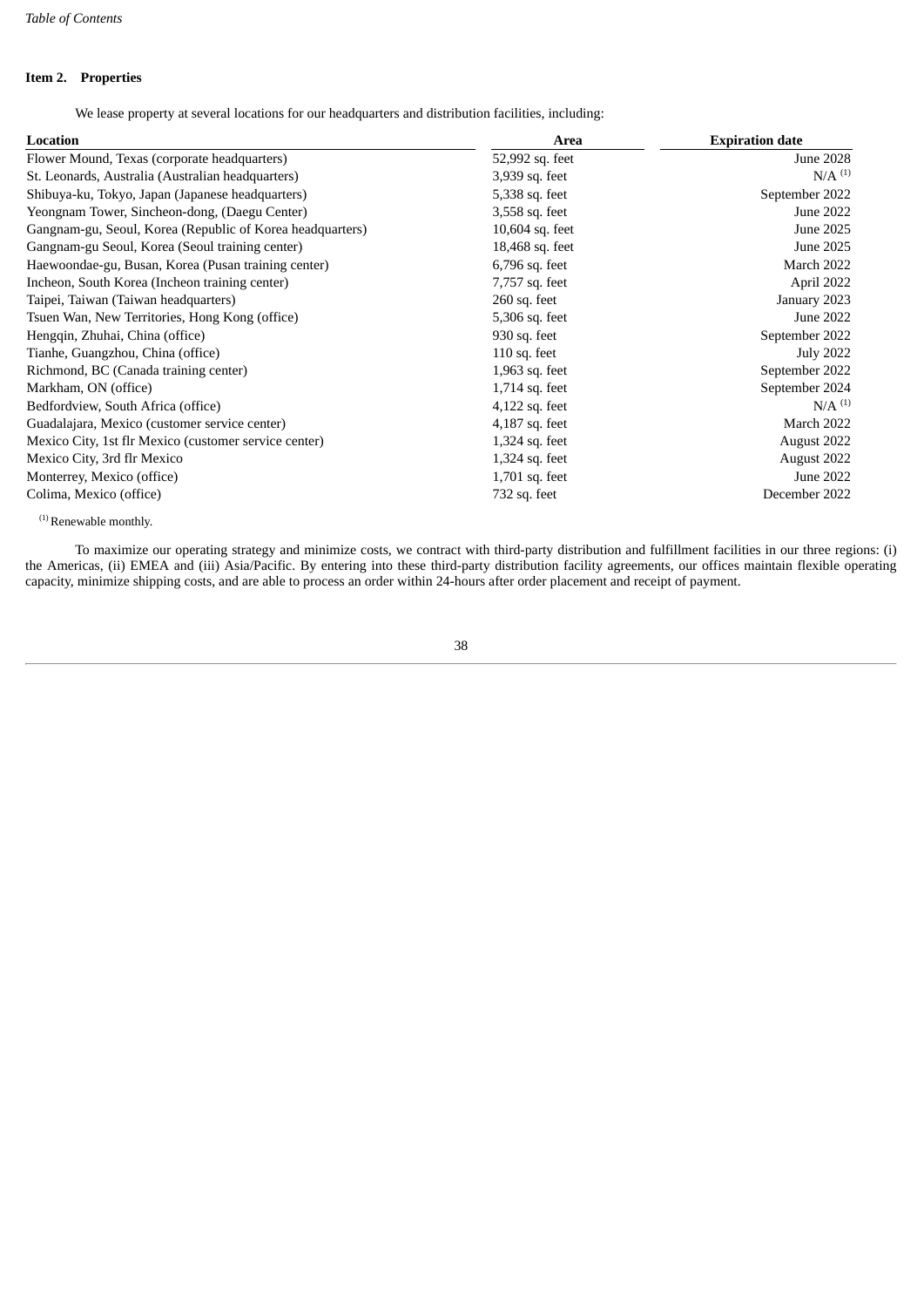## Item 2. Properties

We lease property at several locations for our headquarters and distribution facilities, including:

| Location | Area | Expiration date |
|---|---|---|
| Flower Mound, Texas (corporate headquarters) | 52,992 sq. feet | June 2028 |
| St. Leonards, Australia (Australian headquarters) | 3,939 sq. feet | N/A [(1)] |
| Shibuya-ku, Tokyo, Japan (Japanese headquarters) | 5,338 sq. feet | September 2022 |
| Yeongnam Tower, Sincheon-dong, (Daegu Center) | 3,558 sq. feet | June 2022 |
| Gangnam-gu, Seoul, Korea (Republic of Korea headquarters) | 10,604 sq. feet | June 2025 |
| Gangnam-gu Seoul, Korea (Seoul training center) | 18,468 sq. feet | June 2025 |
| Haewoondae-gu, Busan, Korea (Pusan training center) | 6,796 sq. feet | March 2022 |
| Incheon, South Korea (Incheon training center) | 7,757 sq. feet | April 2022 |
| Taipei, Taiwan (Taiwan headquarters) | 260 sq. feet | January 2023 |
| Tsuen Wan, New Territories, Hong Kong (office) | 5,306 sq. feet | June 2022 |
| Hengqin, Zhuhai, China (office) | 930 sq. feet | September 2022 |
| Tianhe, Guangzhou, China (office) | 110 sq. feet | July 2022 |
| Richmond, BC (Canada training center) | 1,963 sq. feet | September 2022 |
| Markham, ON (office) | 1,714 sq. feet | September 2024 |
| Bedfordview, South Africa (office) | 4,122 sq. feet | N/A [(1)] |
| Guadalajara, Mexico (customer service center) | 4,187 sq. feet | March 2022 |
| Mexico City, 1st flr Mexico (customer service center) | 1,324 sq. feet | August 2022 |
| Mexico City, 3rd flr Mexico | 1,324 sq. feet | August 2022 |
| Monterrey, Mexico (office) | 1,701 sq. feet | June 2022 |
| Colima, Mexico (office) | 732 sq. feet | December 2022 |

[(1)] Renewable monthly.

To maximize our operating strategy and minimize costs, we contract with third-party distribution and fulfillment facilities in our three regions: (i) the Americas, (ii) EMEA and (iii) Asia/Pacific. By entering into these third-party distribution facility agreements, our offices maintain flexible operating capacity, minimize shipping costs, and are able to process an order within 24-hours after order placement and receipt of payment.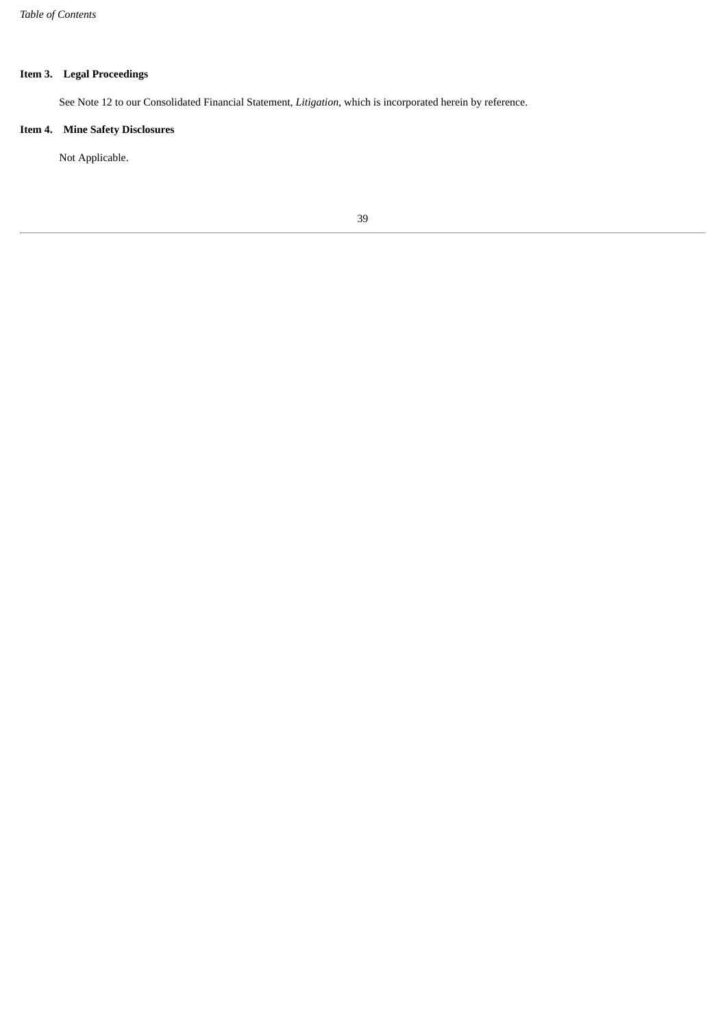## Item 3. Legal Proceedings

See Note 12 to our Consolidated Financial Statement, *Litigation*, which is incorporated herein by reference.

## Item 4. Mine Safety Disclosures

Not Applicable.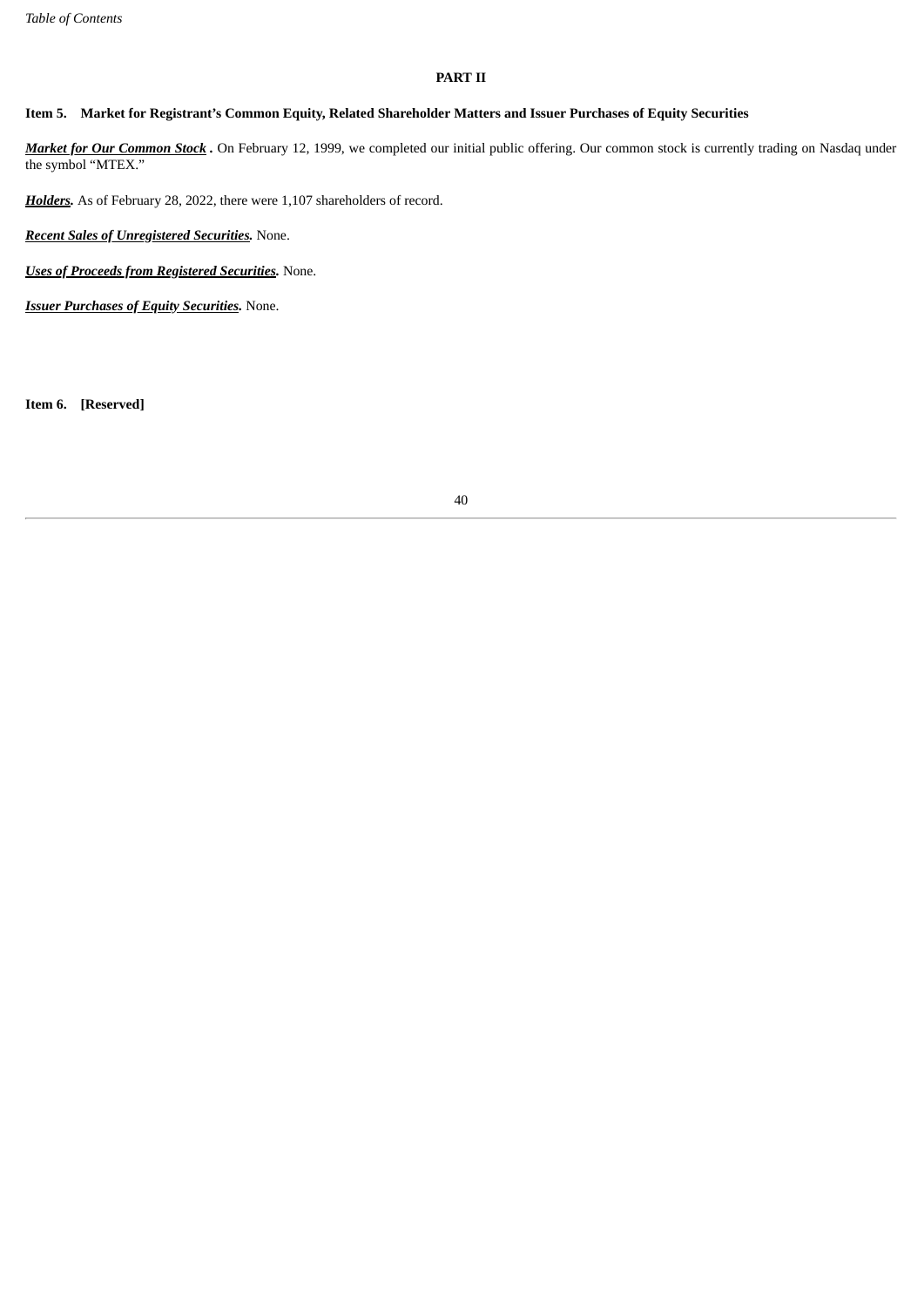## PART II

### Item 5. Market for Registrant's Common Equity, Related Shareholder Matters and Issuer Purchases of Equity Securities

***Market for Our Common Stock*.** On February 12, 1999, we completed our initial public offering. Our common stock is currently trading on Nasdaq under the symbol "MTEX."

***Holders*.** As of February 28, 2022, there were 1,107 shareholders of record.

***Recent Sales of Unregistered Securities*.** None.

***Uses of Proceeds from Registered Securities*.** None.

***Issuer Purchases of Equity Securities*.** None.

### Item 6. [Reserved]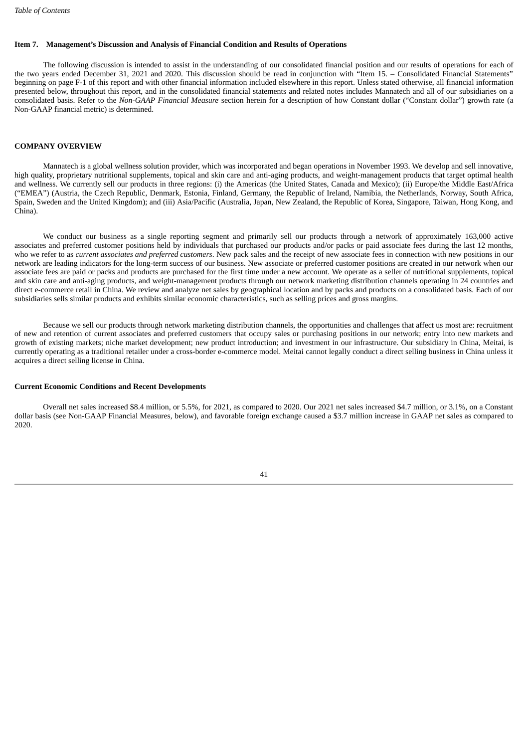## Item 7. Management's Discussion and Analysis of Financial Condition and Results of Operations

The following discussion is intended to assist in the understanding of our consolidated financial position and our results of operations for each of the two years ended December 31, 2021 and 2020. This discussion should be read in conjunction with "Item 15. – Consolidated Financial Statements" beginning on page F-1 of this report and with other financial information included elsewhere in this report. Unless stated otherwise, all financial information presented below, throughout this report, and in the consolidated financial statements and related notes includes Mannatech and all of our subsidiaries on a consolidated basis. Refer to the *Non-GAAP Financial Measure* section herein for a description of how Constant dollar ("Constant dollar") growth rate (a Non-GAAP financial metric) is determined.

## COMPANY OVERVIEW

Mannatech is a global wellness solution provider, which was incorporated and began operations in November 1993. We develop and sell innovative, high quality, proprietary nutritional supplements, topical and skin care and anti-aging products, and weight-management products that target optimal health and wellness. We currently sell our products in three regions: (i) the Americas (the United States, Canada and Mexico); (ii) Europe/the Middle East/Africa ("EMEA") (Austria, the Czech Republic, Denmark, Estonia, Finland, Germany, the Republic of Ireland, Namibia, the Netherlands, Norway, South Africa, Spain, Sweden and the United Kingdom); and (iii) Asia/Pacific (Australia, Japan, New Zealand, the Republic of Korea, Singapore, Taiwan, Hong Kong, and China).

We conduct our business as a single reporting segment and primarily sell our products through a network of approximately 163,000 active associates and preferred customer positions held by individuals that purchased our products and/or packs or paid associate fees during the last 12 months, who we refer to as *current associates and preferred customers*. New pack sales and the receipt of new associate fees in connection with new positions in our network are leading indicators for the long-term success of our business. New associate or preferred customer positions are created in our network when our associate fees are paid or packs and products are purchased for the first time under a new account. We operate as a seller of nutritional supplements, topical and skin care and anti-aging products, and weight-management products through our network marketing distribution channels operating in 24 countries and direct e-commerce retail in China. We review and analyze net sales by geographical location and by packs and products on a consolidated basis. Each of our subsidiaries sells similar products and exhibits similar economic characteristics, such as selling prices and gross margins.

Because we sell our products through network marketing distribution channels, the opportunities and challenges that affect us most are: recruitment of new and retention of current associates and preferred customers that occupy sales or purchasing positions in our network; entry into new markets and growth of existing markets; niche market development; new product introduction; and investment in our infrastructure. Our subsidiary in China, Meitai, is currently operating as a traditional retailer under a cross-border e-commerce model. Meitai cannot legally conduct a direct selling business in China unless it acquires a direct selling license in China.

### Current Economic Conditions and Recent Developments

Overall net sales increased $8.4 million, or 5.5%, for 2021, as compared to 2020. Our 2021 net sales increased $4.7 million, or 3.1%, on a Constant dollar basis (see Non-GAAP Financial Measures, below), and favorable foreign exchange caused a $3.7 million increase in GAAP net sales as compared to 2020.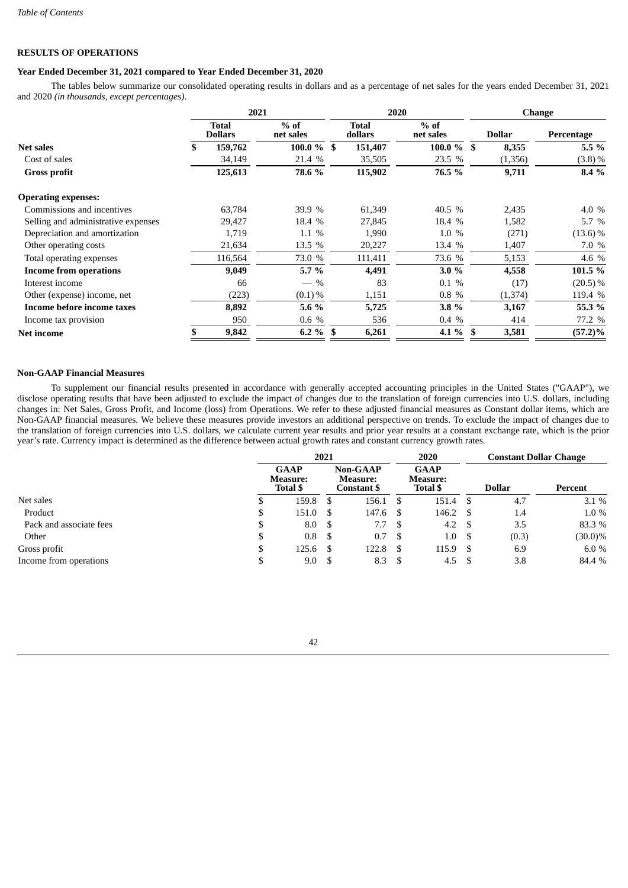**RESULTS OF OPERATIONS**

**Year Ended December 31, 2021 compared to Year Ended December 31, 2020**

The tables below summarize our consolidated operating results in dollars and as a percentage of net sales for the years ended December 31, 2021 and 2020 *(in thousands, except percentages)*.

| | 2021 | | 2020 | | Change | |
|---|---|---|---|---|---|---|
| | **Total Dollars** | **% of net sales** | **Total dollars** | **% of net sales** | **Dollar** | **Percentage** |
| **Net sales** | **$ 159,762** | **100.0 %** | **$ 151,407** | **100.0 %** | **$ 8,355** | **5.5 %** |
| Cost of sales | 34,149 | 21.4 % | 35,505 | 23.5 % | (1,356) | (3.8) % |
| **Gross profit** | **125,613** | **78.6 %** | **115,902** | **76.5 %** | **9,711** | **8.4 %** |
| **Operating expenses:** | | | | | | |
| Commissions and incentives | 63,784 | 39.9 % | 61,349 | 40.5 % | 2,435 | 4.0 % |
| Selling and administrative expenses | 29,427 | 18.4 % | 27,845 | 18.4 % | 1,582 | 5.7 % |
| Depreciation and amortization | 1,719 | 1.1 % | 1,990 | 1.0 % | (271) | (13.6) % |
| Other operating costs | 21,634 | 13.5 % | 20,227 | 13.4 % | 1,407 | 7.0 % |
| Total operating expenses | 116,564 | 73.0 % | 111,411 | 73.6 % | 5,153 | 4.6 % |
| **Income from operations** | **9,049** | **5.7 %** | **4,491** | **3.0 %** | **4,558** | **101.5 %** |
| Interest income | 66 | — % | 83 | 0.1 % | (17) | (20.5) % |
| Other (expense) income, net | (223) | (0.1) % | 1,151 | 0.8 % | (1,374) | 119.4 % |
| **Income before income taxes** | **8,892** | **5.6 %** | **5,725** | **3.8 %** | **3,167** | **55.3 %** |
| Income tax provision | 950 | 0.6 % | 536 | 0.4 % | 414 | 77.2 % |
| **Net income** | **$ 9,842** | **6.2 %** | **$ 6,261** | **4.1 %** | **$ 3,581** | **(57.2)%** |

**Non-GAAP Financial Measures**

To supplement our financial results presented in accordance with generally accepted accounting principles in the United States ("GAAP"), we disclose operating results that have been adjusted to exclude the impact of changes due to the translation of foreign currencies into U.S. dollars, including changes in: Net Sales, Gross Profit, and Income (loss) from Operations. We refer to these adjusted financial measures as Constant dollar items, which are Non-GAAP financial measures. We believe these measures provide investors an additional perspective on trends. To exclude the impact of changes due to the translation of foreign currencies into U.S. dollars, we calculate current year results and prior year results at a constant exchange rate, which is the prior year's rate. Currency impact is determined as the difference between actual growth rates and constant currency growth rates.

| | 2021 | | 2020 | Constant Dollar Change | |
|---|---|---|---|---|---|
| | **GAAP Measure: Total $** | **Non-GAAP Measure: Constant $** | **GAAP Measure: Total $** | **Dollar** | **Percent** |
| Net sales | $ 159.8 | $ 156.1 | $ 151.4 | $ 4.7 | 3.1 % |
| Product | $ 151.0 | $ 147.6 | $ 146.2 | $ 1.4 | 1.0 % |
| Pack and associate fees | $ 8.0 | $ 7.7 | $ 4.2 | $ 3.5 | 83.3 % |
| Other | $ 0.8 | $ 0.7 | $ 1.0 | $ (0.3) | (30.0)% |
| Gross profit | $ 125.6 | $ 122.8 | $ 115.9 | $ 6.9 | 6.0 % |
| Income from operations | $ 9.0 | $ 8.3 | $ 4.5 | $ 3.8 | 84.4 % |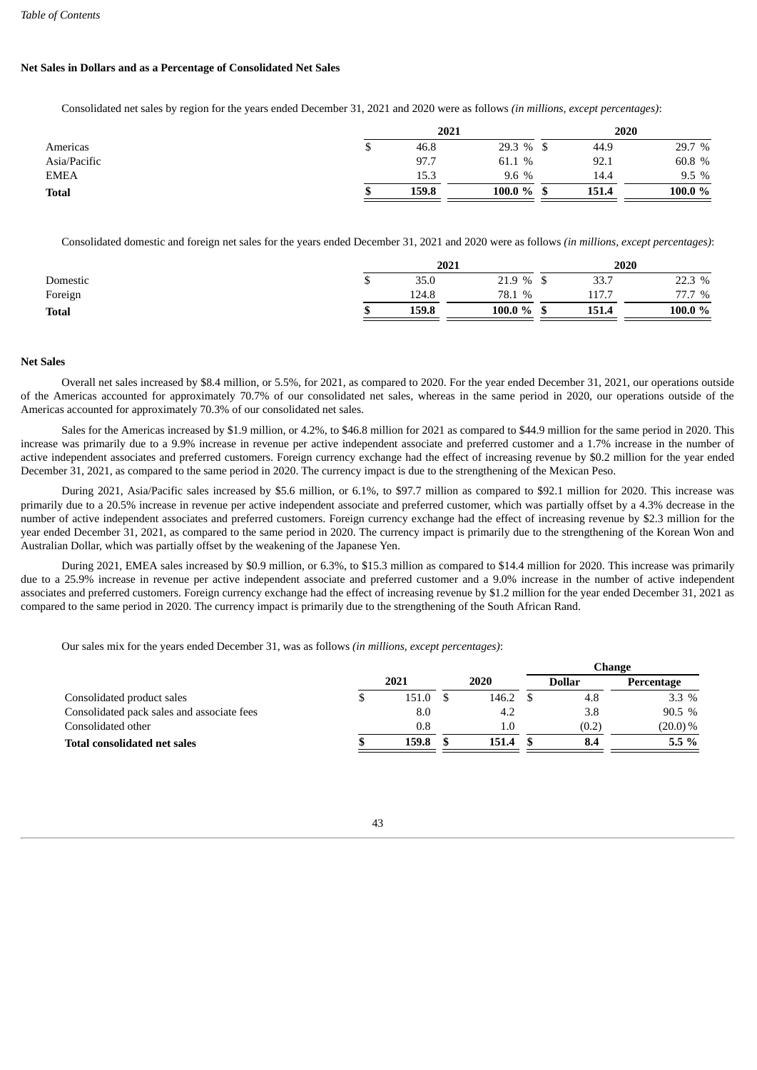**Net Sales in Dollars and as a Percentage of Consolidated Net Sales**

Consolidated net sales by region for the years ended December 31, 2021 and 2020 were as follows *(in millions, except percentages)*:

| | 2021 | | 2020 | |
|---|---|---|---|---|
| Americas | $ 46.8 | 29.3 % | $ 44.9 | 29.7 % |
| Asia/Pacific | 97.7 | 61.1 % | 92.1 | 60.8 % |
| EMEA | 15.3 | 9.6 % | 14.4 | 9.5 % |
| **Total** | **$ 159.8** | **100.0 %** | **$ 151.4** | **100.0 %** |

Consolidated domestic and foreign net sales for the years ended December 31, 2021 and 2020 were as follows *(in millions, except percentages)*:

| | 2021 | | 2020 | |
|---|---|---|---|---|
| Domestic | $ 35.0 | 21.9 % | $ 33.7 | 22.3 % |
| Foreign | 124.8 | 78.1 % | 117.7 | 77.7 % |
| **Total** | **$ 159.8** | **100.0 %** | **$ 151.4** | **100.0 %** |

**Net Sales**

Overall net sales increased by $8.4 million, or 5.5%, for 2021, as compared to 2020. For the year ended December 31, 2021, our operations outside of the Americas accounted for approximately 70.7% of our consolidated net sales, whereas in the same period in 2020, our operations outside of the Americas accounted for approximately 70.3% of our consolidated net sales.

Sales for the Americas increased by $1.9 million, or 4.2%, to $46.8 million for 2021 as compared to $44.9 million for the same period in 2020. This increase was primarily due to a 9.9% increase in revenue per active independent associate and preferred customer and a 1.7% increase in the number of active independent associates and preferred customers. Foreign currency exchange had the effect of increasing revenue by $0.2 million for the year ended December 31, 2021, as compared to the same period in 2020. The currency impact is due to the strengthening of the Mexican Peso.

During 2021, Asia/Pacific sales increased by $5.6 million, or 6.1%, to $97.7 million as compared to $92.1 million for 2020. This increase was primarily due to a 20.5% increase in revenue per active independent associate and preferred customer, which was partially offset by a 4.3% decrease in the number of active independent associates and preferred customers. Foreign currency exchange had the effect of increasing revenue by $2.3 million for the year ended December 31, 2021, as compared to the same period in 2020. The currency impact is primarily due to the strengthening of the Korean Won and Australian Dollar, which was partially offset by the weakening of the Japanese Yen.

During 2021, EMEA sales increased by $0.9 million, or 6.3%, to $15.3 million as compared to $14.4 million for 2020. This increase was primarily due to a 25.9% increase in revenue per active independent associate and preferred customer and a 9.0% increase in the number of active independent associates and preferred customers. Foreign currency exchange had the effect of increasing revenue by $1.2 million for the year ended December 31, 2021 as compared to the same period in 2020. The currency impact is primarily due to the strengthening of the South African Rand.

Our sales mix for the years ended December 31, was as follows *(in millions, except percentages)*:

| | | | Change | |
|---|---|---|---|---|
| | 2021 | 2020 | Dollar | Percentage |
| Consolidated product sales | $ 151.0 | $ 146.2 | $ 4.8 | 3.3 % |
| Consolidated pack sales and associate fees | 8.0 | 4.2 | 3.8 | 90.5 % |
| Consolidated other | 0.8 | 1.0 | (0.2) | (20.0) % |
| **Total consolidated net sales** | **$ 159.8** | **$ 151.4** | **$ 8.4** | **5.5 %** |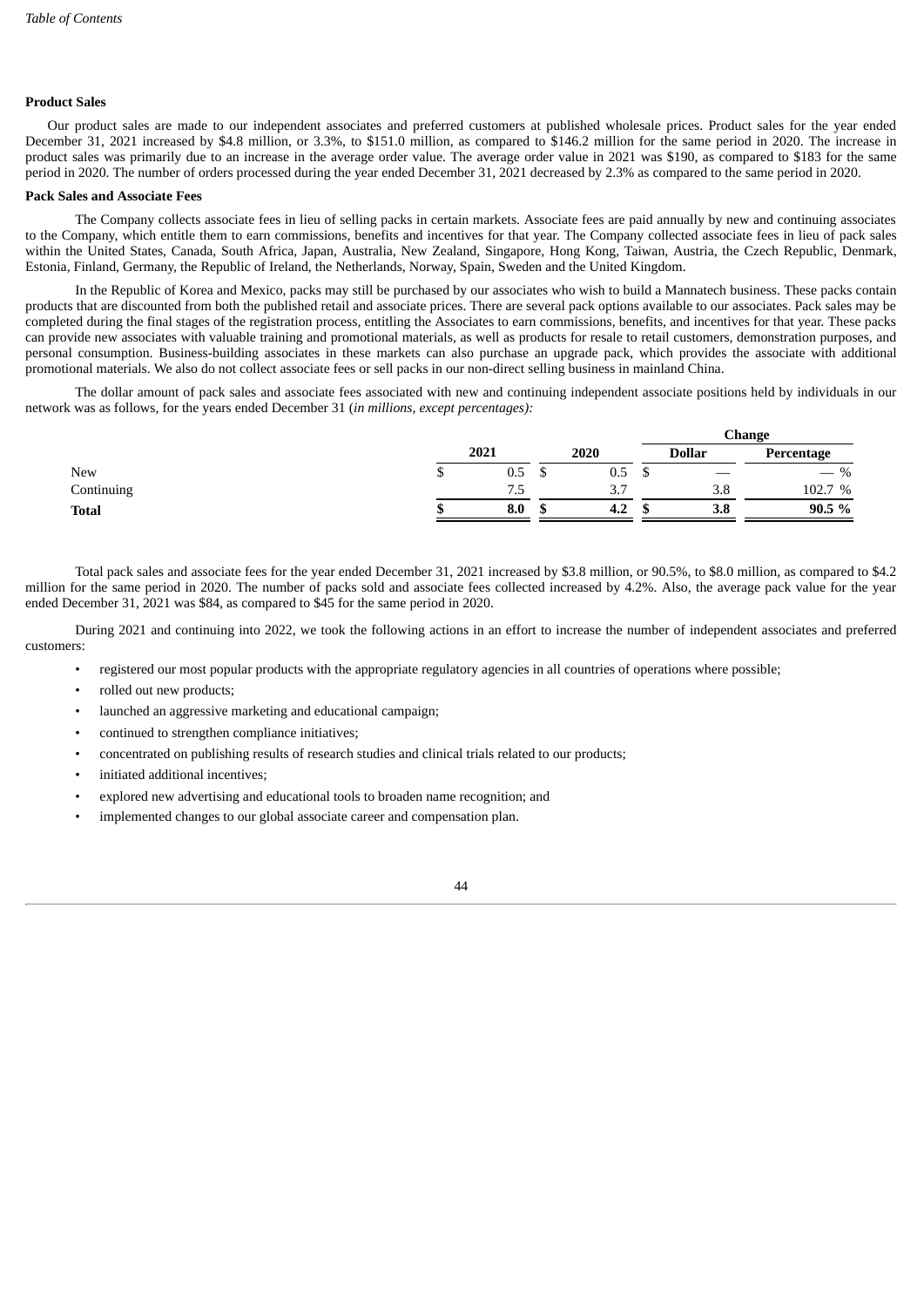**Product Sales**

Our product sales are made to our independent associates and preferred customers at published wholesale prices. Product sales for the year ended December 31, 2021 increased by $4.8 million, or 3.3%, to $151.0 million, as compared to $146.2 million for the same period in 2020. The increase in product sales was primarily due to an increase in the average order value. The average order value in 2021 was $190, as compared to $183 for the same period in 2020. The number of orders processed during the year ended December 31, 2021 decreased by 2.3% as compared to the same period in 2020.

**Pack Sales and Associate Fees**

The Company collects associate fees in lieu of selling packs in certain markets. Associate fees are paid annually by new and continuing associates to the Company, which entitle them to earn commissions, benefits and incentives for that year. The Company collected associate fees in lieu of pack sales within the United States, Canada, South Africa, Japan, Australia, New Zealand, Singapore, Hong Kong, Taiwan, Austria, the Czech Republic, Denmark, Estonia, Finland, Germany, the Republic of Ireland, the Netherlands, Norway, Spain, Sweden and the United Kingdom.

In the Republic of Korea and Mexico, packs may still be purchased by our associates who wish to build a Mannatech business. These packs contain products that are discounted from both the published retail and associate prices. There are several pack options available to our associates. Pack sales may be completed during the final stages of the registration process, entitling the Associates to earn commissions, benefits, and incentives for that year. These packs can provide new associates with valuable training and promotional materials, as well as products for resale to retail customers, demonstration purposes, and personal consumption. Business-building associates in these markets can also purchase an upgrade pack, which provides the associate with additional promotional materials. We also do not collect associate fees or sell packs in our non-direct selling business in mainland China.

The dollar amount of pack sales and associate fees associated with new and continuing independent associate positions held by individuals in our network was as follows, for the years ended December 31 (*in millions, except percentages):*

| | | | Change | |
|---|---|---|---|---|
| | 2021 | 2020 | Dollar | Percentage |
| New | $ 0.5 | $ 0.5 | $ — | — % |
| Continuing | 7.5 | 3.7 | 3.8 | 102.7 % |
| **Total** | **$ 8.0** | **$ 4.2** | **$ 3.8** | **90.5 %** |

Total pack sales and associate fees for the year ended December 31, 2021 increased by $3.8 million, or 90.5%, to $8.0 million, as compared to $4.2 million for the same period in 2020. The number of packs sold and associate fees collected increased by 4.2%. Also, the average pack value for the year ended December 31, 2021 was $84, as compared to $45 for the same period in 2020.

During 2021 and continuing into 2022, we took the following actions in an effort to increase the number of independent associates and preferred customers:

- registered our most popular products with the appropriate regulatory agencies in all countries of operations where possible;
- rolled out new products;
- launched an aggressive marketing and educational campaign;
- continued to strengthen compliance initiatives;
- concentrated on publishing results of research studies and clinical trials related to our products;
- initiated additional incentives;
- explored new advertising and educational tools to broaden name recognition; and
- implemented changes to our global associate career and compensation plan.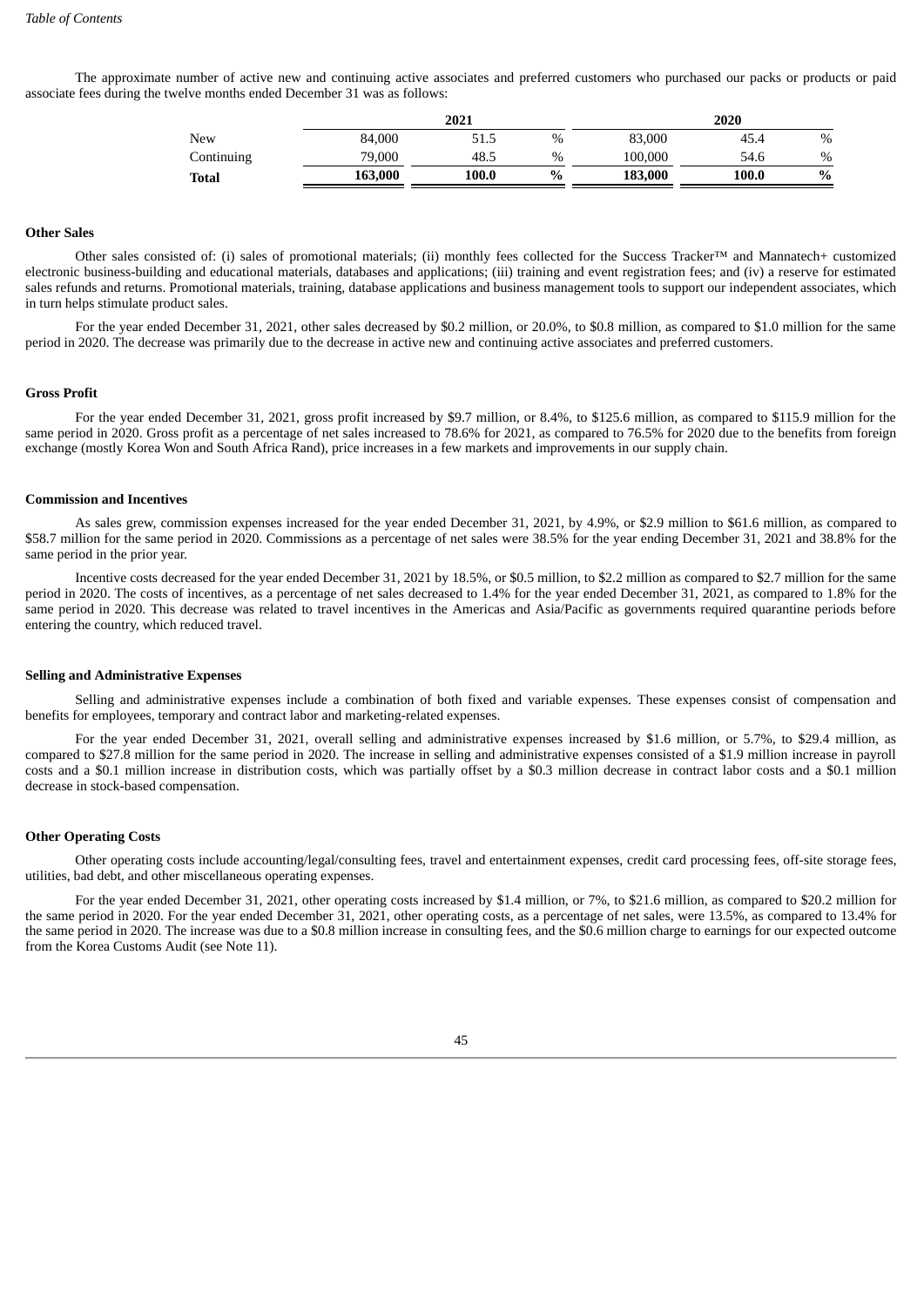The approximate number of active new and continuing active associates and preferred customers who purchased our packs or products or paid associate fees during the twelve months ended December 31 was as follows:

| | 2021 | | | 2020 | | |
|---|---|---|---|---|---|---|
| New | 84,000 | 51.5 | % | 83,000 | 45.4 | % |
| Continuing | 79,000 | 48.5 | % | 100,000 | 54.6 | % |
| **Total** | **163,000** | **100.0** | **%** | **183,000** | **100.0** | **%** |

**Other Sales**

Other sales consisted of: (i) sales of promotional materials; (ii) monthly fees collected for the Success Tracker™ and Mannatech+ customized electronic business-building and educational materials, databases and applications; (iii) training and event registration fees; and (iv) a reserve for estimated sales refunds and returns. Promotional materials, training, database applications and business management tools to support our independent associates, which in turn helps stimulate product sales.

For the year ended December 31, 2021, other sales decreased by $0.2 million, or 20.0%, to $0.8 million, as compared to $1.0 million for the same period in 2020. The decrease was primarily due to the decrease in active new and continuing active associates and preferred customers.

**Gross Profit**

For the year ended December 31, 2021, gross profit increased by $9.7 million, or 8.4%, to $125.6 million, as compared to $115.9 million for the same period in 2020. Gross profit as a percentage of net sales increased to 78.6% for 2021, as compared to 76.5% for 2020 due to the benefits from foreign exchange (mostly Korea Won and South Africa Rand), price increases in a few markets and improvements in our supply chain.

**Commission and Incentives**

As sales grew, commission expenses increased for the year ended December 31, 2021, by 4.9%, or $2.9 million to $61.6 million, as compared to $58.7 million for the same period in 2020. Commissions as a percentage of net sales were 38.5% for the year ending December 31, 2021 and 38.8% for the same period in the prior year.

Incentive costs decreased for the year ended December 31, 2021 by 18.5%, or $0.5 million, to $2.2 million as compared to $2.7 million for the same period in 2020. The costs of incentives, as a percentage of net sales decreased to 1.4% for the year ended December 31, 2021, as compared to 1.8% for the same period in 2020. This decrease was related to travel incentives in the Americas and Asia/Pacific as governments required quarantine periods before entering the country, which reduced travel.

**Selling and Administrative Expenses**

Selling and administrative expenses include a combination of both fixed and variable expenses. These expenses consist of compensation and benefits for employees, temporary and contract labor and marketing-related expenses.

For the year ended December 31, 2021, overall selling and administrative expenses increased by $1.6 million, or 5.7%, to $29.4 million, as compared to $27.8 million for the same period in 2020. The increase in selling and administrative expenses consisted of a $1.9 million increase in payroll costs and a $0.1 million increase in distribution costs, which was partially offset by a $0.3 million decrease in contract labor costs and a $0.1 million decrease in stock-based compensation.

**Other Operating Costs**

Other operating costs include accounting/legal/consulting fees, travel and entertainment expenses, credit card processing fees, off-site storage fees, utilities, bad debt, and other miscellaneous operating expenses.

For the year ended December 31, 2021, other operating costs increased by $1.4 million, or 7%, to $21.6 million, as compared to $20.2 million for the same period in 2020. For the year ended December 31, 2021, other operating costs, as a percentage of net sales, were 13.5%, as compared to 13.4% for the same period in 2020. The increase was due to a $0.8 million increase in consulting fees, and the $0.6 million charge to earnings for our expected outcome from the Korea Customs Audit (see Note 11).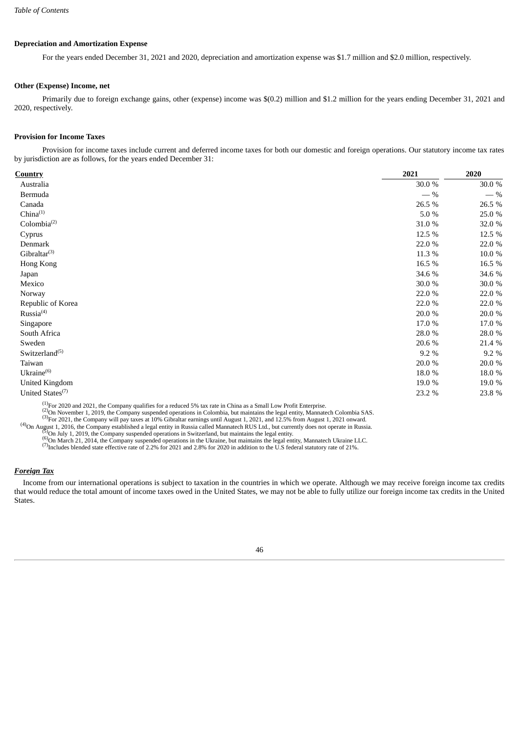**Depreciation and Amortization Expense**

For the years ended December 31, 2021 and 2020, depreciation and amortization expense was $1.7 million and $2.0 million, respectively.

**Other (Expense) Income, net**

Primarily due to foreign exchange gains, other (expense) income was $(0.2) million and $1.2 million for the years ending December 31, 2021 and 2020, respectively.

**Provision for Income Taxes**

Provision for income taxes include current and deferred income taxes for both our domestic and foreign operations. Our statutory income tax rates by jurisdiction are as follows, for the years ended December 31:

| Country | 2021 | 2020 |
|---|---|---|
| Australia | 30.0 % | 30.0 % |
| Bermuda | — % | — % |
| Canada | 26.5 % | 26.5 % |
| China[(1)] | 5.0 % | 25.0 % |
| Colombia[(2)] | 31.0 % | 32.0 % |
| Cyprus | 12.5 % | 12.5 % |
| Denmark | 22.0 % | 22.0 % |
| Gibraltar[(3)] | 11.3 % | 10.0 % |
| Hong Kong | 16.5 % | 16.5 % |
| Japan | 34.6 % | 34.6 % |
| Mexico | 30.0 % | 30.0 % |
| Norway | 22.0 % | 22.0 % |
| Republic of Korea | 22.0 % | 22.0 % |
| Russia[(4)] | 20.0 % | 20.0 % |
| Singapore | 17.0 % | 17.0 % |
| South Africa | 28.0 % | 28.0 % |
| Sweden | 20.6 % | 21.4 % |
| Switzerland[(5)] | 9.2 % | 9.2 % |
| Taiwan | 20.0 % | 20.0 % |
| Ukraine[(6)] | 18.0 % | 18.0 % |
| United Kingdom | 19.0 % | 19.0 % |
| United States[(7)] | 23.2 % | 23.8 % |

[(1)]For 2020 and 2021, the Company qualifies for a reduced 5% tax rate in China as a Small Low Profit Enterprise.
[(2)]On November 1, 2019, the Company suspended operations in Colombia, but maintains the legal entity, Mannatech Colombia SAS.
[(3)]For 2021, the Company will pay taxes at 10% Gibraltar earnings until August 1, 2021, and 12.5% from August 1, 2021 onward.
[(4)]On August 1, 2016, the Company established a legal entity in Russia called Mannatech RUS Ltd., but currently does not operate in Russia.
[(5)]On July 1, 2019, the Company suspended operations in Switzerland, but maintains the legal entity.
[(6)]On March 21, 2014, the Company suspended operations in the Ukraine, but maintains the legal entity, Mannatech Ukraine LLC.
[(7)]Includes blended state effective rate of 2.2% for 2021 and 2.8% for 2020 in addition to the U.S federal statutory rate of 21%.

***Foreign Tax***

Income from our international operations is subject to taxation in the countries in which we operate. Although we may receive foreign income tax credits that would reduce the total amount of income taxes owed in the United States, we may not be able to fully utilize our foreign income tax credits in the United States.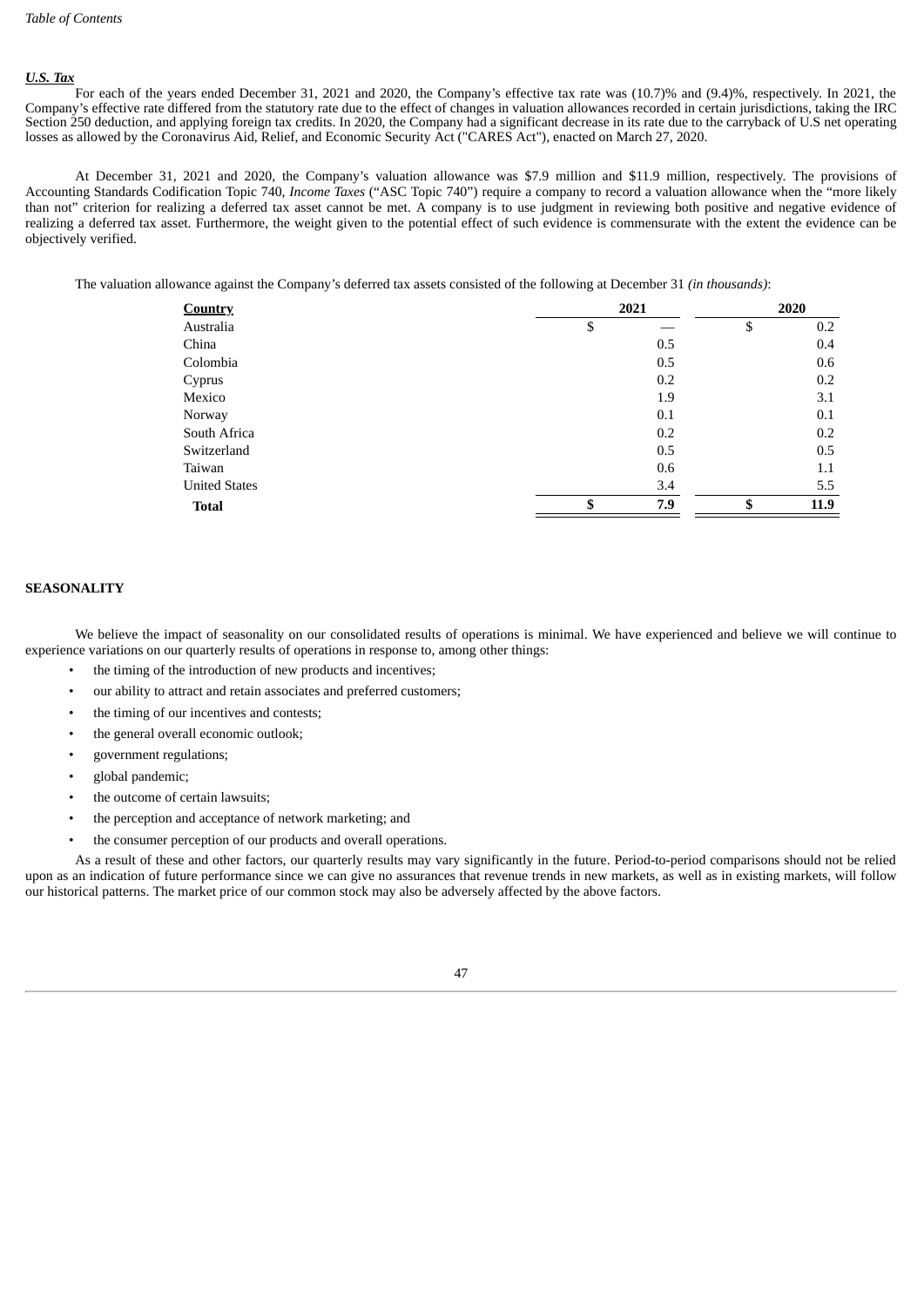***U.S. Tax***

For each of the years ended December 31, 2021 and 2020, the Company's effective tax rate was (10.7)% and (9.4)%, respectively. In 2021, the Company's effective rate differed from the statutory rate due to the effect of changes in valuation allowances recorded in certain jurisdictions, taking the IRC Section 250 deduction, and applying foreign tax credits. In 2020, the Company had a significant decrease in its rate due to the carryback of U.S net operating losses as allowed by the Coronavirus Aid, Relief, and Economic Security Act ("CARES Act"), enacted on March 27, 2020.

At December 31, 2021 and 2020, the Company's valuation allowance was $7.9 million and $11.9 million, respectively. The provisions of Accounting Standards Codification Topic 740, *Income Taxes* ("ASC Topic 740") require a company to record a valuation allowance when the "more likely than not" criterion for realizing a deferred tax asset cannot be met. A company is to use judgment in reviewing both positive and negative evidence of realizing a deferred tax asset. Furthermore, the weight given to the potential effect of such evidence is commensurate with the extent the evidence can be objectively verified.

The valuation allowance against the Company's deferred tax assets consisted of the following at December 31 *(in thousands)*:

| Country | 2021 | 2020 |
|---|---|---|
| Australia | $ — | $ 0.2 |
| China | 0.5 | 0.4 |
| Colombia | 0.5 | 0.6 |
| Cyprus | 0.2 | 0.2 |
| Mexico | 1.9 | 3.1 |
| Norway | 0.1 | 0.1 |
| South Africa | 0.2 | 0.2 |
| Switzerland | 0.5 | 0.5 |
| Taiwan | 0.6 | 1.1 |
| United States | 3.4 | 5.5 |
| **Total** | **$ 7.9** | **$ 11.9** |

**SEASONALITY**

We believe the impact of seasonality on our consolidated results of operations is minimal. We have experienced and believe we will continue to experience variations on our quarterly results of operations in response to, among other things:

- the timing of the introduction of new products and incentives;
- our ability to attract and retain associates and preferred customers;
- the timing of our incentives and contests;
- the general overall economic outlook;
- government regulations;
- global pandemic;
- the outcome of certain lawsuits;
- the perception and acceptance of network marketing; and
- the consumer perception of our products and overall operations.

As a result of these and other factors, our quarterly results may vary significantly in the future. Period-to-period comparisons should not be relied upon as an indication of future performance since we can give no assurances that revenue trends in new markets, as well as in existing markets, will follow our historical patterns. The market price of our common stock may also be adversely affected by the above factors.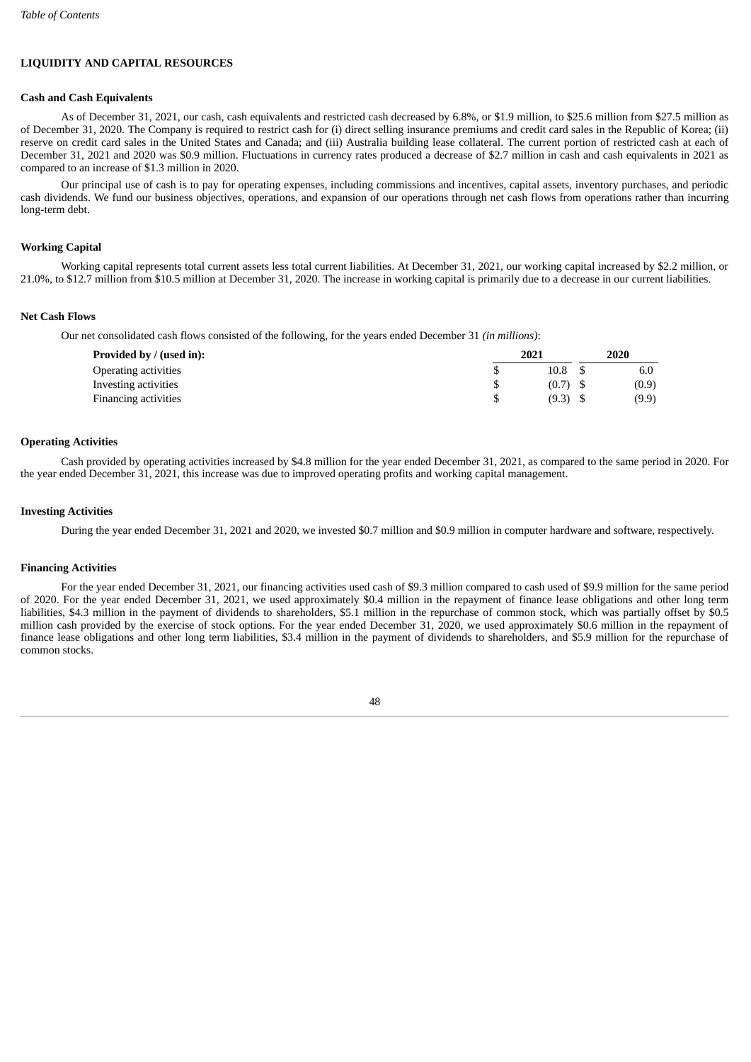## LIQUIDITY AND CAPITAL RESOURCES

### Cash and Cash Equivalents

As of December 31, 2021, our cash, cash equivalents and restricted cash decreased by 6.8%, or $1.9 million, to $25.6 million from $27.5 million as of December 31, 2020. The Company is required to restrict cash for (i) direct selling insurance premiums and credit card sales in the Republic of Korea; (ii) reserve on credit card sales in the United States and Canada; and (iii) Australia building lease collateral. The current portion of restricted cash at each of December 31, 2021 and 2020 was $0.9 million. Fluctuations in currency rates produced a decrease of $2.7 million in cash and cash equivalents in 2021 as compared to an increase of $1.3 million in 2020.

Our principal use of cash is to pay for operating expenses, including commissions and incentives, capital assets, inventory purchases, and periodic cash dividends. We fund our business objectives, operations, and expansion of our operations through net cash flows from operations rather than incurring long-term debt.

### Working Capital

Working capital represents total current assets less total current liabilities. At December 31, 2021, our working capital increased by $2.2 million, or 21.0%, to $12.7 million from $10.5 million at December 31, 2020. The increase in working capital is primarily due to a decrease in our current liabilities.

### Net Cash Flows

Our net consolidated cash flows consisted of the following, for the years ended December 31 *(in millions)*:

| **Provided by / (used in):** | **2021** | **2020** |
|---|---|---|
| Operating activities | $ 10.8 | $ 6.0 |
| Investing activities | $ (0.7) | $ (0.9) |
| Financing activities | $ (9.3) | $ (9.9) |

### Operating Activities

Cash provided by operating activities increased by $4.8 million for the year ended December 31, 2021, as compared to the same period in 2020. For the year ended December 31, 2021, this increase was due to improved operating profits and working capital management.

### Investing Activities

During the year ended December 31, 2021 and 2020, we invested $0.7 million and $0.9 million in computer hardware and software, respectively.

### Financing Activities

For the year ended December 31, 2021, our financing activities used cash of $9.3 million compared to cash used of $9.9 million for the same period of 2020. For the year ended December 31, 2021, we used approximately $0.4 million in the repayment of finance lease obligations and other long term liabilities, $4.3 million in the payment of dividends to shareholders, $5.1 million in the repurchase of common stock, which was partially offset by $0.5 million cash provided by the exercise of stock options. For the year ended December 31, 2020, we used approximately $0.6 million in the repayment of finance lease obligations and other long term liabilities, $3.4 million in the payment of dividends to shareholders, and $5.9 million for the repurchase of common stocks.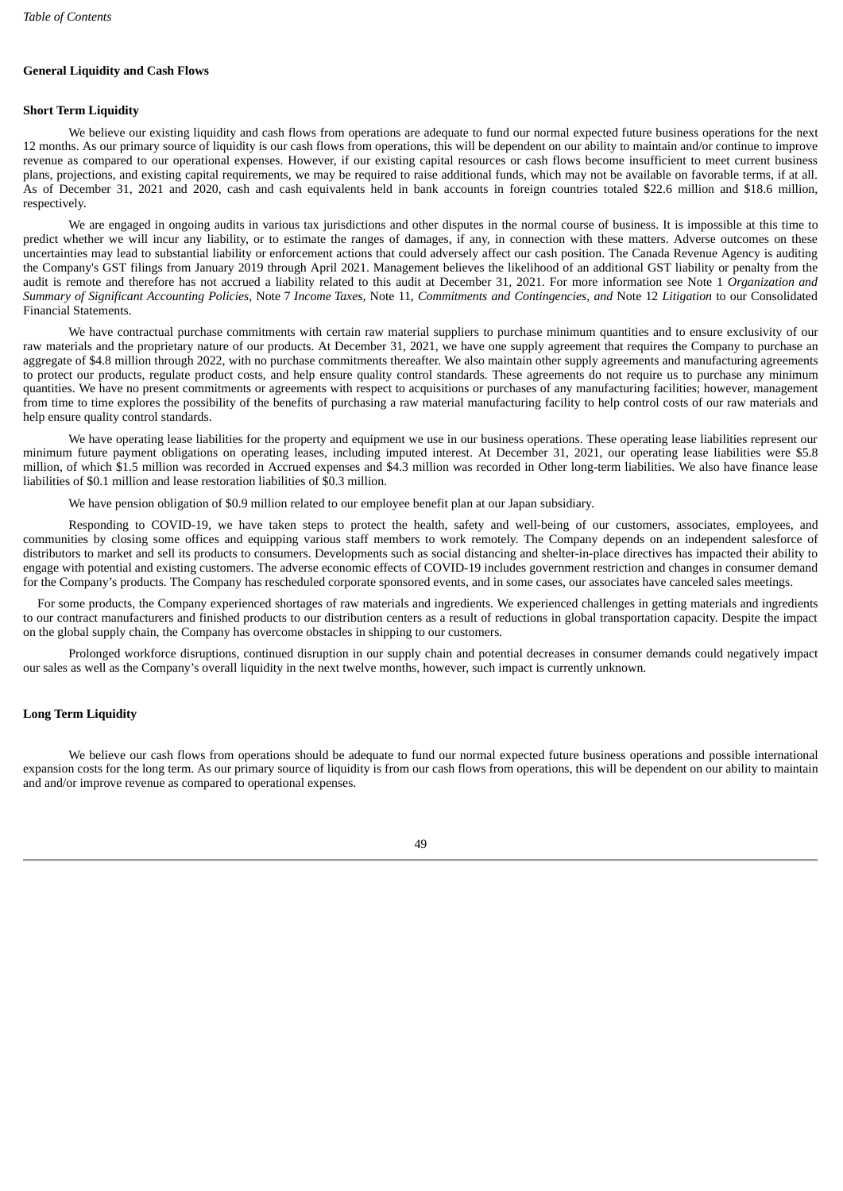## General Liquidity and Cash Flows

### Short Term Liquidity

We believe our existing liquidity and cash flows from operations are adequate to fund our normal expected future business operations for the next 12 months. As our primary source of liquidity is our cash flows from operations, this will be dependent on our ability to maintain and/or continue to improve revenue as compared to our operational expenses. However, if our existing capital resources or cash flows become insufficient to meet current business plans, projections, and existing capital requirements, we may be required to raise additional funds, which may not be available on favorable terms, if at all. As of December 31, 2021 and 2020, cash and cash equivalents held in bank accounts in foreign countries totaled $22.6 million and $18.6 million, respectively.

We are engaged in ongoing audits in various tax jurisdictions and other disputes in the normal course of business. It is impossible at this time to predict whether we will incur any liability, or to estimate the ranges of damages, if any, in connection with these matters. Adverse outcomes on these uncertainties may lead to substantial liability or enforcement actions that could adversely affect our cash position. The Canada Revenue Agency is auditing the Company's GST filings from January 2019 through April 2021. Management believes the likelihood of an additional GST liability or penalty from the audit is remote and therefore has not accrued a liability related to this audit at December 31, 2021. For more information see Note 1 *Organization and Summary of Significant Accounting Policies*, Note 7 *Income Taxes*, Note 11, *Commitments and Contingencies, and* Note 12 *Litigation* to our Consolidated Financial Statements.

We have contractual purchase commitments with certain raw material suppliers to purchase minimum quantities and to ensure exclusivity of our raw materials and the proprietary nature of our products. At December 31, 2021, we have one supply agreement that requires the Company to purchase an aggregate of $4.8 million through 2022, with no purchase commitments thereafter. We also maintain other supply agreements and manufacturing agreements to protect our products, regulate product costs, and help ensure quality control standards. These agreements do not require us to purchase any minimum quantities. We have no present commitments or agreements with respect to acquisitions or purchases of any manufacturing facilities; however, management from time to time explores the possibility of the benefits of purchasing a raw material manufacturing facility to help control costs of our raw materials and help ensure quality control standards.

We have operating lease liabilities for the property and equipment we use in our business operations. These operating lease liabilities represent our minimum future payment obligations on operating leases, including imputed interest. At December 31, 2021, our operating lease liabilities were $5.8 million, of which $1.5 million was recorded in Accrued expenses and $4.3 million was recorded in Other long-term liabilities. We also have finance lease liabilities of $0.1 million and lease restoration liabilities of $0.3 million.

We have pension obligation of $0.9 million related to our employee benefit plan at our Japan subsidiary.

Responding to COVID-19, we have taken steps to protect the health, safety and well-being of our customers, associates, employees, and communities by closing some offices and equipping various staff members to work remotely. The Company depends on an independent salesforce of distributors to market and sell its products to consumers. Developments such as social distancing and shelter-in-place directives has impacted their ability to engage with potential and existing customers. The adverse economic effects of COVID-19 includes government restriction and changes in consumer demand for the Company's products. The Company has rescheduled corporate sponsored events, and in some cases, our associates have canceled sales meetings.

For some products, the Company experienced shortages of raw materials and ingredients. We experienced challenges in getting materials and ingredients to our contract manufacturers and finished products to our distribution centers as a result of reductions in global transportation capacity. Despite the impact on the global supply chain, the Company has overcome obstacles in shipping to our customers.

Prolonged workforce disruptions, continued disruption in our supply chain and potential decreases in consumer demands could negatively impact our sales as well as the Company's overall liquidity in the next twelve months, however, such impact is currently unknown.

### Long Term Liquidity

We believe our cash flows from operations should be adequate to fund our normal expected future business operations and possible international expansion costs for the long term. As our primary source of liquidity is from our cash flows from operations, this will be dependent on our ability to maintain and and/or improve revenue as compared to operational expenses.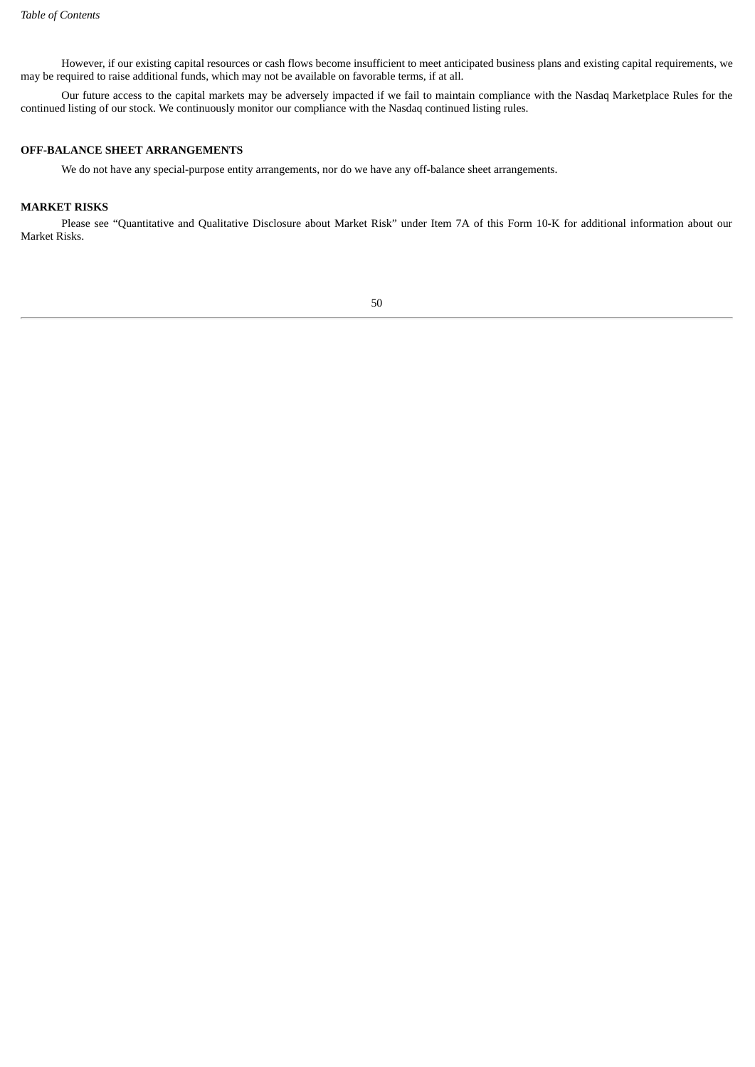However, if our existing capital resources or cash flows become insufficient to meet anticipated business plans and existing capital requirements, we may be required to raise additional funds, which may not be available on favorable terms, if at all.

Our future access to the capital markets may be adversely impacted if we fail to maintain compliance with the Nasdaq Marketplace Rules for the continued listing of our stock. We continuously monitor our compliance with the Nasdaq continued listing rules.

## OFF-BALANCE SHEET ARRANGEMENTS

We do not have any special-purpose entity arrangements, nor do we have any off-balance sheet arrangements.

## MARKET RISKS

Please see "Quantitative and Qualitative Disclosure about Market Risk" under Item 7A of this Form 10-K for additional information about our Market Risks.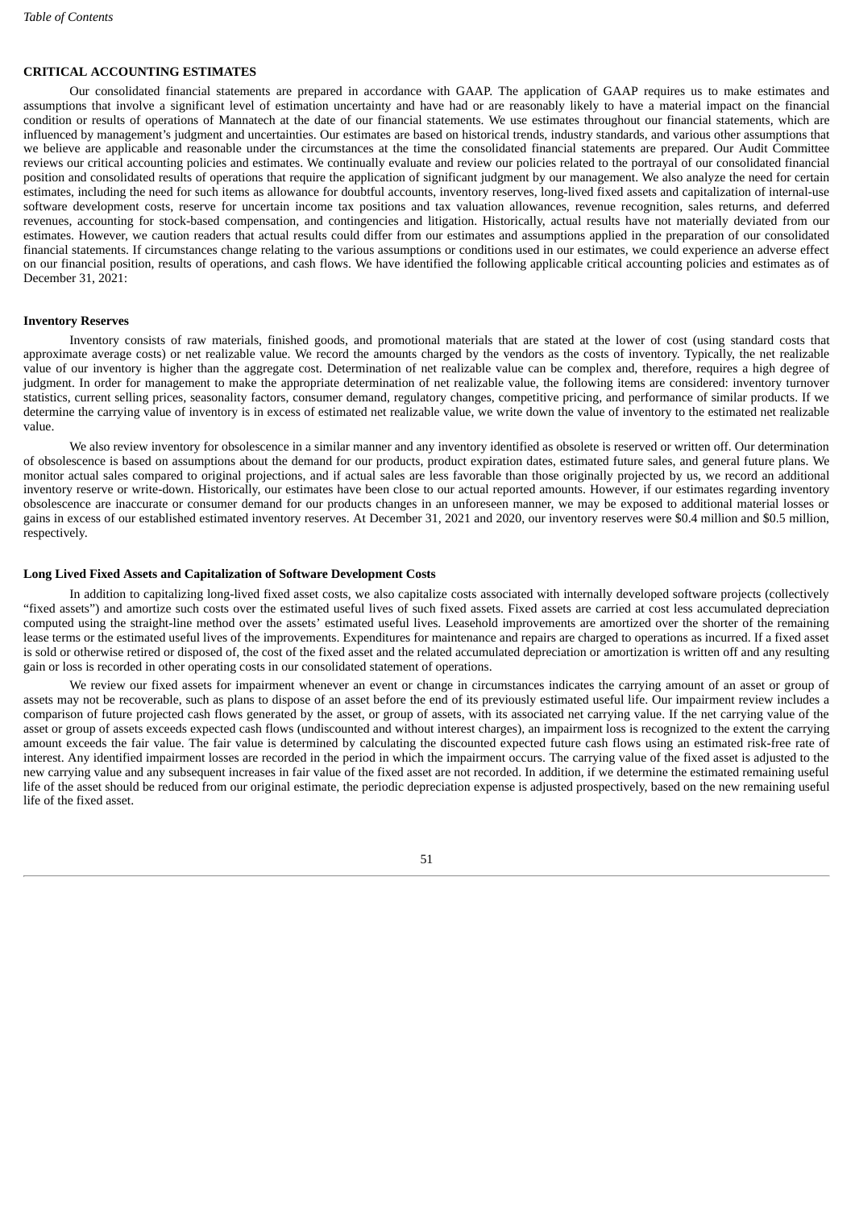## CRITICAL ACCOUNTING ESTIMATES

Our consolidated financial statements are prepared in accordance with GAAP. The application of GAAP requires us to make estimates and assumptions that involve a significant level of estimation uncertainty and have had or are reasonably likely to have a material impact on the financial condition or results of operations of Mannatech at the date of our financial statements. We use estimates throughout our financial statements, which are influenced by management's judgment and uncertainties. Our estimates are based on historical trends, industry standards, and various other assumptions that we believe are applicable and reasonable under the circumstances at the time the consolidated financial statements are prepared. Our Audit Committee reviews our critical accounting policies and estimates. We continually evaluate and review our policies related to the portrayal of our consolidated financial position and consolidated results of operations that require the application of significant judgment by our management. We also analyze the need for certain estimates, including the need for such items as allowance for doubtful accounts, inventory reserves, long-lived fixed assets and capitalization of internal-use software development costs, reserve for uncertain income tax positions and tax valuation allowances, revenue recognition, sales returns, and deferred revenues, accounting for stock-based compensation, and contingencies and litigation. Historically, actual results have not materially deviated from our estimates. However, we caution readers that actual results could differ from our estimates and assumptions applied in the preparation of our consolidated financial statements. If circumstances change relating to the various assumptions or conditions used in our estimates, we could experience an adverse effect on our financial position, results of operations, and cash flows. We have identified the following applicable critical accounting policies and estimates as of December 31, 2021:

### Inventory Reserves

Inventory consists of raw materials, finished goods, and promotional materials that are stated at the lower of cost (using standard costs that approximate average costs) or net realizable value. We record the amounts charged by the vendors as the costs of inventory. Typically, the net realizable value of our inventory is higher than the aggregate cost. Determination of net realizable value can be complex and, therefore, requires a high degree of judgment. In order for management to make the appropriate determination of net realizable value, the following items are considered: inventory turnover statistics, current selling prices, seasonality factors, consumer demand, regulatory changes, competitive pricing, and performance of similar products. If we determine the carrying value of inventory is in excess of estimated net realizable value, we write down the value of inventory to the estimated net realizable value.

We also review inventory for obsolescence in a similar manner and any inventory identified as obsolete is reserved or written off. Our determination of obsolescence is based on assumptions about the demand for our products, product expiration dates, estimated future sales, and general future plans. We monitor actual sales compared to original projections, and if actual sales are less favorable than those originally projected by us, we record an additional inventory reserve or write-down. Historically, our estimates have been close to our actual reported amounts. However, if our estimates regarding inventory obsolescence are inaccurate or consumer demand for our products changes in an unforeseen manner, we may be exposed to additional material losses or gains in excess of our established estimated inventory reserves. At December 31, 2021 and 2020, our inventory reserves were $0.4 million and $0.5 million, respectively.

### Long Lived Fixed Assets and Capitalization of Software Development Costs

In addition to capitalizing long-lived fixed asset costs, we also capitalize costs associated with internally developed software projects (collectively "fixed assets") and amortize such costs over the estimated useful lives of such fixed assets. Fixed assets are carried at cost less accumulated depreciation computed using the straight-line method over the assets' estimated useful lives. Leasehold improvements are amortized over the shorter of the remaining lease terms or the estimated useful lives of the improvements. Expenditures for maintenance and repairs are charged to operations as incurred. If a fixed asset is sold or otherwise retired or disposed of, the cost of the fixed asset and the related accumulated depreciation or amortization is written off and any resulting gain or loss is recorded in other operating costs in our consolidated statement of operations.

We review our fixed assets for impairment whenever an event or change in circumstances indicates the carrying amount of an asset or group of assets may not be recoverable, such as plans to dispose of an asset before the end of its previously estimated useful life. Our impairment review includes a comparison of future projected cash flows generated by the asset, or group of assets, with its associated net carrying value. If the net carrying value of the asset or group of assets exceeds expected cash flows (undiscounted and without interest charges), an impairment loss is recognized to the extent the carrying amount exceeds the fair value. The fair value is determined by calculating the discounted expected future cash flows using an estimated risk-free rate of interest. Any identified impairment losses are recorded in the period in which the impairment occurs. The carrying value of the fixed asset is adjusted to the new carrying value and any subsequent increases in fair value of the fixed asset are not recorded. In addition, if we determine the estimated remaining useful life of the asset should be reduced from our original estimate, the periodic depreciation expense is adjusted prospectively, based on the new remaining useful life of the fixed asset.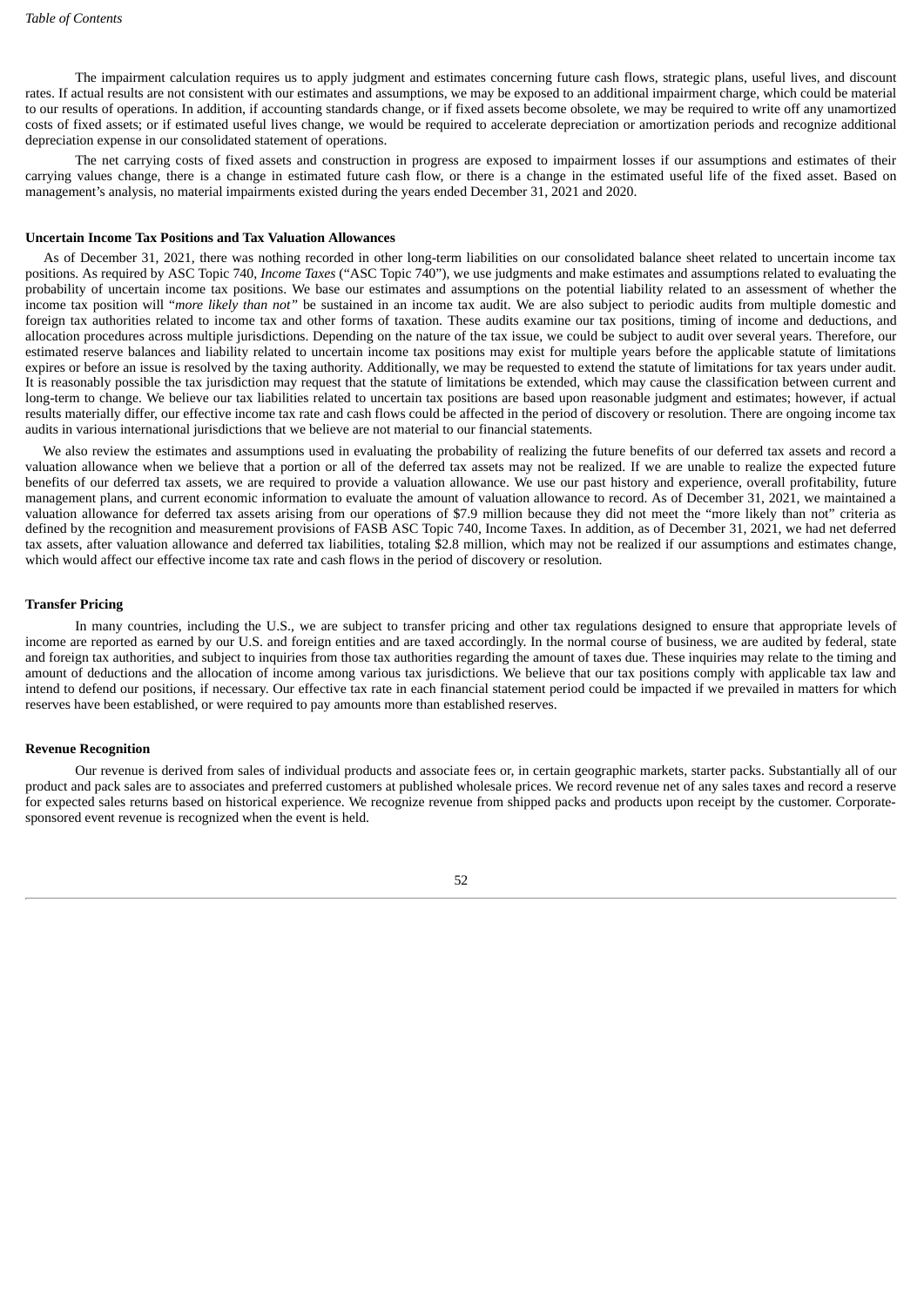The impairment calculation requires us to apply judgment and estimates concerning future cash flows, strategic plans, useful lives, and discount rates. If actual results are not consistent with our estimates and assumptions, we may be exposed to an additional impairment charge, which could be material to our results of operations. In addition, if accounting standards change, or if fixed assets become obsolete, we may be required to write off any unamortized costs of fixed assets; or if estimated useful lives change, we would be required to accelerate depreciation or amortization periods and recognize additional depreciation expense in our consolidated statement of operations.

The net carrying costs of fixed assets and construction in progress are exposed to impairment losses if our assumptions and estimates of their carrying values change, there is a change in estimated future cash flow, or there is a change in the estimated useful life of the fixed asset. Based on management's analysis, no material impairments existed during the years ended December 31, 2021 and 2020.

**Uncertain Income Tax Positions and Tax Valuation Allowances**

As of December 31, 2021, there was nothing recorded in other long-term liabilities on our consolidated balance sheet related to uncertain income tax positions. As required by ASC Topic 740, *Income Taxes* ("ASC Topic 740"), we use judgments and make estimates and assumptions related to evaluating the probability of uncertain income tax positions. We base our estimates and assumptions on the potential liability related to an assessment of whether the income tax position will "*more likely than not"* be sustained in an income tax audit. We are also subject to periodic audits from multiple domestic and foreign tax authorities related to income tax and other forms of taxation. These audits examine our tax positions, timing of income and deductions, and allocation procedures across multiple jurisdictions. Depending on the nature of the tax issue, we could be subject to audit over several years. Therefore, our estimated reserve balances and liability related to uncertain income tax positions may exist for multiple years before the applicable statute of limitations expires or before an issue is resolved by the taxing authority. Additionally, we may be requested to extend the statute of limitations for tax years under audit. It is reasonably possible the tax jurisdiction may request that the statute of limitations be extended, which may cause the classification between current and long-term to change. We believe our tax liabilities related to uncertain tax positions are based upon reasonable judgment and estimates; however, if actual results materially differ, our effective income tax rate and cash flows could be affected in the period of discovery or resolution. There are ongoing income tax audits in various international jurisdictions that we believe are not material to our financial statements.

We also review the estimates and assumptions used in evaluating the probability of realizing the future benefits of our deferred tax assets and record a valuation allowance when we believe that a portion or all of the deferred tax assets may not be realized. If we are unable to realize the expected future benefits of our deferred tax assets, we are required to provide a valuation allowance. We use our past history and experience, overall profitability, future management plans, and current economic information to evaluate the amount of valuation allowance to record. As of December 31, 2021, we maintained a valuation allowance for deferred tax assets arising from our operations of $7.9 million because they did not meet the "more likely than not" criteria as defined by the recognition and measurement provisions of FASB ASC Topic 740, Income Taxes. In addition, as of December 31, 2021, we had net deferred tax assets, after valuation allowance and deferred tax liabilities, totaling $2.8 million, which may not be realized if our assumptions and estimates change, which would affect our effective income tax rate and cash flows in the period of discovery or resolution.

**Transfer Pricing**

In many countries, including the U.S., we are subject to transfer pricing and other tax regulations designed to ensure that appropriate levels of income are reported as earned by our U.S. and foreign entities and are taxed accordingly. In the normal course of business, we are audited by federal, state and foreign tax authorities, and subject to inquiries from those tax authorities regarding the amount of taxes due. These inquiries may relate to the timing and amount of deductions and the allocation of income among various tax jurisdictions. We believe that our tax positions comply with applicable tax law and intend to defend our positions, if necessary. Our effective tax rate in each financial statement period could be impacted if we prevailed in matters for which reserves have been established, or were required to pay amounts more than established reserves.

**Revenue Recognition**

Our revenue is derived from sales of individual products and associate fees or, in certain geographic markets, starter packs. Substantially all of our product and pack sales are to associates and preferred customers at published wholesale prices. We record revenue net of any sales taxes and record a reserve for expected sales returns based on historical experience. We recognize revenue from shipped packs and products upon receipt by the customer. Corporate-sponsored event revenue is recognized when the event is held.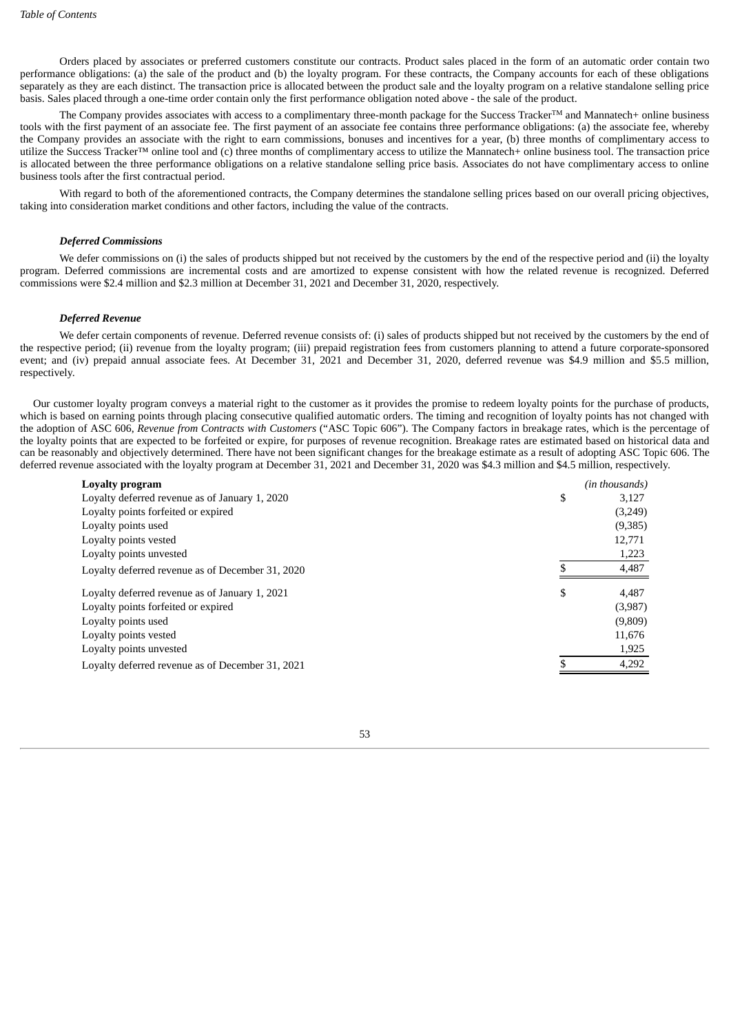Orders placed by associates or preferred customers constitute our contracts. Product sales placed in the form of an automatic order contain two performance obligations: (a) the sale of the product and (b) the loyalty program. For these contracts, the Company accounts for each of these obligations separately as they are each distinct. The transaction price is allocated between the product sale and the loyalty program on a relative standalone selling price basis. Sales placed through a one-time order contain only the first performance obligation noted above - the sale of the product.

The Company provides associates with access to a complimentary three-month package for the Success Tracker™ and Mannatech+ online business tools with the first payment of an associate fee. The first payment of an associate fee contains three performance obligations: (a) the associate fee, whereby the Company provides an associate with the right to earn commissions, bonuses and incentives for a year, (b) three months of complimentary access to utilize the Success Tracker™ online tool and (c) three months of complimentary access to utilize the Mannatech+ online business tool. The transaction price is allocated between the three performance obligations on a relative standalone selling price basis. Associates do not have complimentary access to online business tools after the first contractual period.

With regard to both of the aforementioned contracts, the Company determines the standalone selling prices based on our overall pricing objectives, taking into consideration market conditions and other factors, including the value of the contracts.

***Deferred Commissions***

We defer commissions on (i) the sales of products shipped but not received by the customers by the end of the respective period and (ii) the loyalty program. Deferred commissions are incremental costs and are amortized to expense consistent with how the related revenue is recognized. Deferred commissions were $2.4 million and $2.3 million at December 31, 2021 and December 31, 2020, respectively.

***Deferred Revenue***

We defer certain components of revenue. Deferred revenue consists of: (i) sales of products shipped but not received by the customers by the end of the respective period; (ii) revenue from the loyalty program; (iii) prepaid registration fees from customers planning to attend a future corporate-sponsored event; and (iv) prepaid annual associate fees. At December 31, 2021 and December 31, 2020, deferred revenue was $4.9 million and $5.5 million, respectively.

Our customer loyalty program conveys a material right to the customer as it provides the promise to redeem loyalty points for the purchase of products, which is based on earning points through placing consecutive qualified automatic orders. The timing and recognition of loyalty points has not changed with the adoption of ASC 606, *Revenue from Contracts with Customers* ("ASC Topic 606"). The Company factors in breakage rates, which is the percentage of the loyalty points that are expected to be forfeited or expire, for purposes of revenue recognition. Breakage rates are estimated based on historical data and can be reasonably and objectively determined. There have not been significant changes for the breakage estimate as a result of adopting ASC Topic 606. The deferred revenue associated with the loyalty program at December 31, 2021 and December 31, 2020 was $4.3 million and $4.5 million, respectively.

| **Loyalty program** | *(in thousands)* |
|---|---|
| Loyalty deferred revenue as of January 1, 2020 | $ 3,127 |
| Loyalty points forfeited or expired | (3,249) |
| Loyalty points used | (9,385) |
| Loyalty points vested | 12,771 |
| Loyalty points unvested | 1,223 |
| Loyalty deferred revenue as of December 31, 2020 | $ 4,487 |
| Loyalty deferred revenue as of January 1, 2021 | $ 4,487 |
| Loyalty points forfeited or expired | (3,987) |
| Loyalty points used | (9,809) |
| Loyalty points vested | 11,676 |
| Loyalty points unvested | 1,925 |
| Loyalty deferred revenue as of December 31, 2021 | $ 4,292 |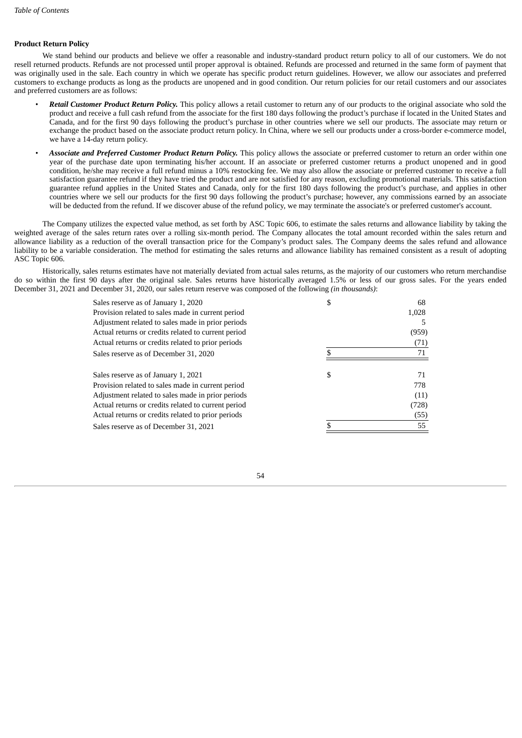**Product Return Policy**

We stand behind our products and believe we offer a reasonable and industry-standard product return policy to all of our customers. We do not resell returned products. Refunds are not processed until proper approval is obtained. Refunds are processed and returned in the same form of payment that was originally used in the sale. Each country in which we operate has specific product return guidelines. However, we allow our associates and preferred customers to exchange products as long as the products are unopened and in good condition. Our return policies for our retail customers and our associates and preferred customers are as follows:

- ***Retail Customer Product Return Policy.*** This policy allows a retail customer to return any of our products to the original associate who sold the product and receive a full cash refund from the associate for the first 180 days following the product's purchase if located in the United States and Canada, and for the first 90 days following the product's purchase in other countries where we sell our products. The associate may return or exchange the product based on the associate product return policy. In China, where we sell our products under a cross-border e-commerce model, we have a 14-day return policy.
- ***Associate and Preferred Customer Product Return Policy.*** This policy allows the associate or preferred customer to return an order within one year of the purchase date upon terminating his/her account. If an associate or preferred customer returns a product unopened and in good condition, he/she may receive a full refund minus a 10% restocking fee. We may also allow the associate or preferred customer to receive a full satisfaction guarantee refund if they have tried the product and are not satisfied for any reason, excluding promotional materials. This satisfaction guarantee refund applies in the United States and Canada, only for the first 180 days following the product's purchase, and applies in other countries where we sell our products for the first 90 days following the product's purchase; however, any commissions earned by an associate will be deducted from the refund. If we discover abuse of the refund policy, we may terminate the associate's or preferred customer's account.

The Company utilizes the expected value method, as set forth by ASC Topic 606, to estimate the sales returns and allowance liability by taking the weighted average of the sales return rates over a rolling six-month period. The Company allocates the total amount recorded within the sales return and allowance liability as a reduction of the overall transaction price for the Company's product sales. The Company deems the sales refund and allowance liability to be a variable consideration. The method for estimating the sales returns and allowance liability has remained consistent as a result of adopting ASC Topic 606.

Historically, sales returns estimates have not materially deviated from actual sales returns, as the majority of our customers who return merchandise do so within the first 90 days after the original sale. Sales returns have historically averaged 1.5% or less of our gross sales. For the years ended December 31, 2021 and December 31, 2020, our sales return reserve was composed of the following *(in thousands)*:

| | |
|---|---|
| Sales reserve as of January 1, 2020 | $ 68 |
| Provision related to sales made in current period | 1,028 |
| Adjustment related to sales made in prior periods | 5 |
| Actual returns or credits related to current period | (959) |
| Actual returns or credits related to prior periods | (71) |
| Sales reserve as of December 31, 2020 | $ 71 |
| | |
| Sales reserve as of January 1, 2021 | $ 71 |
| Provision related to sales made in current period | 778 |
| Adjustment related to sales made in prior periods | (11) |
| Actual returns or credits related to current period | (728) |
| Actual returns or credits related to prior periods | (55) |
| Sales reserve as of December 31, 2021 | $ 55 |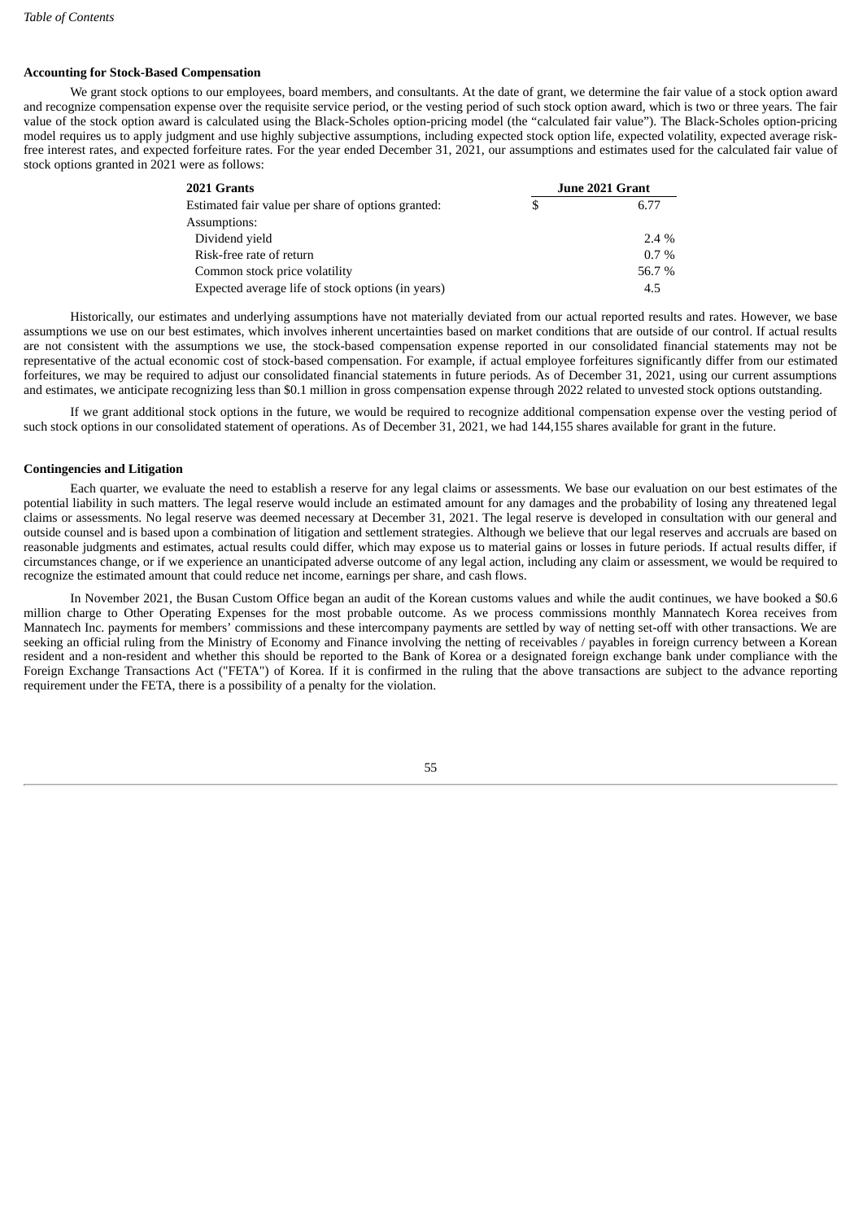**Accounting for Stock-Based Compensation**

We grant stock options to our employees, board members, and consultants. At the date of grant, we determine the fair value of a stock option award and recognize compensation expense over the requisite service period, or the vesting period of such stock option award, which is two or three years. The fair value of the stock option award is calculated using the Black-Scholes option-pricing model (the "calculated fair value"). The Black-Scholes option-pricing model requires us to apply judgment and use highly subjective assumptions, including expected stock option life, expected volatility, expected average risk-free interest rates, and expected forfeiture rates. For the year ended December 31, 2021, our assumptions and estimates used for the calculated fair value of stock options granted in 2021 were as follows:

| **2021 Grants** | **June 2021 Grant** |
|---|---|
| Estimated fair value per share of options granted: | $ 6.77 |
| Assumptions: | |
| Dividend yield | 2.4 % |
| Risk-free rate of return | 0.7 % |
| Common stock price volatility | 56.7 % |
| Expected average life of stock options (in years) | 4.5 |

Historically, our estimates and underlying assumptions have not materially deviated from our actual reported results and rates. However, we base assumptions we use on our best estimates, which involves inherent uncertainties based on market conditions that are outside of our control. If actual results are not consistent with the assumptions we use, the stock-based compensation expense reported in our consolidated financial statements may not be representative of the actual economic cost of stock-based compensation. For example, if actual employee forfeitures significantly differ from our estimated forfeitures, we may be required to adjust our consolidated financial statements in future periods. As of December 31, 2021, using our current assumptions and estimates, we anticipate recognizing less than $0.1 million in gross compensation expense through 2022 related to unvested stock options outstanding.

If we grant additional stock options in the future, we would be required to recognize additional compensation expense over the vesting period of such stock options in our consolidated statement of operations. As of December 31, 2021, we had 144,155 shares available for grant in the future.

**Contingencies and Litigation**

Each quarter, we evaluate the need to establish a reserve for any legal claims or assessments. We base our evaluation on our best estimates of the potential liability in such matters. The legal reserve would include an estimated amount for any damages and the probability of losing any threatened legal claims or assessments. No legal reserve was deemed necessary at December 31, 2021. The legal reserve is developed in consultation with our general and outside counsel and is based upon a combination of litigation and settlement strategies. Although we believe that our legal reserves and accruals are based on reasonable judgments and estimates, actual results could differ, which may expose us to material gains or losses in future periods. If actual results differ, if circumstances change, or if we experience an unanticipated adverse outcome of any legal action, including any claim or assessment, we would be required to recognize the estimated amount that could reduce net income, earnings per share, and cash flows.

In November 2021, the Busan Custom Office began an audit of the Korean customs values and while the audit continues, we have booked a $0.6 million charge to Other Operating Expenses for the most probable outcome. As we process commissions monthly Mannatech Korea receives from Mannatech Inc. payments for members' commissions and these intercompany payments are settled by way of netting set-off with other transactions. We are seeking an official ruling from the Ministry of Economy and Finance involving the netting of receivables / payables in foreign currency between a Korean resident and a non-resident and whether this should be reported to the Bank of Korea or a designated foreign exchange bank under compliance with the Foreign Exchange Transactions Act ("FETA") of Korea. If it is confirmed in the ruling that the above transactions are subject to the advance reporting requirement under the FETA, there is a possibility of a penalty for the violation.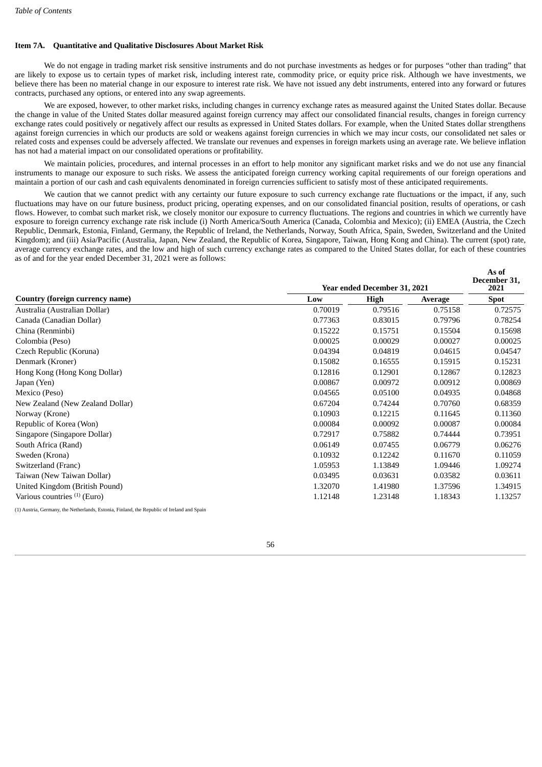### Item 7A. Quantitative and Qualitative Disclosures About Market Risk

We do not engage in trading market risk sensitive instruments and do not purchase investments as hedges or for purposes "other than trading" that are likely to expose us to certain types of market risk, including interest rate, commodity price, or equity price risk. Although we have investments, we believe there has been no material change in our exposure to interest rate risk. We have not issued any debt instruments, entered into any forward or futures contracts, purchased any options, or entered into any swap agreements.

We are exposed, however, to other market risks, including changes in currency exchange rates as measured against the United States dollar. Because the change in value of the United States dollar measured against foreign currency may affect our consolidated financial results, changes in foreign currency exchange rates could positively or negatively affect our results as expressed in United States dollars. For example, when the United States dollar strengthens against foreign currencies in which our products are sold or weakens against foreign currencies in which we may incur costs, our consolidated net sales or related costs and expenses could be adversely affected. We translate our revenues and expenses in foreign markets using an average rate. We believe inflation has not had a material impact on our consolidated operations or profitability.

We maintain policies, procedures, and internal processes in an effort to help monitor any significant market risks and we do not use any financial instruments to manage our exposure to such risks. We assess the anticipated foreign currency working capital requirements of our foreign operations and maintain a portion of our cash and cash equivalents denominated in foreign currencies sufficient to satisfy most of these anticipated requirements.

We caution that we cannot predict with any certainty our future exposure to such currency exchange rate fluctuations or the impact, if any, such fluctuations may have on our future business, product pricing, operating expenses, and on our consolidated financial position, results of operations, or cash flows. However, to combat such market risk, we closely monitor our exposure to currency fluctuations. The regions and countries in which we currently have exposure to foreign currency exchange rate risk include (i) North America/South America (Canada, Colombia and Mexico); (ii) EMEA (Austria, the Czech Republic, Denmark, Estonia, Finland, Germany, the Republic of Ireland, the Netherlands, Norway, South Africa, Spain, Sweden, Switzerland and the United Kingdom); and (iii) Asia/Pacific (Australia, Japan, New Zealand, the Republic of Korea, Singapore, Taiwan, Hong Kong and China). The current (spot) rate, average currency exchange rates, and the low and high of such currency exchange rates as compared to the United States dollar, for each of these countries as of and for the year ended December 31, 2021 were as follows:

| | Year ended December 31, 2021 | | | As of December 31, 2021 |
|---|---|---|---|---|
| **Country (foreign currency name)** | **Low** | **High** | **Average** | **Spot** |
| Australia (Australian Dollar) | 0.70019 | 0.79516 | 0.75158 | 0.72575 |
| Canada (Canadian Dollar) | 0.77363 | 0.83015 | 0.79796 | 0.78254 |
| China (Renminbi) | 0.15222 | 0.15751 | 0.15504 | 0.15698 |
| Colombia (Peso) | 0.00025 | 0.00029 | 0.00027 | 0.00025 |
| Czech Republic (Koruna) | 0.04394 | 0.04819 | 0.04615 | 0.04547 |
| Denmark (Kroner) | 0.15082 | 0.16555 | 0.15915 | 0.15231 |
| Hong Kong (Hong Kong Dollar) | 0.12816 | 0.12901 | 0.12867 | 0.12823 |
| Japan (Yen) | 0.00867 | 0.00972 | 0.00912 | 0.00869 |
| Mexico (Peso) | 0.04565 | 0.05100 | 0.04935 | 0.04868 |
| New Zealand (New Zealand Dollar) | 0.67204 | 0.74244 | 0.70760 | 0.68359 |
| Norway (Krone) | 0.10903 | 0.12215 | 0.11645 | 0.11360 |
| Republic of Korea (Won) | 0.00084 | 0.00092 | 0.00087 | 0.00084 |
| Singapore (Singapore Dollar) | 0.72917 | 0.75882 | 0.74444 | 0.73951 |
| South Africa (Rand) | 0.06149 | 0.07455 | 0.06779 | 0.06276 |
| Sweden (Krona) | 0.10932 | 0.12242 | 0.11670 | 0.11059 |
| Switzerland (Franc) | 1.05953 | 1.13849 | 1.09446 | 1.09274 |
| Taiwan (New Taiwan Dollar) | 0.03495 | 0.03631 | 0.03582 | 0.03611 |
| United Kingdom (British Pound) | 1.32070 | 1.41980 | 1.37596 | 1.34915 |
| Various countries [(1)] (Euro) | 1.12148 | 1.23148 | 1.18343 | 1.13257 |

(1) Austria, Germany, the Netherlands, Estonia, Finland, the Republic of Ireland and Spain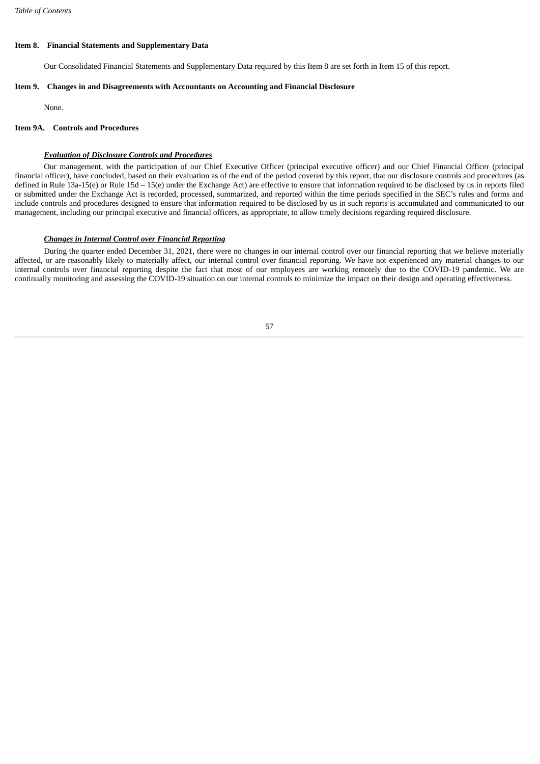### Item 8. Financial Statements and Supplementary Data

Our Consolidated Financial Statements and Supplementary Data required by this Item 8 are set forth in Item 15 of this report.

### Item 9. Changes in and Disagreements with Accountants on Accounting and Financial Disclosure

None.

### Item 9A. Controls and Procedures

***Evaluation of Disclosure Controls and Procedures***

Our management, with the participation of our Chief Executive Officer (principal executive officer) and our Chief Financial Officer (principal financial officer), have concluded, based on their evaluation as of the end of the period covered by this report, that our disclosure controls and procedures (as defined in Rule 13a-15(e) or Rule 15d – 15(e) under the Exchange Act) are effective to ensure that information required to be disclosed by us in reports filed or submitted under the Exchange Act is recorded, processed, summarized, and reported within the time periods specified in the SEC's rules and forms and include controls and procedures designed to ensure that information required to be disclosed by us in such reports is accumulated and communicated to our management, including our principal executive and financial officers, as appropriate, to allow timely decisions regarding required disclosure.

***Changes in Internal Control over Financial Reporting***

During the quarter ended December 31, 2021, there were no changes in our internal control over our financial reporting that we believe materially affected, or are reasonably likely to materially affect, our internal control over financial reporting. We have not experienced any material changes to our internal controls over financial reporting despite the fact that most of our employees are working remotely due to the COVID-19 pandemic. We are continually monitoring and assessing the COVID-19 situation on our internal controls to minimize the impact on their design and operating effectiveness.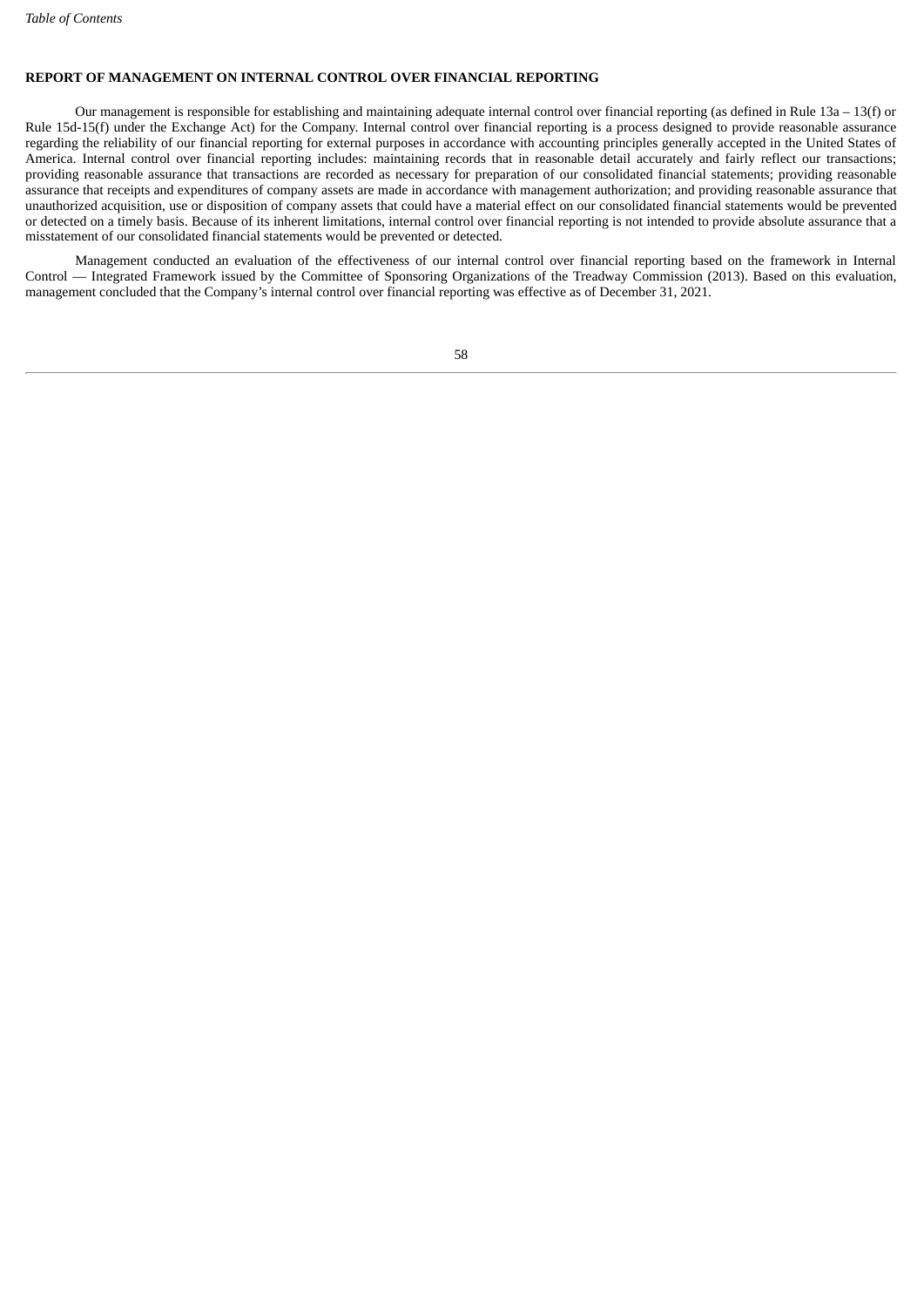## REPORT OF MANAGEMENT ON INTERNAL CONTROL OVER FINANCIAL REPORTING

Our management is responsible for establishing and maintaining adequate internal control over financial reporting (as defined in Rule 13a – 13(f) or Rule 15d-15(f) under the Exchange Act) for the Company. Internal control over financial reporting is a process designed to provide reasonable assurance regarding the reliability of our financial reporting for external purposes in accordance with accounting principles generally accepted in the United States of America. Internal control over financial reporting includes: maintaining records that in reasonable detail accurately and fairly reflect our transactions; providing reasonable assurance that transactions are recorded as necessary for preparation of our consolidated financial statements; providing reasonable assurance that receipts and expenditures of company assets are made in accordance with management authorization; and providing reasonable assurance that unauthorized acquisition, use or disposition of company assets that could have a material effect on our consolidated financial statements would be prevented or detected on a timely basis. Because of its inherent limitations, internal control over financial reporting is not intended to provide absolute assurance that a misstatement of our consolidated financial statements would be prevented or detected.

Management conducted an evaluation of the effectiveness of our internal control over financial reporting based on the framework in Internal Control — Integrated Framework issued by the Committee of Sponsoring Organizations of the Treadway Commission (2013). Based on this evaluation, management concluded that the Company's internal control over financial reporting was effective as of December 31, 2021.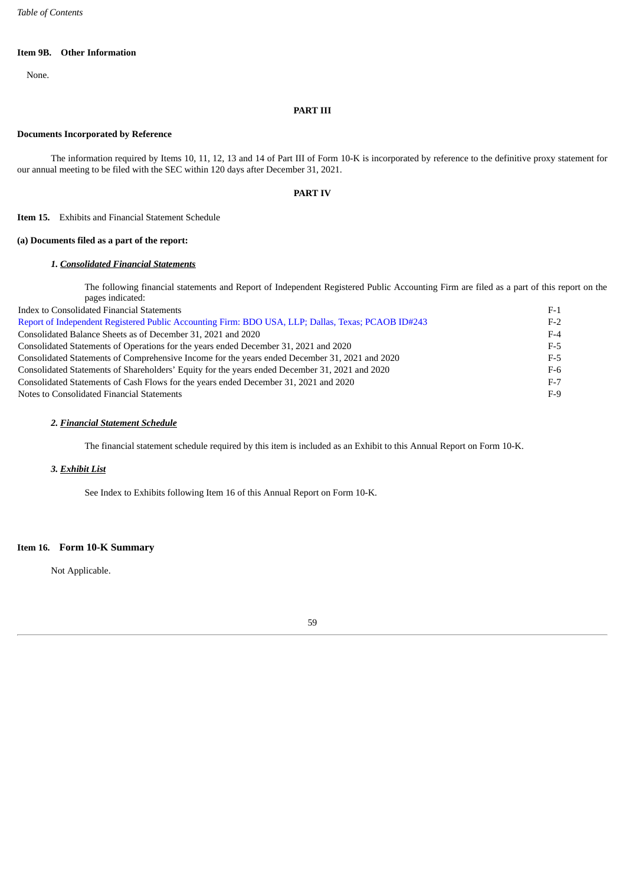### Item 9B. Other Information

None.

## PART III

### Documents Incorporated by Reference

The information required by Items 10, 11, 12, 13 and 14 of Part III of Form 10-K is incorporated by reference to the definitive proxy statement for our annual meeting to be filed with the SEC within 120 days after December 31, 2021.

## PART IV

### Item 15. Exhibits and Financial Statement Schedule

**(a) Documents filed as a part of the report:**

***1. Consolidated Financial Statements***

The following financial statements and Report of Independent Registered Public Accounting Firm are filed as a part of this report on the pages indicated:

| | |
|---|---|
| Index to Consolidated Financial Statements | F-1 |
| Report of Independent Registered Public Accounting Firm: BDO USA, LLP; Dallas, Texas; PCAOB ID#243 | F-2 |
| Consolidated Balance Sheets as of December 31, 2021 and 2020 | F-4 |
| Consolidated Statements of Operations for the years ended December 31, 2021 and 2020 | F-5 |
| Consolidated Statements of Comprehensive Income for the years ended December 31, 2021 and 2020 | F-5 |
| Consolidated Statements of Shareholders' Equity for the years ended December 31, 2021 and 2020 | F-6 |
| Consolidated Statements of Cash Flows for the years ended December 31, 2021 and 2020 | F-7 |
| Notes to Consolidated Financial Statements | F-9 |

***2. Financial Statement Schedule***

The financial statement schedule required by this item is included as an Exhibit to this Annual Report on Form 10-K.

***3. Exhibit List***

See Index to Exhibits following Item 16 of this Annual Report on Form 10-K.

### Item 16. Form 10-K Summary

Not Applicable.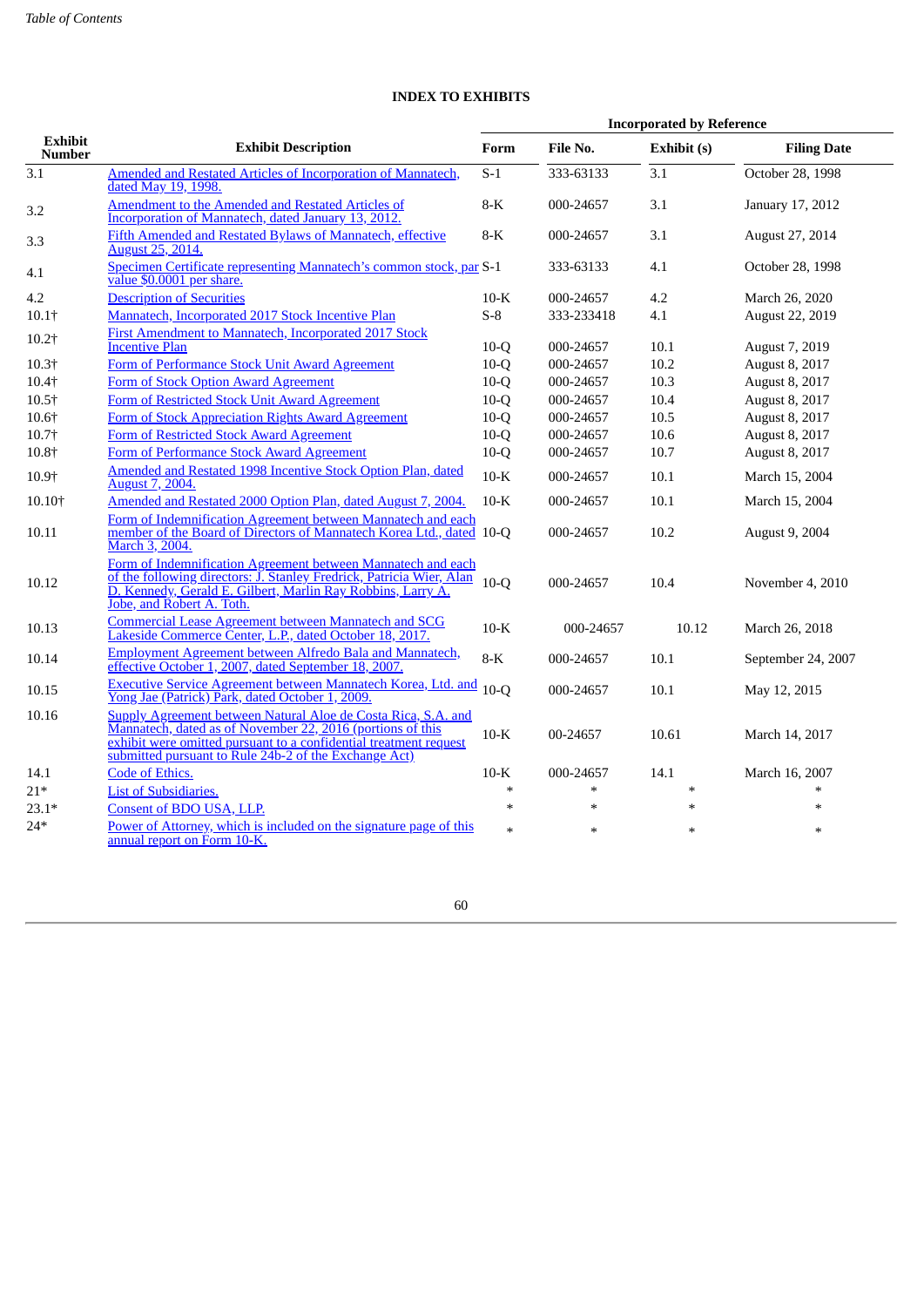## INDEX TO EXHIBITS

| Exhibit Number | Exhibit Description | Incorporated by Reference | | | |
|---|---|---|---|---|---|
| | | Form | File No. | Exhibit (s) | Filing Date |
| 3.1 | Amended and Restated Articles of Incorporation of Mannatech, dated May 19, 1998. | S-1 | 333-63133 | 3.1 | October 28, 1998 |
| 3.2 | Amendment to the Amended and Restated Articles of Incorporation of Mannatech, dated January 13, 2012. | 8-K | 000-24657 | 3.1 | January 17, 2012 |
| 3.3 | Fifth Amended and Restated Bylaws of Mannatech, effective August 25, 2014. | 8-K | 000-24657 | 3.1 | August 27, 2014 |
| 4.1 | Specimen Certificate representing Mannatech's common stock, par value $0.0001 per share. | S-1 | 333-63133 | 4.1 | October 28, 1998 |
| 4.2 | Description of Securities | 10-K | 000-24657 | 4.2 | March 26, 2020 |
| 10.1† | Mannatech, Incorporated 2017 Stock Incentive Plan | S-8 | 333-233418 | 4.1 | August 22, 2019 |
| 10.2† | First Amendment to Mannatech, Incorporated 2017 Stock Incentive Plan | 10-Q | 000-24657 | 10.1 | August 7, 2019 |
| 10.3† | Form of Performance Stock Unit Award Agreement | 10-Q | 000-24657 | 10.2 | August 8, 2017 |
| 10.4† | Form of Stock Option Award Agreement | 10-Q | 000-24657 | 10.3 | August 8, 2017 |
| 10.5† | Form of Restricted Stock Unit Award Agreement | 10-Q | 000-24657 | 10.4 | August 8, 2017 |
| 10.6† | Form of Stock Appreciation Rights Award Agreement | 10-Q | 000-24657 | 10.5 | August 8, 2017 |
| 10.7† | Form of Restricted Stock Award Agreement | 10-Q | 000-24657 | 10.6 | August 8, 2017 |
| 10.8† | Form of Performance Stock Award Agreement | 10-Q | 000-24657 | 10.7 | August 8, 2017 |
| 10.9† | Amended and Restated 1998 Incentive Stock Option Plan, dated August 7, 2004. | 10-K | 000-24657 | 10.1 | March 15, 2004 |
| 10.10† | Amended and Restated 2000 Option Plan, dated August 7, 2004. | 10-K | 000-24657 | 10.1 | March 15, 2004 |
| 10.11 | Form of Indemnification Agreement between Mannatech and each member of the Board of Directors of Mannatech Korea Ltd., dated March 3, 2004. | 10-Q | 000-24657 | 10.2 | August 9, 2004 |
| 10.12 | Form of Indemnification Agreement between Mannatech and each of the following directors: J. Stanley Fredrick, Patricia Wier, Alan D. Kennedy, Gerald E. Gilbert, Marlin Ray Robbins, Larry A. Jobe, and Robert A. Toth. | 10-Q | 000-24657 | 10.4 | November 4, 2010 |
| 10.13 | Commercial Lease Agreement between Mannatech and SCG Lakeside Commerce Center, L.P., dated October 18, 2017. | 10-K | 000-24657 | 10.12 | March 26, 2018 |
| 10.14 | Employment Agreement between Alfredo Bala and Mannatech, effective October 1, 2007, dated September 18, 2007. | 8-K | 000-24657 | 10.1 | September 24, 2007 |
| 10.15 | Executive Service Agreement between Mannatech Korea, Ltd. and Yong Jae (Patrick) Park, dated October 1, 2009. | 10-Q | 000-24657 | 10.1 | May 12, 2015 |
| 10.16 | Supply Agreement between Natural Aloe de Costa Rica, S.A. and Mannatech, dated as of November 22, 2016 (portions of this exhibit were omitted pursuant to a confidential treatment request submitted pursuant to Rule 24b-2 of the Exchange Act) | 10-K | 00-24657 | 10.61 | March 14, 2017 |
| 14.1 | Code of Ethics. | 10-K | 000-24657 | 14.1 | March 16, 2007 |
| 21* | List of Subsidiaries. | * | * | * | * |
| 23.1* | Consent of BDO USA, LLP. | * | * | * | * |
| 24* | Power of Attorney, which is included on the signature page of this annual report on Form 10-K. | * | * | * | * |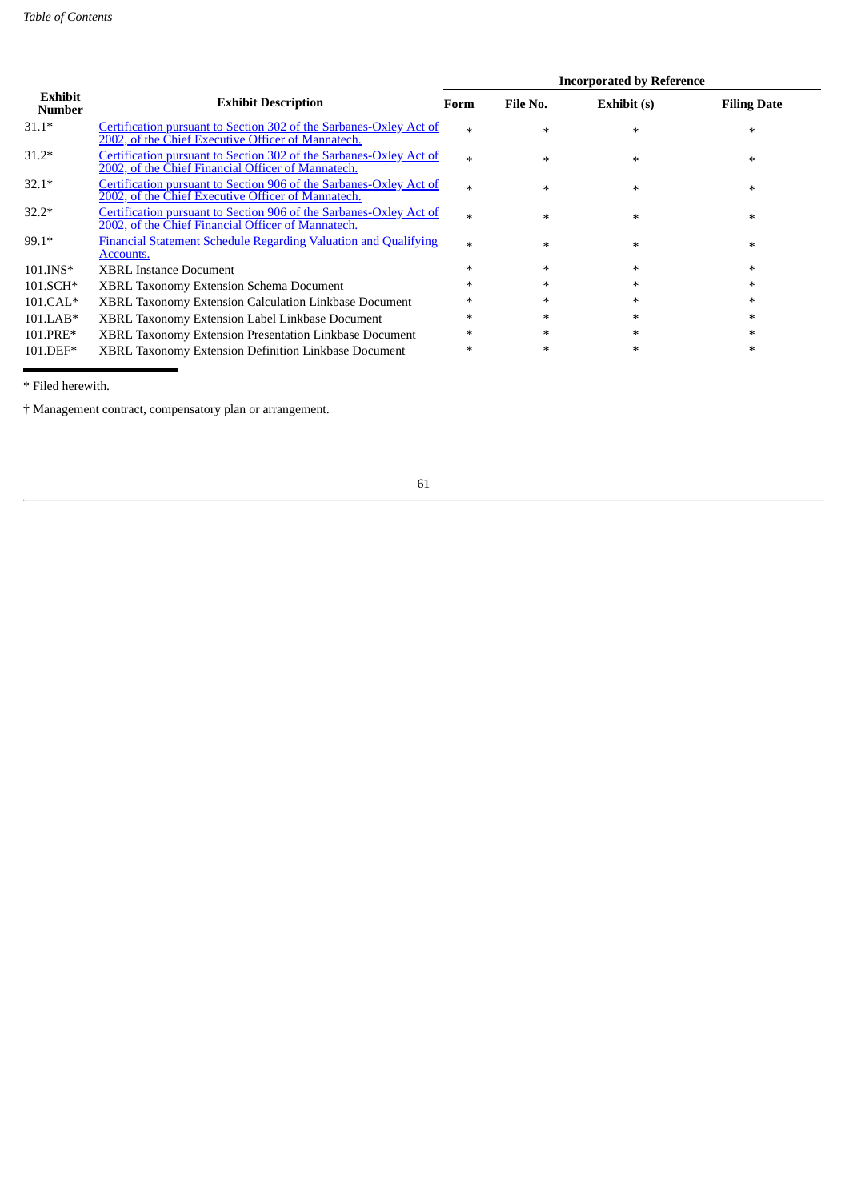| Exhibit Number | Exhibit Description | Incorporated by Reference | | | |
|---|---|---|---|---|---|
| | | Form | File No. | Exhibit (s) | Filing Date |
| 31.1* | Certification pursuant to Section 302 of the Sarbanes-Oxley Act of 2002, of the Chief Executive Officer of Mannatech. | * | * | * | * |
| 31.2* | Certification pursuant to Section 302 of the Sarbanes-Oxley Act of 2002, of the Chief Financial Officer of Mannatech. | * | * | * | * |
| 32.1* | Certification pursuant to Section 906 of the Sarbanes-Oxley Act of 2002, of the Chief Executive Officer of Mannatech. | * | * | * | * |
| 32.2* | Certification pursuant to Section 906 of the Sarbanes-Oxley Act of 2002, of the Chief Financial Officer of Mannatech. | * | * | * | * |
| 99.1* | Financial Statement Schedule Regarding Valuation and Qualifying Accounts. | * | * | * | * |
| 101.INS* | XBRL Instance Document | * | * | * | * |
| 101.SCH* | XBRL Taxonomy Extension Schema Document | * | * | * | * |
| 101.CAL* | XBRL Taxonomy Extension Calculation Linkbase Document | * | * | * | * |
| 101.LAB* | XBRL Taxonomy Extension Label Linkbase Document | * | * | * | * |
| 101.PRE* | XBRL Taxonomy Extension Presentation Linkbase Document | * | * | * | * |
| 101.DEF* | XBRL Taxonomy Extension Definition Linkbase Document | * | * | * | * |

* Filed herewith.

† Management contract, compensatory plan or arrangement.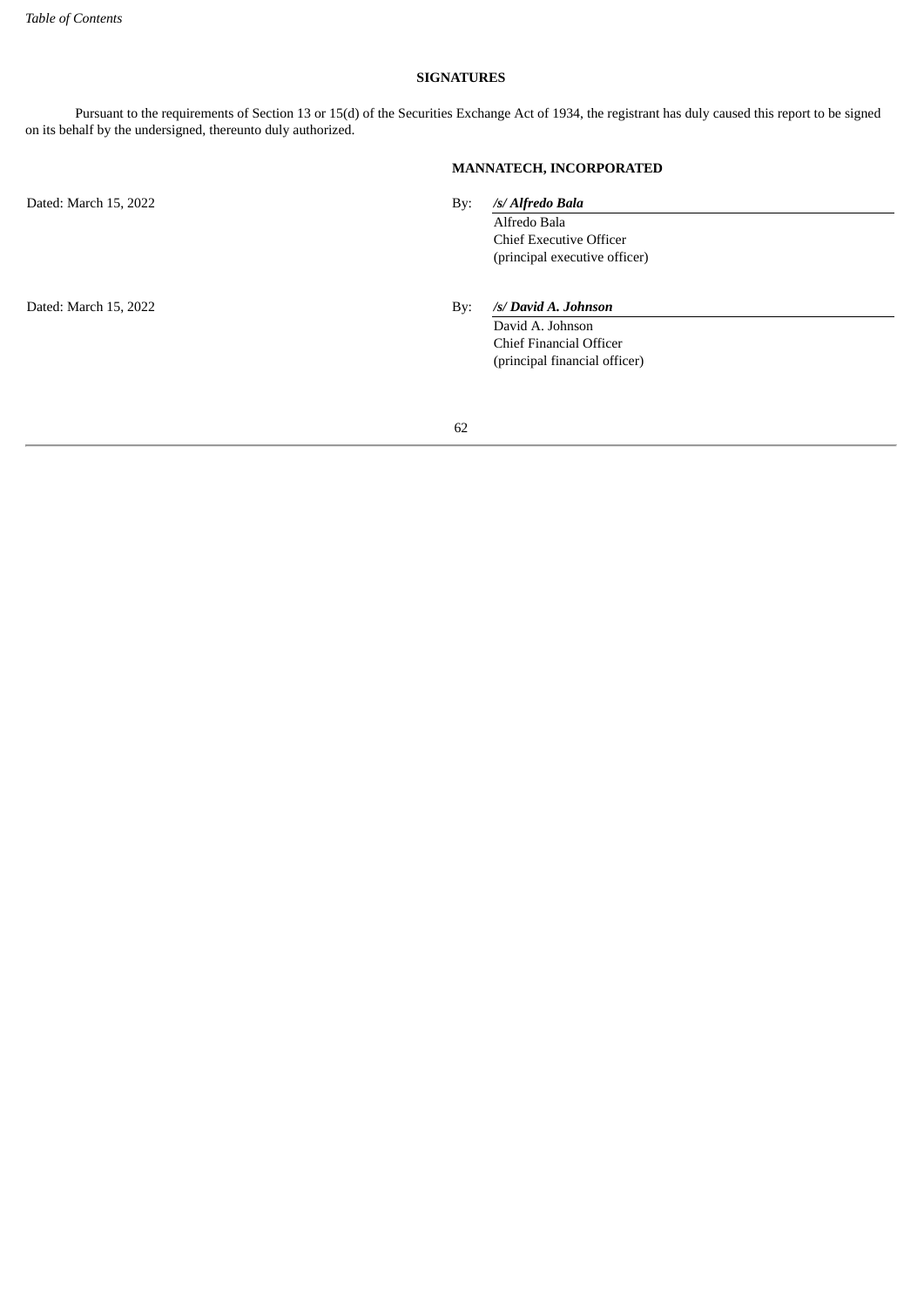**SIGNATURES**

Pursuant to the requirements of Section 13 or 15(d) of the Securities Exchange Act of 1934, the registrant has duly caused this report to be signed on its behalf by the undersigned, thereunto duly authorized.

**MANNATECH, INCORPORATED**

| | | |
|---|---|---|
| Dated: March 15, 2022 | By: | ***/s/ Alfredo Bala*** |
| | | Alfredo Bala |
| | | Chief Executive Officer |
| | | (principal executive officer) |
| Dated: March 15, 2022 | By: | ***/s/ David A. Johnson*** |
| | | David A. Johnson |
| | | Chief Financial Officer |
| | | (principal financial officer) |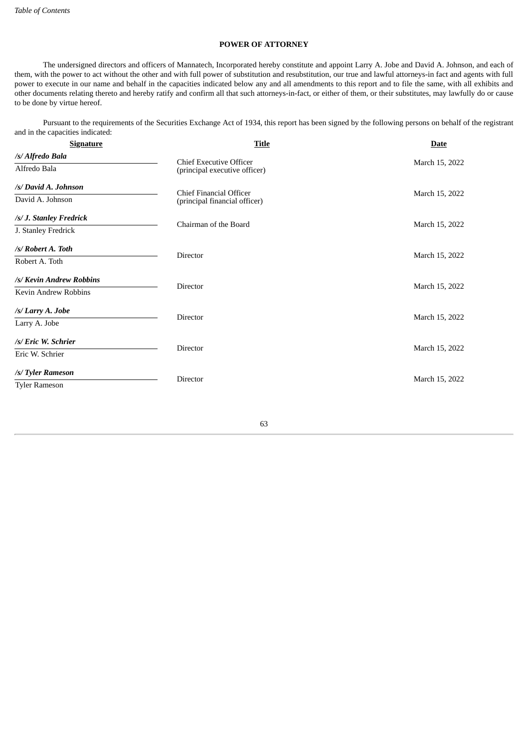## POWER OF ATTORNEY

The undersigned directors and officers of Mannatech, Incorporated hereby constitute and appoint Larry A. Jobe and David A. Johnson, and each of them, with the power to act without the other and with full power of substitution and resubstitution, our true and lawful attorneys-in fact and agents with full power to execute in our name and behalf in the capacities indicated below any and all amendments to this report and to file the same, with all exhibits and other documents relating thereto and hereby ratify and confirm all that such attorneys-in-fact, or either of them, or their substitutes, may lawfully do or cause to be done by virtue hereof.

Pursuant to the requirements of the Securities Exchange Act of 1934, this report has been signed by the following persons on behalf of the registrant and in the capacities indicated:

| Signature | Title | Date |
|---|---|---|
| ***/s/ Alfredo Bala*** <br> Alfredo Bala | Chief Executive Officer <br> (principal executive officer) | March 15, 2022 |
| ***/s/ David A. Johnson*** <br> David A. Johnson | Chief Financial Officer <br> (principal financial officer) | March 15, 2022 |
| ***/s/ J. Stanley Fredrick*** <br> J. Stanley Fredrick | Chairman of the Board | March 15, 2022 |
| ***/s/ Robert A. Toth*** <br> Robert A. Toth | Director | March 15, 2022 |
| ***/s/ Kevin Andrew Robbins*** <br> Kevin Andrew Robbins | Director | March 15, 2022 |
| ***/s/ Larry A. Jobe*** <br> Larry A. Jobe | Director | March 15, 2022 |
| ***/s/ Eric W. Schrier*** <br> Eric W. Schrier | Director | March 15, 2022 |
| ***/s/ Tyler Rameson*** <br> Tyler Rameson | Director | March 15, 2022 |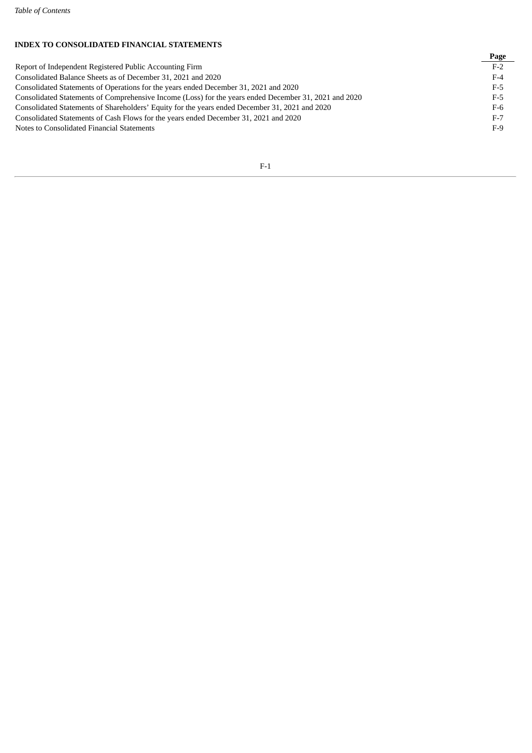## INDEX TO CONSOLIDATED FINANCIAL STATEMENTS

| | Page |
|---|---|
| Report of Independent Registered Public Accounting Firm | F-2 |
| Consolidated Balance Sheets as of December 31, 2021 and 2020 | F-4 |
| Consolidated Statements of Operations for the years ended December 31, 2021 and 2020 | F-5 |
| Consolidated Statements of Comprehensive Income (Loss) for the years ended December 31, 2021 and 2020 | F-5 |
| Consolidated Statements of Shareholders' Equity for the years ended December 31, 2021 and 2020 | F-6 |
| Consolidated Statements of Cash Flows for the years ended December 31, 2021 and 2020 | F-7 |
| Notes to Consolidated Financial Statements | F-9 |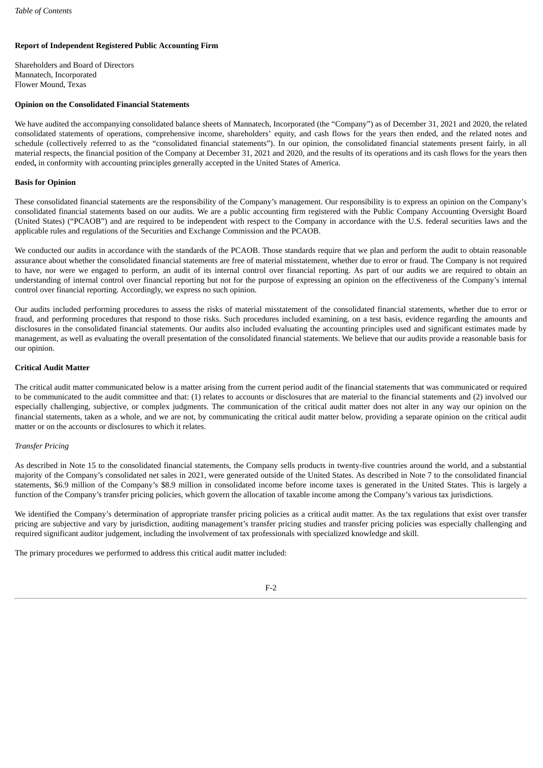**Report of Independent Registered Public Accounting Firm**

Shareholders and Board of Directors
Mannatech, Incorporated
Flower Mound, Texas

**Opinion on the Consolidated Financial Statements**

We have audited the accompanying consolidated balance sheets of Mannatech, Incorporated (the "Company") as of December 31, 2021 and 2020, the related consolidated statements of operations, comprehensive income, shareholders' equity, and cash flows for the years then ended, and the related notes and schedule (collectively referred to as the "consolidated financial statements"). In our opinion, the consolidated financial statements present fairly, in all material respects, the financial position of the Company at December 31, 2021 and 2020, and the results of its operations and its cash flows for the years then ended**,** in conformity with accounting principles generally accepted in the United States of America.

**Basis for Opinion**

These consolidated financial statements are the responsibility of the Company's management. Our responsibility is to express an opinion on the Company's consolidated financial statements based on our audits. We are a public accounting firm registered with the Public Company Accounting Oversight Board (United States) ("PCAOB") and are required to be independent with respect to the Company in accordance with the U.S. federal securities laws and the applicable rules and regulations of the Securities and Exchange Commission and the PCAOB.

We conducted our audits in accordance with the standards of the PCAOB. Those standards require that we plan and perform the audit to obtain reasonable assurance about whether the consolidated financial statements are free of material misstatement, whether due to error or fraud. The Company is not required to have, nor were we engaged to perform, an audit of its internal control over financial reporting. As part of our audits we are required to obtain an understanding of internal control over financial reporting but not for the purpose of expressing an opinion on the effectiveness of the Company's internal control over financial reporting. Accordingly, we express no such opinion.

Our audits included performing procedures to assess the risks of material misstatement of the consolidated financial statements, whether due to error or fraud, and performing procedures that respond to those risks. Such procedures included examining, on a test basis, evidence regarding the amounts and disclosures in the consolidated financial statements. Our audits also included evaluating the accounting principles used and significant estimates made by management, as well as evaluating the overall presentation of the consolidated financial statements. We believe that our audits provide a reasonable basis for our opinion.

**Critical Audit Matter**

The critical audit matter communicated below is a matter arising from the current period audit of the financial statements that was communicated or required to be communicated to the audit committee and that: (1) relates to accounts or disclosures that are material to the financial statements and (2) involved our especially challenging, subjective, or complex judgments. The communication of the critical audit matter does not alter in any way our opinion on the financial statements, taken as a whole, and we are not, by communicating the critical audit matter below, providing a separate opinion on the critical audit matter or on the accounts or disclosures to which it relates.

*Transfer Pricing*

As described in Note 15 to the consolidated financial statements, the Company sells products in twenty-five countries around the world, and a substantial majority of the Company's consolidated net sales in 2021, were generated outside of the United States. As described in Note 7 to the consolidated financial statements, $6.9 million of the Company's $8.9 million in consolidated income before income taxes is generated in the United States. This is largely a function of the Company's transfer pricing policies, which govern the allocation of taxable income among the Company's various tax jurisdictions.

We identified the Company's determination of appropriate transfer pricing policies as a critical audit matter. As the tax regulations that exist over transfer pricing are subjective and vary by jurisdiction, auditing management's transfer pricing studies and transfer pricing policies was especially challenging and required significant auditor judgement, including the involvement of tax professionals with specialized knowledge and skill.

The primary procedures we performed to address this critical audit matter included: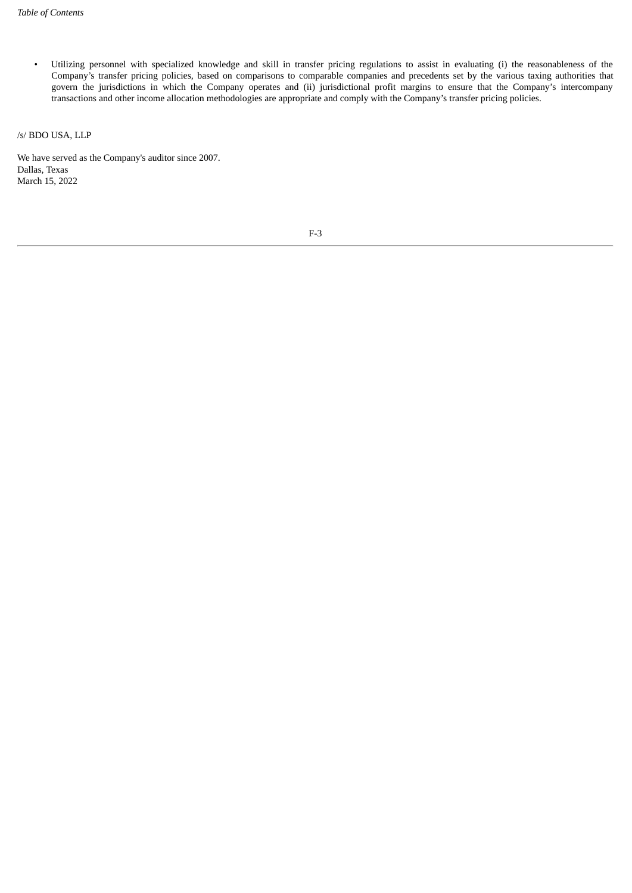- Utilizing personnel with specialized knowledge and skill in transfer pricing regulations to assist in evaluating (i) the reasonableness of the Company’s transfer pricing policies, based on comparisons to comparable companies and precedents set by the various taxing authorities that govern the jurisdictions in which the Company operates and (ii) jurisdictional profit margins to ensure that the Company’s intercompany transactions and other income allocation methodologies are appropriate and comply with the Company’s transfer pricing policies.

/s/ BDO USA, LLP

We have served as the Company's auditor since 2007.
Dallas, Texas
March 15, 2022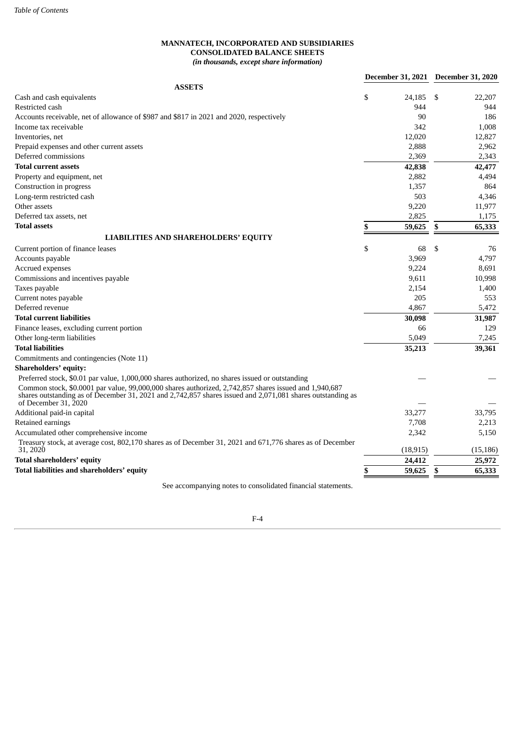**MANNATECH, INCORPORATED AND SUBSIDIARIES**
**CONSOLIDATED BALANCE SHEETS**
***(in thousands, except share information)***

| | December 31, 2021 | December 31, 2020 |
|---|---|---|
| **ASSETS** | | |
| Cash and cash equivalents | $ 24,185 | $ 22,207 |
| Restricted cash | 944 | 944 |
| Accounts receivable, net of allowance of $987 and $817 in 2021 and 2020, respectively | 90 | 186 |
| Income tax receivable | 342 | 1,008 |
| Inventories, net | 12,020 | 12,827 |
| Prepaid expenses and other current assets | 2,888 | 2,962 |
| Deferred commissions | 2,369 | 2,343 |
| **Total current assets** | **42,838** | **42,477** |
| Property and equipment, net | 2,882 | 4,494 |
| Construction in progress | 1,357 | 864 |
| Long-term restricted cash | 503 | 4,346 |
| Other assets | 9,220 | 11,977 |
| Deferred tax assets, net | 2,825 | 1,175 |
| **Total assets** | **$ 59,625** | **$ 65,333** |
| **LIABILITIES AND SHAREHOLDERS' EQUITY** | | |
| Current portion of finance leases | $ 68 | $ 76 |
| Accounts payable | 3,969 | 4,797 |
| Accrued expenses | 9,224 | 8,691 |
| Commissions and incentives payable | 9,611 | 10,998 |
| Taxes payable | 2,154 | 1,400 |
| Current notes payable | 205 | 553 |
| Deferred revenue | 4,867 | 5,472 |
| **Total current liabilities** | **30,098** | **31,987** |
| Finance leases, excluding current portion | 66 | 129 |
| Other long-term liabilities | 5,049 | 7,245 |
| **Total liabilities** | **35,213** | **39,361** |
| Commitments and contingencies (Note 11) | | |
| **Shareholders' equity:** | | |
| Preferred stock, $0.01 par value, 1,000,000 shares authorized, no shares issued or outstanding | — | — |
| Common stock, $0.0001 par value, 99,000,000 shares authorized, 2,742,857 shares issued and 1,940,687 shares outstanding as of December 31, 2021 and 2,742,857 shares issued and 2,071,081 shares outstanding as of December 31, 2020 | — | — |
| Additional paid-in capital | 33,277 | 33,795 |
| Retained earnings | 7,708 | 2,213 |
| Accumulated other comprehensive income | 2,342 | 5,150 |
| Treasury stock, at average cost, 802,170 shares as of December 31, 2021 and 671,776 shares as of December 31, 2020 | (18,915) | (15,186) |
| **Total shareholders' equity** | **24,412** | **25,972** |
| **Total liabilities and shareholders' equity** | **$ 59,625** | **$ 65,333** |

See accompanying notes to consolidated financial statements.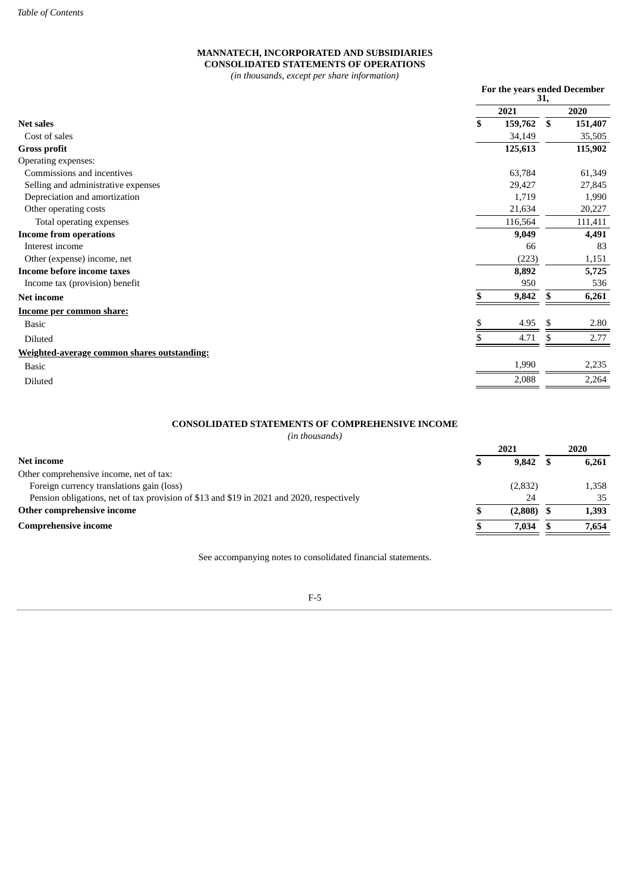**MANNATECH, INCORPORATED AND SUBSIDIARIES**
**CONSOLIDATED STATEMENTS OF OPERATIONS**
*(in thousands, except per share information)*

| | For the years ended December 31, | |
|---|---|---|
| | 2021 | 2020 |
| **Net sales** | **$ 159,762** | **$ 151,407** |
| Cost of sales | 34,149 | 35,505 |
| **Gross profit** | **125,613** | **115,902** |
| Operating expenses: | | |
| Commissions and incentives | 63,784 | 61,349 |
| Selling and administrative expenses | 29,427 | 27,845 |
| Depreciation and amortization | 1,719 | 1,990 |
| Other operating costs | 21,634 | 20,227 |
| Total operating expenses | 116,564 | 111,411 |
| **Income from operations** | **9,049** | **4,491** |
| Interest income | 66 | 83 |
| Other (expense) income, net | (223) | 1,151 |
| **Income before income taxes** | **8,892** | **5,725** |
| Income tax (provision) benefit | 950 | 536 |
| **Net income** | **$ 9,842** | **$ 6,261** |
| **Income per common share:** | | |
| Basic | $ 4.95 | $ 2.80 |
| Diluted | $ 4.71 | $ 2.77 |
| **Weighted-average common shares outstanding:** | | |
| Basic | 1,990 | 2,235 |
| Diluted | 2,088 | 2,264 |

**CONSOLIDATED STATEMENTS OF COMPREHENSIVE INCOME**
*(in thousands)*

| | 2021 | 2020 |
|---|---|---|
| **Net income** | **$ 9,842** | **$ 6,261** |
| Other comprehensive income, net of tax: | | |
| Foreign currency translations gain (loss) | (2,832) | 1,358 |
| Pension obligations, net of tax provision of $13 and $19 in 2021 and 2020, respectively | 24 | 35 |
| **Other comprehensive income** | **$ (2,808)** | **$ 1,393** |
| **Comprehensive income** | **$ 7,034** | **$ 7,654** |

See accompanying notes to consolidated financial statements.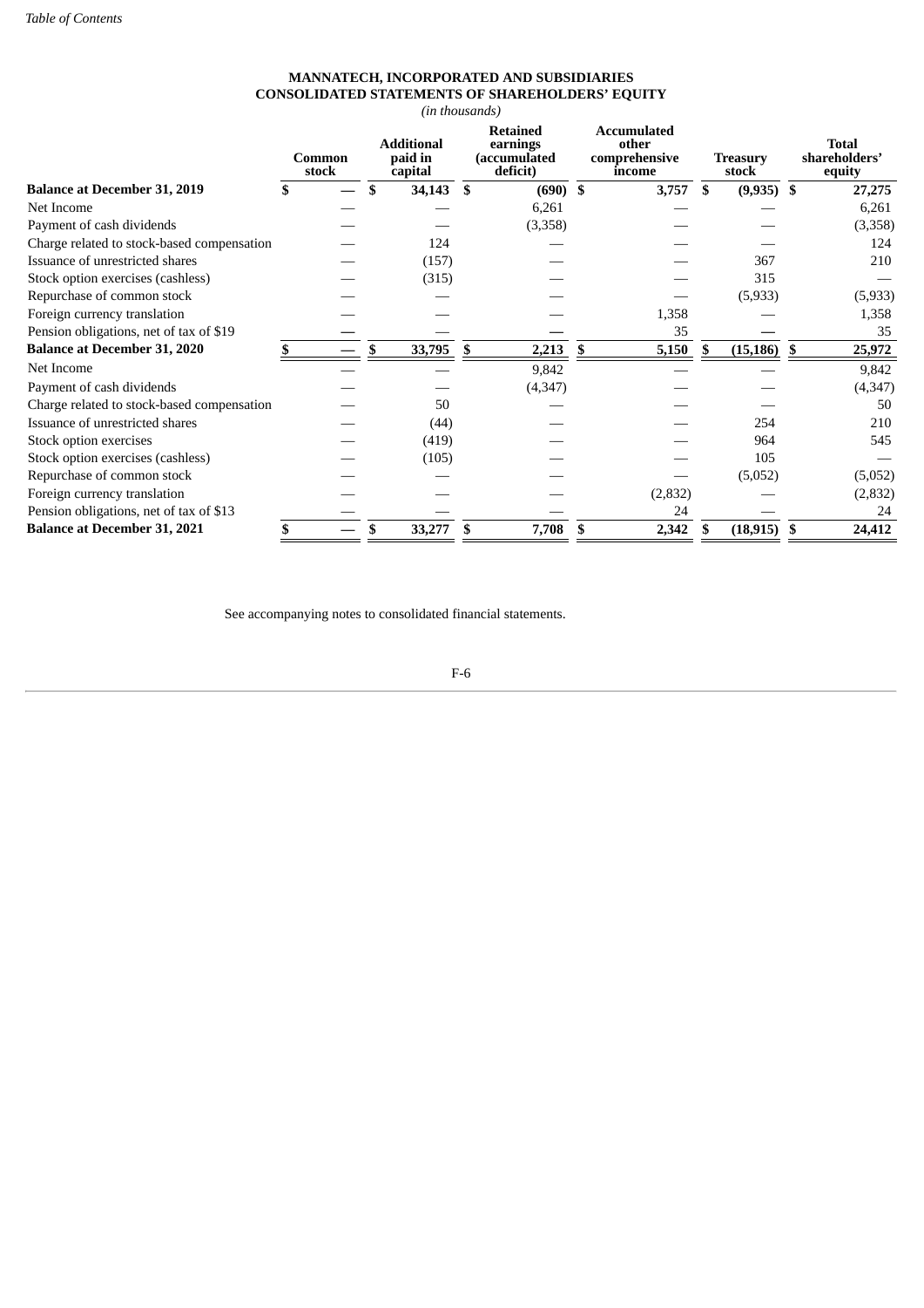**MANNATECH, INCORPORATED AND SUBSIDIARIES**
**CONSOLIDATED STATEMENTS OF SHAREHOLDERS' EQUITY**
*(in thousands)*

| | Common stock | Additional paid in capital | Retained earnings (accumulated deficit) | Accumulated other comprehensive income | Treasury stock | Total shareholders' equity |
|---|---|---|---|---|---|---|
| **Balance at December 31, 2019** | **$ —** | **$ 34,143** | **$ (690)** | **$ 3,757** | **$ (9,935)** | **$ 27,275** |
| Net Income | — | — | 6,261 | — | — | 6,261 |
| Payment of cash dividends | — | — | (3,358) | — | — | (3,358) |
| Charge related to stock-based compensation | — | 124 | — | — | — | 124 |
| Issuance of unrestricted shares | — | (157) | — | — | 367 | 210 |
| Stock option exercises (cashless) | — | (315) | — | — | 315 | — |
| Repurchase of common stock | — | — | — | — | (5,933) | (5,933) |
| Foreign currency translation | — | — | — | 1,358 | — | 1,358 |
| Pension obligations, net of tax of $19 | — | — | — | 35 | — | 35 |
| **Balance at December 31, 2020** | **$ —** | **$ 33,795** | **$ 2,213** | **$ 5,150** | **$ (15,186)** | **$ 25,972** |
| Net Income | — | — | 9,842 | — | — | 9,842 |
| Payment of cash dividends | — | — | (4,347) | — | — | (4,347) |
| Charge related to stock-based compensation | — | 50 | — | — | — | 50 |
| Issuance of unrestricted shares | — | (44) | — | — | 254 | 210 |
| Stock option exercises | — | (419) | — | — | 964 | 545 |
| Stock option exercises (cashless) | — | (105) | — | — | 105 | — |
| Repurchase of common stock | — | — | — | — | (5,052) | (5,052) |
| Foreign currency translation | — | — | — | (2,832) | — | (2,832) |
| Pension obligations, net of tax of $13 | — | — | — | 24 | — | 24 |
| **Balance at December 31, 2021** | **$ —** | **$ 33,277** | **$ 7,708** | **$ 2,342** | **$ (18,915)** | **$ 24,412** |

See accompanying notes to consolidated financial statements.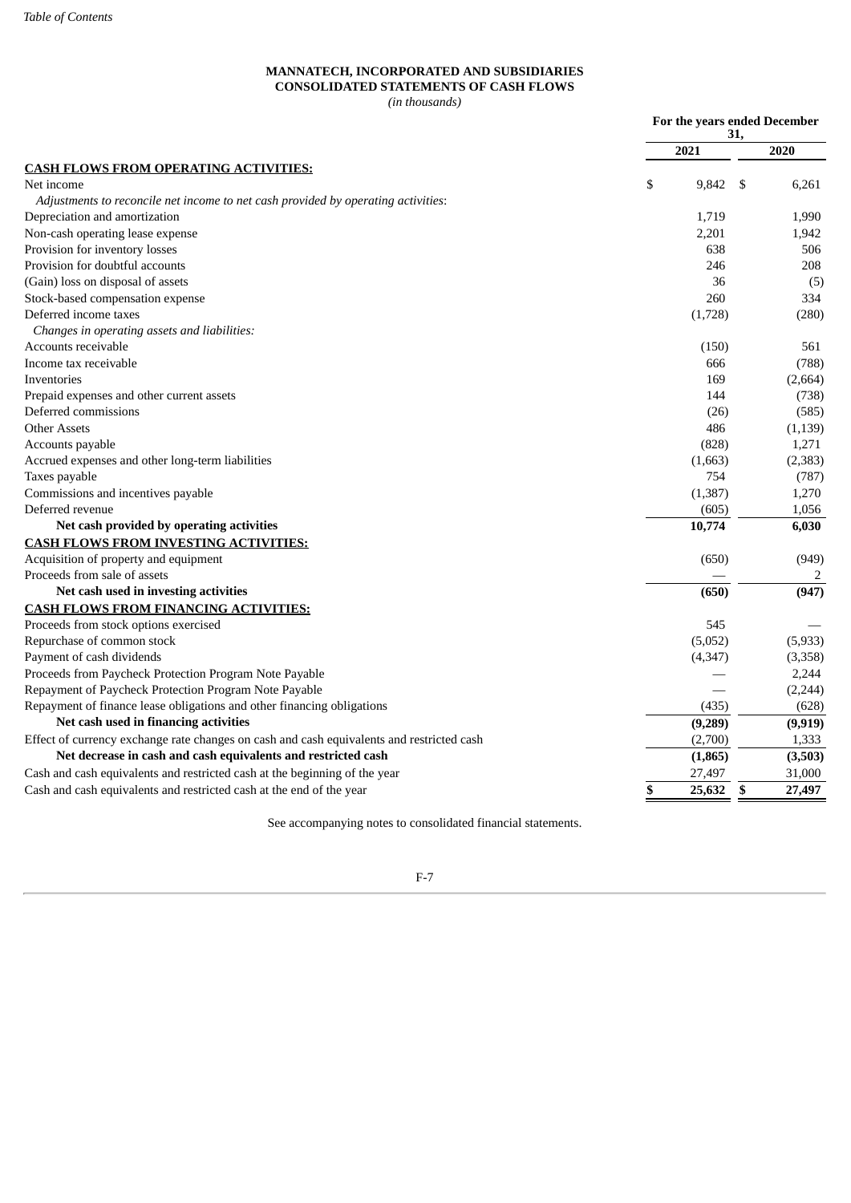**MANNATECH, INCORPORATED AND SUBSIDIARIES**
**CONSOLIDATED STATEMENTS OF CASH FLOWS**
*(in thousands)*

| | For the years ended December 31, | |
|---|---|---|
| | 2021 | 2020 |
| **CASH FLOWS FROM OPERATING ACTIVITIES:** | | |
| Net income | $ 9,842 | $ 6,261 |
| *Adjustments to reconcile net income to net cash provided by operating activities*: | | |
| Depreciation and amortization | 1,719 | 1,990 |
| Non-cash operating lease expense | 2,201 | 1,942 |
| Provision for inventory losses | 638 | 506 |
| Provision for doubtful accounts | 246 | 208 |
| (Gain) loss on disposal of assets | 36 | (5) |
| Stock-based compensation expense | 260 | 334 |
| Deferred income taxes | (1,728) | (280) |
| *Changes in operating assets and liabilities:* | | |
| Accounts receivable | (150) | 561 |
| Income tax receivable | 666 | (788) |
| Inventories | 169 | (2,664) |
| Prepaid expenses and other current assets | 144 | (738) |
| Deferred commissions | (26) | (585) |
| Other Assets | 486 | (1,139) |
| Accounts payable | (828) | 1,271 |
| Accrued expenses and other long-term liabilities | (1,663) | (2,383) |
| Taxes payable | 754 | (787) |
| Commissions and incentives payable | (1,387) | 1,270 |
| Deferred revenue | (605) | 1,056 |
| **Net cash provided by operating activities** | **10,774** | **6,030** |
| **CASH FLOWS FROM INVESTING ACTIVITIES:** | | |
| Acquisition of property and equipment | (650) | (949) |
| Proceeds from sale of assets | — | 2 |
| **Net cash used in investing activities** | **(650)** | **(947)** |
| **CASH FLOWS FROM FINANCING ACTIVITIES:** | | |
| Proceeds from stock options exercised | 545 | — |
| Repurchase of common stock | (5,052) | (5,933) |
| Payment of cash dividends | (4,347) | (3,358) |
| Proceeds from Paycheck Protection Program Note Payable | — | 2,244 |
| Repayment of Paycheck Protection Program Note Payable | — | (2,244) |
| Repayment of finance lease obligations and other financing obligations | (435) | (628) |
| **Net cash used in financing activities** | **(9,289)** | **(9,919)** |
| Effect of currency exchange rate changes on cash and cash equivalents and restricted cash | (2,700) | 1,333 |
| **Net decrease in cash and cash equivalents and restricted cash** | **(1,865)** | **(3,503)** |
| Cash and cash equivalents and restricted cash at the beginning of the year | 27,497 | 31,000 |
| Cash and cash equivalents and restricted cash at the end of the year | **$ 25,632** | **$ 27,497** |

See accompanying notes to consolidated financial statements.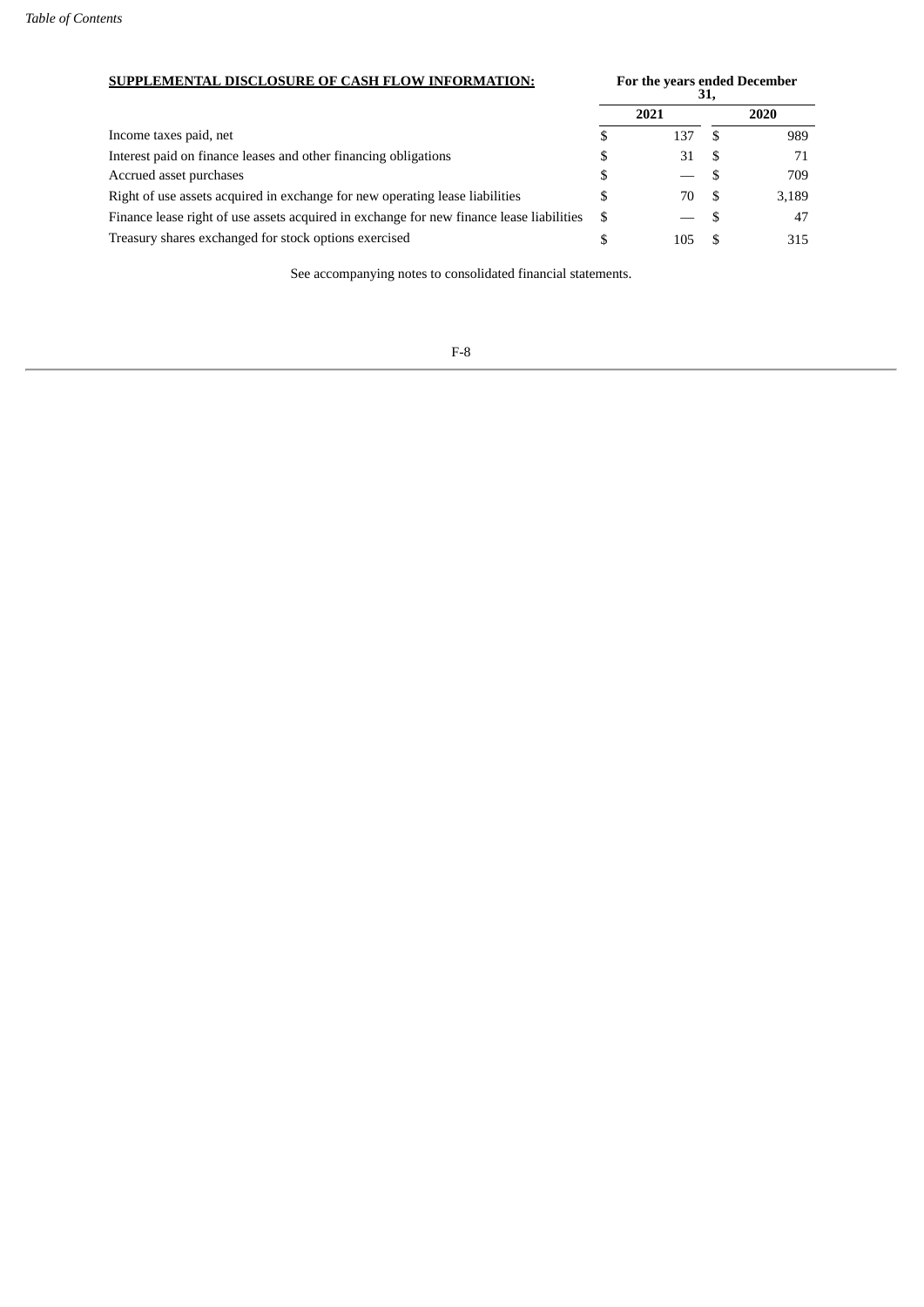| **SUPPLEMENTAL DISCLOSURE OF CASH FLOW INFORMATION:** | **For the years ended December 31,** | |
|---|---|---|
| | **2021** | **2020** |
| Income taxes paid, net | $ 137 | $ 989 |
| Interest paid on finance leases and other financing obligations | $ 31 | $ 71 |
| Accrued asset purchases | $ — | $ 709 |
| Right of use assets acquired in exchange for new operating lease liabilities | $ 70 | $ 3,189 |
| Finance lease right of use assets acquired in exchange for new finance lease liabilities | $ — | $ 47 |
| Treasury shares exchanged for stock options exercised | $ 105 | $ 315 |

See accompanying notes to consolidated financial statements.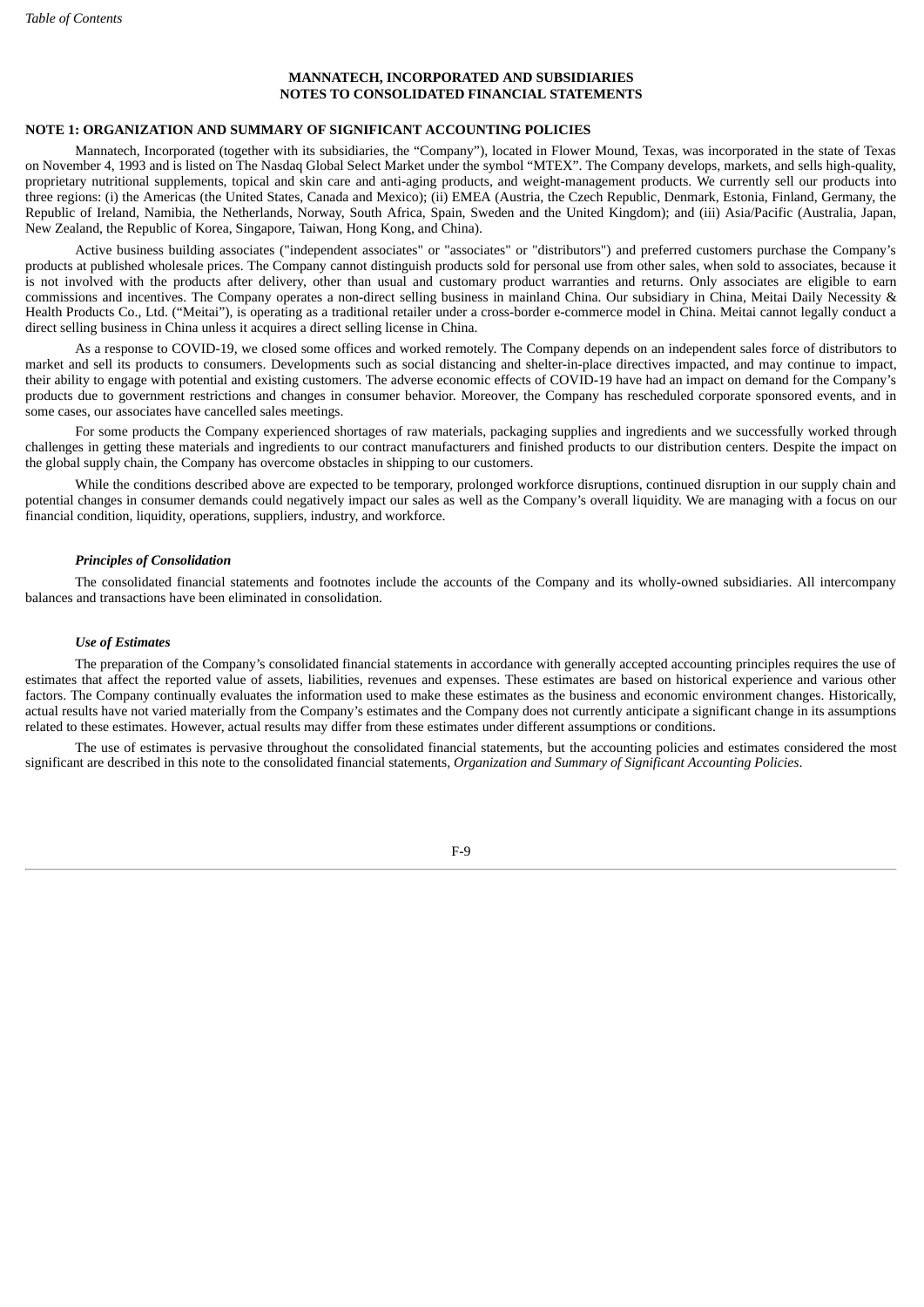**MANNATECH, INCORPORATED AND SUBSIDIARIES**
**NOTES TO CONSOLIDATED FINANCIAL STATEMENTS**

**NOTE 1: ORGANIZATION AND SUMMARY OF SIGNIFICANT ACCOUNTING POLICIES**

Mannatech, Incorporated (together with its subsidiaries, the "Company"), located in Flower Mound, Texas, was incorporated in the state of Texas on November 4, 1993 and is listed on The Nasdaq Global Select Market under the symbol "MTEX". The Company develops, markets, and sells high-quality, proprietary nutritional supplements, topical and skin care and anti-aging products, and weight-management products. We currently sell our products into three regions: (i) the Americas (the United States, Canada and Mexico); (ii) EMEA (Austria, the Czech Republic, Denmark, Estonia, Finland, Germany, the Republic of Ireland, Namibia, the Netherlands, Norway, South Africa, Spain, Sweden and the United Kingdom); and (iii) Asia/Pacific (Australia, Japan, New Zealand, the Republic of Korea, Singapore, Taiwan, Hong Kong, and China).

Active business building associates ("independent associates" or "associates" or "distributors") and preferred customers purchase the Company's products at published wholesale prices. The Company cannot distinguish products sold for personal use from other sales, when sold to associates, because it is not involved with the products after delivery, other than usual and customary product warranties and returns. Only associates are eligible to earn commissions and incentives. The Company operates a non-direct selling business in mainland China. Our subsidiary in China, Meitai Daily Necessity & Health Products Co., Ltd. ("Meitai"), is operating as a traditional retailer under a cross-border e-commerce model in China. Meitai cannot legally conduct a direct selling business in China unless it acquires a direct selling license in China.

As a response to COVID-19, we closed some offices and worked remotely. The Company depends on an independent sales force of distributors to market and sell its products to consumers. Developments such as social distancing and shelter-in-place directives impacted, and may continue to impact, their ability to engage with potential and existing customers. The adverse economic effects of COVID-19 have had an impact on demand for the Company's products due to government restrictions and changes in consumer behavior. Moreover, the Company has rescheduled corporate sponsored events, and in some cases, our associates have cancelled sales meetings.

For some products the Company experienced shortages of raw materials, packaging supplies and ingredients and we successfully worked through challenges in getting these materials and ingredients to our contract manufacturers and finished products to our distribution centers. Despite the impact on the global supply chain, the Company has overcome obstacles in shipping to our customers.

While the conditions described above are expected to be temporary, prolonged workforce disruptions, continued disruption in our supply chain and potential changes in consumer demands could negatively impact our sales as well as the Company's overall liquidity. We are managing with a focus on our financial condition, liquidity, operations, suppliers, industry, and workforce.

***Principles of Consolidation***

The consolidated financial statements and footnotes include the accounts of the Company and its wholly-owned subsidiaries. All intercompany balances and transactions have been eliminated in consolidation.

***Use of Estimates***

The preparation of the Company's consolidated financial statements in accordance with generally accepted accounting principles requires the use of estimates that affect the reported value of assets, liabilities, revenues and expenses. These estimates are based on historical experience and various other factors. The Company continually evaluates the information used to make these estimates as the business and economic environment changes. Historically, actual results have not varied materially from the Company's estimates and the Company does not currently anticipate a significant change in its assumptions related to these estimates. However, actual results may differ from these estimates under different assumptions or conditions.

The use of estimates is pervasive throughout the consolidated financial statements, but the accounting policies and estimates considered the most significant are described in this note to the consolidated financial statements, *Organization and Summary of Significant Accounting Policies*.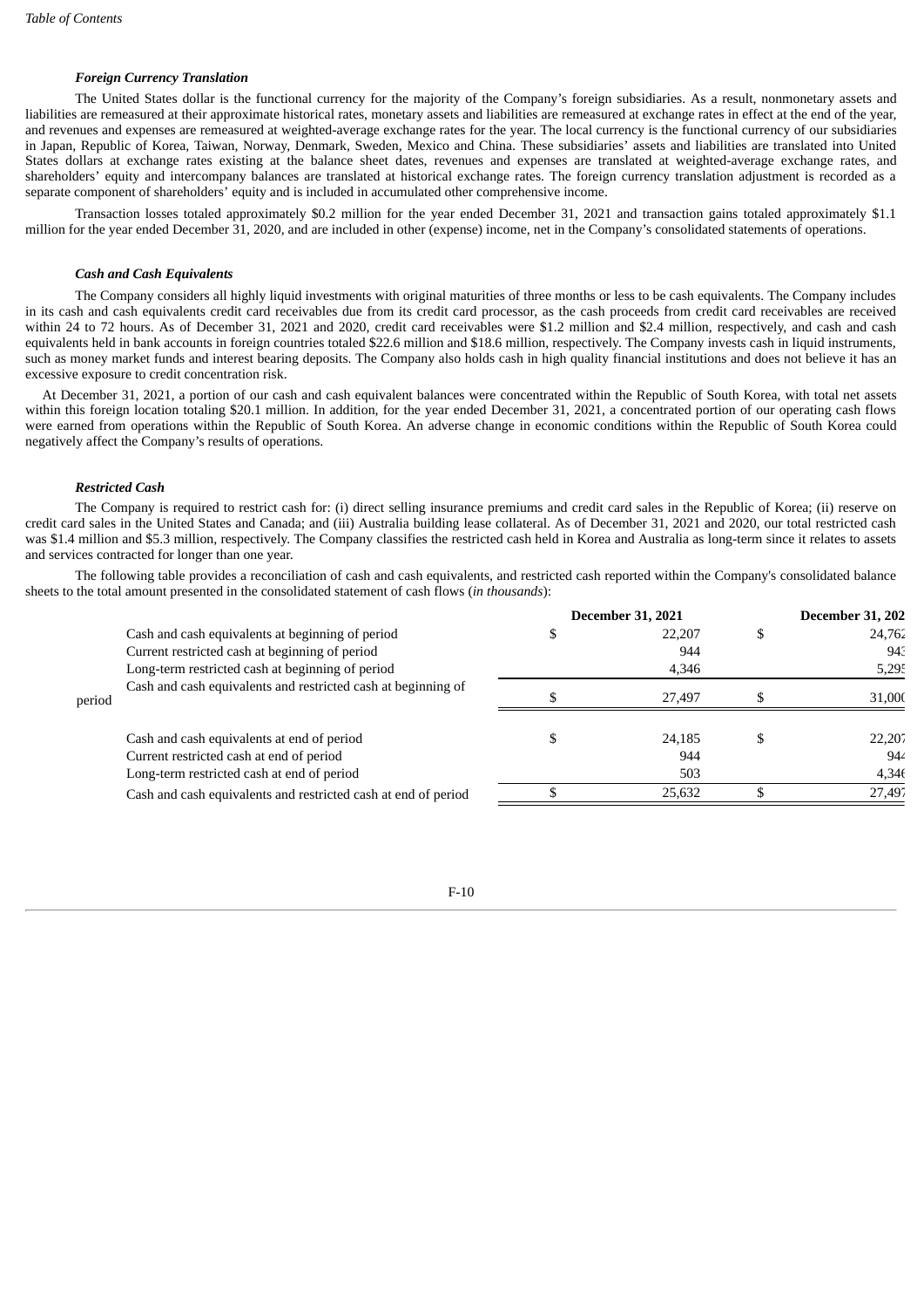### *Foreign Currency Translation*

The United States dollar is the functional currency for the majority of the Company's foreign subsidiaries. As a result, nonmonetary assets and liabilities are remeasured at their approximate historical rates, monetary assets and liabilities are remeasured at exchange rates in effect at the end of the year, and revenues and expenses are remeasured at weighted-average exchange rates for the year. The local currency is the functional currency of our subsidiaries in Japan, Republic of Korea, Taiwan, Norway, Denmark, Sweden, Mexico and China. These subsidiaries' assets and liabilities are translated into United States dollars at exchange rates existing at the balance sheet dates, revenues and expenses are translated at weighted-average exchange rates, and shareholders' equity and intercompany balances are translated at historical exchange rates. The foreign currency translation adjustment is recorded as a separate component of shareholders' equity and is included in accumulated other comprehensive income.

Transaction losses totaled approximately $0.2 million for the year ended December 31, 2021 and transaction gains totaled approximately $1.1 million for the year ended December 31, 2020, and are included in other (expense) income, net in the Company's consolidated statements of operations.

### *Cash and Cash Equivalents*

The Company considers all highly liquid investments with original maturities of three months or less to be cash equivalents. The Company includes in its cash and cash equivalents credit card receivables due from its credit card processor, as the cash proceeds from credit card receivables are received within 24 to 72 hours. As of December 31, 2021 and 2020, credit card receivables were $1.2 million and $2.4 million, respectively, and cash and cash equivalents held in bank accounts in foreign countries totaled $22.6 million and $18.6 million, respectively. The Company invests cash in liquid instruments, such as money market funds and interest bearing deposits. The Company also holds cash in high quality financial institutions and does not believe it has an excessive exposure to credit concentration risk.

At December 31, 2021, a portion of our cash and cash equivalent balances were concentrated within the Republic of South Korea, with total net assets within this foreign location totaling $20.1 million. In addition, for the year ended December 31, 2021, a concentrated portion of our operating cash flows were earned from operations within the Republic of South Korea. An adverse change in economic conditions within the Republic of South Korea could negatively affect the Company's results of operations.

### *Restricted Cash*

The Company is required to restrict cash for: (i) direct selling insurance premiums and credit card sales in the Republic of Korea; (ii) reserve on credit card sales in the United States and Canada; and (iii) Australia building lease collateral. As of December 31, 2021 and 2020, our total restricted cash was $1.4 million and $5.3 million, respectively. The Company classifies the restricted cash held in Korea and Australia as long-term since it relates to assets and services contracted for longer than one year.

The following table provides a reconciliation of cash and cash equivalents, and restricted cash reported within the Company's consolidated balance sheets to the total amount presented in the consolidated statement of cash flows (*in thousands*):

| | December 31, 2021 | December 31, 202 |
|---|---|---|
| Cash and cash equivalents at beginning of period | $ 22,207 | $ 24,762 |
| Current restricted cash at beginning of period | 944 | 943 |
| Long-term restricted cash at beginning of period | 4,346 | 5,295 |
| Cash and cash equivalents and restricted cash at beginning of period | $ 27,497 | $ 31,000 |
| | | |
| Cash and cash equivalents at end of period | $ 24,185 | $ 22,207 |
| Current restricted cash at end of period | 944 | 944 |
| Long-term restricted cash at end of period | 503 | 4,346 |
| Cash and cash equivalents and restricted cash at end of period | $ 25,632 | $ 27,497 |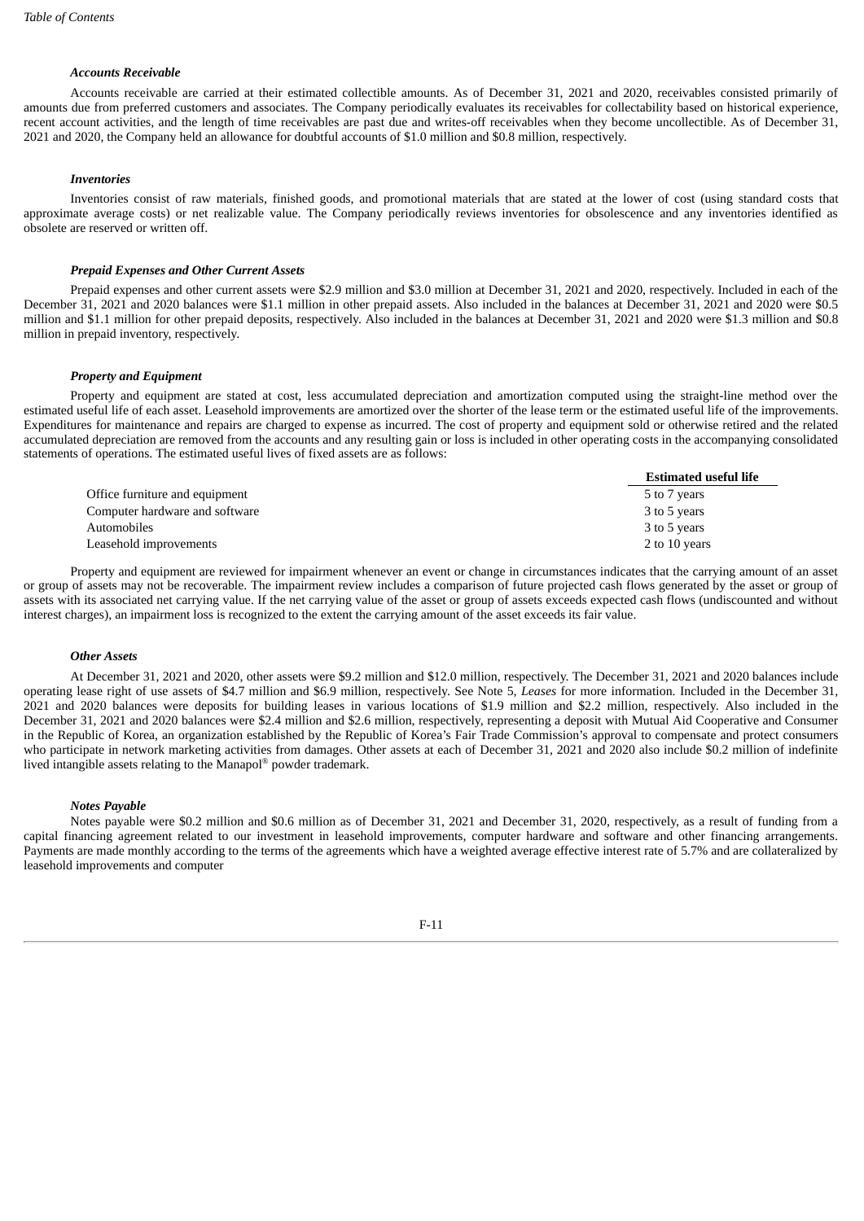#### *Accounts Receivable*

Accounts receivable are carried at their estimated collectible amounts. As of December 31, 2021 and 2020, receivables consisted primarily of amounts due from preferred customers and associates. The Company periodically evaluates its receivables for collectability based on historical experience, recent account activities, and the length of time receivables are past due and writes-off receivables when they become uncollectible. As of December 31, 2021 and 2020, the Company held an allowance for doubtful accounts of $1.0 million and $0.8 million, respectively.

#### *Inventories*

Inventories consist of raw materials, finished goods, and promotional materials that are stated at the lower of cost (using standard costs that approximate average costs) or net realizable value. The Company periodically reviews inventories for obsolescence and any inventories identified as obsolete are reserved or written off.

#### *Prepaid Expenses and Other Current Assets*

Prepaid expenses and other current assets were $2.9 million and $3.0 million at December 31, 2021 and 2020, respectively. Included in each of the December 31, 2021 and 2020 balances were $1.1 million in other prepaid assets. Also included in the balances at December 31, 2021 and 2020 were $0.5 million and $1.1 million for other prepaid deposits, respectively. Also included in the balances at December 31, 2021 and 2020 were $1.3 million and $0.8 million in prepaid inventory, respectively.

#### *Property and Equipment*

Property and equipment are stated at cost, less accumulated depreciation and amortization computed using the straight-line method over the estimated useful life of each asset. Leasehold improvements are amortized over the shorter of the lease term or the estimated useful life of the improvements. Expenditures for maintenance and repairs are charged to expense as incurred. The cost of property and equipment sold or otherwise retired and the related accumulated depreciation are removed from the accounts and any resulting gain or loss is included in other operating costs in the accompanying consolidated statements of operations. The estimated useful lives of fixed assets are as follows:

| | Estimated useful life |
|---|---|
| Office furniture and equipment | 5 to 7 years |
| Computer hardware and software | 3 to 5 years |
| Automobiles | 3 to 5 years |
| Leasehold improvements | 2 to 10 years |

Property and equipment are reviewed for impairment whenever an event or change in circumstances indicates that the carrying amount of an asset or group of assets may not be recoverable. The impairment review includes a comparison of future projected cash flows generated by the asset or group of assets with its associated net carrying value. If the net carrying value of the asset or group of assets exceeds expected cash flows (undiscounted and without interest charges), an impairment loss is recognized to the extent the carrying amount of the asset exceeds its fair value.

#### *Other Assets*

At December 31, 2021 and 2020, other assets were $9.2 million and $12.0 million, respectively. The December 31, 2021 and 2020 balances include operating lease right of use assets of $4.7 million and $6.9 million, respectively. See Note 5, *Leases* for more information. Included in the December 31, 2021 and 2020 balances were deposits for building leases in various locations of $1.9 million and $2.2 million, respectively. Also included in the December 31, 2021 and 2020 balances were $2.4 million and $2.6 million, respectively, representing a deposit with Mutual Aid Cooperative and Consumer in the Republic of Korea, an organization established by the Republic of Korea's Fair Trade Commission's approval to compensate and protect consumers who participate in network marketing activities from damages. Other assets at each of December 31, 2021 and 2020 also include $0.2 million of indefinite lived intangible assets relating to the Manapol® powder trademark.

#### *Notes Payable*

Notes payable were $0.2 million and $0.6 million as of December 31, 2021 and December 31, 2020, respectively, as a result of funding from a capital financing agreement related to our investment in leasehold improvements, computer hardware and software and other financing arrangements. Payments are made monthly according to the terms of the agreements which have a weighted average effective interest rate of 5.7% and are collateralized by leasehold improvements and computer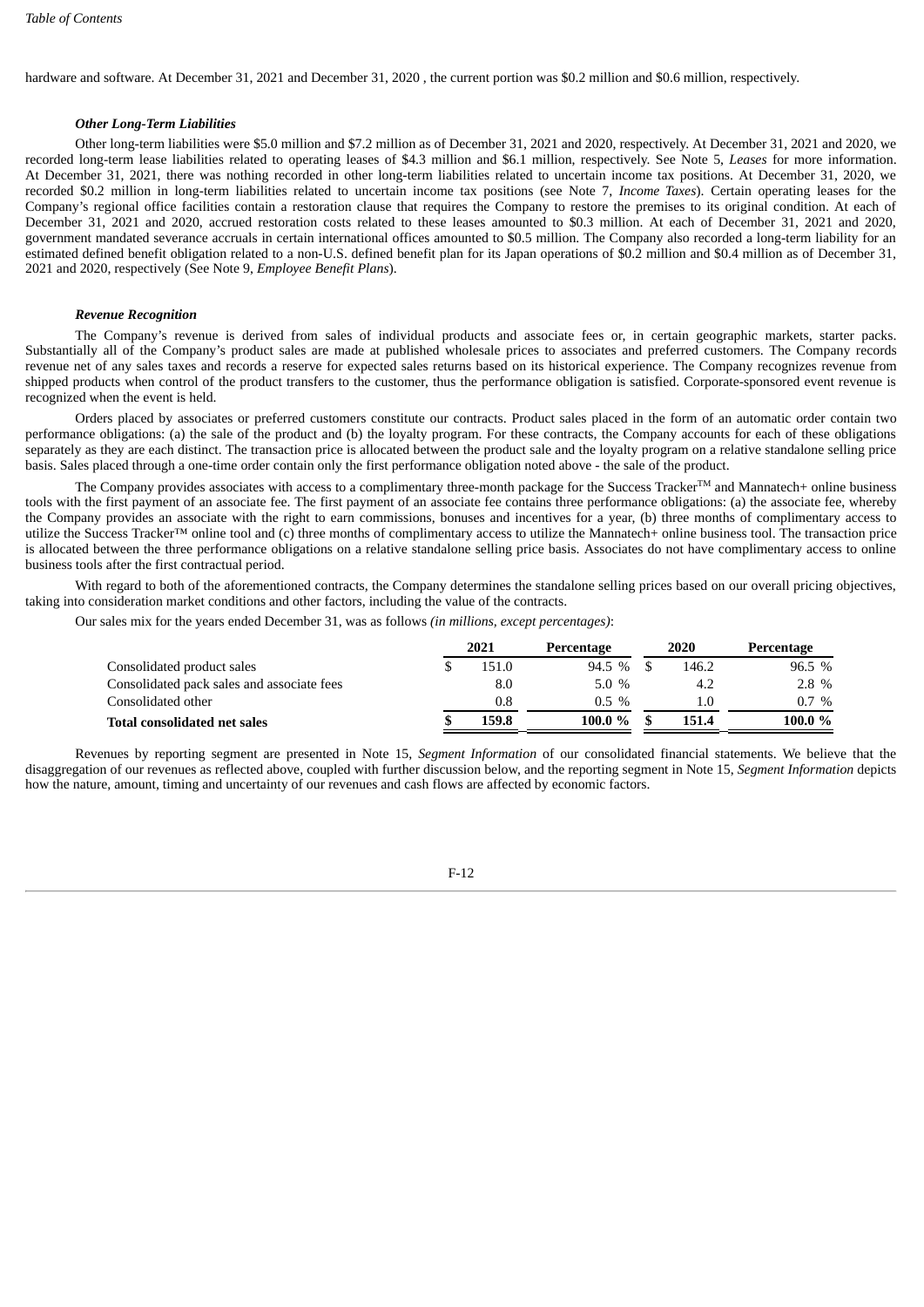hardware and software. At December 31, 2021 and December 31, 2020 , the current portion was $0.2 million and $0.6 million, respectively.

***Other Long-Term Liabilities***

Other long-term liabilities were $5.0 million and $7.2 million as of December 31, 2021 and 2020, respectively. At December 31, 2021 and 2020, we recorded long-term lease liabilities related to operating leases of $4.3 million and $6.1 million, respectively. See Note 5, *Leases* for more information. At December 31, 2021, there was nothing recorded in other long-term liabilities related to uncertain income tax positions. At December 31, 2020, we recorded $0.2 million in long-term liabilities related to uncertain income tax positions (see Note 7, *Income Taxes*). Certain operating leases for the Company's regional office facilities contain a restoration clause that requires the Company to restore the premises to its original condition. At each of December 31, 2021 and 2020, accrued restoration costs related to these leases amounted to $0.3 million. At each of December 31, 2021 and 2020, government mandated severance accruals in certain international offices amounted to $0.5 million. The Company also recorded a long-term liability for an estimated defined benefit obligation related to a non-U.S. defined benefit plan for its Japan operations of $0.2 million and $0.4 million as of December 31, 2021 and 2020, respectively (See Note 9, *Employee Benefit Plans*).

***Revenue Recognition***

The Company's revenue is derived from sales of individual products and associate fees or, in certain geographic markets, starter packs. Substantially all of the Company's product sales are made at published wholesale prices to associates and preferred customers. The Company records revenue net of any sales taxes and records a reserve for expected sales returns based on its historical experience. The Company recognizes revenue from shipped products when control of the product transfers to the customer, thus the performance obligation is satisfied. Corporate-sponsored event revenue is recognized when the event is held.

Orders placed by associates or preferred customers constitute our contracts. Product sales placed in the form of an automatic order contain two performance obligations: (a) the sale of the product and (b) the loyalty program. For these contracts, the Company accounts for each of these obligations separately as they are each distinct. The transaction price is allocated between the product sale and the loyalty program on a relative standalone selling price basis. Sales placed through a one-time order contain only the first performance obligation noted above - the sale of the product.

The Company provides associates with access to a complimentary three-month package for the Success Tracker™ and Mannatech+ online business tools with the first payment of an associate fee. The first payment of an associate fee contains three performance obligations: (a) the associate fee, whereby the Company provides an associate with the right to earn commissions, bonuses and incentives for a year, (b) three months of complimentary access to utilize the Success Tracker™ online tool and (c) three months of complimentary access to utilize the Mannatech+ online business tool. The transaction price is allocated between the three performance obligations on a relative standalone selling price basis. Associates do not have complimentary access to online business tools after the first contractual period.

With regard to both of the aforementioned contracts, the Company determines the standalone selling prices based on our overall pricing objectives, taking into consideration market conditions and other factors, including the value of the contracts.

Our sales mix for the years ended December 31, was as follows *(in millions, except percentages)*:

| | 2021 | Percentage | 2020 | Percentage |
|---|---|---|---|---|
| Consolidated product sales | $ 151.0 | 94.5 % | $ 146.2 | 96.5 % |
| Consolidated pack sales and associate fees | 8.0 | 5.0 % | 4.2 | 2.8 % |
| Consolidated other | 0.8 | 0.5 % | 1.0 | 0.7 % |
| **Total consolidated net sales** | **$ 159.8** | **100.0 %** | **$ 151.4** | **100.0 %** |

Revenues by reporting segment are presented in Note 15, *Segment Information* of our consolidated financial statements. We believe that the disaggregation of our revenues as reflected above, coupled with further discussion below, and the reporting segment in Note 15, *Segment Information* depicts how the nature, amount, timing and uncertainty of our revenues and cash flows are affected by economic factors.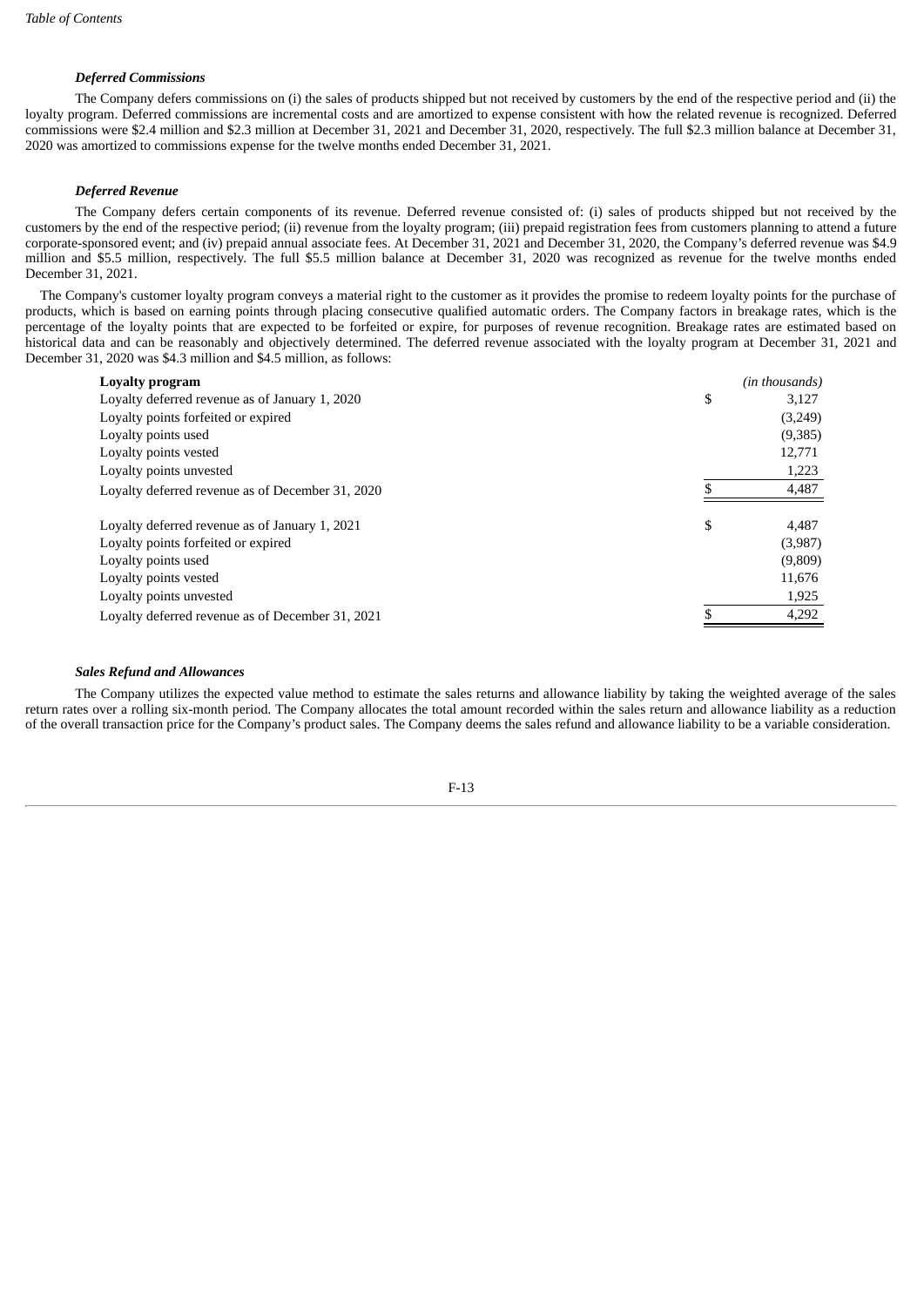### *Deferred Commissions*

The Company defers commissions on (i) the sales of products shipped but not received by customers by the end of the respective period and (ii) the loyalty program. Deferred commissions are incremental costs and are amortized to expense consistent with how the related revenue is recognized. Deferred commissions were $2.4 million and $2.3 million at December 31, 2021 and December 31, 2020, respectively. The full $2.3 million balance at December 31, 2020 was amortized to commissions expense for the twelve months ended December 31, 2021.

### *Deferred Revenue*

The Company defers certain components of its revenue. Deferred revenue consisted of: (i) sales of products shipped but not received by the customers by the end of the respective period; (ii) revenue from the loyalty program; (iii) prepaid registration fees from customers planning to attend a future corporate-sponsored event; and (iv) prepaid annual associate fees. At December 31, 2021 and December 31, 2020, the Company's deferred revenue was $4.9 million and $5.5 million, respectively. The full $5.5 million balance at December 31, 2020 was recognized as revenue for the twelve months ended December 31, 2021.

The Company's customer loyalty program conveys a material right to the customer as it provides the promise to redeem loyalty points for the purchase of products, which is based on earning points through placing consecutive qualified automatic orders. The Company factors in breakage rates, which is the percentage of the loyalty points that are expected to be forfeited or expire, for purposes of revenue recognition. Breakage rates are estimated based on historical data and can be reasonably and objectively determined. The deferred revenue associated with the loyalty program at December 31, 2021 and December 31, 2020 was $4.3 million and $4.5 million, as follows:

| **Loyalty program** | *(in thousands)* |
|---|---|
| Loyalty deferred revenue as of January 1, 2020 | $ 3,127 |
| Loyalty points forfeited or expired | (3,249) |
| Loyalty points used | (9,385) |
| Loyalty points vested | 12,771 |
| Loyalty points unvested | 1,223 |
| Loyalty deferred revenue as of December 31, 2020 | $ 4,487 |
| | |
| Loyalty deferred revenue as of January 1, 2021 | $ 4,487 |
| Loyalty points forfeited or expired | (3,987) |
| Loyalty points used | (9,809) |
| Loyalty points vested | 11,676 |
| Loyalty points unvested | 1,925 |
| Loyalty deferred revenue as of December 31, 2021 | $ 4,292 |

### *Sales Refund and Allowances*

The Company utilizes the expected value method to estimate the sales returns and allowance liability by taking the weighted average of the sales return rates over a rolling six-month period. The Company allocates the total amount recorded within the sales return and allowance liability as a reduction of the overall transaction price for the Company's product sales. The Company deems the sales refund and allowance liability to be a variable consideration.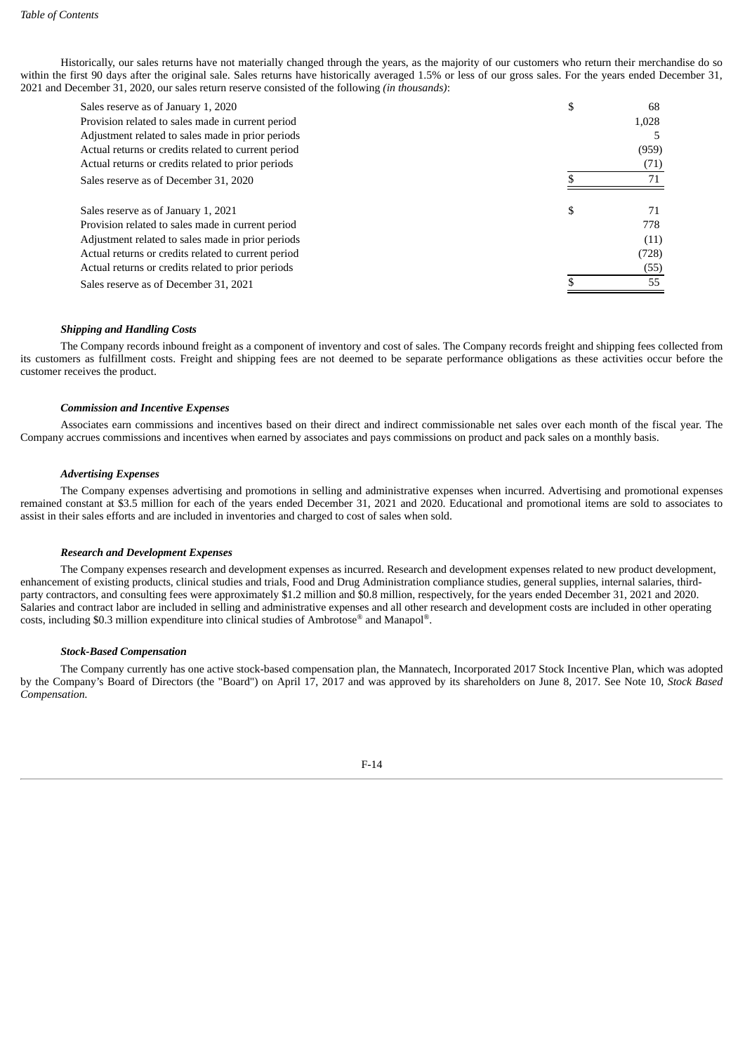Historically, our sales returns have not materially changed through the years, as the majority of our customers who return their merchandise do so within the first 90 days after the original sale. Sales returns have historically averaged 1.5% or less of our gross sales. For the years ended December 31, 2021 and December 31, 2020, our sales return reserve consisted of the following *(in thousands)*:

| | | |
|---|---|---|
| Sales reserve as of January 1, 2020 | $ | 68 |
| Provision related to sales made in current period | | 1,028 |
| Adjustment related to sales made in prior periods | | 5 |
| Actual returns or credits related to current period | | (959) |
| Actual returns or credits related to prior periods | | (71) |
| Sales reserve as of December 31, 2020 | $ | 71 |
| | | |
| Sales reserve as of January 1, 2021 | $ | 71 |
| Provision related to sales made in current period | | 778 |
| Adjustment related to sales made in prior periods | | (11) |
| Actual returns or credits related to current period | | (728) |
| Actual returns or credits related to prior periods | | (55) |
| Sales reserve as of December 31, 2021 | $ | 55 |

***Shipping and Handling Costs***

The Company records inbound freight as a component of inventory and cost of sales. The Company records freight and shipping fees collected from its customers as fulfillment costs. Freight and shipping fees are not deemed to be separate performance obligations as these activities occur before the customer receives the product.

***Commission and Incentive Expenses***

Associates earn commissions and incentives based on their direct and indirect commissionable net sales over each month of the fiscal year. The Company accrues commissions and incentives when earned by associates and pays commissions on product and pack sales on a monthly basis.

***Advertising Expenses***

The Company expenses advertising and promotions in selling and administrative expenses when incurred. Advertising and promotional expenses remained constant at $3.5 million for each of the years ended December 31, 2021 and 2020. Educational and promotional items are sold to associates to assist in their sales efforts and are included in inventories and charged to cost of sales when sold.

***Research and Development Expenses***

The Company expenses research and development expenses as incurred. Research and development expenses related to new product development, enhancement of existing products, clinical studies and trials, Food and Drug Administration compliance studies, general supplies, internal salaries, third-party contractors, and consulting fees were approximately $1.2 million and $0.8 million, respectively, for the years ended December 31, 2021 and 2020. Salaries and contract labor are included in selling and administrative expenses and all other research and development costs are included in other operating costs, including $0.3 million expenditure into clinical studies of Ambrotose® and Manapol®.

***Stock-Based Compensation***

The Company currently has one active stock-based compensation plan, the Mannatech, Incorporated 2017 Stock Incentive Plan, which was adopted by the Company's Board of Directors (the "Board") on April 17, 2017 and was approved by its shareholders on June 8, 2017. See Note 10, *Stock Based Compensation.*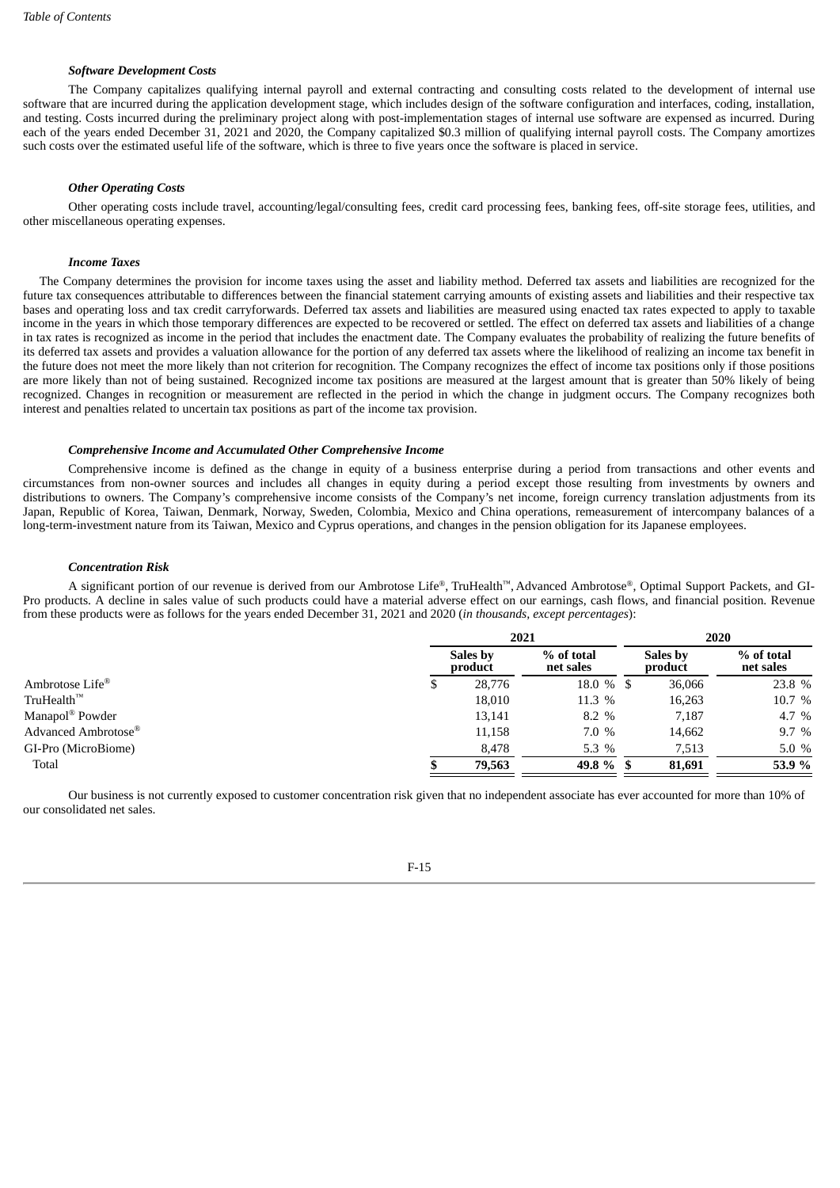### *Software Development Costs*

The Company capitalizes qualifying internal payroll and external contracting and consulting costs related to the development of internal use software that are incurred during the application development stage, which includes design of the software configuration and interfaces, coding, installation, and testing. Costs incurred during the preliminary project along with post-implementation stages of internal use software are expensed as incurred. During each of the years ended December 31, 2021 and 2020, the Company capitalized $0.3 million of qualifying internal payroll costs. The Company amortizes such costs over the estimated useful life of the software, which is three to five years once the software is placed in service.

### *Other Operating Costs*

Other operating costs include travel, accounting/legal/consulting fees, credit card processing fees, banking fees, off-site storage fees, utilities, and other miscellaneous operating expenses.

### *Income Taxes*

The Company determines the provision for income taxes using the asset and liability method. Deferred tax assets and liabilities are recognized for the future tax consequences attributable to differences between the financial statement carrying amounts of existing assets and liabilities and their respective tax bases and operating loss and tax credit carryforwards. Deferred tax assets and liabilities are measured using enacted tax rates expected to apply to taxable income in the years in which those temporary differences are expected to be recovered or settled. The effect on deferred tax assets and liabilities of a change in tax rates is recognized as income in the period that includes the enactment date. The Company evaluates the probability of realizing the future benefits of its deferred tax assets and provides a valuation allowance for the portion of any deferred tax assets where the likelihood of realizing an income tax benefit in the future does not meet the more likely than not criterion for recognition. The Company recognizes the effect of income tax positions only if those positions are more likely than not of being sustained. Recognized income tax positions are measured at the largest amount that is greater than 50% likely of being recognized. Changes in recognition or measurement are reflected in the period in which the change in judgment occurs. The Company recognizes both interest and penalties related to uncertain tax positions as part of the income tax provision.

### *Comprehensive Income and Accumulated Other Comprehensive Income*

Comprehensive income is defined as the change in equity of a business enterprise during a period from transactions and other events and circumstances from non-owner sources and includes all changes in equity during a period except those resulting from investments by owners and distributions to owners. The Company's comprehensive income consists of the Company's net income, foreign currency translation adjustments from its Japan, Republic of Korea, Taiwan, Denmark, Norway, Sweden, Colombia, Mexico and China operations, remeasurement of intercompany balances of a long-term-investment nature from its Taiwan, Mexico and Cyprus operations, and changes in the pension obligation for its Japanese employees.

### *Concentration Risk*

A significant portion of our revenue is derived from our Ambrotose Life®, TruHealth™, Advanced Ambrotose®, Optimal Support Packets, and GI-Pro products. A decline in sales value of such products could have a material adverse effect on our earnings, cash flows, and financial position. Revenue from these products were as follows for the years ended December 31, 2021 and 2020 (*in thousands, except percentages*):

| | 2021 | | 2020 | |
|---|---|---|---|---|
| | **Sales by product** | **% of total net sales** | **Sales by product** | **% of total net sales** |
| Ambrotose Life® | $ 28,776 | 18.0 % | $ 36,066 | 23.8 % |
| TruHealth™ | 18,010 | 11.3 % | 16,263 | 10.7 % |
| Manapol® Powder | 13,141 | 8.2 % | 7,187 | 4.7 % |
| Advanced Ambrotose® | 11,158 | 7.0 % | 14,662 | 9.7 % |
| GI-Pro (MicroBiome) | 8,478 | 5.3 % | 7,513 | 5.0 % |
| Total | **$ 79,563** | **49.8 %** | **$ 81,691** | **53.9 %** |

Our business is not currently exposed to customer concentration risk given that no independent associate has ever accounted for more than 10% of our consolidated net sales.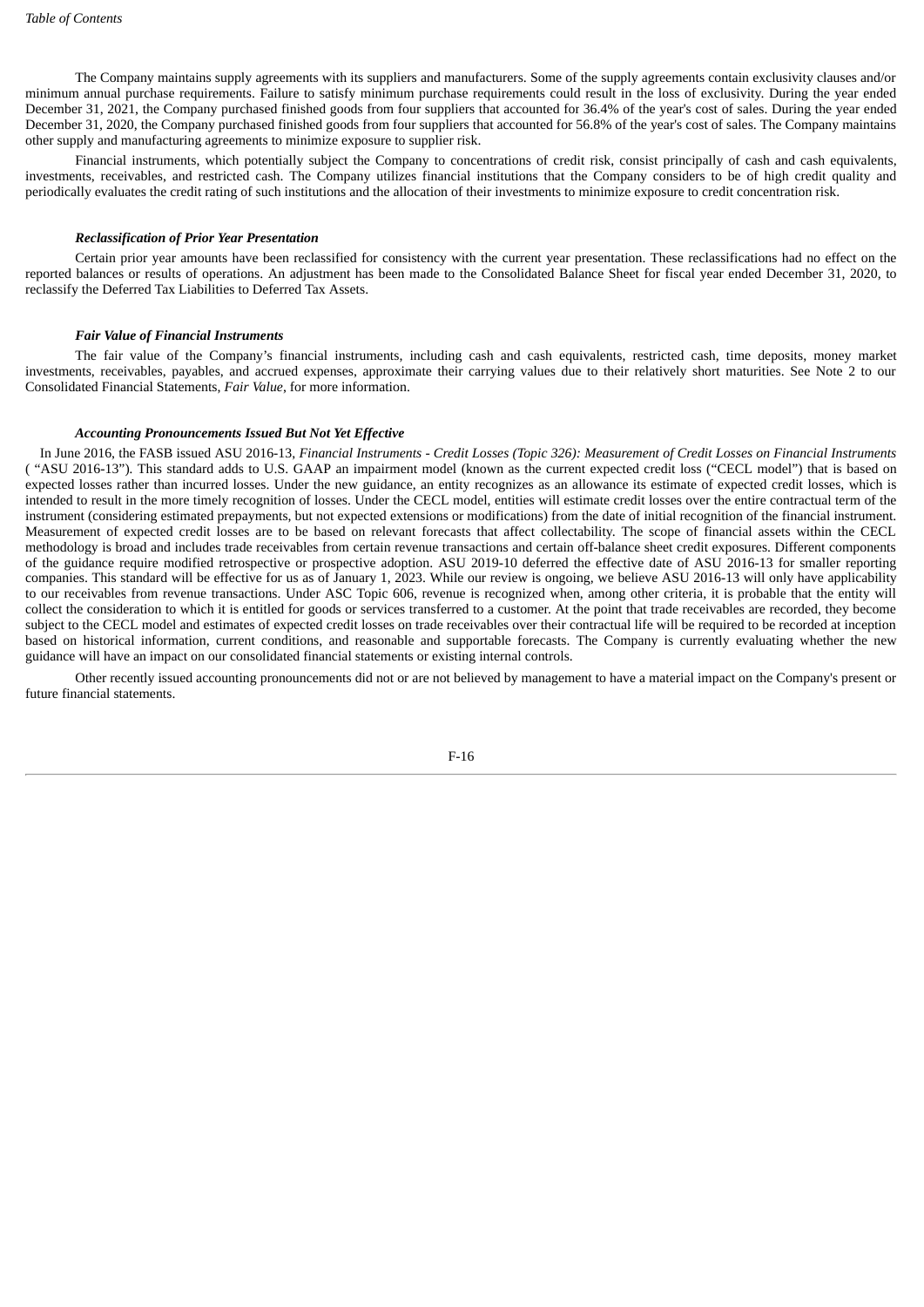The Company maintains supply agreements with its suppliers and manufacturers. Some of the supply agreements contain exclusivity clauses and/or minimum annual purchase requirements. Failure to satisfy minimum purchase requirements could result in the loss of exclusivity. During the year ended December 31, 2021, the Company purchased finished goods from four suppliers that accounted for 36.4% of the year's cost of sales. During the year ended December 31, 2020, the Company purchased finished goods from four suppliers that accounted for 56.8% of the year's cost of sales. The Company maintains other supply and manufacturing agreements to minimize exposure to supplier risk.

Financial instruments, which potentially subject the Company to concentrations of credit risk, consist principally of cash and cash equivalents, investments, receivables, and restricted cash. The Company utilizes financial institutions that the Company considers to be of high credit quality and periodically evaluates the credit rating of such institutions and the allocation of their investments to minimize exposure to credit concentration risk.

***Reclassification of Prior Year Presentation***

Certain prior year amounts have been reclassified for consistency with the current year presentation. These reclassifications had no effect on the reported balances or results of operations. An adjustment has been made to the Consolidated Balance Sheet for fiscal year ended December 31, 2020, to reclassify the Deferred Tax Liabilities to Deferred Tax Assets.

***Fair Value of Financial Instruments***

The fair value of the Company's financial instruments, including cash and cash equivalents, restricted cash, time deposits, money market investments, receivables, payables, and accrued expenses, approximate their carrying values due to their relatively short maturities. See Note 2 to our Consolidated Financial Statements, *Fair Value*, for more information.

***Accounting Pronouncements Issued But Not Yet Effective***

In June 2016, the FASB issued ASU 2016-13, *Financial Instruments - Credit Losses (Topic 326): Measurement of Credit Losses on Financial Instruments* ( "ASU 2016-13"). This standard adds to U.S. GAAP an impairment model (known as the current expected credit loss ("CECL model") that is based on expected losses rather than incurred losses. Under the new guidance, an entity recognizes as an allowance its estimate of expected credit losses, which is intended to result in the more timely recognition of losses. Under the CECL model, entities will estimate credit losses over the entire contractual term of the instrument (considering estimated prepayments, but not expected extensions or modifications) from the date of initial recognition of the financial instrument. Measurement of expected credit losses are to be based on relevant forecasts that affect collectability. The scope of financial assets within the CECL methodology is broad and includes trade receivables from certain revenue transactions and certain off-balance sheet credit exposures. Different components of the guidance require modified retrospective or prospective adoption. ASU 2019-10 deferred the effective date of ASU 2016-13 for smaller reporting companies. This standard will be effective for us as of January 1, 2023. While our review is ongoing, we believe ASU 2016-13 will only have applicability to our receivables from revenue transactions. Under ASC Topic 606, revenue is recognized when, among other criteria, it is probable that the entity will collect the consideration to which it is entitled for goods or services transferred to a customer. At the point that trade receivables are recorded, they become subject to the CECL model and estimates of expected credit losses on trade receivables over their contractual life will be required to be recorded at inception based on historical information, current conditions, and reasonable and supportable forecasts. The Company is currently evaluating whether the new guidance will have an impact on our consolidated financial statements or existing internal controls.

Other recently issued accounting pronouncements did not or are not believed by management to have a material impact on the Company's present or future financial statements.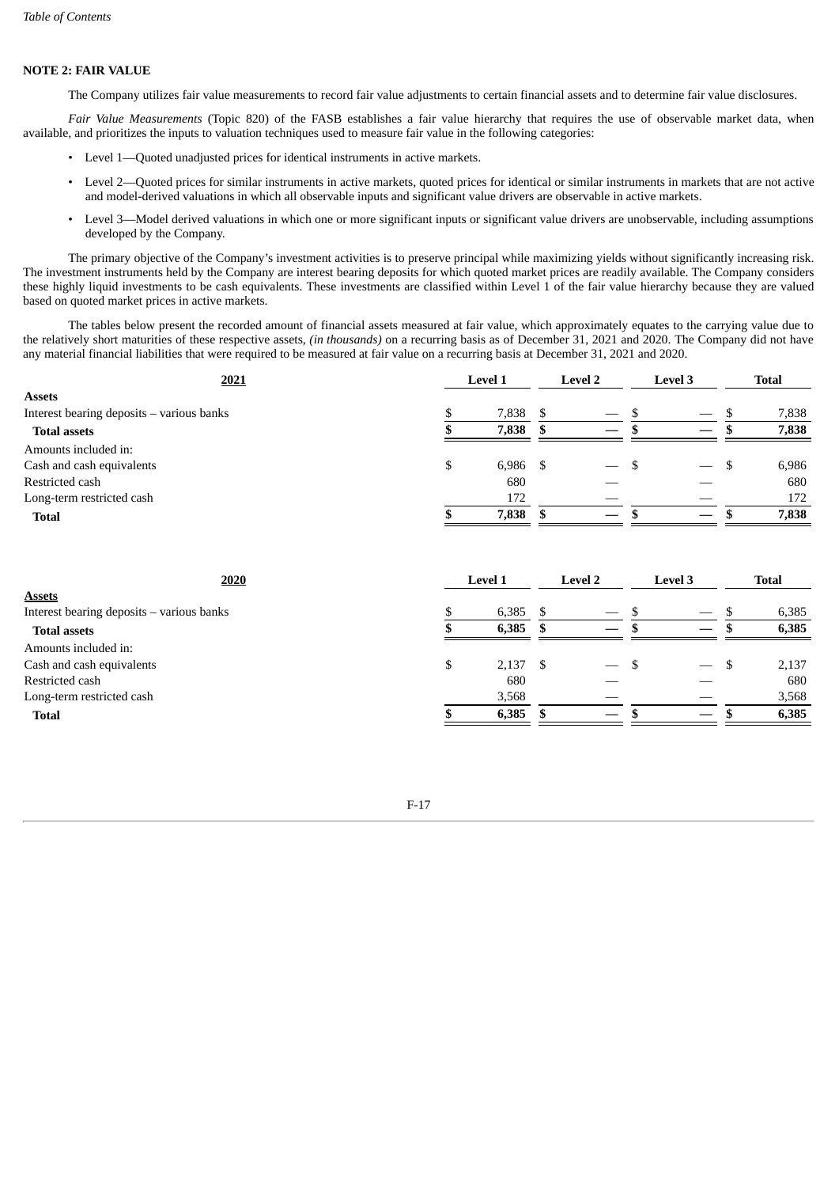## NOTE 2: FAIR VALUE

The Company utilizes fair value measurements to record fair value adjustments to certain financial assets and to determine fair value disclosures.

*Fair Value Measurements* (Topic 820) of the FASB establishes a fair value hierarchy that requires the use of observable market data, when available, and prioritizes the inputs to valuation techniques used to measure fair value in the following categories:

- Level 1—Quoted unadjusted prices for identical instruments in active markets.
- Level 2—Quoted prices for similar instruments in active markets, quoted prices for identical or similar instruments in markets that are not active and model-derived valuations in which all observable inputs and significant value drivers are observable in active markets.
- Level 3—Model derived valuations in which one or more significant inputs or significant value drivers are unobservable, including assumptions developed by the Company.

The primary objective of the Company's investment activities is to preserve principal while maximizing yields without significantly increasing risk. The investment instruments held by the Company are interest bearing deposits for which quoted market prices are readily available. The Company considers these highly liquid investments to be cash equivalents. These investments are classified within Level 1 of the fair value hierarchy because they are valued based on quoted market prices in active markets.

The tables below present the recorded amount of financial assets measured at fair value, which approximately equates to the carrying value due to the relatively short maturities of these respective assets, *(in thousands)* on a recurring basis as of December 31, 2021 and 2020. The Company did not have any material financial liabilities that were required to be measured at fair value on a recurring basis at December 31, 2021 and 2020.

| 2021 | Level 1 | Level 2 | Level 3 | Total |
|---|---|---|---|---|
| **Assets** | | | | |
| Interest bearing deposits – various banks | $ 7,838 | $ — | $ — | $ 7,838 |
| **Total assets** | **$ 7,838** | **$ —** | **$ —** | **$ 7,838** |
| Amounts included in: | | | | |
| Cash and cash equivalents | $ 6,986 | $ — | $ — | $ 6,986 |
| Restricted cash | 680 | — | — | 680 |
| Long-term restricted cash | 172 | — | — | 172 |
| **Total** | **$ 7,838** | **$ —** | **$ —** | **$ 7,838** |

| 2020 | Level 1 | Level 2 | Level 3 | Total |
|---|---|---|---|---|
| **Assets** | | | | |
| Interest bearing deposits – various banks | $ 6,385 | $ — | $ — | $ 6,385 |
| **Total assets** | **$ 6,385** | **$ —** | **$ —** | **$ 6,385** |
| Amounts included in: | | | | |
| Cash and cash equivalents | $ 2,137 | $ — | $ — | $ 2,137 |
| Restricted cash | 680 | — | — | 680 |
| Long-term restricted cash | 3,568 | — | — | 3,568 |
| **Total** | **$ 6,385** | **$ —** | **$ —** | **$ 6,385** |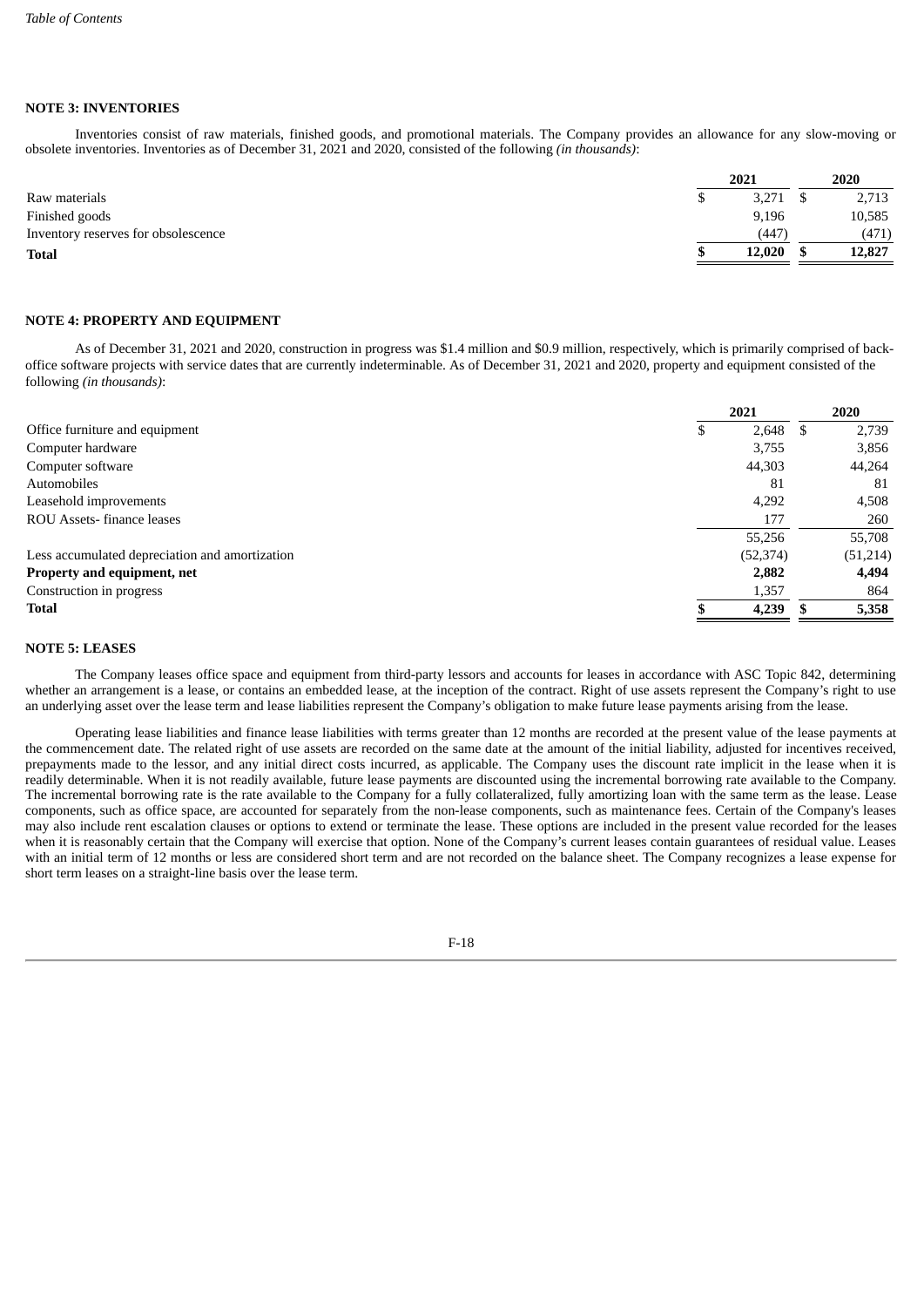## NOTE 3: INVENTORIES

Inventories consist of raw materials, finished goods, and promotional materials. The Company provides an allowance for any slow-moving or obsolete inventories. Inventories as of December 31, 2021 and 2020, consisted of the following *(in thousands)*:

| | 2021 | 2020 |
|---|---|---|
| Raw materials | $ 3,271 | $ 2,713 |
| Finished goods | 9,196 | 10,585 |
| Inventory reserves for obsolescence | (447) | (471) |
| **Total** | **$ 12,020** | **$ 12,827** |

## NOTE 4: PROPERTY AND EQUIPMENT

As of December 31, 2021 and 2020, construction in progress was $1.4 million and $0.9 million, respectively, which is primarily comprised of back-office software projects with service dates that are currently indeterminable. As of December 31, 2021 and 2020, property and equipment consisted of the following *(in thousands)*:

| | 2021 | 2020 |
|---|---|---|
| Office furniture and equipment | $ 2,648 | $ 2,739 |
| Computer hardware | 3,755 | 3,856 |
| Computer software | 44,303 | 44,264 |
| Automobiles | 81 | 81 |
| Leasehold improvements | 4,292 | 4,508 |
| ROU Assets- finance leases | 177 | 260 |
| | 55,256 | 55,708 |
| Less accumulated depreciation and amortization | (52,374) | (51,214) |
| **Property and equipment, net** | **2,882** | **4,494** |
| Construction in progress | 1,357 | 864 |
| **Total** | **$ 4,239** | **$ 5,358** |

## NOTE 5: LEASES

The Company leases office space and equipment from third-party lessors and accounts for leases in accordance with ASC Topic 842, determining whether an arrangement is a lease, or contains an embedded lease, at the inception of the contract. Right of use assets represent the Company's right to use an underlying asset over the lease term and lease liabilities represent the Company's obligation to make future lease payments arising from the lease.

Operating lease liabilities and finance lease liabilities with terms greater than 12 months are recorded at the present value of the lease payments at the commencement date. The related right of use assets are recorded on the same date at the amount of the initial liability, adjusted for incentives received, prepayments made to the lessor, and any initial direct costs incurred, as applicable. The Company uses the discount rate implicit in the lease when it is readily determinable. When it is not readily available, future lease payments are discounted using the incremental borrowing rate available to the Company. The incremental borrowing rate is the rate available to the Company for a fully collateralized, fully amortizing loan with the same term as the lease. Lease components, such as office space, are accounted for separately from the non-lease components, such as maintenance fees. Certain of the Company's leases may also include rent escalation clauses or options to extend or terminate the lease. These options are included in the present value recorded for the leases when it is reasonably certain that the Company will exercise that option. None of the Company's current leases contain guarantees of residual value. Leases with an initial term of 12 months or less are considered short term and are not recorded on the balance sheet. The Company recognizes a lease expense for short term leases on a straight-line basis over the lease term.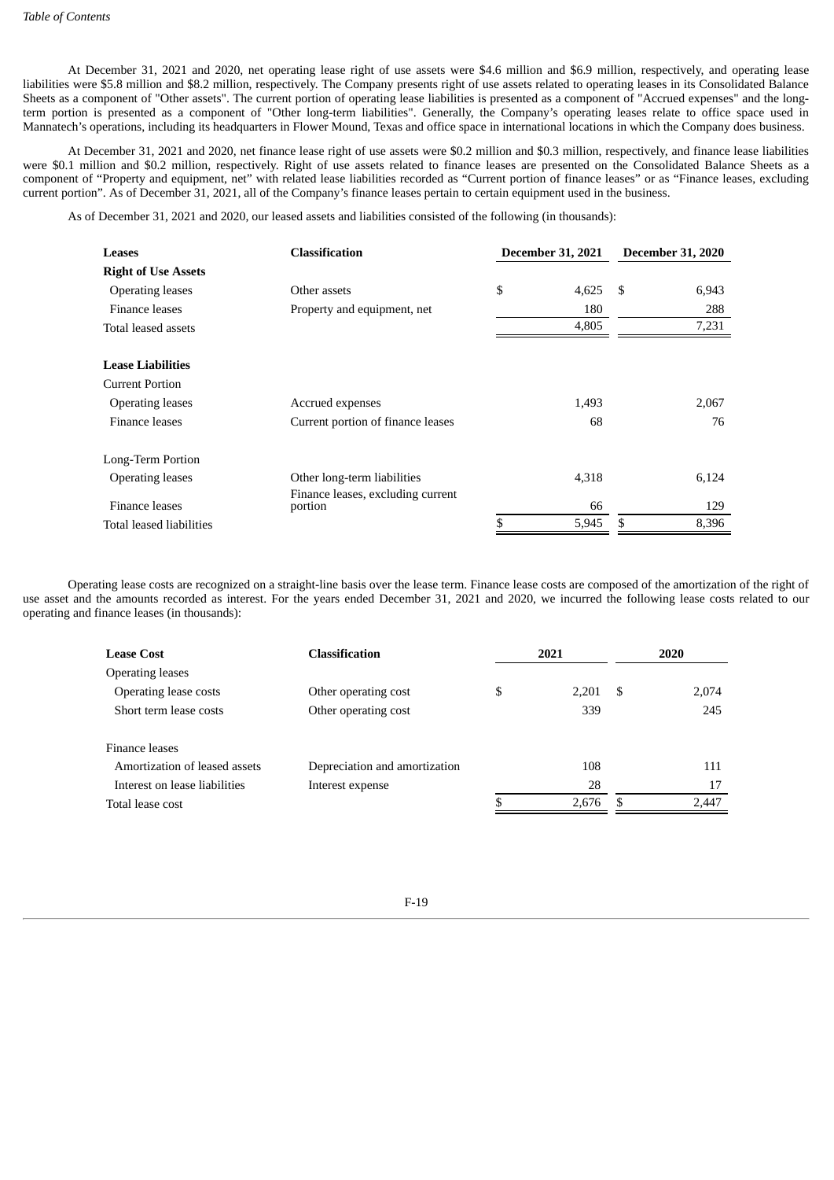At December 31, 2021 and 2020, net operating lease right of use assets were $4.6 million and $6.9 million, respectively, and operating lease liabilities were $5.8 million and $8.2 million, respectively. The Company presents right of use assets related to operating leases in its Consolidated Balance Sheets as a component of "Other assets". The current portion of operating lease liabilities is presented as a component of "Accrued expenses" and the long-term portion is presented as a component of "Other long-term liabilities". Generally, the Company's operating leases relate to office space used in Mannatech's operations, including its headquarters in Flower Mound, Texas and office space in international locations in which the Company does business.

At December 31, 2021 and 2020, net finance lease right of use assets were $0.2 million and $0.3 million, respectively, and finance lease liabilities were $0.1 million and $0.2 million, respectively. Right of use assets related to finance leases are presented on the Consolidated Balance Sheets as a component of "Property and equipment, net" with related lease liabilities recorded as "Current portion of finance leases" or as "Finance leases, excluding current portion". As of December 31, 2021, all of the Company's finance leases pertain to certain equipment used in the business.

As of December 31, 2021 and 2020, our leased assets and liabilities consisted of the following (in thousands):

| Leases | Classification | December 31, 2021 | December 31, 2020 |
|---|---|---|---|
| **Right of Use Assets** | | | |
| Operating leases | Other assets | $ 4,625 | $ 6,943 |
| Finance leases | Property and equipment, net | 180 | 288 |
| Total leased assets | | 4,805 | 7,231 |
| **Lease Liabilities** | | | |
| Current Portion | | | |
| Operating leases | Accrued expenses | 1,493 | 2,067 |
| Finance leases | Current portion of finance leases | 68 | 76 |
| Long-Term Portion | | | |
| Operating leases | Other long-term liabilities | 4,318 | 6,124 |
| Finance leases | Finance leases, excluding current portion | 66 | 129 |
| Total leased liabilities | | $ 5,945 | $ 8,396 |

Operating lease costs are recognized on a straight-line basis over the lease term. Finance lease costs are composed of the amortization of the right of use asset and the amounts recorded as interest. For the years ended December 31, 2021 and 2020, we incurred the following lease costs related to our operating and finance leases (in thousands):

| Lease Cost | Classification | 2021 | 2020 |
|---|---|---|---|
| Operating leases | | | |
| Operating lease costs | Other operating cost | $ 2,201 | $ 2,074 |
| Short term lease costs | Other operating cost | 339 | 245 |
| Finance leases | | | |
| Amortization of leased assets | Depreciation and amortization | 108 | 111 |
| Interest on lease liabilities | Interest expense | 28 | 17 |
| Total lease cost | | $ 2,676 | $ 2,447 |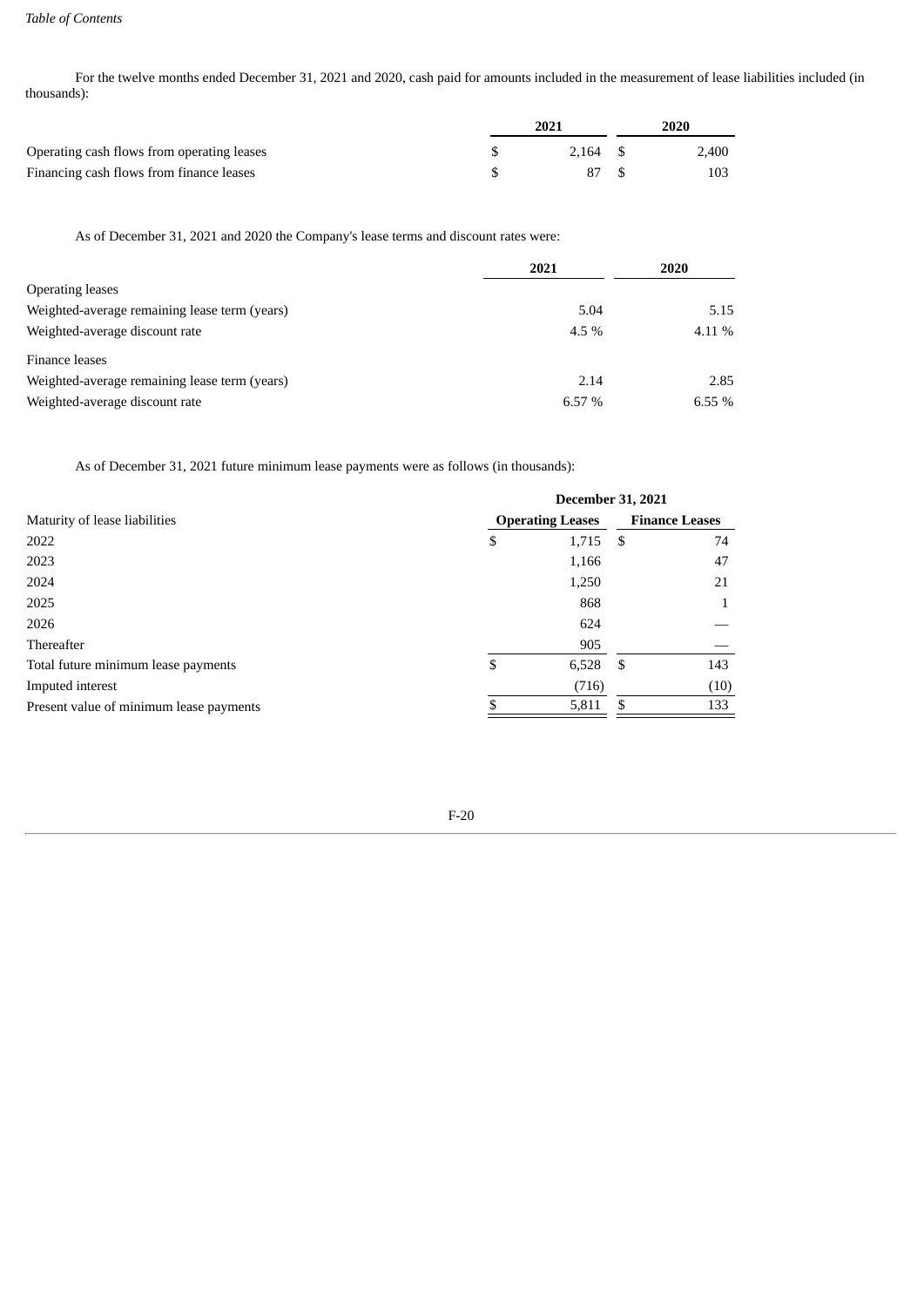For the twelve months ended December 31, 2021 and 2020, cash paid for amounts included in the measurement of lease liabilities included (in thousands):

| | 2021 | 2020 |
|---|---|---|
| Operating cash flows from operating leases | $ 2,164 | $ 2,400 |
| Financing cash flows from finance leases | $ 87 | $ 103 |

As of December 31, 2021 and 2020 the Company's lease terms and discount rates were:

| | 2021 | 2020 |
|---|---|---|
| Operating leases | | |
| Weighted-average remaining lease term (years) | 5.04 | 5.15 |
| Weighted-average discount rate | 4.5 % | 4.11 % |
| Finance leases | | |
| Weighted-average remaining lease term (years) | 2.14 | 2.85 |
| Weighted-average discount rate | 6.57 % | 6.55 % |

As of December 31, 2021 future minimum lease payments were as follows (in thousands):

| | December 31, 2021 | |
|---|---|---|
| Maturity of lease liabilities | Operating Leases | Finance Leases |
| 2022 | $ 1,715 | $ 74 |
| 2023 | 1,166 | 47 |
| 2024 | 1,250 | 21 |
| 2025 | 868 | 1 |
| 2026 | 624 | — |
| Thereafter | 905 | — |
| Total future minimum lease payments | $ 6,528 | $ 143 |
| Imputed interest | (716) | (10) |
| Present value of minimum lease payments | $ 5,811 | $ 133 |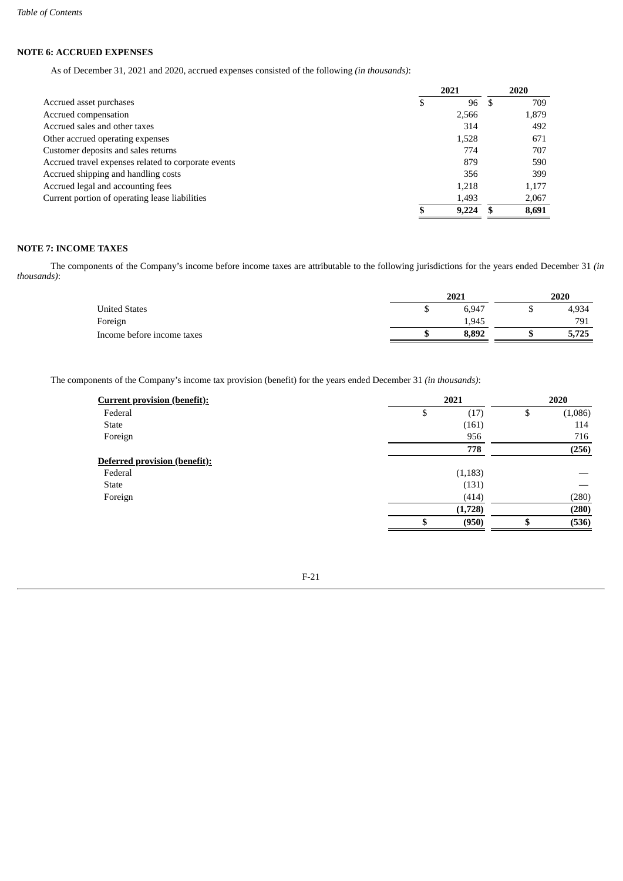## NOTE 6: ACCRUED EXPENSES

As of December 31, 2021 and 2020, accrued expenses consisted of the following *(in thousands)*:

| | 2021 | 2020 |
|---|---|---|
| Accrued asset purchases | $ 96 | $ 709 |
| Accrued compensation | 2,566 | 1,879 |
| Accrued sales and other taxes | 314 | 492 |
| Other accrued operating expenses | 1,528 | 671 |
| Customer deposits and sales returns | 774 | 707 |
| Accrued travel expenses related to corporate events | 879 | 590 |
| Accrued shipping and handling costs | 356 | 399 |
| Accrued legal and accounting fees | 1,218 | 1,177 |
| Current portion of operating lease liabilities | 1,493 | 2,067 |
| | **$ 9,224** | **$ 8,691** |

## NOTE 7: INCOME TAXES

The components of the Company's income before income taxes are attributable to the following jurisdictions for the years ended December 31 *(in thousands)*:

| | 2021 | 2020 |
|---|---|---|
| United States | $ 6,947 | $ 4,934 |
| Foreign | 1,945 | 791 |
| Income before income taxes | **$ 8,892** | **$ 5,725** |

The components of the Company's income tax provision (benefit) for the years ended December 31 *(in thousands)*:

| | 2021 | 2020 |
|---|---|---|
| **Current provision (benefit):** | | |
| Federal | $ (17) | $ (1,086) |
| State | (161) | 114 |
| Foreign | 956 | 716 |
| | **778** | **(256)** |
| **Deferred provision (benefit):** | | |
| Federal | (1,183) | — |
| State | (131) | — |
| Foreign | (414) | (280) |
| | **(1,728)** | **(280)** |
| | **$ (950)** | **$ (536)** |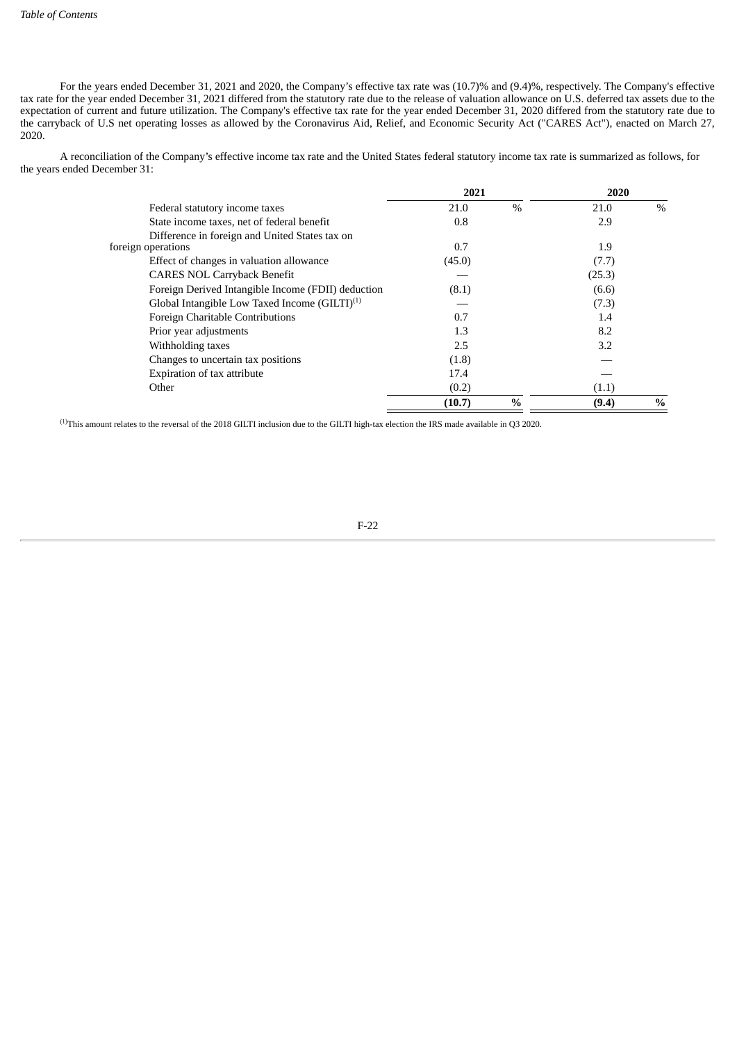For the years ended December 31, 2021 and 2020, the Company's effective tax rate was (10.7)% and (9.4)%, respectively. The Company's effective tax rate for the year ended December 31, 2021 differed from the statutory rate due to the release of valuation allowance on U.S. deferred tax assets due to the expectation of current and future utilization. The Company's effective tax rate for the year ended December 31, 2020 differed from the statutory rate due to the carryback of U.S net operating losses as allowed by the Coronavirus Aid, Relief, and Economic Security Act ("CARES Act"), enacted on March 27, 2020.

A reconciliation of the Company's effective income tax rate and the United States federal statutory income tax rate is summarized as follows, for the years ended December 31:

| | 2021 | | 2020 | |
|---|---|---|---|---|
| Federal statutory income taxes | 21.0 | % | 21.0 | % |
| State income taxes, net of federal benefit | 0.8 | | 2.9 | |
| Difference in foreign and United States tax on foreign operations | 0.7 | | 1.9 | |
| Effect of changes in valuation allowance | (45.0) | | (7.7) | |
| CARES NOL Carryback Benefit | — | | (25.3) | |
| Foreign Derived Intangible Income (FDII) deduction | (8.1) | | (6.6) | |
| Global Intangible Low Taxed Income (GILTI)[1] | — | | (7.3) | |
| Foreign Charitable Contributions | 0.7 | | 1.4 | |
| Prior year adjustments | 1.3 | | 8.2 | |
| Withholding taxes | 2.5 | | 3.2 | |
| Changes to uncertain tax positions | (1.8) | | — | |
| Expiration of tax attribute | 17.4 | | — | |
| Other | (0.2) | | (1.1) | |
| | **(10.7)** | **%** | **(9.4)** | **%** |

[1]This amount relates to the reversal of the 2018 GILTI inclusion due to the GILTI high-tax election the IRS made available in Q3 2020.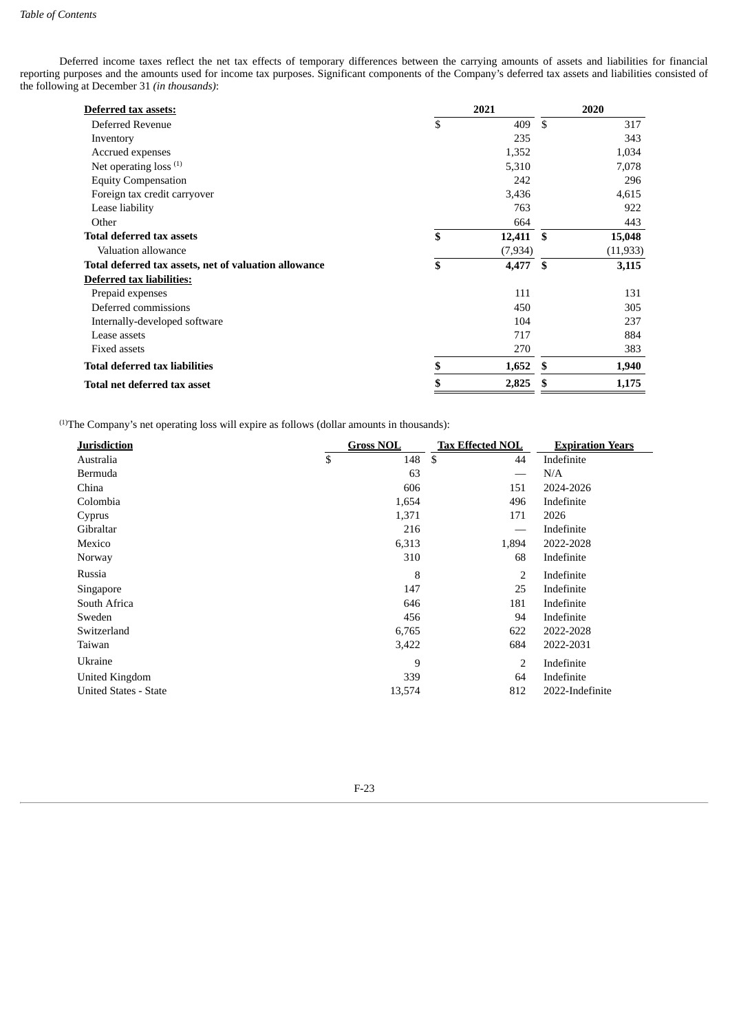Deferred income taxes reflect the net tax effects of temporary differences between the carrying amounts of assets and liabilities for financial reporting purposes and the amounts used for income tax purposes. Significant components of the Company's deferred tax assets and liabilities consisted of the following at December 31 *(in thousands)*:

| **Deferred tax assets:** | **2021** | **2020** |
|---|---|---|
| Deferred Revenue | $ 409 | $ 317 |
| Inventory | 235 | 343 |
| Accrued expenses | 1,352 | 1,034 |
| Net operating loss [(1)] | 5,310 | 7,078 |
| Equity Compensation | 242 | 296 |
| Foreign tax credit carryover | 3,436 | 4,615 |
| Lease liability | 763 | 922 |
| Other | 664 | 443 |
| **Total deferred tax assets** | **$ 12,411** | **$ 15,048** |
| Valuation allowance | (7,934) | (11,933) |
| **Total deferred tax assets, net of valuation allowance** | **$ 4,477** | **$ 3,115** |
| **Deferred tax liabilities:** | | |
| Prepaid expenses | 111 | 131 |
| Deferred commissions | 450 | 305 |
| Internally-developed software | 104 | 237 |
| Lease assets | 717 | 884 |
| Fixed assets | 270 | 383 |
| **Total deferred tax liabilities** | **$ 1,652** | **$ 1,940** |
| **Total net deferred tax asset** | **$ 2,825** | **$ 1,175** |

[(1)]The Company's net operating loss will expire as follows (dollar amounts in thousands):

| **Jurisdiction** | **Gross NOL** | **Tax Effected NOL** | **Expiration Years** |
|---|---|---|---|
| Australia | $ 148 | $ 44 | Indefinite |
| Bermuda | 63 | — | N/A |
| China | 606 | 151 | 2024-2026 |
| Colombia | 1,654 | 496 | Indefinite |
| Cyprus | 1,371 | 171 | 2026 |
| Gibraltar | 216 | — | Indefinite |
| Mexico | 6,313 | 1,894 | 2022-2028 |
| Norway | 310 | 68 | Indefinite |
| Russia | 8 | 2 | Indefinite |
| Singapore | 147 | 25 | Indefinite |
| South Africa | 646 | 181 | Indefinite |
| Sweden | 456 | 94 | Indefinite |
| Switzerland | 6,765 | 622 | 2022-2028 |
| Taiwan | 3,422 | 684 | 2022-2031 |
| Ukraine | 9 | 2 | Indefinite |
| United Kingdom | 339 | 64 | Indefinite |
| United States - State | 13,574 | 812 | 2022-Indefinite |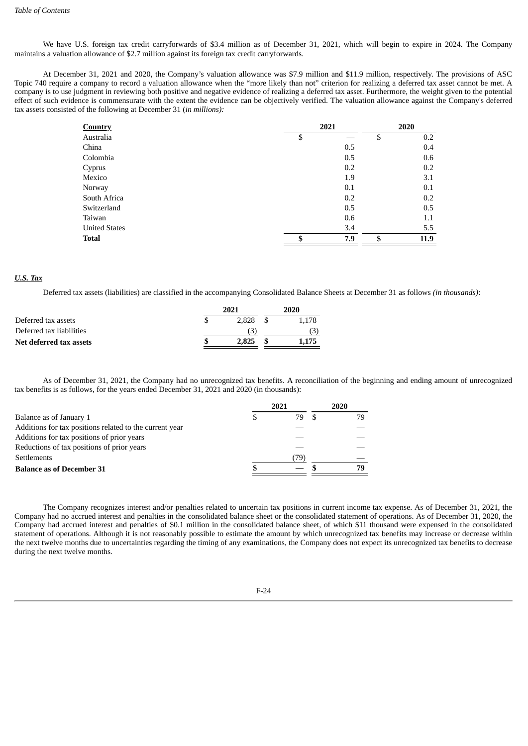We have U.S. foreign tax credit carryforwards of $3.4 million as of December 31, 2021, which will begin to expire in 2024. The Company maintains a valuation allowance of $2.7 million against its foreign tax credit carryforwards.

At December 31, 2021 and 2020, the Company's valuation allowance was $7.9 million and $11.9 million, respectively. The provisions of ASC Topic 740 require a company to record a valuation allowance when the "more likely than not" criterion for realizing a deferred tax asset cannot be met. A company is to use judgment in reviewing both positive and negative evidence of realizing a deferred tax asset. Furthermore, the weight given to the potential effect of such evidence is commensurate with the extent the evidence can be objectively verified. The valuation allowance against the Company's deferred tax assets consisted of the following at December 31 (*in millions):*

| Country | 2021 | 2020 |
|---|---|---|
| Australia | $ — | $ 0.2 |
| China | 0.5 | 0.4 |
| Colombia | 0.5 | 0.6 |
| Cyprus | 0.2 | 0.2 |
| Mexico | 1.9 | 3.1 |
| Norway | 0.1 | 0.1 |
| South Africa | 0.2 | 0.2 |
| Switzerland | 0.5 | 0.5 |
| Taiwan | 0.6 | 1.1 |
| United States | 3.4 | 5.5 |
| **Total** | **$ 7.9** | **$ 11.9** |

***U.S. Tax***

Deferred tax assets (liabilities) are classified in the accompanying Consolidated Balance Sheets at December 31 as follows *(in thousands)*:

| | 2021 | 2020 |
|---|---|---|
| Deferred tax assets | $ 2,828 | $ 1,178 |
| Deferred tax liabilities | (3) | (3) |
| **Net deferred tax assets** | **$ 2,825** | **$ 1,175** |

As of December 31, 2021, the Company had no unrecognized tax benefits. A reconciliation of the beginning and ending amount of unrecognized tax benefits is as follows, for the years ended December 31, 2021 and 2020 (in thousands):

| | 2021 | 2020 |
|---|---|---|
| Balance as of January 1 | $ 79 | $ 79 |
| Additions for tax positions related to the current year | — | — |
| Additions for tax positions of prior years | — | — |
| Reductions of tax positions of prior years | — | — |
| Settlements | (79) | — |
| **Balance as of December 31** | **$ —** | **$ 79** |

The Company recognizes interest and/or penalties related to uncertain tax positions in current income tax expense. As of December 31, 2021, the Company had no accrued interest and penalties in the consolidated balance sheet or the consolidated statement of operations. As of December 31, 2020, the Company had accrued interest and penalties of $0.1 million in the consolidated balance sheet, of which $11 thousand were expensed in the consolidated statement of operations. Although it is not reasonably possible to estimate the amount by which unrecognized tax benefits may increase or decrease within the next twelve months due to uncertainties regarding the timing of any examinations, the Company does not expect its unrecognized tax benefits to decrease during the next twelve months.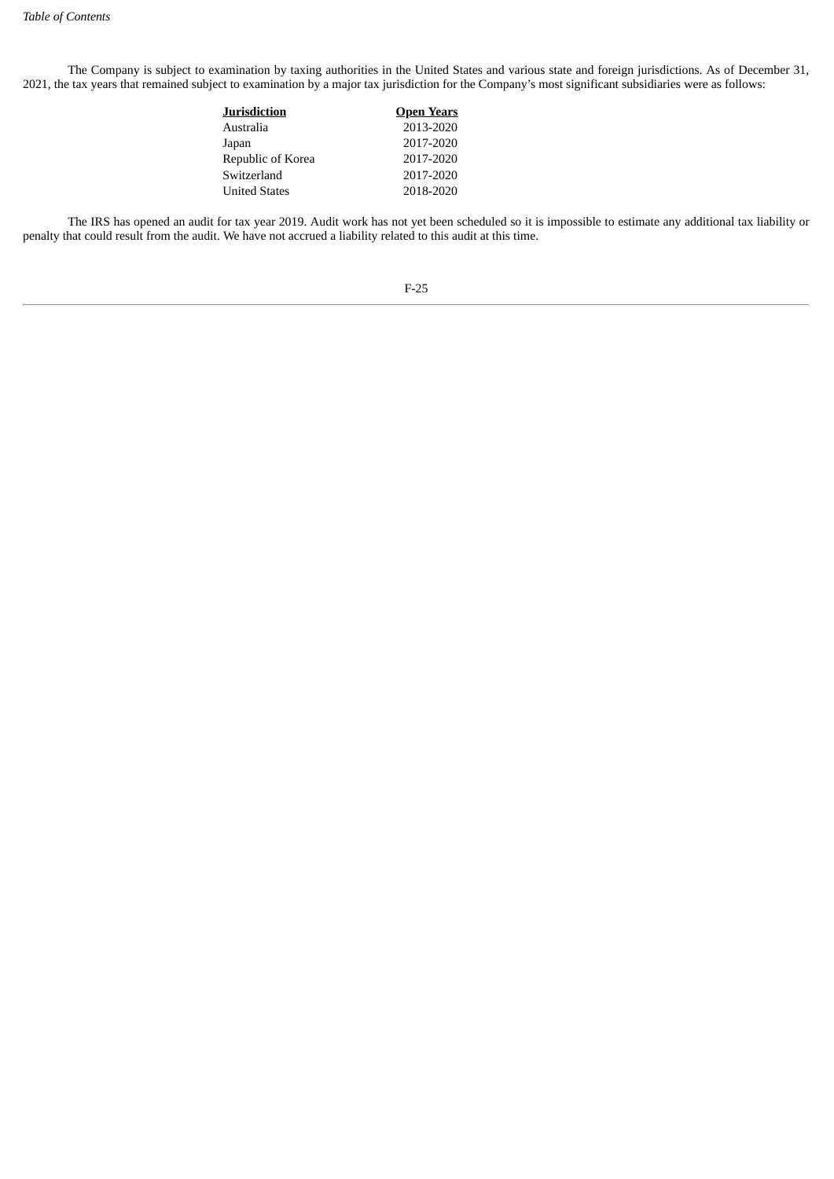The Company is subject to examination by taxing authorities in the United States and various state and foreign jurisdictions. As of December 31, 2021, the tax years that remained subject to examination by a major tax jurisdiction for the Company's most significant subsidiaries were as follows:

| Jurisdiction | Open Years |
| --- | --- |
| Australia | 2013-2020 |
| Japan | 2017-2020 |
| Republic of Korea | 2017-2020 |
| Switzerland | 2017-2020 |
| United States | 2018-2020 |

The IRS has opened an audit for tax year 2019. Audit work has not yet been scheduled so it is impossible to estimate any additional tax liability or penalty that could result from the audit. We have not accrued a liability related to this audit at this time.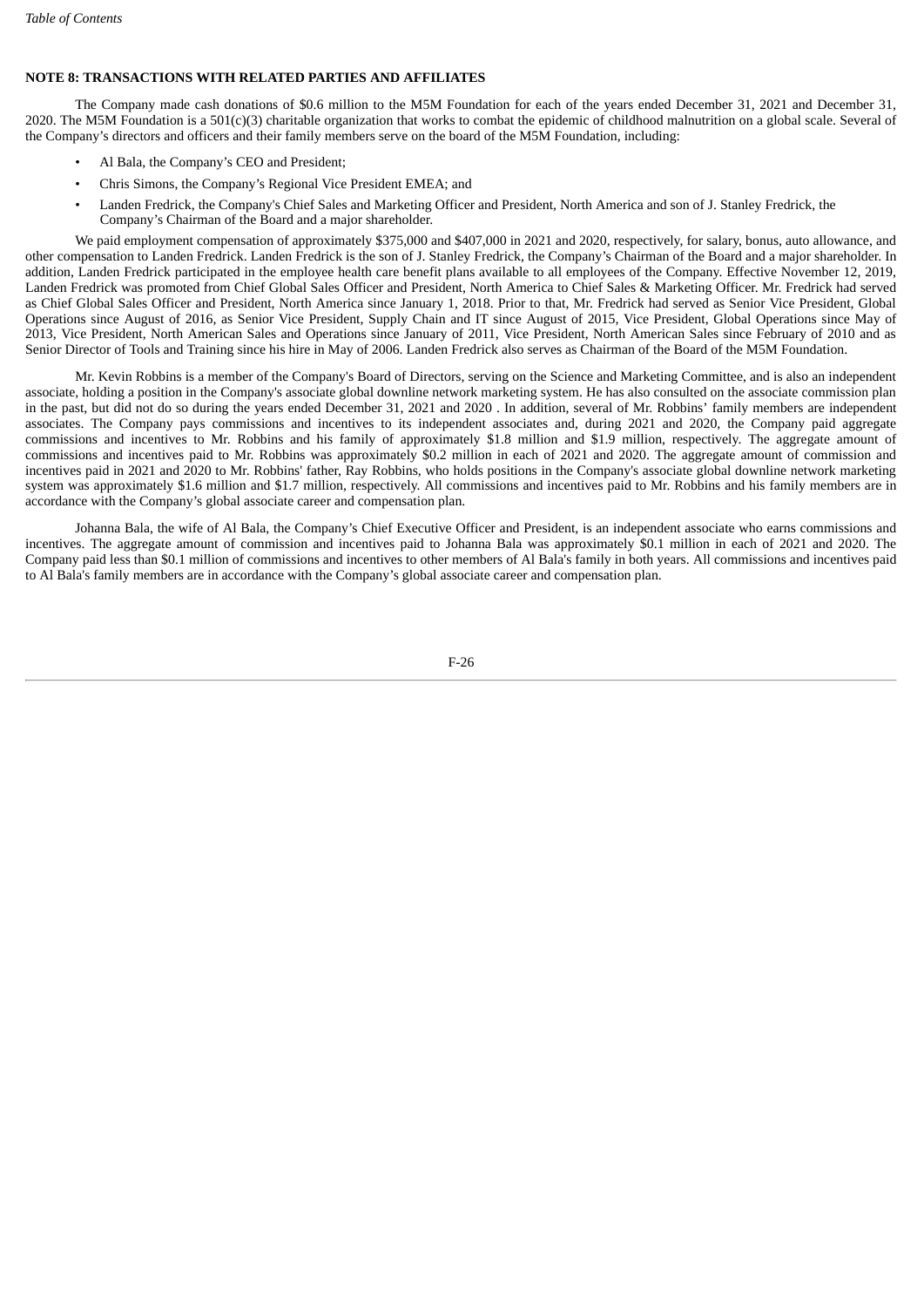## NOTE 8: TRANSACTIONS WITH RELATED PARTIES AND AFFILIATES

The Company made cash donations of $0.6 million to the M5M Foundation for each of the years ended December 31, 2021 and December 31, 2020. The M5M Foundation is a 501(c)(3) charitable organization that works to combat the epidemic of childhood malnutrition on a global scale. Several of the Company's directors and officers and their family members serve on the board of the M5M Foundation, including:

- Al Bala, the Company's CEO and President;
- Chris Simons, the Company's Regional Vice President EMEA; and
- Landen Fredrick, the Company's Chief Sales and Marketing Officer and President, North America and son of J. Stanley Fredrick, the Company's Chairman of the Board and a major shareholder.

We paid employment compensation of approximately $375,000 and $407,000 in 2021 and 2020, respectively, for salary, bonus, auto allowance, and other compensation to Landen Fredrick. Landen Fredrick is the son of J. Stanley Fredrick, the Company's Chairman of the Board and a major shareholder. In addition, Landen Fredrick participated in the employee health care benefit plans available to all employees of the Company. Effective November 12, 2019, Landen Fredrick was promoted from Chief Global Sales Officer and President, North America to Chief Sales & Marketing Officer. Mr. Fredrick had served as Chief Global Sales Officer and President, North America since January 1, 2018. Prior to that, Mr. Fredrick had served as Senior Vice President, Global Operations since August of 2016, as Senior Vice President, Supply Chain and IT since August of 2015, Vice President, Global Operations since May of 2013, Vice President, North American Sales and Operations since January of 2011, Vice President, North American Sales since February of 2010 and as Senior Director of Tools and Training since his hire in May of 2006. Landen Fredrick also serves as Chairman of the Board of the M5M Foundation.

Mr. Kevin Robbins is a member of the Company's Board of Directors, serving on the Science and Marketing Committee, and is also an independent associate, holding a position in the Company's associate global downline network marketing system. He has also consulted on the associate commission plan in the past, but did not do so during the years ended December 31, 2021 and 2020 . In addition, several of Mr. Robbins' family members are independent associates. The Company pays commissions and incentives to its independent associates and, during 2021 and 2020, the Company paid aggregate commissions and incentives to Mr. Robbins and his family of approximately $1.8 million and $1.9 million, respectively. The aggregate amount of commissions and incentives paid to Mr. Robbins was approximately $0.2 million in each of 2021 and 2020. The aggregate amount of commission and incentives paid in 2021 and 2020 to Mr. Robbins' father, Ray Robbins, who holds positions in the Company's associate global downline network marketing system was approximately $1.6 million and $1.7 million, respectively. All commissions and incentives paid to Mr. Robbins and his family members are in accordance with the Company's global associate career and compensation plan.

Johanna Bala, the wife of Al Bala, the Company's Chief Executive Officer and President, is an independent associate who earns commissions and incentives. The aggregate amount of commission and incentives paid to Johanna Bala was approximately $0.1 million in each of 2021 and 2020. The Company paid less than $0.1 million of commissions and incentives to other members of Al Bala's family in both years. All commissions and incentives paid to Al Bala's family members are in accordance with the Company's global associate career and compensation plan.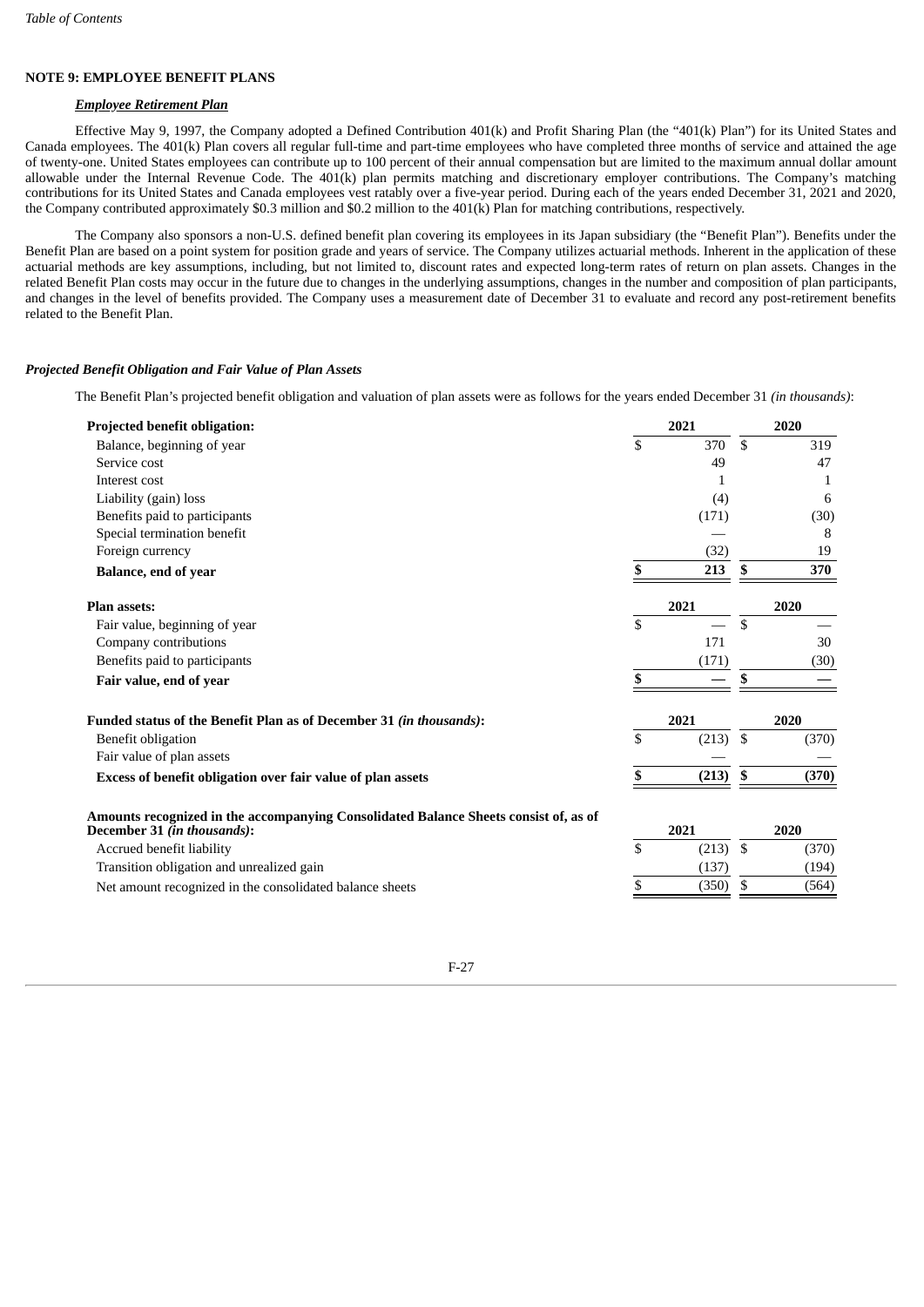## NOTE 9: EMPLOYEE BENEFIT PLANS

### *Employee Retirement Plan*

Effective May 9, 1997, the Company adopted a Defined Contribution 401(k) and Profit Sharing Plan (the "401(k) Plan") for its United States and Canada employees. The 401(k) Plan covers all regular full-time and part-time employees who have completed three months of service and attained the age of twenty-one. United States employees can contribute up to 100 percent of their annual compensation but are limited to the maximum annual dollar amount allowable under the Internal Revenue Code. The 401(k) plan permits matching and discretionary employer contributions. The Company's matching contributions for its United States and Canada employees vest ratably over a five-year period. During each of the years ended December 31, 2021 and 2020, the Company contributed approximately $0.3 million and $0.2 million to the 401(k) Plan for matching contributions, respectively.

The Company also sponsors a non-U.S. defined benefit plan covering its employees in its Japan subsidiary (the "Benefit Plan"). Benefits under the Benefit Plan are based on a point system for position grade and years of service. The Company utilizes actuarial methods. Inherent in the application of these actuarial methods are key assumptions, including, but not limited to, discount rates and expected long-term rates of return on plan assets. Changes in the related Benefit Plan costs may occur in the future due to changes in the underlying assumptions, changes in the number and composition of plan participants, and changes in the level of benefits provided. The Company uses a measurement date of December 31 to evaluate and record any post-retirement benefits related to the Benefit Plan.

### *Projected Benefit Obligation and Fair Value of Plan Assets*

The Benefit Plan's projected benefit obligation and valuation of plan assets were as follows for the years ended December 31 *(in thousands)*:

| **Projected benefit obligation:** | **2021** | **2020** |
|---|---|---|
| Balance, beginning of year | $ 370 | $ 319 |
| Service cost | 49 | 47 |
| Interest cost | 1 | 1 |
| Liability (gain) loss | (4) | 6 |
| Benefits paid to participants | (171) | (30) |
| Special termination benefit | — | 8 |
| Foreign currency | (32) | 19 |
| **Balance, end of year** | **$ 213** | **$ 370** |

| **Plan assets:** | **2021** | **2020** |
|---|---|---|
| Fair value, beginning of year | $ — | $ — |
| Company contributions | 171 | 30 |
| Benefits paid to participants | (171) | (30) |
| **Fair value, end of year** | **$ —** | **$ —** |

| **Funded status of the Benefit Plan as of December 31 *(in thousands)*:** | **2021** | **2020** |
|---|---|---|
| Benefit obligation | $ (213) | $ (370) |
| Fair value of plan assets | — | — |
| **Excess of benefit obligation over fair value of plan assets** | **$ (213)** | **$ (370)** |

| **Amounts recognized in the accompanying Consolidated Balance Sheets consist of, as of December 31 *(in thousands)*:** | **2021** | **2020** |
|---|---|---|
| Accrued benefit liability | $ (213) | $ (370) |
| Transition obligation and unrealized gain | (137) | (194) |
| Net amount recognized in the consolidated balance sheets | $ (350) | $ (564) |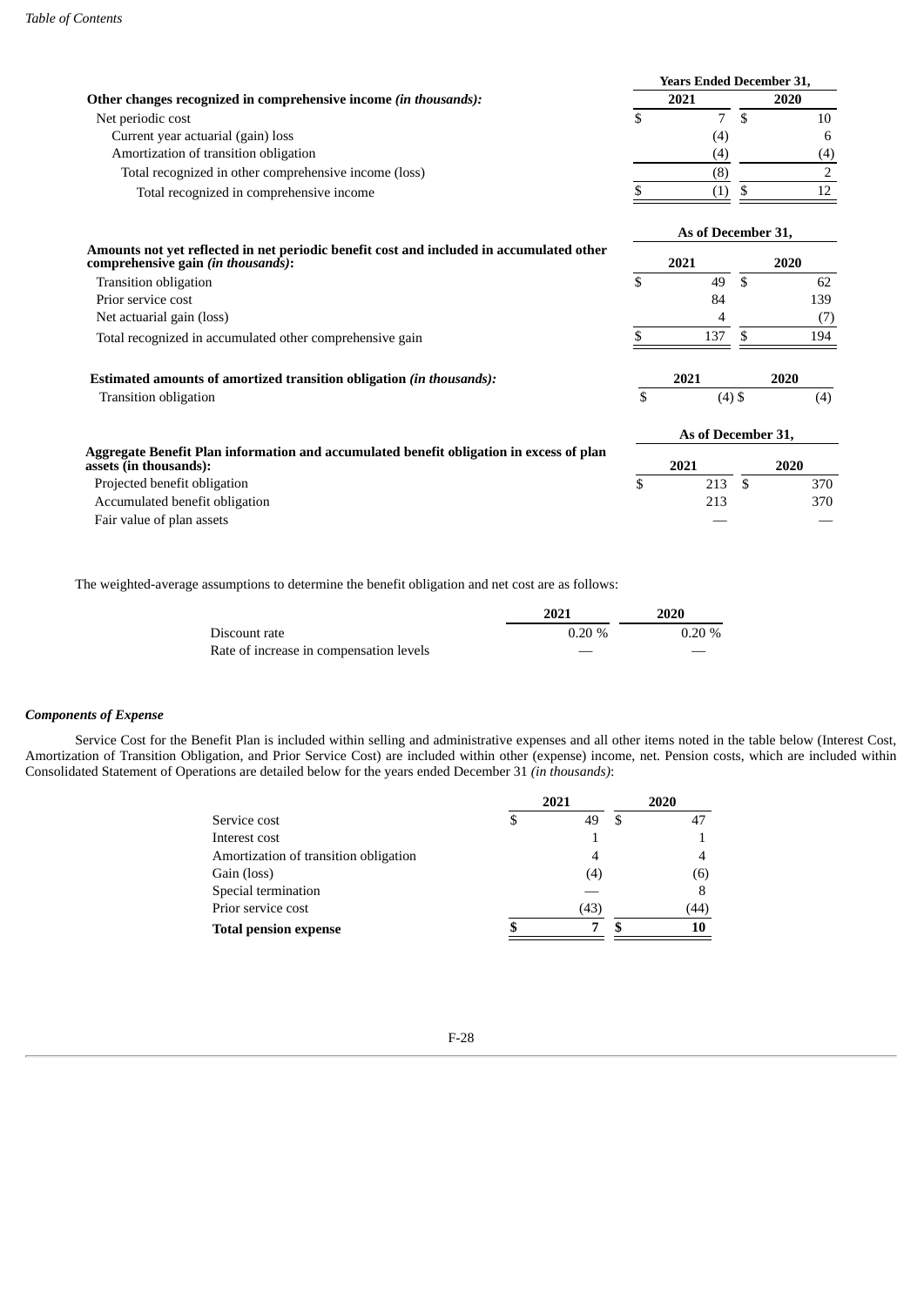| Other changes recognized in comprehensive income *(in thousands)*: | Years Ended December 31, | |
|---|---|---|
| | 2021 | 2020 |
| Net periodic cost | $ 7 | $ 10 |
| Current year actuarial (gain) loss | (4) | 6 |
| Amortization of transition obligation | (4) | (4) |
| Total recognized in other comprehensive income (loss) | (8) | 2 |
| Total recognized in comprehensive income | $ (1) | $ 12 |

| Amounts not yet reflected in net periodic benefit cost and included in accumulated other comprehensive gain *(in thousands)*: | As of December 31, | |
|---|---|---|
| | 2021 | 2020 |
| Transition obligation | $ 49 | $ 62 |
| Prior service cost | 84 | 139 |
| Net actuarial gain (loss) | 4 | (7) |
| Total recognized in accumulated other comprehensive gain | $ 137 | $ 194 |

| Estimated amounts of amortized transition obligation *(in thousands)*: | 2021 | 2020 |
|---|---|---|
| Transition obligation | $ (4) | $ (4) |

| Aggregate Benefit Plan information and accumulated benefit obligation in excess of plan assets (in thousands): | As of December 31, | |
|---|---|---|
| | 2021 | 2020 |
| Projected benefit obligation | $ 213 | $ 370 |
| Accumulated benefit obligation | 213 | 370 |
| Fair value of plan assets | — | — |

The weighted-average assumptions to determine the benefit obligation and net cost are as follows:

| | 2021 | 2020 |
|---|---|---|
| Discount rate | 0.20 % | 0.20 % |
| Rate of increase in compensation levels | — | — |

### *Components of Expense*

Service Cost for the Benefit Plan is included within selling and administrative expenses and all other items noted in the table below (Interest Cost, Amortization of Transition Obligation, and Prior Service Cost) are included within other (expense) income, net. Pension costs, which are included within Consolidated Statement of Operations are detailed below for the years ended December 31 *(in thousands)*:

| | 2021 | 2020 |
|---|---|---|
| Service cost | $ 49 | $ 47 |
| Interest cost | 1 | 1 |
| Amortization of transition obligation | 4 | 4 |
| Gain (loss) | (4) | (6) |
| Special termination | — | 8 |
| Prior service cost | (43) | (44) |
| **Total pension expense** | **$ 7** | **$ 10** |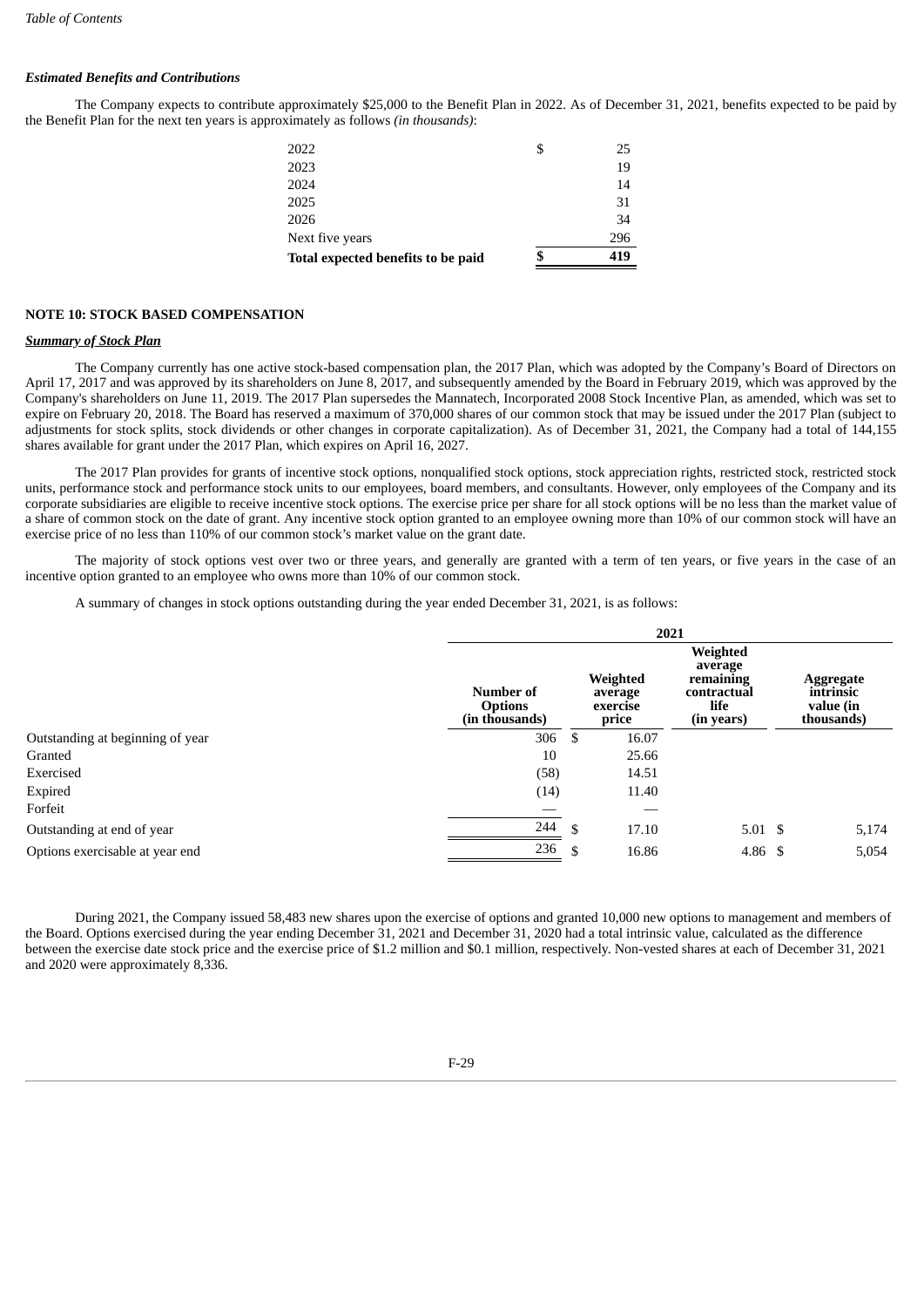### *Estimated Benefits and Contributions*

The Company expects to contribute approximately $25,000 to the Benefit Plan in 2022. As of December 31, 2021, benefits expected to be paid by the Benefit Plan for the next ten years is approximately as follows *(in thousands)*:

| | |
|---|---|
| 2022 | $ 25 |
| 2023 | 19 |
| 2024 | 14 |
| 2025 | 31 |
| 2026 | 34 |
| Next five years | 296 |
| **Total expected benefits to be paid** | **$ 419** |

## NOTE 10: STOCK BASED COMPENSATION

### ***Summary of Stock Plan***

The Company currently has one active stock-based compensation plan, the 2017 Plan, which was adopted by the Company's Board of Directors on April 17, 2017 and was approved by its shareholders on June 8, 2017, and subsequently amended by the Board in February 2019, which was approved by the Company's shareholders on June 11, 2019. The 2017 Plan supersedes the Mannatech, Incorporated 2008 Stock Incentive Plan, as amended, which was set to expire on February 20, 2018. The Board has reserved a maximum of 370,000 shares of our common stock that may be issued under the 2017 Plan (subject to adjustments for stock splits, stock dividends or other changes in corporate capitalization). As of December 31, 2021, the Company had a total of 144,155 shares available for grant under the 2017 Plan, which expires on April 16, 2027.

The 2017 Plan provides for grants of incentive stock options, nonqualified stock options, stock appreciation rights, restricted stock, restricted stock units, performance stock and performance stock units to our employees, board members, and consultants. However, only employees of the Company and its corporate subsidiaries are eligible to receive incentive stock options. The exercise price per share for all stock options will be no less than the market value of a share of common stock on the date of grant. Any incentive stock option granted to an employee owning more than 10% of our common stock will have an exercise price of no less than 110% of our common stock's market value on the grant date.

The majority of stock options vest over two or three years, and generally are granted with a term of ten years, or five years in the case of an incentive option granted to an employee who owns more than 10% of our common stock.

A summary of changes in stock options outstanding during the year ended December 31, 2021, is as follows:

| | 2021 | | | |
|---|---|---|---|---|
| | **Number of Options (in thousands)** | **Weighted average exercise price** | **Weighted average remaining contractual life (in years)** | **Aggregate intrinsic value (in thousands)** |
| Outstanding at beginning of year | 306 | $ 16.07 | | |
| Granted | 10 | 25.66 | | |
| Exercised | (58) | 14.51 | | |
| Expired | (14) | 11.40 | | |
| Forfeit | — | — | | |
| Outstanding at end of year | 244 | $ 17.10 | 5.01 | $ 5,174 |
| Options exercisable at year end | 236 | $ 16.86 | 4.86 | $ 5,054 |

During 2021, the Company issued 58,483 new shares upon the exercise of options and granted 10,000 new options to management and members of the Board. Options exercised during the year ending December 31, 2021 and December 31, 2020 had a total intrinsic value, calculated as the difference between the exercise date stock price and the exercise price of $1.2 million and $0.1 million, respectively. Non-vested shares at each of December 31, 2021 and 2020 were approximately 8,336.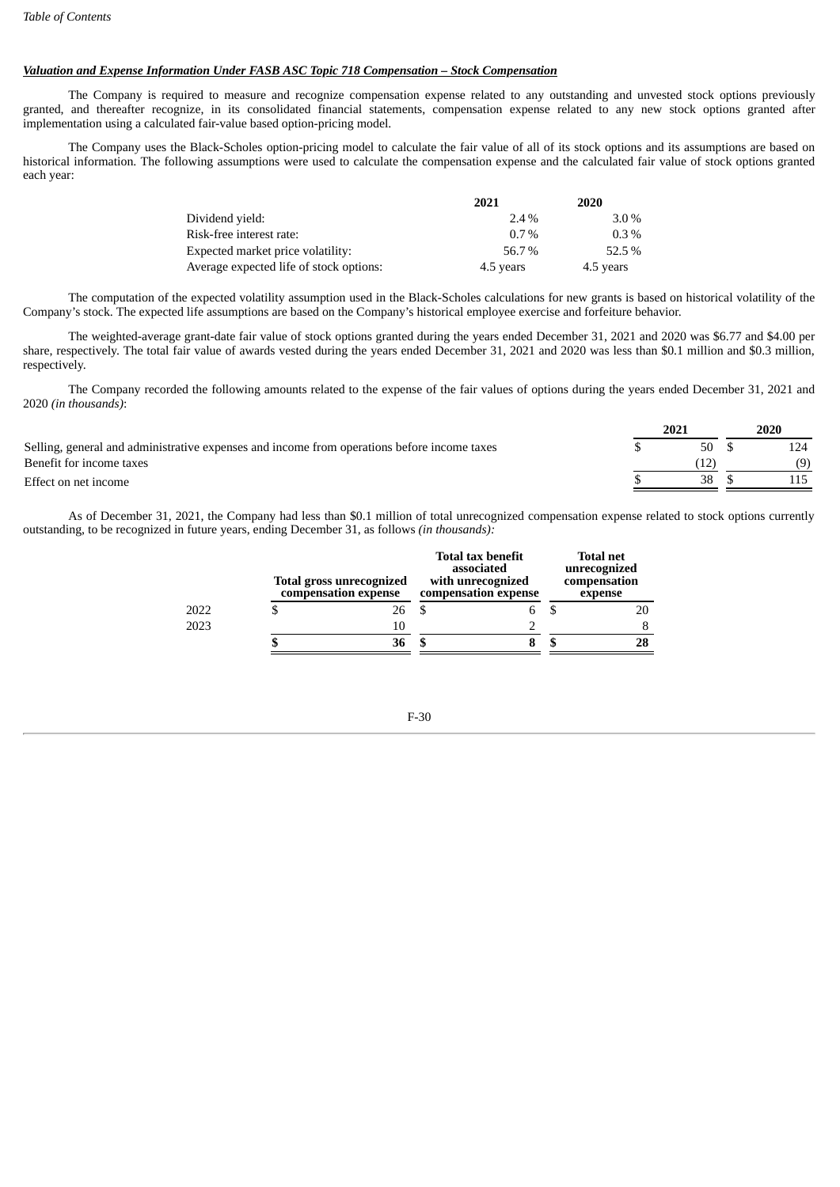***Valuation and Expense Information Under FASB ASC Topic 718 Compensation – Stock Compensation***

The Company is required to measure and recognize compensation expense related to any outstanding and unvested stock options previously granted, and thereafter recognize, in its consolidated financial statements, compensation expense related to any new stock options granted after implementation using a calculated fair-value based option-pricing model.

The Company uses the Black-Scholes option-pricing model to calculate the fair value of all of its stock options and its assumptions are based on historical information. The following assumptions were used to calculate the compensation expense and the calculated fair value of stock options granted each year:

| | 2021 | 2020 |
|---|---|---|
| Dividend yield: | 2.4 % | 3.0 % |
| Risk-free interest rate: | 0.7 % | 0.3 % |
| Expected market price volatility: | 56.7 % | 52.5 % |
| Average expected life of stock options: | 4.5 years | 4.5 years |

The computation of the expected volatility assumption used in the Black-Scholes calculations for new grants is based on historical volatility of the Company's stock. The expected life assumptions are based on the Company's historical employee exercise and forfeiture behavior.

The weighted-average grant-date fair value of stock options granted during the years ended December 31, 2021 and 2020 was $6.77 and $4.00 per share, respectively. The total fair value of awards vested during the years ended December 31, 2021 and 2020 was less than $0.1 million and $0.3 million, respectively.

The Company recorded the following amounts related to the expense of the fair values of options during the years ended December 31, 2021 and 2020 *(in thousands)*:

| | 2021 | 2020 |
|---|---|---|
| Selling, general and administrative expenses and income from operations before income taxes | $ 50 | $ 124 |
| Benefit for income taxes | (12) | (9) |
| Effect on net income | $ 38 | $ 115 |

As of December 31, 2021, the Company had less than $0.1 million of total unrecognized compensation expense related to stock options currently outstanding, to be recognized in future years, ending December 31, as follows *(in thousands):*

| | Total gross unrecognized compensation expense | Total tax benefit associated with unrecognized compensation expense | Total net unrecognized compensation expense |
|---|---|---|---|
| 2022 | $ 26 | $ 6 | $ 20 |
| 2023 | 10 | 2 | 8 |
| | **$ 36** | **$ 8** | **$ 28** |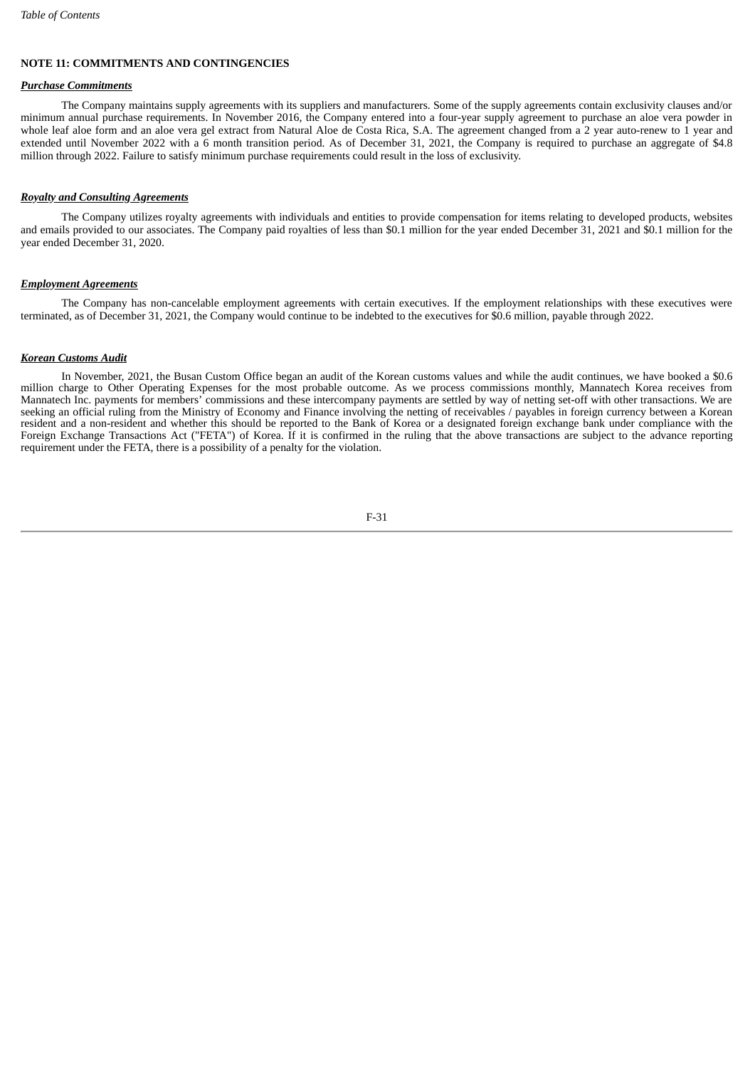## NOTE 11: COMMITMENTS AND CONTINGENCIES

***Purchase Commitments***

The Company maintains supply agreements with its suppliers and manufacturers. Some of the supply agreements contain exclusivity clauses and/or minimum annual purchase requirements. In November 2016, the Company entered into a four-year supply agreement to purchase an aloe vera powder in whole leaf aloe form and an aloe vera gel extract from Natural Aloe de Costa Rica, S.A. The agreement changed from a 2 year auto-renew to 1 year and extended until November 2022 with a 6 month transition period. As of December 31, 2021, the Company is required to purchase an aggregate of $4.8 million through 2022. Failure to satisfy minimum purchase requirements could result in the loss of exclusivity.

***Royalty and Consulting Agreements***

The Company utilizes royalty agreements with individuals and entities to provide compensation for items relating to developed products, websites and emails provided to our associates. The Company paid royalties of less than $0.1 million for the year ended December 31, 2021 and $0.1 million for the year ended December 31, 2020.

***Employment Agreements***

The Company has non-cancelable employment agreements with certain executives. If the employment relationships with these executives were terminated, as of December 31, 2021, the Company would continue to be indebted to the executives for $0.6 million, payable through 2022.

***Korean Customs Audit***

In November, 2021, the Busan Custom Office began an audit of the Korean customs values and while the audit continues, we have booked a $0.6 million charge to Other Operating Expenses for the most probable outcome. As we process commissions monthly, Mannatech Korea receives from Mannatech Inc. payments for members' commissions and these intercompany payments are settled by way of netting set-off with other transactions. We are seeking an official ruling from the Ministry of Economy and Finance involving the netting of receivables / payables in foreign currency between a Korean resident and a non-resident and whether this should be reported to the Bank of Korea or a designated foreign exchange bank under compliance with the Foreign Exchange Transactions Act ("FETA") of Korea. If it is confirmed in the ruling that the above transactions are subject to the advance reporting requirement under the FETA, there is a possibility of a penalty for the violation.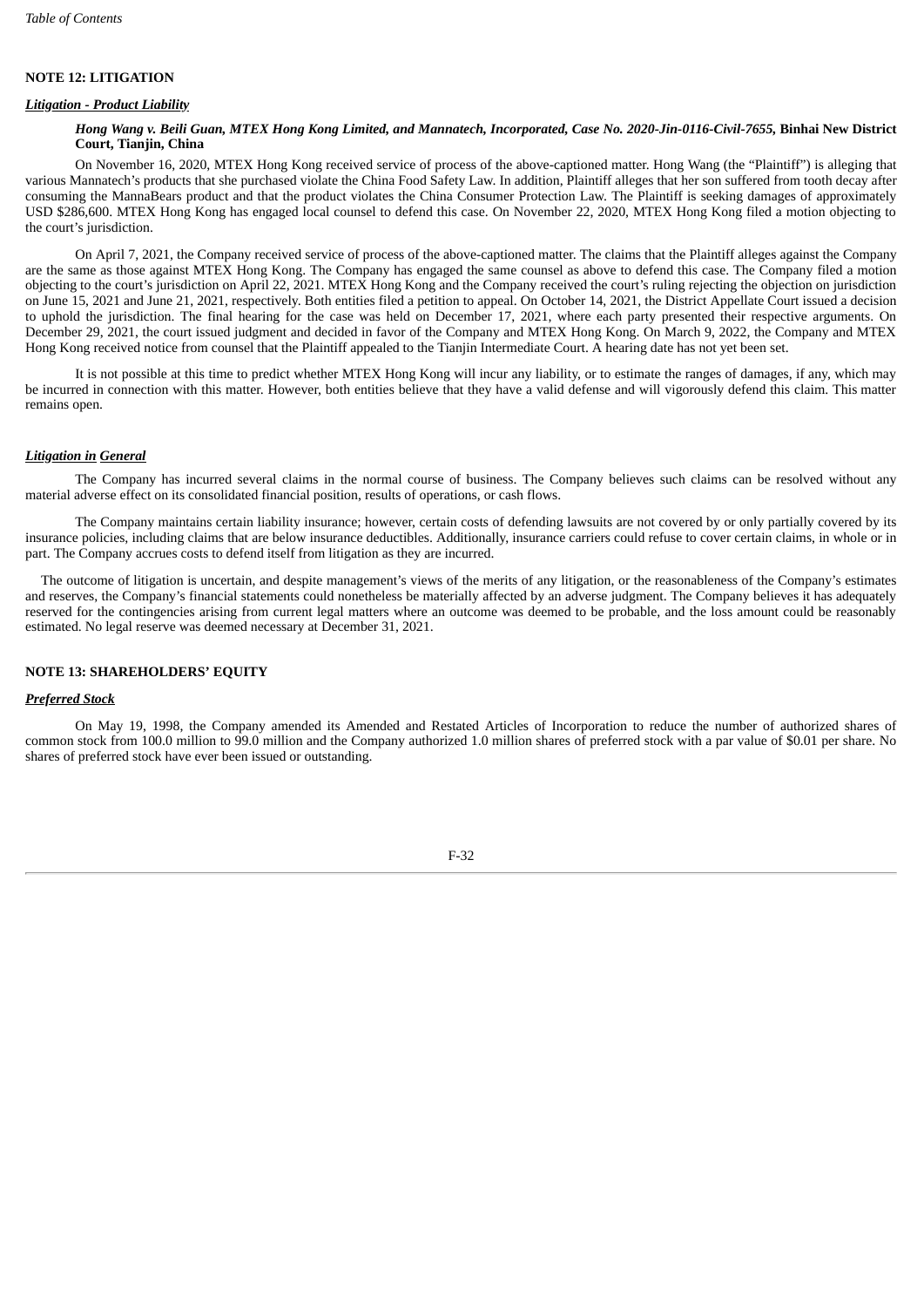## NOTE 12: LITIGATION

### *Litigation - Product Liability*

***Hong Wang v. Beili Guan, MTEX Hong Kong Limited, and Mannatech, Incorporated, Case No. 2020-Jin-0116-Civil-7655,*** **Binhai New District Court, Tianjin, China**

On November 16, 2020, MTEX Hong Kong received service of process of the above-captioned matter. Hong Wang (the "Plaintiff") is alleging that various Mannatech's products that she purchased violate the China Food Safety Law. In addition, Plaintiff alleges that her son suffered from tooth decay after consuming the MannaBears product and that the product violates the China Consumer Protection Law. The Plaintiff is seeking damages of approximately USD $286,600. MTEX Hong Kong has engaged local counsel to defend this case. On November 22, 2020, MTEX Hong Kong filed a motion objecting to the court's jurisdiction.

On April 7, 2021, the Company received service of process of the above-captioned matter. The claims that the Plaintiff alleges against the Company are the same as those against MTEX Hong Kong. The Company has engaged the same counsel as above to defend this case. The Company filed a motion objecting to the court's jurisdiction on April 22, 2021. MTEX Hong Kong and the Company received the court's ruling rejecting the objection on jurisdiction on June 15, 2021 and June 21, 2021, respectively. Both entities filed a petition to appeal. On October 14, 2021, the District Appellate Court issued a decision to uphold the jurisdiction. The final hearing for the case was held on December 17, 2021, where each party presented their respective arguments. On December 29, 2021, the court issued judgment and decided in favor of the Company and MTEX Hong Kong. On March 9, 2022, the Company and MTEX Hong Kong received notice from counsel that the Plaintiff appealed to the Tianjin Intermediate Court. A hearing date has not yet been set.

It is not possible at this time to predict whether MTEX Hong Kong will incur any liability, or to estimate the ranges of damages, if any, which may be incurred in connection with this matter. However, both entities believe that they have a valid defense and will vigorously defend this claim. This matter remains open.

### *Litigation in General*

The Company has incurred several claims in the normal course of business. The Company believes such claims can be resolved without any material adverse effect on its consolidated financial position, results of operations, or cash flows.

The Company maintains certain liability insurance; however, certain costs of defending lawsuits are not covered by or only partially covered by its insurance policies, including claims that are below insurance deductibles. Additionally, insurance carriers could refuse to cover certain claims, in whole or in part. The Company accrues costs to defend itself from litigation as they are incurred.

The outcome of litigation is uncertain, and despite management's views of the merits of any litigation, or the reasonableness of the Company's estimates and reserves, the Company's financial statements could nonetheless be materially affected by an adverse judgment. The Company believes it has adequately reserved for the contingencies arising from current legal matters where an outcome was deemed to be probable, and the loss amount could be reasonably estimated. No legal reserve was deemed necessary at December 31, 2021.

## NOTE 13: SHAREHOLDERS' EQUITY

### *Preferred Stock*

On May 19, 1998, the Company amended its Amended and Restated Articles of Incorporation to reduce the number of authorized shares of common stock from 100.0 million to 99.0 million and the Company authorized 1.0 million shares of preferred stock with a par value of $0.01 per share. No shares of preferred stock have ever been issued or outstanding.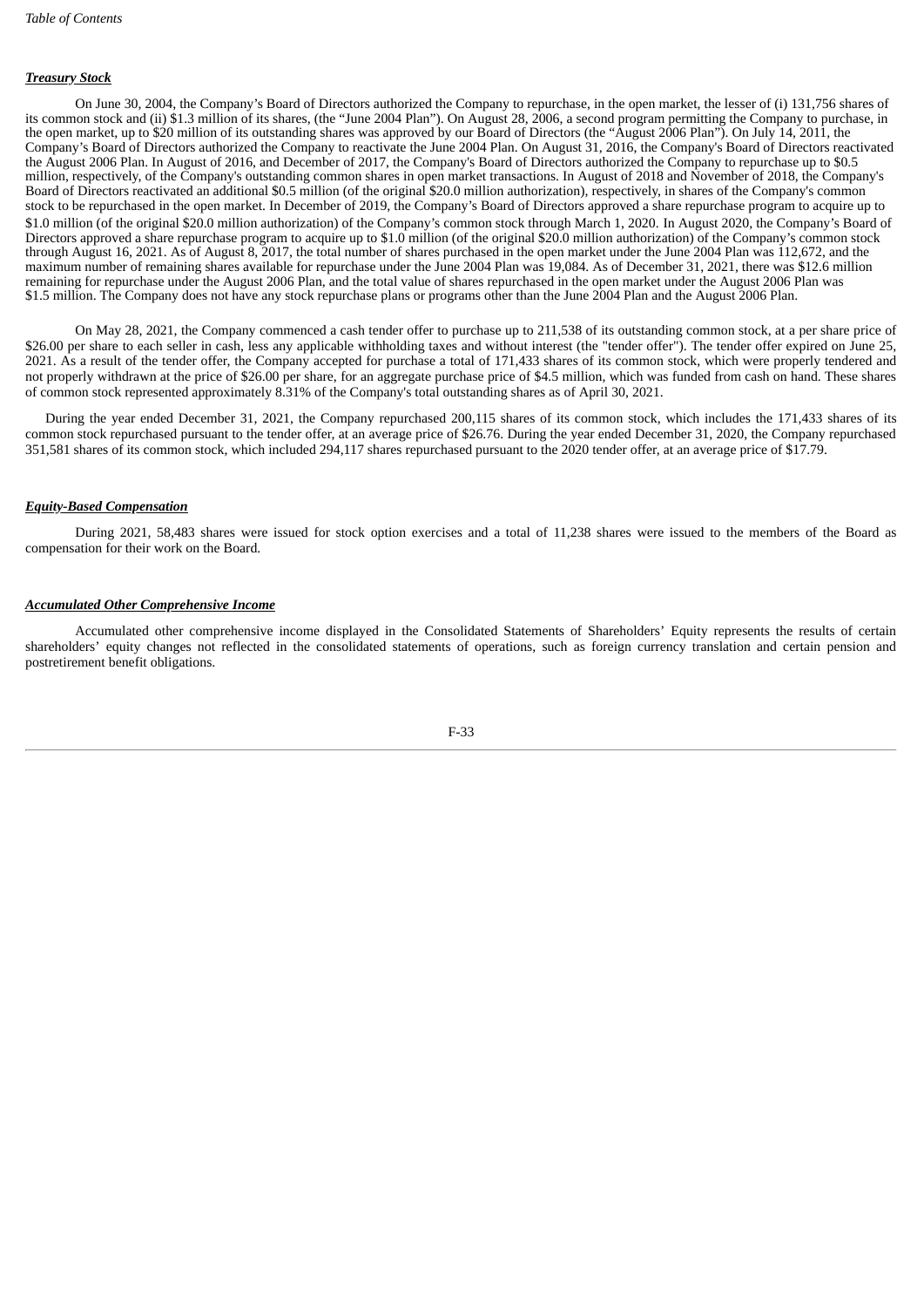***Treasury Stock***

On June 30, 2004, the Company's Board of Directors authorized the Company to repurchase, in the open market, the lesser of (i) 131,756 shares of its common stock and (ii) $1.3 million of its shares, (the "June 2004 Plan"). On August 28, 2006, a second program permitting the Company to purchase, in the open market, up to $20 million of its outstanding shares was approved by our Board of Directors (the "August 2006 Plan"). On July 14, 2011, the Company's Board of Directors authorized the Company to reactivate the June 2004 Plan. On August 31, 2016, the Company's Board of Directors reactivated the August 2006 Plan. In August of 2016, and December of 2017, the Company's Board of Directors authorized the Company to repurchase up to $0.5 million, respectively, of the Company's outstanding common shares in open market transactions. In August of 2018 and November of 2018, the Company's Board of Directors reactivated an additional $0.5 million (of the original $20.0 million authorization), respectively, in shares of the Company's common stock to be repurchased in the open market. In December of 2019, the Company's Board of Directors approved a share repurchase program to acquire up to $1.0 million (of the original $20.0 million authorization) of the Company's common stock through March 1, 2020. In August 2020, the Company's Board of Directors approved a share repurchase program to acquire up to $1.0 million (of the original $20.0 million authorization) of the Company's common stock through August 16, 2021. As of August 8, 2017, the total number of shares purchased in the open market under the June 2004 Plan was 112,672, and the maximum number of remaining shares available for repurchase under the June 2004 Plan was 19,084. As of December 31, 2021, there was $12.6 million remaining for repurchase under the August 2006 Plan, and the total value of shares repurchased in the open market under the August 2006 Plan was $1.5 million. The Company does not have any stock repurchase plans or programs other than the June 2004 Plan and the August 2006 Plan.

On May 28, 2021, the Company commenced a cash tender offer to purchase up to 211,538 of its outstanding common stock, at a per share price of $26.00 per share to each seller in cash, less any applicable withholding taxes and without interest (the "tender offer"). The tender offer expired on June 25, 2021. As a result of the tender offer, the Company accepted for purchase a total of 171,433 shares of its common stock, which were properly tendered and not properly withdrawn at the price of $26.00 per share, for an aggregate purchase price of $4.5 million, which was funded from cash on hand. These shares of common stock represented approximately 8.31% of the Company's total outstanding shares as of April 30, 2021.

During the year ended December 31, 2021, the Company repurchased 200,115 shares of its common stock, which includes the 171,433 shares of its common stock repurchased pursuant to the tender offer, at an average price of $26.76. During the year ended December 31, 2020, the Company repurchased 351,581 shares of its common stock, which included 294,117 shares repurchased pursuant to the 2020 tender offer, at an average price of $17.79.

***Equity-Based Compensation***

During 2021, 58,483 shares were issued for stock option exercises and a total of 11,238 shares were issued to the members of the Board as compensation for their work on the Board.

***Accumulated Other Comprehensive Income***

Accumulated other comprehensive income displayed in the Consolidated Statements of Shareholders' Equity represents the results of certain shareholders' equity changes not reflected in the consolidated statements of operations, such as foreign currency translation and certain pension and postretirement benefit obligations.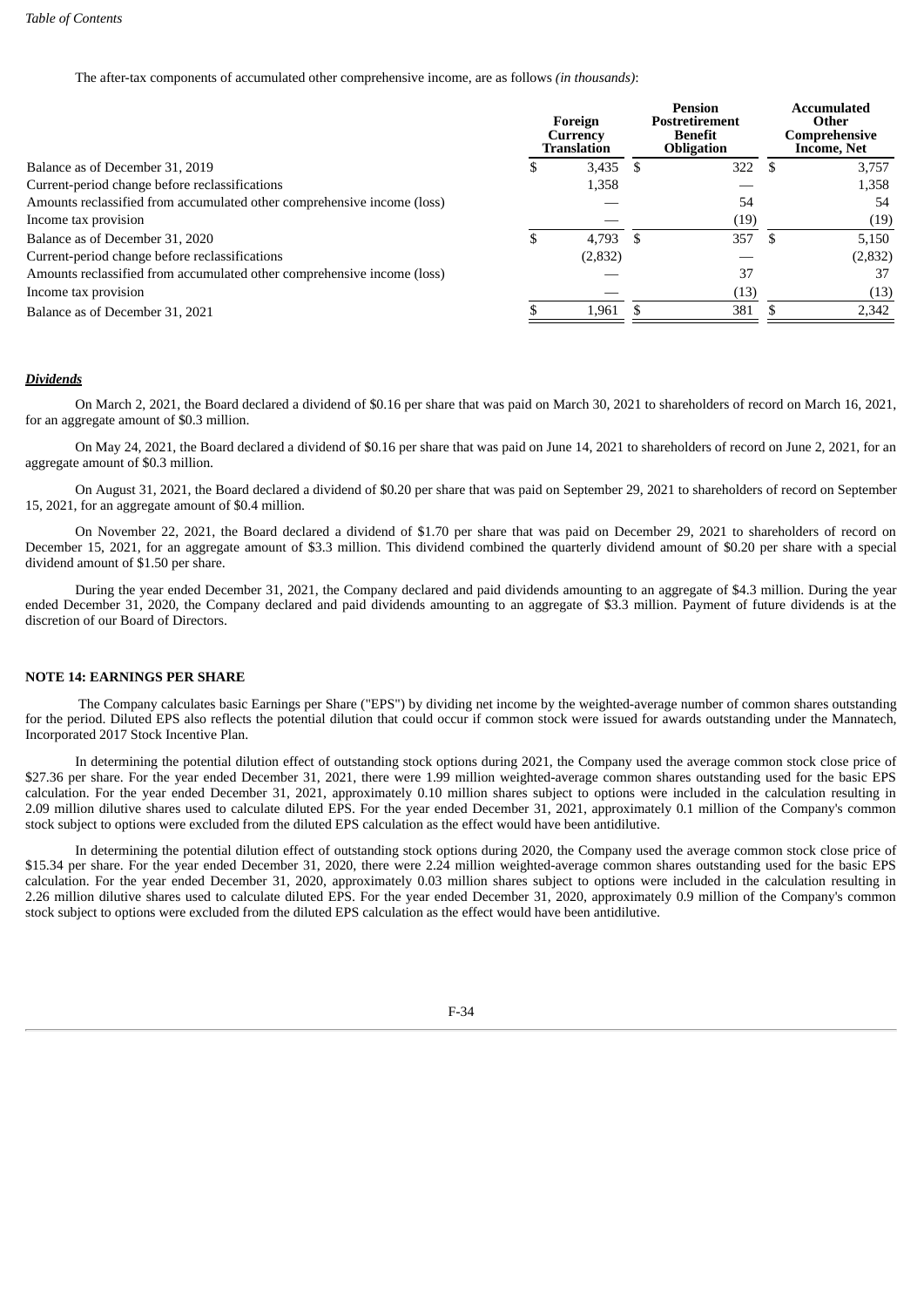The after-tax components of accumulated other comprehensive income, are as follows *(in thousands)*:

| | Foreign Currency Translation | Pension Postretirement Benefit Obligation | Accumulated Other Comprehensive Income, Net |
|---|---|---|---|
| Balance as of December 31, 2019 | $ 3,435 | $ 322 | $ 3,757 |
| Current-period change before reclassifications | 1,358 | — | 1,358 |
| Amounts reclassified from accumulated other comprehensive income (loss) | — | 54 | 54 |
| Income tax provision | — | (19) | (19) |
| Balance as of December 31, 2020 | $ 4,793 | $ 357 | $ 5,150 |
| Current-period change before reclassifications | (2,832) | — | (2,832) |
| Amounts reclassified from accumulated other comprehensive income (loss) | — | 37 | 37 |
| Income tax provision | — | (13) | (13) |
| Balance as of December 31, 2021 | $ 1,961 | $ 381 | $ 2,342 |

***Dividends***

On March 2, 2021, the Board declared a dividend of $0.16 per share that was paid on March 30, 2021 to shareholders of record on March 16, 2021, for an aggregate amount of $0.3 million.

On May 24, 2021, the Board declared a dividend of $0.16 per share that was paid on June 14, 2021 to shareholders of record on June 2, 2021, for an aggregate amount of $0.3 million.

On August 31, 2021, the Board declared a dividend of $0.20 per share that was paid on September 29, 2021 to shareholders of record on September 15, 2021, for an aggregate amount of $0.4 million.

On November 22, 2021, the Board declared a dividend of $1.70 per share that was paid on December 29, 2021 to shareholders of record on December 15, 2021, for an aggregate amount of $3.3 million. This dividend combined the quarterly dividend amount of $0.20 per share with a special dividend amount of $1.50 per share.

During the year ended December 31, 2021, the Company declared and paid dividends amounting to an aggregate of $4.3 million. During the year ended December 31, 2020, the Company declared and paid dividends amounting to an aggregate of $3.3 million. Payment of future dividends is at the discretion of our Board of Directors.

**NOTE 14: EARNINGS PER SHARE**

The Company calculates basic Earnings per Share ("EPS") by dividing net income by the weighted-average number of common shares outstanding for the period. Diluted EPS also reflects the potential dilution that could occur if common stock were issued for awards outstanding under the Mannatech, Incorporated 2017 Stock Incentive Plan.

In determining the potential dilution effect of outstanding stock options during 2021, the Company used the average common stock close price of $27.36 per share. For the year ended December 31, 2021, there were 1.99 million weighted-average common shares outstanding used for the basic EPS calculation. For the year ended December 31, 2021, approximately 0.10 million shares subject to options were included in the calculation resulting in 2.09 million dilutive shares used to calculate diluted EPS. For the year ended December 31, 2021, approximately 0.1 million of the Company's common stock subject to options were excluded from the diluted EPS calculation as the effect would have been antidilutive.

In determining the potential dilution effect of outstanding stock options during 2020, the Company used the average common stock close price of $15.34 per share. For the year ended December 31, 2020, there were 2.24 million weighted-average common shares outstanding used for the basic EPS calculation. For the year ended December 31, 2020, approximately 0.03 million shares subject to options were included in the calculation resulting in 2.26 million dilutive shares used to calculate diluted EPS. For the year ended December 31, 2020, approximately 0.9 million of the Company's common stock subject to options were excluded from the diluted EPS calculation as the effect would have been antidilutive.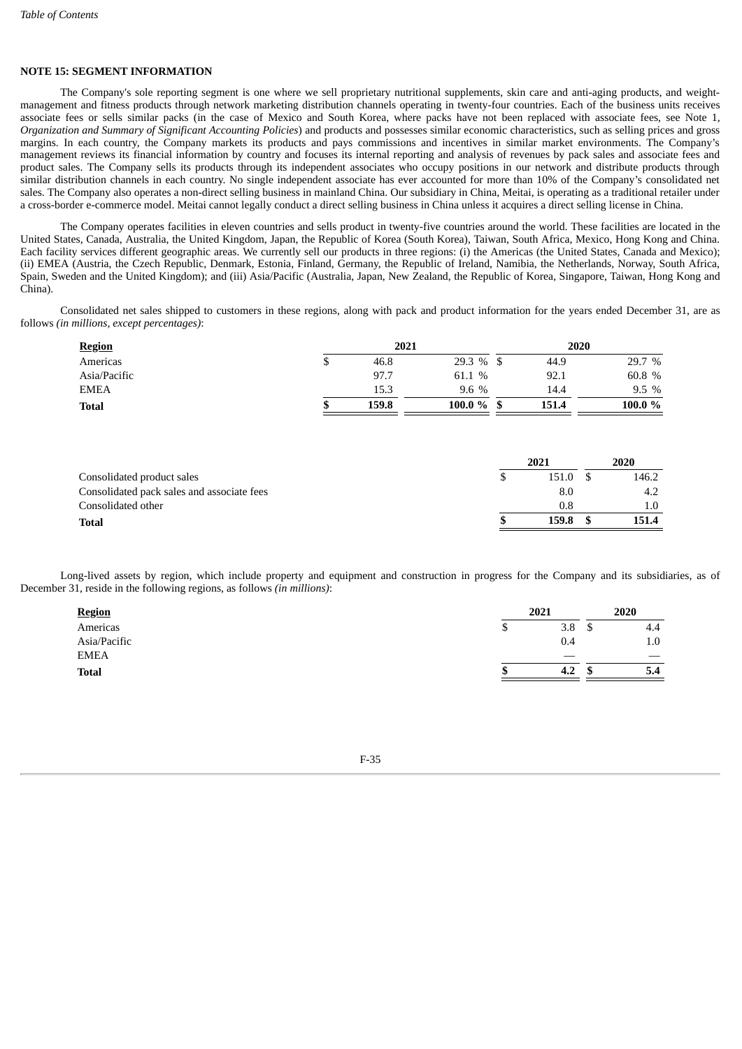## NOTE 15: SEGMENT INFORMATION

The Company's sole reporting segment is one where we sell proprietary nutritional supplements, skin care and anti-aging products, and weight-management and fitness products through network marketing distribution channels operating in twenty-four countries. Each of the business units receives associate fees or sells similar packs (in the case of Mexico and South Korea, where packs have not been replaced with associate fees, see Note 1, *Organization and Summary of Significant Accounting Policies*) and products and possesses similar economic characteristics, such as selling prices and gross margins. In each country, the Company markets its products and pays commissions and incentives in similar market environments. The Company's management reviews its financial information by country and focuses its internal reporting and analysis of revenues by pack sales and associate fees and product sales. The Company sells its products through its independent associates who occupy positions in our network and distribute products through similar distribution channels in each country. No single independent associate has ever accounted for more than 10% of the Company's consolidated net sales. The Company also operates a non-direct selling business in mainland China. Our subsidiary in China, Meitai, is operating as a traditional retailer under a cross-border e-commerce model. Meitai cannot legally conduct a direct selling business in China unless it acquires a direct selling license in China.

The Company operates facilities in eleven countries and sells product in twenty-five countries around the world. These facilities are located in the United States, Canada, Australia, the United Kingdom, Japan, the Republic of Korea (South Korea), Taiwan, South Africa, Mexico, Hong Kong and China. Each facility services different geographic areas. We currently sell our products in three regions: (i) the Americas (the United States, Canada and Mexico); (ii) EMEA (Austria, the Czech Republic, Denmark, Estonia, Finland, Germany, the Republic of Ireland, Namibia, the Netherlands, Norway, South Africa, Spain, Sweden and the United Kingdom); and (iii) Asia/Pacific (Australia, Japan, New Zealand, the Republic of Korea, Singapore, Taiwan, Hong Kong and China).

Consolidated net sales shipped to customers in these regions, along with pack and product information for the years ended December 31, are as follows *(in millions, except percentages)*:

| Region | 2021 | | 2020 | |
|---|---|---|---|---|
| Americas | $ 46.8 | 29.3 % | $ 44.9 | 29.7 % |
| Asia/Pacific | 97.7 | 61.1 % | 92.1 | 60.8 % |
| EMEA | 15.3 | 9.6 % | 14.4 | 9.5 % |
| **Total** | **$ 159.8** | **100.0 %** | **$ 151.4** | **100.0 %** |

| | 2021 | 2020 |
|---|---|---|
| Consolidated product sales | $ 151.0 | $ 146.2 |
| Consolidated pack sales and associate fees | 8.0 | 4.2 |
| Consolidated other | 0.8 | 1.0 |
| **Total** | **$ 159.8** | **$ 151.4** |

Long-lived assets by region, which include property and equipment and construction in progress for the Company and its subsidiaries, as of December 31, reside in the following regions, as follows *(in millions)*:

| Region | 2021 | 2020 |
|---|---|---|
| Americas | $ 3.8 | $ 4.4 |
| Asia/Pacific | 0.4 | 1.0 |
| EMEA | — | — |
| **Total** | **$ 4.2** | **$ 5.4** |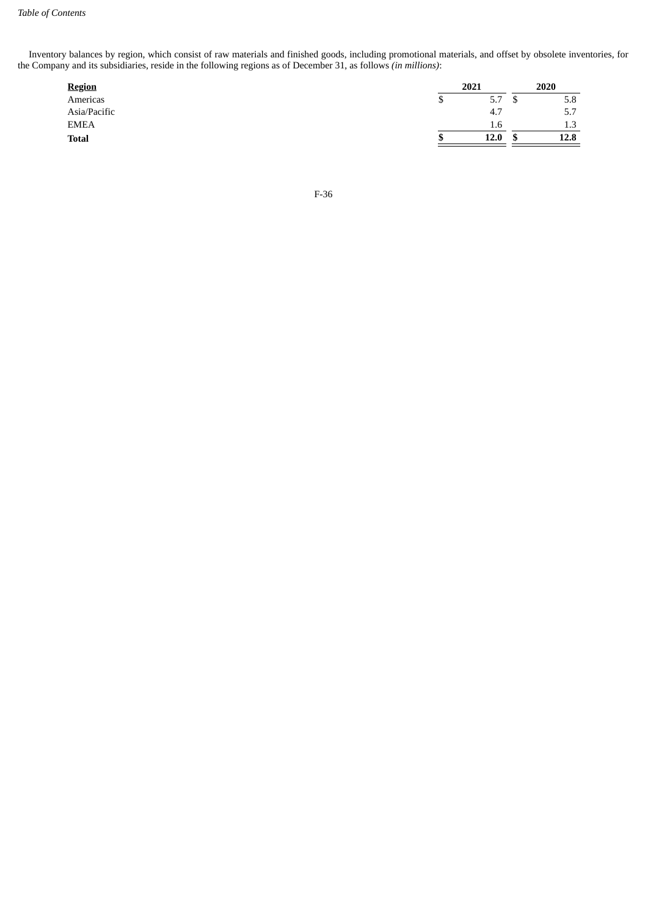Inventory balances by region, which consist of raw materials and finished goods, including promotional materials, and offset by obsolete inventories, for the Company and its subsidiaries, reside in the following regions as of December 31, as follows *(in millions)*:

| **Region** | **2021** | **2020** |
|---|---|---|
| Americas | $ 5.7 | $ 5.8 |
| Asia/Pacific | 4.7 | 5.7 |
| EMEA | 1.6 | 1.3 |
| **Total** | **$ 12.0** | **$ 12.8** |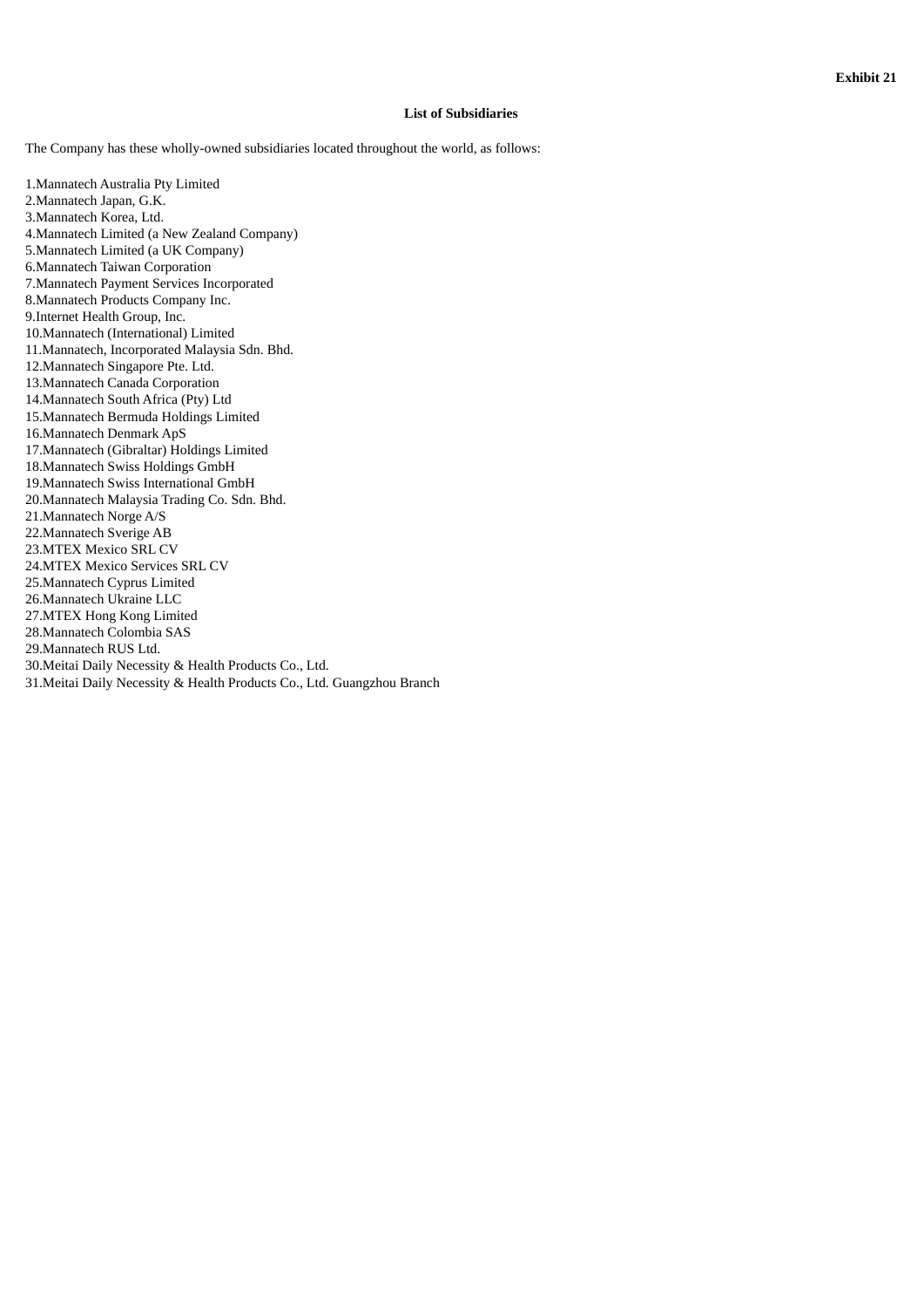**Exhibit 21**

**List of Subsidiaries**

The Company has these wholly-owned subsidiaries located throughout the world, as follows:

1. Mannatech Australia Pty Limited
2. Mannatech Japan, G.K.
3. Mannatech Korea, Ltd.
4. Mannatech Limited (a New Zealand Company)
5. Mannatech Limited (a UK Company)
6. Mannatech Taiwan Corporation
7. Mannatech Payment Services Incorporated
8. Mannatech Products Company Inc.
9. Internet Health Group, Inc.
10. Mannatech (International) Limited
11. Mannatech, Incorporated Malaysia Sdn. Bhd.
12. Mannatech Singapore Pte. Ltd.
13. Mannatech Canada Corporation
14. Mannatech South Africa (Pty) Ltd
15. Mannatech Bermuda Holdings Limited
16. Mannatech Denmark ApS
17. Mannatech (Gibraltar) Holdings Limited
18. Mannatech Swiss Holdings GmbH
19. Mannatech Swiss International GmbH
20. Mannatech Malaysia Trading Co. Sdn. Bhd.
21. Mannatech Norge A/S
22. Mannatech Sverige AB
23. MTEX Mexico SRL CV
24. MTEX Mexico Services SRL CV
25. Mannatech Cyprus Limited
26. Mannatech Ukraine LLC
27. MTEX Hong Kong Limited
28. Mannatech Colombia SAS
29. Mannatech RUS Ltd.
30. Meitai Daily Necessity & Health Products Co., Ltd.
31. Meitai Daily Necessity & Health Products Co., Ltd. Guangzhou Branch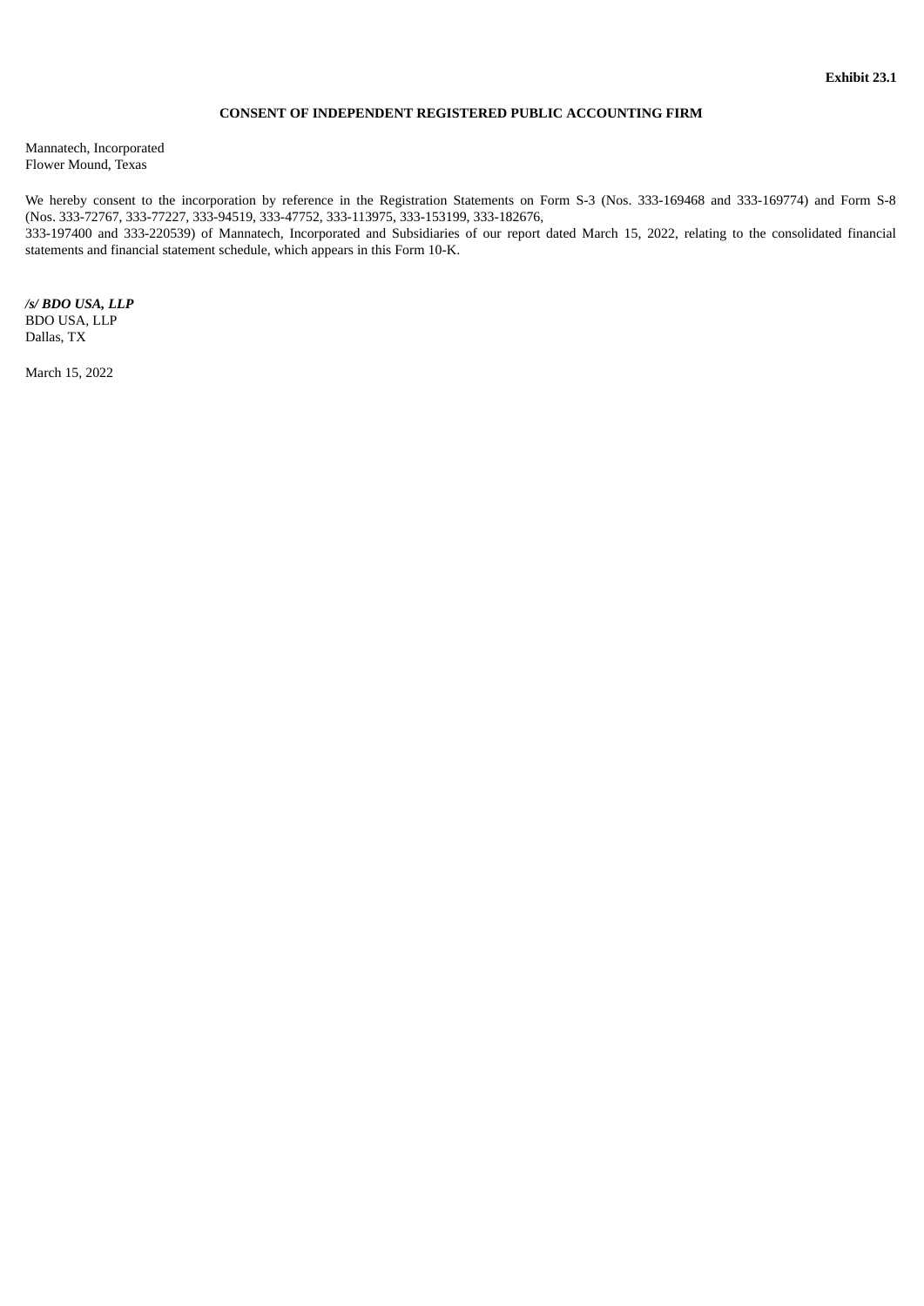**Exhibit 23.1**

**CONSENT OF INDEPENDENT REGISTERED PUBLIC ACCOUNTING FIRM**

Mannatech, Incorporated
Flower Mound, Texas

We hereby consent to the incorporation by reference in the Registration Statements on Form S-3 (Nos. 333-169468 and 333-169774) and Form S-8 (Nos. 333-72767, 333-77227, 333-94519, 333-47752, 333-113975, 333-153199, 333-182676,
333-197400 and 333-220539) of Mannatech, Incorporated and Subsidiaries of our report dated March 15, 2022, relating to the consolidated financial statements and financial statement schedule, which appears in this Form 10-K.

***/s/ BDO USA, LLP***
BDO USA, LLP
Dallas, TX

March 15, 2022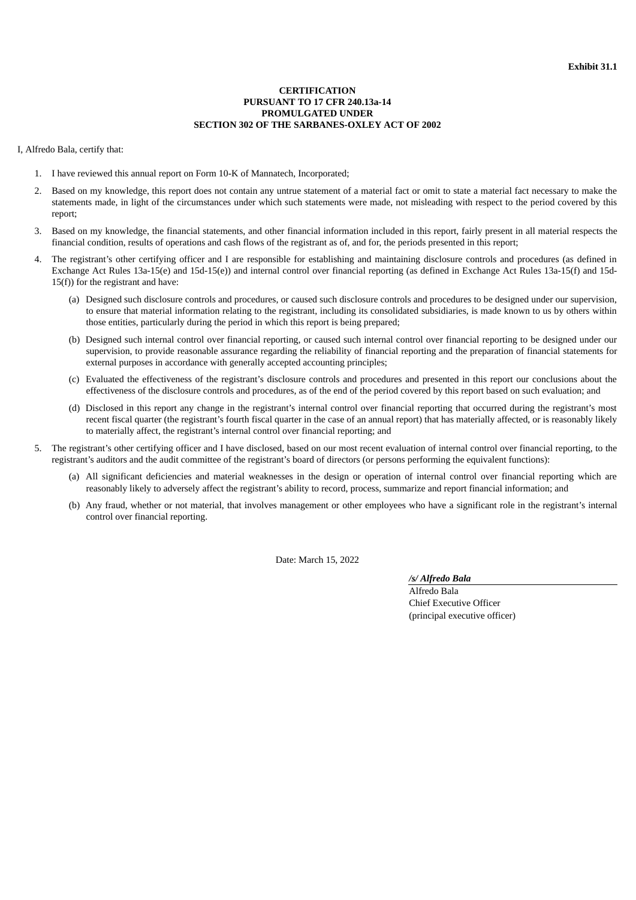**Exhibit 31.1**

**CERTIFICATION**
**PURSUANT TO 17 CFR 240.13a-14**
**PROMULGATED UNDER**
**SECTION 302 OF THE SARBANES-OXLEY ACT OF 2002**

I, Alfredo Bala, certify that:

1. I have reviewed this annual report on Form 10-K of Mannatech, Incorporated;

2. Based on my knowledge, this report does not contain any untrue statement of a material fact or omit to state a material fact necessary to make the statements made, in light of the circumstances under which such statements were made, not misleading with respect to the period covered by this report;

3. Based on my knowledge, the financial statements, and other financial information included in this report, fairly present in all material respects the financial condition, results of operations and cash flows of the registrant as of, and for, the periods presented in this report;

4. The registrant's other certifying officer and I are responsible for establishing and maintaining disclosure controls and procedures (as defined in Exchange Act Rules 13a-15(e) and 15d-15(e)) and internal control over financial reporting (as defined in Exchange Act Rules 13a-15(f) and 15d-15(f)) for the registrant and have:

   (a) Designed such disclosure controls and procedures, or caused such disclosure controls and procedures to be designed under our supervision, to ensure that material information relating to the registrant, including its consolidated subsidiaries, is made known to us by others within those entities, particularly during the period in which this report is being prepared;

   (b) Designed such internal control over financial reporting, or caused such internal control over financial reporting to be designed under our supervision, to provide reasonable assurance regarding the reliability of financial reporting and the preparation of financial statements for external purposes in accordance with generally accepted accounting principles;

   (c) Evaluated the effectiveness of the registrant's disclosure controls and procedures and presented in this report our conclusions about the effectiveness of the disclosure controls and procedures, as of the end of the period covered by this report based on such evaluation; and

   (d) Disclosed in this report any change in the registrant's internal control over financial reporting that occurred during the registrant's most recent fiscal quarter (the registrant's fourth fiscal quarter in the case of an annual report) that has materially affected, or is reasonably likely to materially affect, the registrant's internal control over financial reporting; and

5. The registrant's other certifying officer and I have disclosed, based on our most recent evaluation of internal control over financial reporting, to the registrant's auditors and the audit committee of the registrant's board of directors (or persons performing the equivalent functions):

   (a) All significant deficiencies and material weaknesses in the design or operation of internal control over financial reporting which are reasonably likely to adversely affect the registrant's ability to record, process, summarize and report financial information; and

   (b) Any fraud, whether or not material, that involves management or other employees who have a significant role in the registrant's internal control over financial reporting.

Date: March 15, 2022

***/s/ Alfredo Bala***
Alfredo Bala
Chief Executive Officer
(principal executive officer)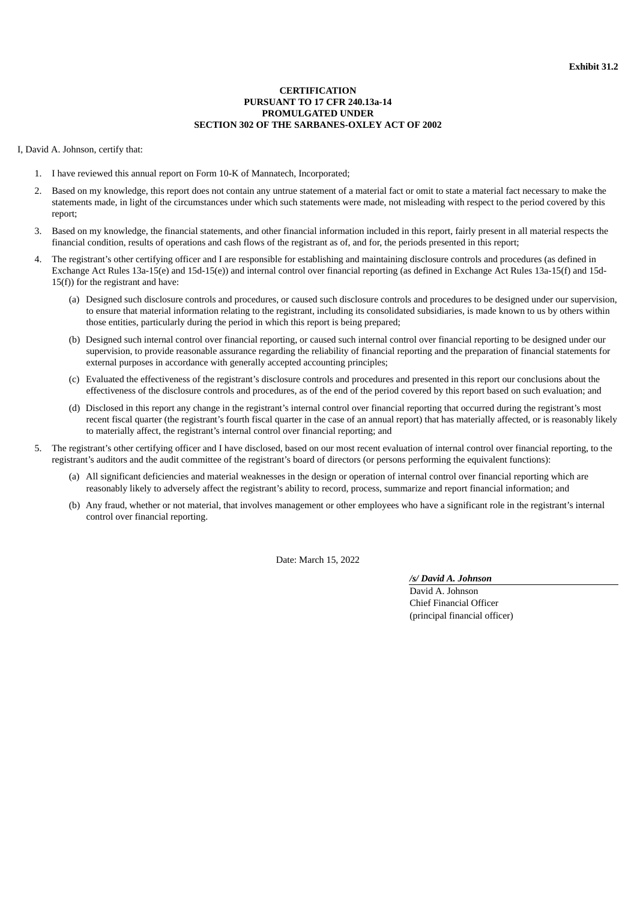**Exhibit 31.2**

**CERTIFICATION**
**PURSUANT TO 17 CFR 240.13a-14**
**PROMULGATED UNDER**
**SECTION 302 OF THE SARBANES-OXLEY ACT OF 2002**

I, David A. Johnson, certify that:

1. I have reviewed this annual report on Form 10-K of Mannatech, Incorporated;
2. Based on my knowledge, this report does not contain any untrue statement of a material fact or omit to state a material fact necessary to make the statements made, in light of the circumstances under which such statements were made, not misleading with respect to the period covered by this report;
3. Based on my knowledge, the financial statements, and other financial information included in this report, fairly present in all material respects the financial condition, results of operations and cash flows of the registrant as of, and for, the periods presented in this report;
4. The registrant's other certifying officer and I are responsible for establishing and maintaining disclosure controls and procedures (as defined in Exchange Act Rules 13a-15(e) and 15d-15(e)) and internal control over financial reporting (as defined in Exchange Act Rules 13a-15(f) and 15d-15(f)) for the registrant and have:
   (a) Designed such disclosure controls and procedures, or caused such disclosure controls and procedures to be designed under our supervision, to ensure that material information relating to the registrant, including its consolidated subsidiaries, is made known to us by others within those entities, particularly during the period in which this report is being prepared;
   (b) Designed such internal control over financial reporting, or caused such internal control over financial reporting to be designed under our supervision, to provide reasonable assurance regarding the reliability of financial reporting and the preparation of financial statements for external purposes in accordance with generally accepted accounting principles;
   (c) Evaluated the effectiveness of the registrant's disclosure controls and procedures and presented in this report our conclusions about the effectiveness of the disclosure controls and procedures, as of the end of the period covered by this report based on such evaluation; and
   (d) Disclosed in this report any change in the registrant's internal control over financial reporting that occurred during the registrant's most recent fiscal quarter (the registrant's fourth fiscal quarter in the case of an annual report) that has materially affected, or is reasonably likely to materially affect, the registrant's internal control over financial reporting; and
5. The registrant's other certifying officer and I have disclosed, based on our most recent evaluation of internal control over financial reporting, to the registrant's auditors and the audit committee of the registrant's board of directors (or persons performing the equivalent functions):
   (a) All significant deficiencies and material weaknesses in the design or operation of internal control over financial reporting which are reasonably likely to adversely affect the registrant's ability to record, process, summarize and report financial information; and
   (b) Any fraud, whether or not material, that involves management or other employees who have a significant role in the registrant's internal control over financial reporting.

Date: March 15, 2022

***/s/ David A. Johnson***
David A. Johnson
Chief Financial Officer
(principal financial officer)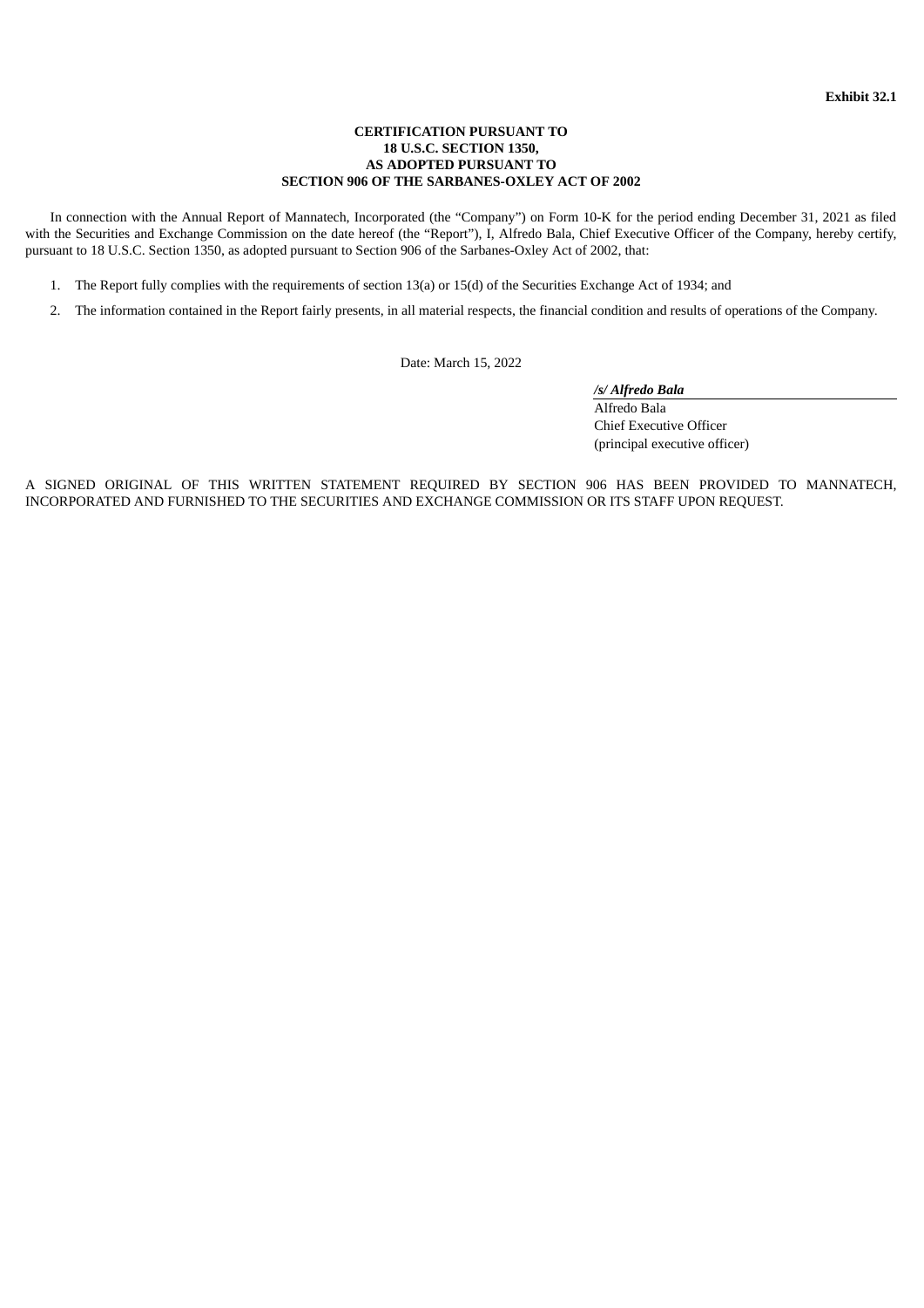**Exhibit 32.1**

**CERTIFICATION PURSUANT TO**
**18 U.S.C. SECTION 1350,**
**AS ADOPTED PURSUANT TO**
**SECTION 906 OF THE SARBANES-OXLEY ACT OF 2002**

In connection with the Annual Report of Mannatech, Incorporated (the "Company") on Form 10-K for the period ending December 31, 2021 as filed with the Securities and Exchange Commission on the date hereof (the "Report"), I, Alfredo Bala, Chief Executive Officer of the Company, hereby certify, pursuant to 18 U.S.C. Section 1350, as adopted pursuant to Section 906 of the Sarbanes-Oxley Act of 2002, that:

1. The Report fully complies with the requirements of section 13(a) or 15(d) of the Securities Exchange Act of 1934; and
2. The information contained in the Report fairly presents, in all material respects, the financial condition and results of operations of the Company.

Date: March 15, 2022

***/s/ Alfredo Bala***
Alfredo Bala
Chief Executive Officer
(principal executive officer)

A SIGNED ORIGINAL OF THIS WRITTEN STATEMENT REQUIRED BY SECTION 906 HAS BEEN PROVIDED TO MANNATECH, INCORPORATED AND FURNISHED TO THE SECURITIES AND EXCHANGE COMMISSION OR ITS STAFF UPON REQUEST.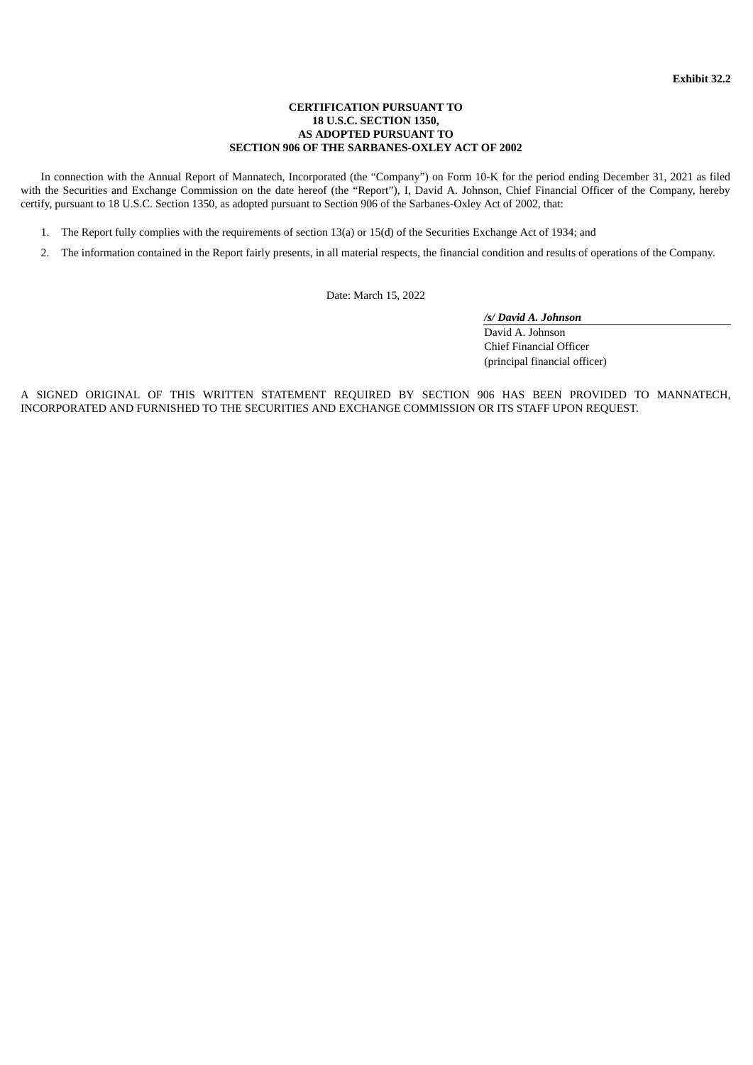**Exhibit 32.2**

**CERTIFICATION PURSUANT TO**
**18 U.S.C. SECTION 1350,**
**AS ADOPTED PURSUANT TO**
**SECTION 906 OF THE SARBANES-OXLEY ACT OF 2002**

In connection with the Annual Report of Mannatech, Incorporated (the "Company") on Form 10-K for the period ending December 31, 2021 as filed with the Securities and Exchange Commission on the date hereof (the "Report"), I, David A. Johnson, Chief Financial Officer of the Company, hereby certify, pursuant to 18 U.S.C. Section 1350, as adopted pursuant to Section 906 of the Sarbanes-Oxley Act of 2002, that:

1. The Report fully complies with the requirements of section 13(a) or 15(d) of the Securities Exchange Act of 1934; and
2. The information contained in the Report fairly presents, in all material respects, the financial condition and results of operations of the Company.

Date: March 15, 2022

***/s/ David A. Johnson***
David A. Johnson
Chief Financial Officer
(principal financial officer)

A SIGNED ORIGINAL OF THIS WRITTEN STATEMENT REQUIRED BY SECTION 906 HAS BEEN PROVIDED TO MANNATECH, INCORPORATED AND FURNISHED TO THE SECURITIES AND EXCHANGE COMMISSION OR ITS STAFF UPON REQUEST.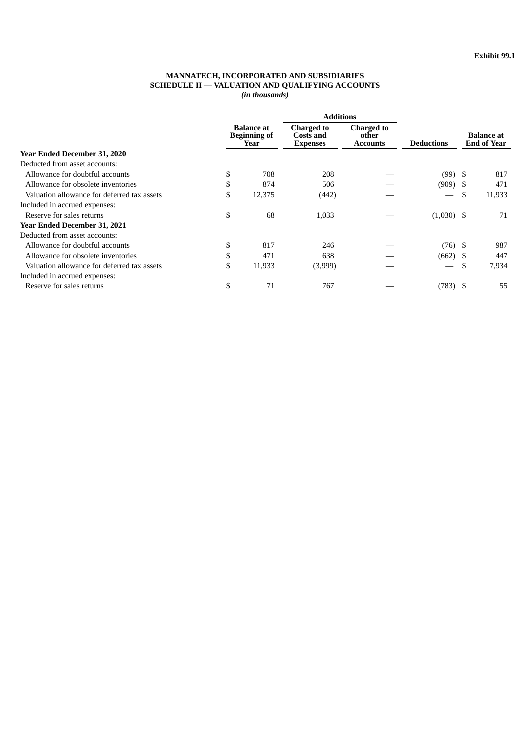**Exhibit 99.1**

**MANNATECH, INCORPORATED AND SUBSIDIARIES**
**SCHEDULE II — VALUATION AND QUALIFYING ACCOUNTS**
***(in thousands)***

| | | Additions | | | |
|---|---|---|---|---|---|
| | Balance at Beginning of Year | Charged to Costs and Expenses | Charged to other Accounts | Deductions | Balance at End of Year |
| **Year Ended December 31, 2020** | | | | | |
| Deducted from asset accounts: | | | | | |
| Allowance for doubtful accounts | $ 708 | 208 | — | (99) | $ 817 |
| Allowance for obsolete inventories | $ 874 | 506 | — | (909) | $ 471 |
| Valuation allowance for deferred tax assets | $ 12,375 | (442) | — | — | $ 11,933 |
| Included in accrued expenses: | | | | | |
| Reserve for sales returns | $ 68 | 1,033 | — | (1,030) | $ 71 |
| **Year Ended December 31, 2021** | | | | | |
| Deducted from asset accounts: | | | | | |
| Allowance for doubtful accounts | $ 817 | 246 | — | (76) | $ 987 |
| Allowance for obsolete inventories | $ 471 | 638 | — | (662) | $ 447 |
| Valuation allowance for deferred tax assets | $ 11,933 | (3,999) | — | — | $ 7,934 |
| Included in accrued expenses: | | | | | |
| Reserve for sales returns | $ 71 | 767 | — | (783) | $ 55 |